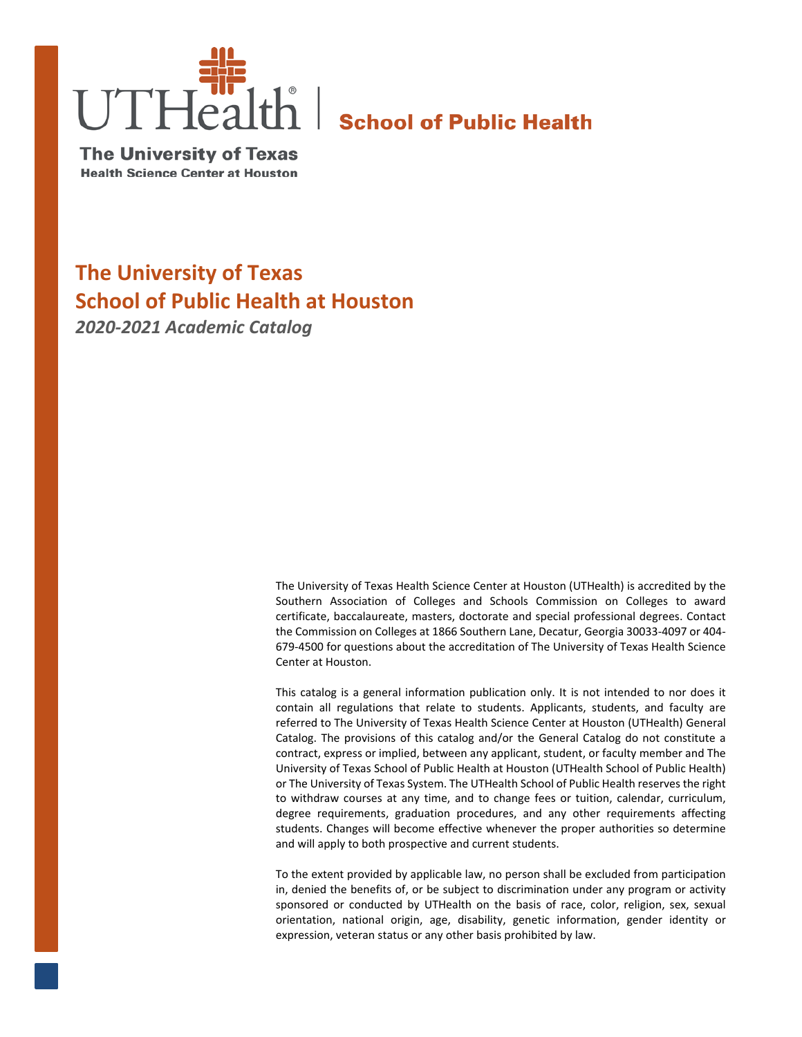UTHealth | School of Public Health

The University of Texas
Health Science Center at Houston

# The University of Texas School of Public Health at Houston

*2020-2021 Academic Catalog*

The University of Texas Health Science Center at Houston (UTHealth) is accredited by the Southern Association of Colleges and Schools Commission on Colleges to award certificate, baccalaureate, masters, doctorate and special professional degrees. Contact the Commission on Colleges at 1866 Southern Lane, Decatur, Georgia 30033-4097 or 404-679-4500 for questions about the accreditation of The University of Texas Health Science Center at Houston.

This catalog is a general information publication only. It is not intended to nor does it contain all regulations that relate to students. Applicants, students, and faculty are referred to The University of Texas Health Science Center at Houston (UTHealth) General Catalog. The provisions of this catalog and/or the General Catalog do not constitute a contract, express or implied, between any applicant, student, or faculty member and The University of Texas School of Public Health at Houston (UTHealth School of Public Health) or The University of Texas System. The UTHealth School of Public Health reserves the right to withdraw courses at any time, and to change fees or tuition, calendar, curriculum, degree requirements, graduation procedures, and any other requirements affecting students. Changes will become effective whenever the proper authorities so determine and will apply to both prospective and current students.

To the extent provided by applicable law, no person shall be excluded from participation in, denied the benefits of, or be subject to discrimination under any program or activity sponsored or conducted by UTHealth on the basis of race, color, religion, sex, sexual orientation, national origin, age, disability, genetic information, gender identity or expression, veteran status or any other basis prohibited by law.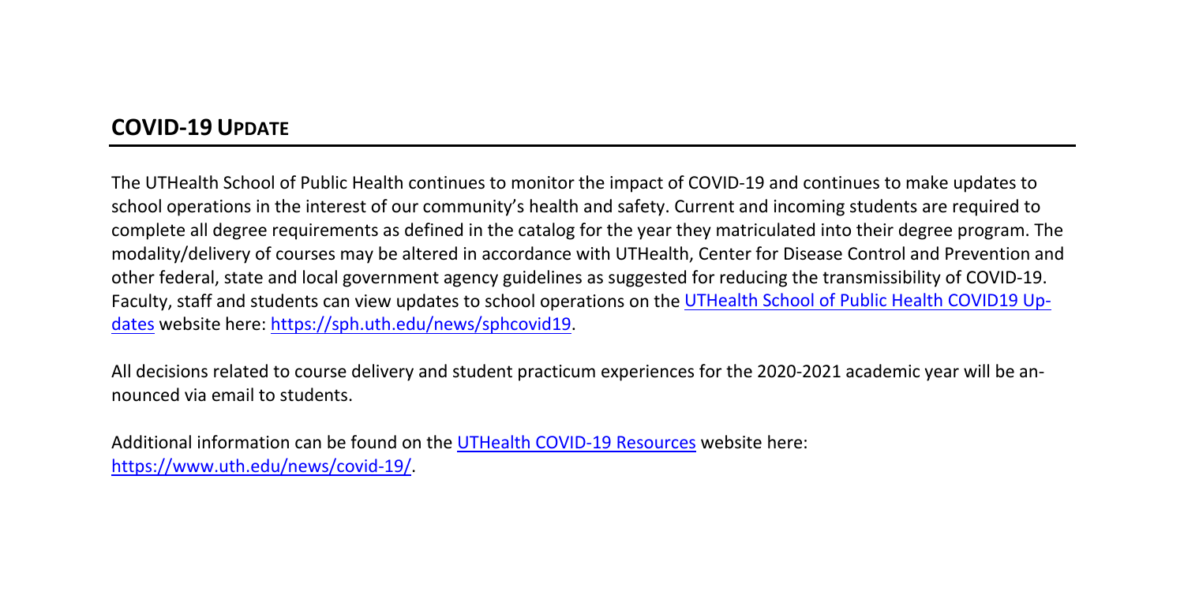## COVID-19 UPDATE

The UTHealth School of Public Health continues to monitor the impact of COVID-19 and continues to make updates to school operations in the interest of our community's health and safety. Current and incoming students are required to complete all degree requirements as defined in the catalog for the year they matriculated into their degree program. The modality/delivery of courses may be altered in accordance with UTHealth, Center for Disease Control and Prevention and other federal, state and local government agency guidelines as suggested for reducing the transmissibility of COVID-19. Faculty, staff and students can view updates to school operations on the [UTHealth School of Public Health COVID19 Updates](https://sph.uth.edu/news/sphcovid19) website here: https://sph.uth.edu/news/sphcovid19.

All decisions related to course delivery and student practicum experiences for the 2020-2021 academic year will be announced via email to students.

Additional information can be found on the [UTHealth COVID-19 Resources](https://www.uth.edu/news/covid-19/) website here: https://www.uth.edu/news/covid-19/.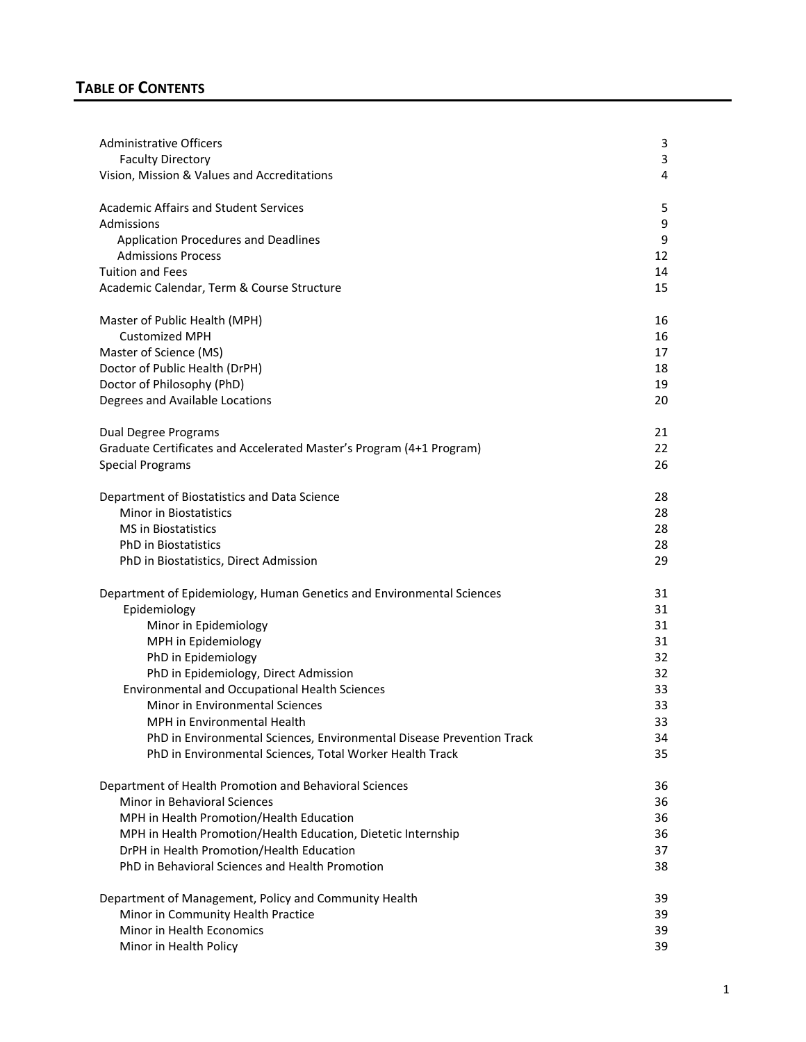## TABLE OF CONTENTS

| | |
|---|---|
| Administrative Officers | 3 |
| Faculty Directory | 3 |
| Vision, Mission & Values and Accreditations | 4 |
| | |
| Academic Affairs and Student Services | 5 |
| Admissions | 9 |
| Application Procedures and Deadlines | 9 |
| Admissions Process | 12 |
| Tuition and Fees | 14 |
| Academic Calendar, Term & Course Structure | 15 |
| | |
| Master of Public Health (MPH) | 16 |
| Customized MPH | 16 |
| Master of Science (MS) | 17 |
| Doctor of Public Health (DrPH) | 18 |
| Doctor of Philosophy (PhD) | 19 |
| Degrees and Available Locations | 20 |
| | |
| Dual Degree Programs | 21 |
| Graduate Certificates and Accelerated Master's Program (4+1 Program) | 22 |
| Special Programs | 26 |
| | |
| Department of Biostatistics and Data Science | 28 |
| Minor in Biostatistics | 28 |
| MS in Biostatistics | 28 |
| PhD in Biostatistics | 28 |
| PhD in Biostatistics, Direct Admission | 29 |
| | |
| Department of Epidemiology, Human Genetics and Environmental Sciences | 31 |
| Epidemiology | 31 |
| Minor in Epidemiology | 31 |
| MPH in Epidemiology | 31 |
| PhD in Epidemiology | 32 |
| PhD in Epidemiology, Direct Admission | 32 |
| Environmental and Occupational Health Sciences | 33 |
| Minor in Environmental Sciences | 33 |
| MPH in Environmental Health | 33 |
| PhD in Environmental Sciences, Environmental Disease Prevention Track | 34 |
| PhD in Environmental Sciences, Total Worker Health Track | 35 |
| | |
| Department of Health Promotion and Behavioral Sciences | 36 |
| Minor in Behavioral Sciences | 36 |
| MPH in Health Promotion/Health Education | 36 |
| MPH in Health Promotion/Health Education, Dietetic Internship | 36 |
| DrPH in Health Promotion/Health Education | 37 |
| PhD in Behavioral Sciences and Health Promotion | 38 |
| | |
| Department of Management, Policy and Community Health | 39 |
| Minor in Community Health Practice | 39 |
| Minor in Health Economics | 39 |
| Minor in Health Policy | 39 |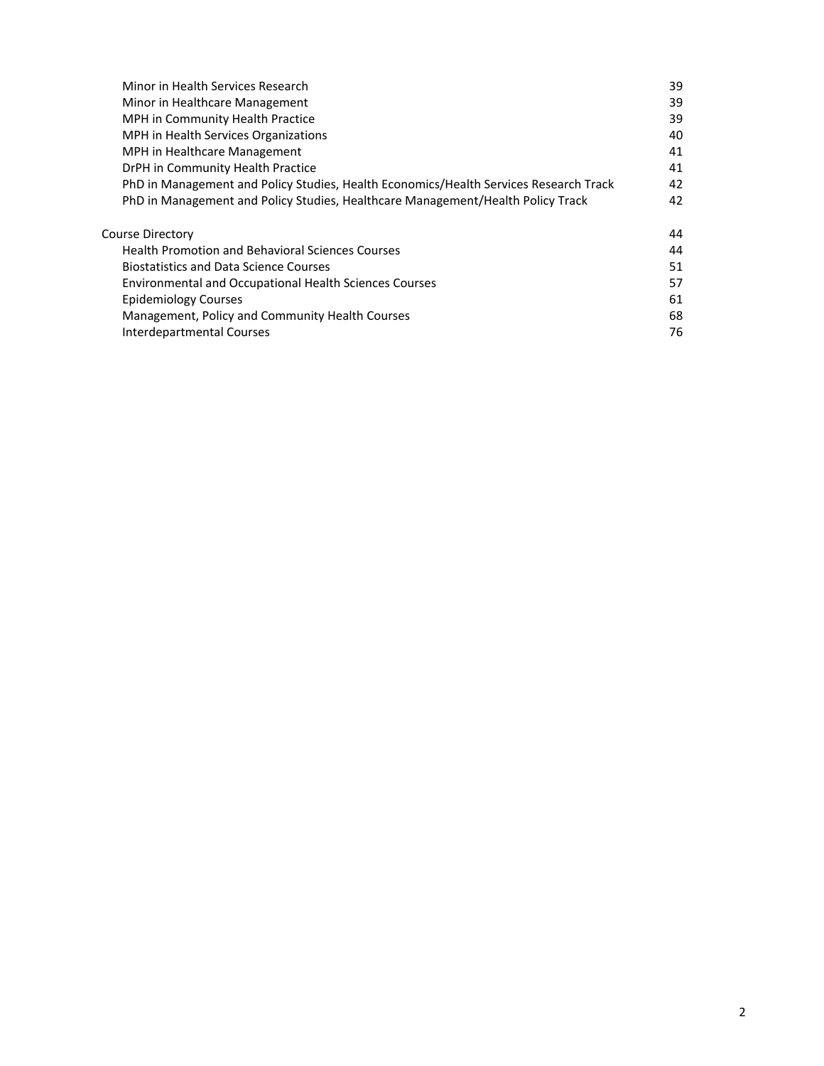| | |
|---|---|
| Minor in Health Services Research | 39 |
| Minor in Healthcare Management | 39 |
| MPH in Community Health Practice | 39 |
| MPH in Health Services Organizations | 40 |
| MPH in Healthcare Management | 41 |
| DrPH in Community Health Practice | 41 |
| PhD in Management and Policy Studies, Health Economics/Health Services Research Track | 42 |
| PhD in Management and Policy Studies, Healthcare Management/Health Policy Track | 42 |
| Course Directory | 44 |
| Health Promotion and Behavioral Sciences Courses | 44 |
| Biostatistics and Data Science Courses | 51 |
| Environmental and Occupational Health Sciences Courses | 57 |
| Epidemiology Courses | 61 |
| Management, Policy and Community Health Courses | 68 |
| Interdepartmental Courses | 76 |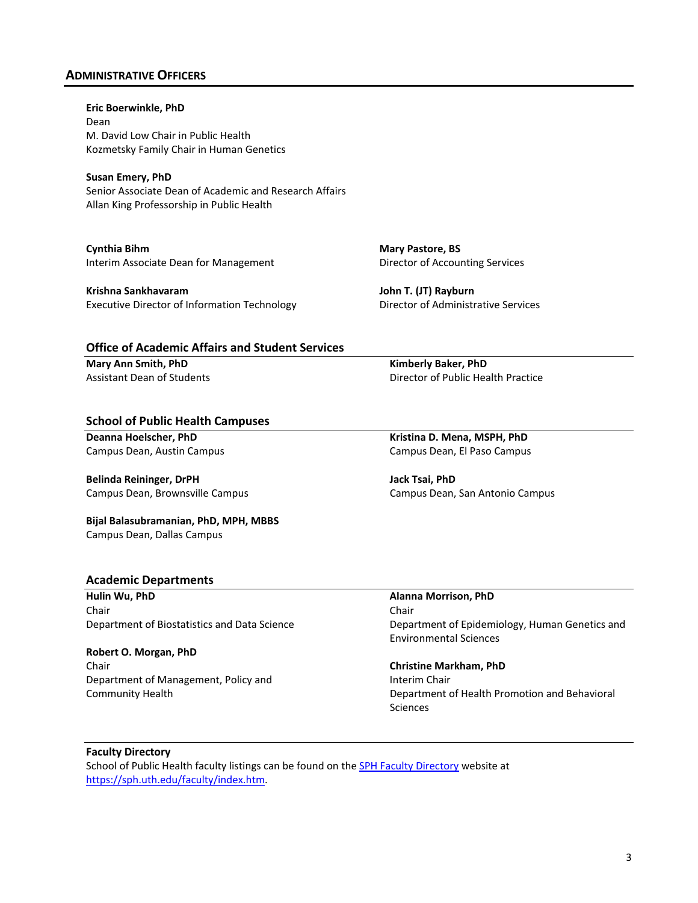## ADMINISTRATIVE OFFICERS

**Eric Boerwinkle, PhD**
Dean
M. David Low Chair in Public Health
Kozmetsky Family Chair in Human Genetics

**Susan Emery, PhD**
Senior Associate Dean of Academic and Research Affairs
Allan King Professorship in Public Health

**Cynthia Bihm**
Interim Associate Dean for Management

**Krishna Sankhavaram**
Executive Director of Information Technology

**Mary Pastore, BS**
Director of Accounting Services

**John T. (JT) Rayburn**
Director of Administrative Services

### Office of Academic Affairs and Student Services

**Mary Ann Smith, PhD**
Assistant Dean of Students

**Kimberly Baker, PhD**
Director of Public Health Practice

### School of Public Health Campuses

**Deanna Hoelscher, PhD**
Campus Dean, Austin Campus

**Belinda Reininger, DrPH**
Campus Dean, Brownsville Campus

**Bijal Balasubramanian, PhD, MPH, MBBS**
Campus Dean, Dallas Campus

**Kristina D. Mena, MSPH, PhD**
Campus Dean, El Paso Campus

**Jack Tsai, PhD**
Campus Dean, San Antonio Campus

### Academic Departments

**Hulin Wu, PhD**
Chair
Department of Biostatistics and Data Science

**Robert O. Morgan, PhD**
Chair
Department of Management, Policy and Community Health

**Alanna Morrison, PhD**
Chair
Department of Epidemiology, Human Genetics and Environmental Sciences

**Christine Markham, PhD**
Interim Chair
Department of Health Promotion and Behavioral Sciences

### Faculty Directory

School of Public Health faculty listings can be found on the [SPH Faculty Directory](https://sph.uth.edu/faculty/index.htm) website at [https://sph.uth.edu/faculty/index.htm](https://sph.uth.edu/faculty/index.htm).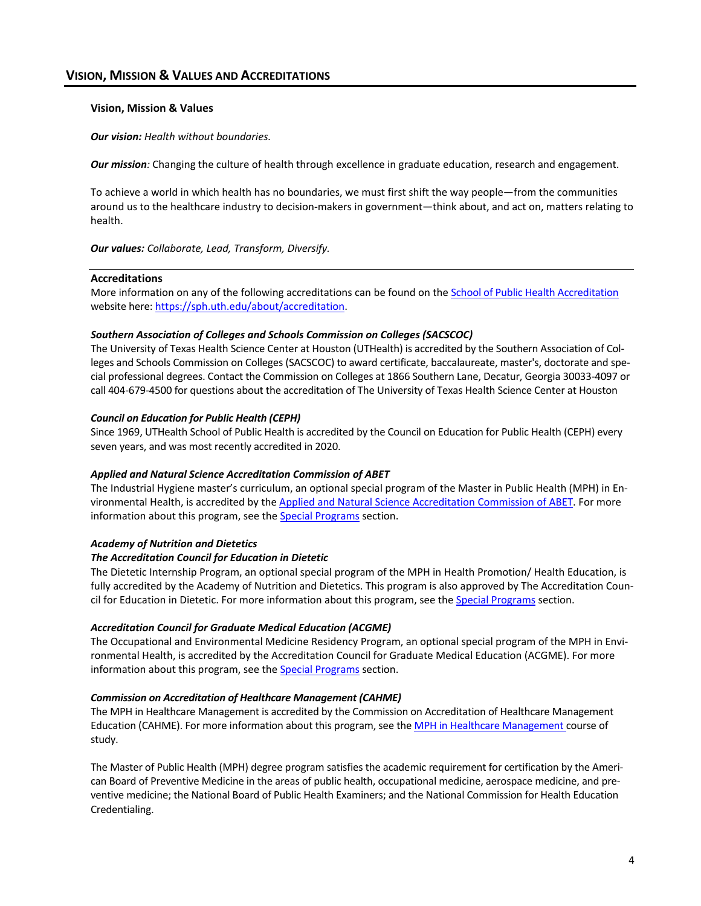## VISION, MISSION & VALUES AND ACCREDITATIONS

### Vision, Mission & Values

***Our vision:*** *Health without boundaries.*

***Our mission****:* Changing the culture of health through excellence in graduate education, research and engagement.

To achieve a world in which health has no boundaries, we must first shift the way people—from the communities around us to the healthcare industry to decision-makers in government—think about, and act on, matters relating to health.

***Our values:*** *Collaborate, Lead, Transform, Diversify.*

---

### Accreditations

More information on any of the following accreditations can be found on the [School of Public Health Accreditation](https://sph.uth.edu/about/accreditation) website here: https://sph.uth.edu/about/accreditation.

***Southern Association of Colleges and Schools Commission on Colleges (SACSCOC)***

The University of Texas Health Science Center at Houston (UTHealth) is accredited by the Southern Association of Colleges and Schools Commission on Colleges (SACSCOC) to award certificate, baccalaureate, master's, doctorate and special professional degrees. Contact the Commission on Colleges at 1866 Southern Lane, Decatur, Georgia 30033-4097 or call 404-679-4500 for questions about the accreditation of The University of Texas Health Science Center at Houston

***Council on Education for Public Health (CEPH)***

Since 1969, UTHealth School of Public Health is accredited by the Council on Education for Public Health (CEPH) every seven years, and was most recently accredited in 2020.

***Applied and Natural Science Accreditation Commission of ABET***

The Industrial Hygiene master's curriculum, an optional special program of the Master in Public Health (MPH) in Environmental Health, is accredited by the Applied and Natural Science Accreditation Commission of ABET. For more information about this program, see the Special Programs section.

***Academy of Nutrition and Dietetics***
***The Accreditation Council for Education in Dietetic***

The Dietetic Internship Program, an optional special program of the MPH in Health Promotion/ Health Education, is fully accredited by the Academy of Nutrition and Dietetics. This program is also approved by The Accreditation Council for Education in Dietetic. For more information about this program, see the Special Programs section.

***Accreditation Council for Graduate Medical Education (ACGME)***

The Occupational and Environmental Medicine Residency Program, an optional special program of the MPH in Environmental Health, is accredited by the Accreditation Council for Graduate Medical Education (ACGME). For more information about this program, see the Special Programs section.

***Commission on Accreditation of Healthcare Management (CAHME)***

The MPH in Healthcare Management is accredited by the Commission on Accreditation of Healthcare Management Education (CAHME). For more information about this program, see the MPH in Healthcare Management course of study.

The Master of Public Health (MPH) degree program satisfies the academic requirement for certification by the American Board of Preventive Medicine in the areas of public health, occupational medicine, aerospace medicine, and preventive medicine; the National Board of Public Health Examiners; and the National Commission for Health Education Credentialing.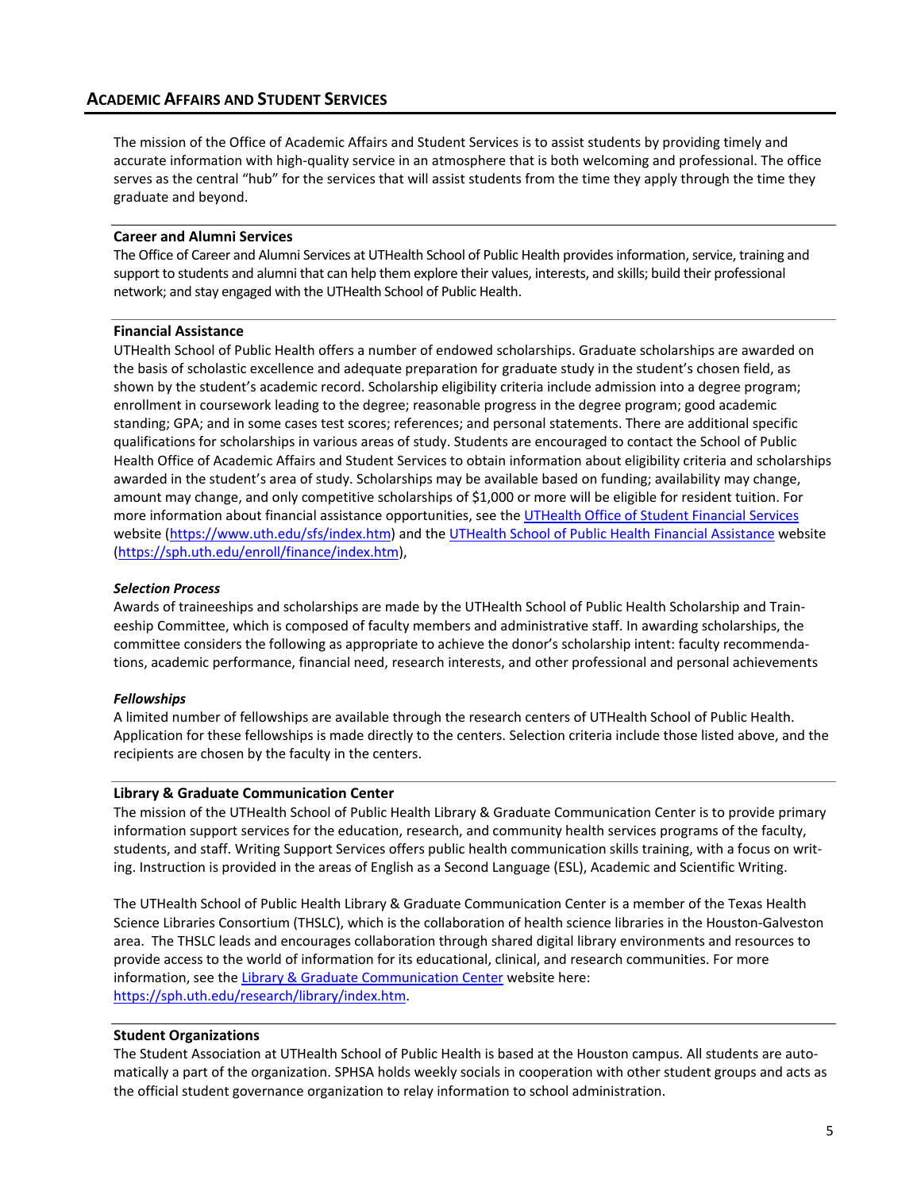## ACADEMIC AFFAIRS AND STUDENT SERVICES

The mission of the Office of Academic Affairs and Student Services is to assist students by providing timely and accurate information with high-quality service in an atmosphere that is both welcoming and professional. The office serves as the central "hub" for the services that will assist students from the time they apply through the time they graduate and beyond.

### Career and Alumni Services

The Office of Career and Alumni Services at UTHealth School of Public Health provides information, service, training and support to students and alumni that can help them explore their values, interests, and skills; build their professional network; and stay engaged with the UTHealth School of Public Health.

### Financial Assistance

UTHealth School of Public Health offers a number of endowed scholarships. Graduate scholarships are awarded on the basis of scholastic excellence and adequate preparation for graduate study in the student's chosen field, as shown by the student's academic record. Scholarship eligibility criteria include admission into a degree program; enrollment in coursework leading to the degree; reasonable progress in the degree program; good academic standing; GPA; and in some cases test scores; references; and personal statements. There are additional specific qualifications for scholarships in various areas of study. Students are encouraged to contact the School of Public Health Office of Academic Affairs and Student Services to obtain information about eligibility criteria and scholarships awarded in the student's area of study. Scholarships may be available based on funding; availability may change, amount may change, and only competitive scholarships of $1,000 or more will be eligible for resident tuition. For more information about financial assistance opportunities, see the UTHealth Office of Student Financial Services website (https://www.uth.edu/sfs/index.htm) and the UTHealth School of Public Health Financial Assistance website (https://sph.uth.edu/enroll/finance/index.htm),

#### *Selection Process*

Awards of traineeships and scholarships are made by the UTHealth School of Public Health Scholarship and Traineeship Committee, which is composed of faculty members and administrative staff. In awarding scholarships, the committee considers the following as appropriate to achieve the donor's scholarship intent: faculty recommendations, academic performance, financial need, research interests, and other professional and personal achievements

#### *Fellowships*

A limited number of fellowships are available through the research centers of UTHealth School of Public Health. Application for these fellowships is made directly to the centers. Selection criteria include those listed above, and the recipients are chosen by the faculty in the centers.

### Library & Graduate Communication Center

The mission of the UTHealth School of Public Health Library & Graduate Communication Center is to provide primary information support services for the education, research, and community health services programs of the faculty, students, and staff. Writing Support Services offers public health communication skills training, with a focus on writing. Instruction is provided in the areas of English as a Second Language (ESL), Academic and Scientific Writing.

The UTHealth School of Public Health Library & Graduate Communication Center is a member of the Texas Health Science Libraries Consortium (THSLC), which is the collaboration of health science libraries in the Houston-Galveston area. The THSLC leads and encourages collaboration through shared digital library environments and resources to provide access to the world of information for its educational, clinical, and research communities. For more information, see the Library & Graduate Communication Center website here: https://sph.uth.edu/research/library/index.htm.

### Student Organizations

The Student Association at UTHealth School of Public Health is based at the Houston campus. All students are automatically a part of the organization. SPHSA holds weekly socials in cooperation with other student groups and acts as the official student governance organization to relay information to school administration.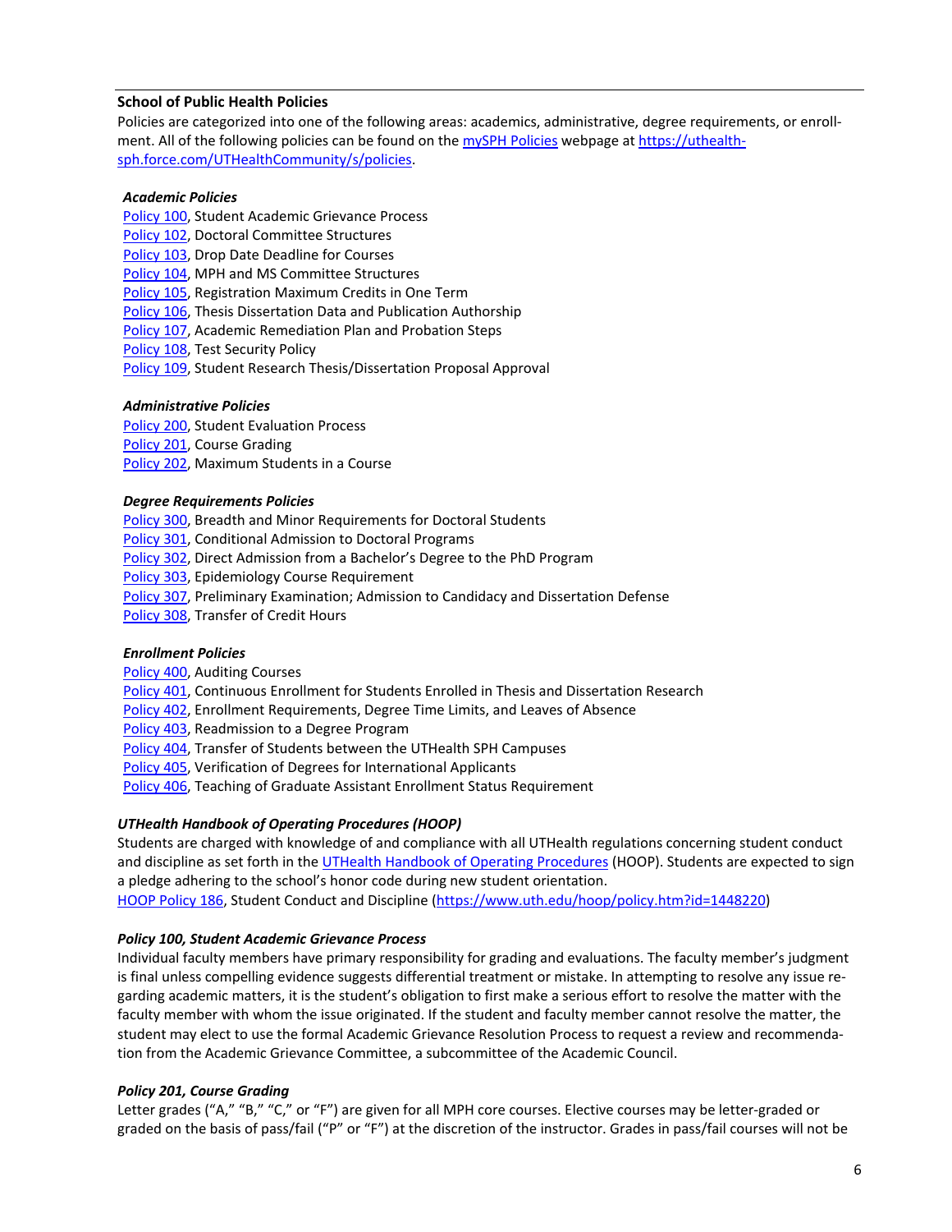### School of Public Health Policies

Policies are categorized into one of the following areas: academics, administrative, degree requirements, or enrollment. All of the following policies can be found on the mySPH Policies webpage at https://uthealth-sph.force.com/UTHealthCommunity/s/policies.

#### *Academic Policies*

Policy 100, Student Academic Grievance Process
Policy 102, Doctoral Committee Structures
Policy 103, Drop Date Deadline for Courses
Policy 104, MPH and MS Committee Structures
Policy 105, Registration Maximum Credits in One Term
Policy 106, Thesis Dissertation Data and Publication Authorship
Policy 107, Academic Remediation Plan and Probation Steps
Policy 108, Test Security Policy
Policy 109, Student Research Thesis/Dissertation Proposal Approval

#### *Administrative Policies*

Policy 200, Student Evaluation Process
Policy 201, Course Grading
Policy 202, Maximum Students in a Course

#### *Degree Requirements Policies*

Policy 300, Breadth and Minor Requirements for Doctoral Students
Policy 301, Conditional Admission to Doctoral Programs
Policy 302, Direct Admission from a Bachelor's Degree to the PhD Program
Policy 303, Epidemiology Course Requirement
Policy 307, Preliminary Examination; Admission to Candidacy and Dissertation Defense
Policy 308, Transfer of Credit Hours

#### *Enrollment Policies*

Policy 400, Auditing Courses
Policy 401, Continuous Enrollment for Students Enrolled in Thesis and Dissertation Research
Policy 402, Enrollment Requirements, Degree Time Limits, and Leaves of Absence
Policy 403, Readmission to a Degree Program
Policy 404, Transfer of Students between the UTHealth SPH Campuses
Policy 405, Verification of Degrees for International Applicants
Policy 406, Teaching of Graduate Assistant Enrollment Status Requirement

#### *UTHealth Handbook of Operating Procedures (HOOP)*

Students are charged with knowledge of and compliance with all UTHealth regulations concerning student conduct and discipline as set forth in the UTHealth Handbook of Operating Procedures (HOOP). Students are expected to sign a pledge adhering to the school's honor code during new student orientation.
HOOP Policy 186, Student Conduct and Discipline (https://www.uth.edu/hoop/policy.htm?id=1448220)

#### *Policy 100, Student Academic Grievance Process*

Individual faculty members have primary responsibility for grading and evaluations. The faculty member's judgment is final unless compelling evidence suggests differential treatment or mistake. In attempting to resolve any issue regarding academic matters, it is the student's obligation to first make a serious effort to resolve the matter with the faculty member with whom the issue originated. If the student and faculty member cannot resolve the matter, the student may elect to use the formal Academic Grievance Resolution Process to request a review and recommendation from the Academic Grievance Committee, a subcommittee of the Academic Council.

#### *Policy 201, Course Grading*

Letter grades ("A," "B," "C," or "F") are given for all MPH core courses. Elective courses may be letter-graded or graded on the basis of pass/fail ("P" or "F") at the discretion of the instructor. Grades in pass/fail courses will not be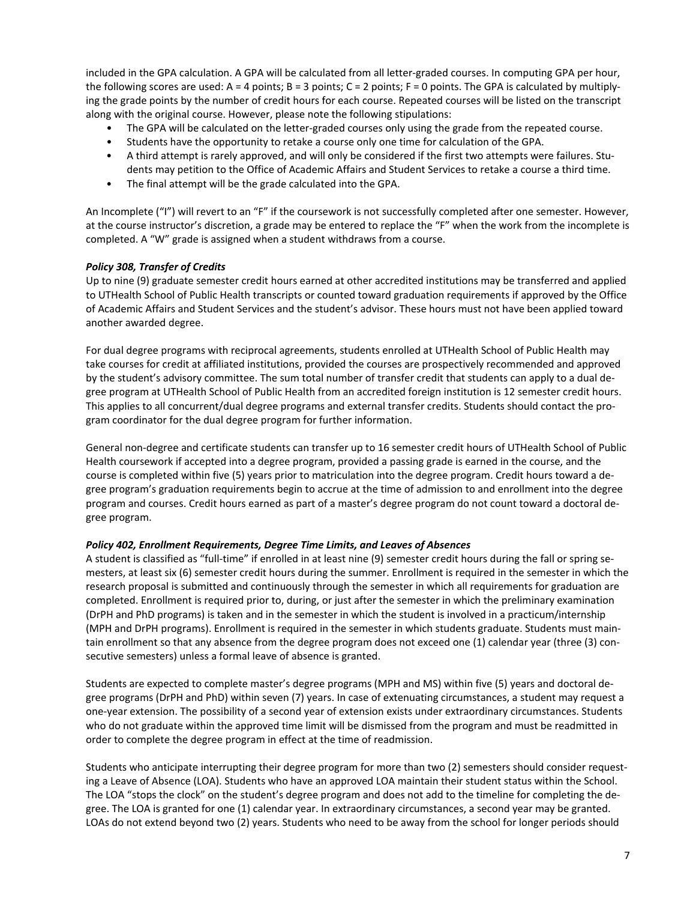included in the GPA calculation. A GPA will be calculated from all letter-graded courses. In computing GPA per hour, the following scores are used: A = 4 points; B = 3 points; C = 2 points; F = 0 points. The GPA is calculated by multiplying the grade points by the number of credit hours for each course. Repeated courses will be listed on the transcript along with the original course. However, please note the following stipulations:

- The GPA will be calculated on the letter-graded courses only using the grade from the repeated course.
- Students have the opportunity to retake a course only one time for calculation of the GPA.
- A third attempt is rarely approved, and will only be considered if the first two attempts were failures. Students may petition to the Office of Academic Affairs and Student Services to retake a course a third time.
- The final attempt will be the grade calculated into the GPA.

An Incomplete ("I") will revert to an "F" if the coursework is not successfully completed after one semester. However, at the course instructor's discretion, a grade may be entered to replace the "F" when the work from the incomplete is completed. A "W" grade is assigned when a student withdraws from a course.

***Policy 308, Transfer of Credits***

Up to nine (9) graduate semester credit hours earned at other accredited institutions may be transferred and applied to UTHealth School of Public Health transcripts or counted toward graduation requirements if approved by the Office of Academic Affairs and Student Services and the student's advisor. These hours must not have been applied toward another awarded degree.

For dual degree programs with reciprocal agreements, students enrolled at UTHealth School of Public Health may take courses for credit at affiliated institutions, provided the courses are prospectively recommended and approved by the student's advisory committee. The sum total number of transfer credit that students can apply to a dual degree program at UTHealth School of Public Health from an accredited foreign institution is 12 semester credit hours. This applies to all concurrent/dual degree programs and external transfer credits. Students should contact the program coordinator for the dual degree program for further information.

General non-degree and certificate students can transfer up to 16 semester credit hours of UTHealth School of Public Health coursework if accepted into a degree program, provided a passing grade is earned in the course, and the course is completed within five (5) years prior to matriculation into the degree program. Credit hours toward a degree program's graduation requirements begin to accrue at the time of admission to and enrollment into the degree program and courses. Credit hours earned as part of a master's degree program do not count toward a doctoral degree program.

***Policy 402, Enrollment Requirements, Degree Time Limits, and Leaves of Absences***

A student is classified as "full-time" if enrolled in at least nine (9) semester credit hours during the fall or spring semesters, at least six (6) semester credit hours during the summer. Enrollment is required in the semester in which the research proposal is submitted and continuously through the semester in which all requirements for graduation are completed. Enrollment is required prior to, during, or just after the semester in which the preliminary examination (DrPH and PhD programs) is taken and in the semester in which the student is involved in a practicum/internship (MPH and DrPH programs). Enrollment is required in the semester in which students graduate. Students must maintain enrollment so that any absence from the degree program does not exceed one (1) calendar year (three (3) consecutive semesters) unless a formal leave of absence is granted.

Students are expected to complete master's degree programs (MPH and MS) within five (5) years and doctoral degree programs (DrPH and PhD) within seven (7) years. In case of extenuating circumstances, a student may request a one-year extension. The possibility of a second year of extension exists under extraordinary circumstances. Students who do not graduate within the approved time limit will be dismissed from the program and must be readmitted in order to complete the degree program in effect at the time of readmission.

Students who anticipate interrupting their degree program for more than two (2) semesters should consider requesting a Leave of Absence (LOA). Students who have an approved LOA maintain their student status within the School. The LOA "stops the clock" on the student's degree program and does not add to the timeline for completing the degree. The LOA is granted for one (1) calendar year. In extraordinary circumstances, a second year may be granted. LOAs do not extend beyond two (2) years. Students who need to be away from the school for longer periods should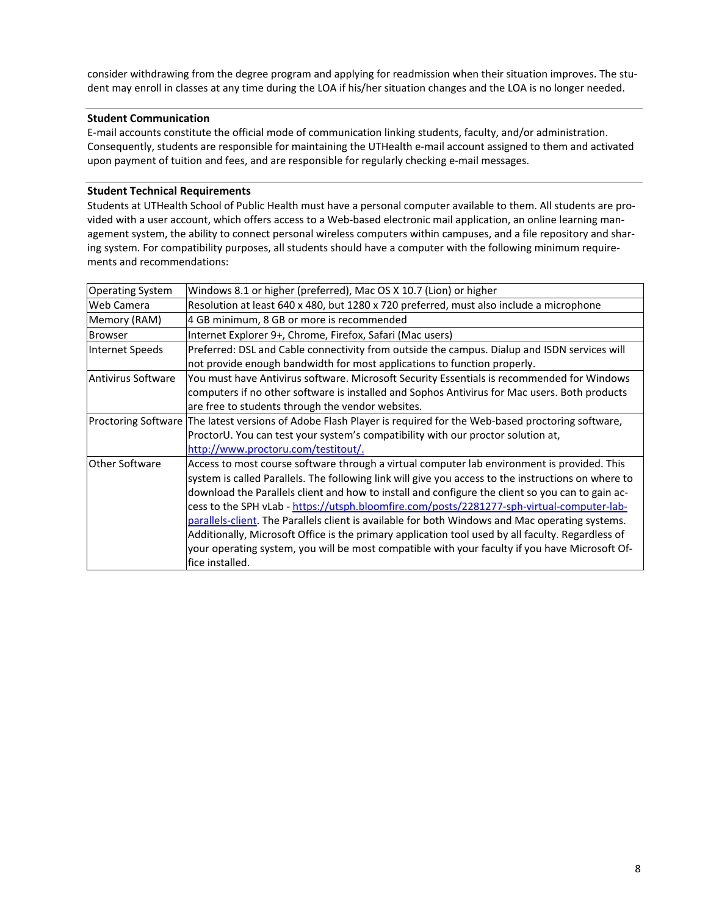consider withdrawing from the degree program and applying for readmission when their situation improves. The student may enroll in classes at any time during the LOA if his/her situation changes and the LOA is no longer needed.

**Student Communication**

E-mail accounts constitute the official mode of communication linking students, faculty, and/or administration. Consequently, students are responsible for maintaining the UTHealth e-mail account assigned to them and activated upon payment of tuition and fees, and are responsible for regularly checking e-mail messages.

**Student Technical Requirements**

Students at UTHealth School of Public Health must have a personal computer available to them. All students are provided with a user account, which offers access to a Web-based electronic mail application, an online learning management system, the ability to connect personal wireless computers within campuses, and a file repository and sharing system. For compatibility purposes, all students should have a computer with the following minimum requirements and recommendations:

| | |
|---|---|
| Operating System | Windows 8.1 or higher (preferred), Mac OS X 10.7 (Lion) or higher |
| Web Camera | Resolution at least 640 x 480, but 1280 x 720 preferred, must also include a microphone |
| Memory (RAM) | 4 GB minimum, 8 GB or more is recommended |
| Browser | Internet Explorer 9+, Chrome, Firefox, Safari (Mac users) |
| Internet Speeds | Preferred: DSL and Cable connectivity from outside the campus. Dialup and ISDN services will not provide enough bandwidth for most applications to function properly. |
| Antivirus Software | You must have Antivirus software. Microsoft Security Essentials is recommended for Windows computers if no other software is installed and Sophos Antivirus for Mac users. Both products are free to students through the vendor websites. |
| Proctoring Software | The latest versions of Adobe Flash Player is required for the Web-based proctoring software, ProctorU. You can test your system's compatibility with our proctor solution at, http://www.proctoru.com/testitout/. |
| Other Software | Access to most course software through a virtual computer lab environment is provided. This system is called Parallels. The following link will give you access to the instructions on where to download the Parallels client and how to install and configure the client so you can gain access to the SPH vLab - https://utsph.bloomfire.com/posts/2281277-sph-virtual-computer-lab-parallels-client. The Parallels client is available for both Windows and Mac operating systems. Additionally, Microsoft Office is the primary application tool used by all faculty. Regardless of your operating system, you will be most compatible with your faculty if you have Microsoft Office installed. |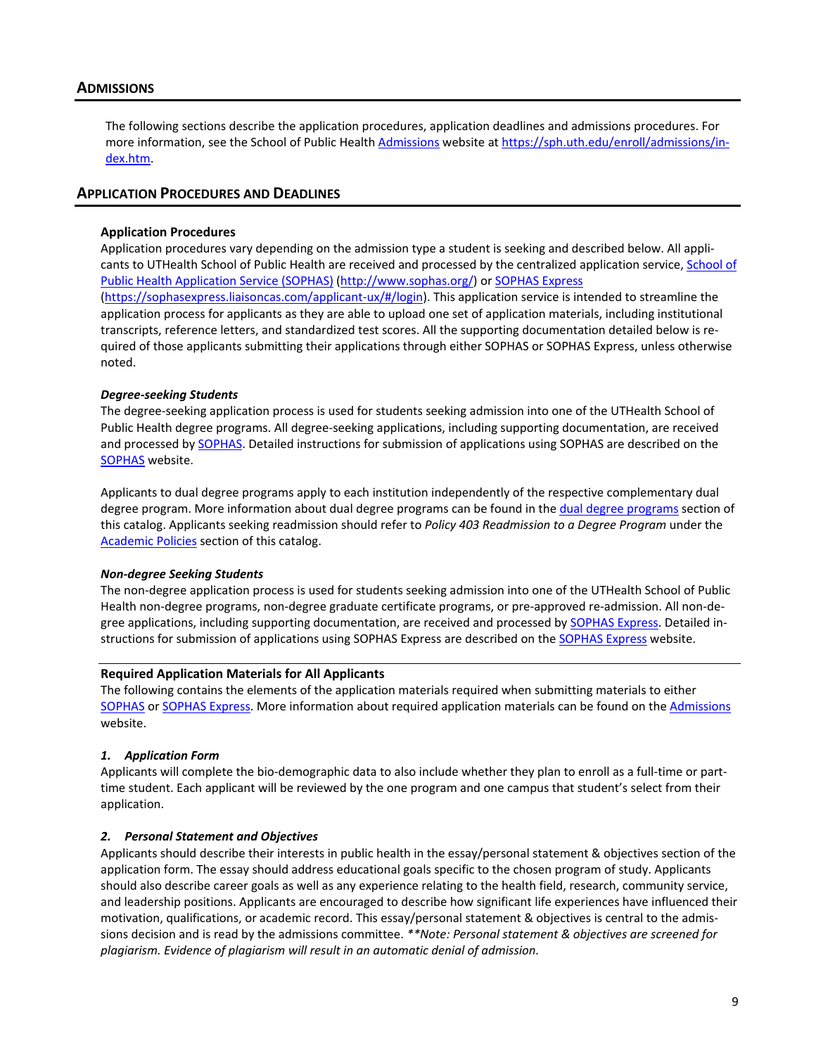## Admissions

The following sections describe the application procedures, application deadlines and admissions procedures. For more information, see the School of Public Health Admissions website at https://sph.uth.edu/enroll/admissions/index.htm.

## Application Procedures and Deadlines

### Application Procedures

Application procedures vary depending on the admission type a student is seeking and described below. All applicants to UTHealth School of Public Health are received and processed by the centralized application service, School of Public Health Application Service (SOPHAS) (http://www.sophas.org/) or SOPHAS Express (https://sophasexpress.liaisoncas.com/applicant-ux/#/login). This application service is intended to streamline the application process for applicants as they are able to upload one set of application materials, including institutional transcripts, reference letters, and standardized test scores. All the supporting documentation detailed below is required of those applicants submitting their applications through either SOPHAS or SOPHAS Express, unless otherwise noted.

#### *Degree-seeking Students*

The degree-seeking application process is used for students seeking admission into one of the UTHealth School of Public Health degree programs. All degree-seeking applications, including supporting documentation, are received and processed by SOPHAS. Detailed instructions for submission of applications using SOPHAS are described on the SOPHAS website.

Applicants to dual degree programs apply to each institution independently of the respective complementary dual degree program. More information about dual degree programs can be found in the dual degree programs section of this catalog. Applicants seeking readmission should refer to *Policy 403 Readmission to a Degree Program* under the Academic Policies section of this catalog.

#### *Non-degree Seeking Students*

The non-degree application process is used for students seeking admission into one of the UTHealth School of Public Health non-degree programs, non-degree graduate certificate programs, or pre-approved re-admission. All non-degree applications, including supporting documentation, are received and processed by SOPHAS Express. Detailed instructions for submission of applications using SOPHAS Express are described on the SOPHAS Express website.

### Required Application Materials for All Applicants

The following contains the elements of the application materials required when submitting materials to either SOPHAS or SOPHAS Express. More information about required application materials can be found on the Admissions website.

#### *1. Application Form*

Applicants will complete the bio-demographic data to also include whether they plan to enroll as a full-time or part-time student. Each applicant will be reviewed by the one program and one campus that student's select from their application.

#### *2. Personal Statement and Objectives*

Applicants should describe their interests in public health in the essay/personal statement & objectives section of the application form. The essay should address educational goals specific to the chosen program of study. Applicants should also describe career goals as well as any experience relating to the health field, research, community service, and leadership positions. Applicants are encouraged to describe how significant life experiences have influenced their motivation, qualifications, or academic record. This essay/personal statement & objectives is central to the admissions decision and is read by the admissions committee. ***\*\*Note: Personal statement & objectives are screened for plagiarism. Evidence of plagiarism will result in an automatic denial of admission.***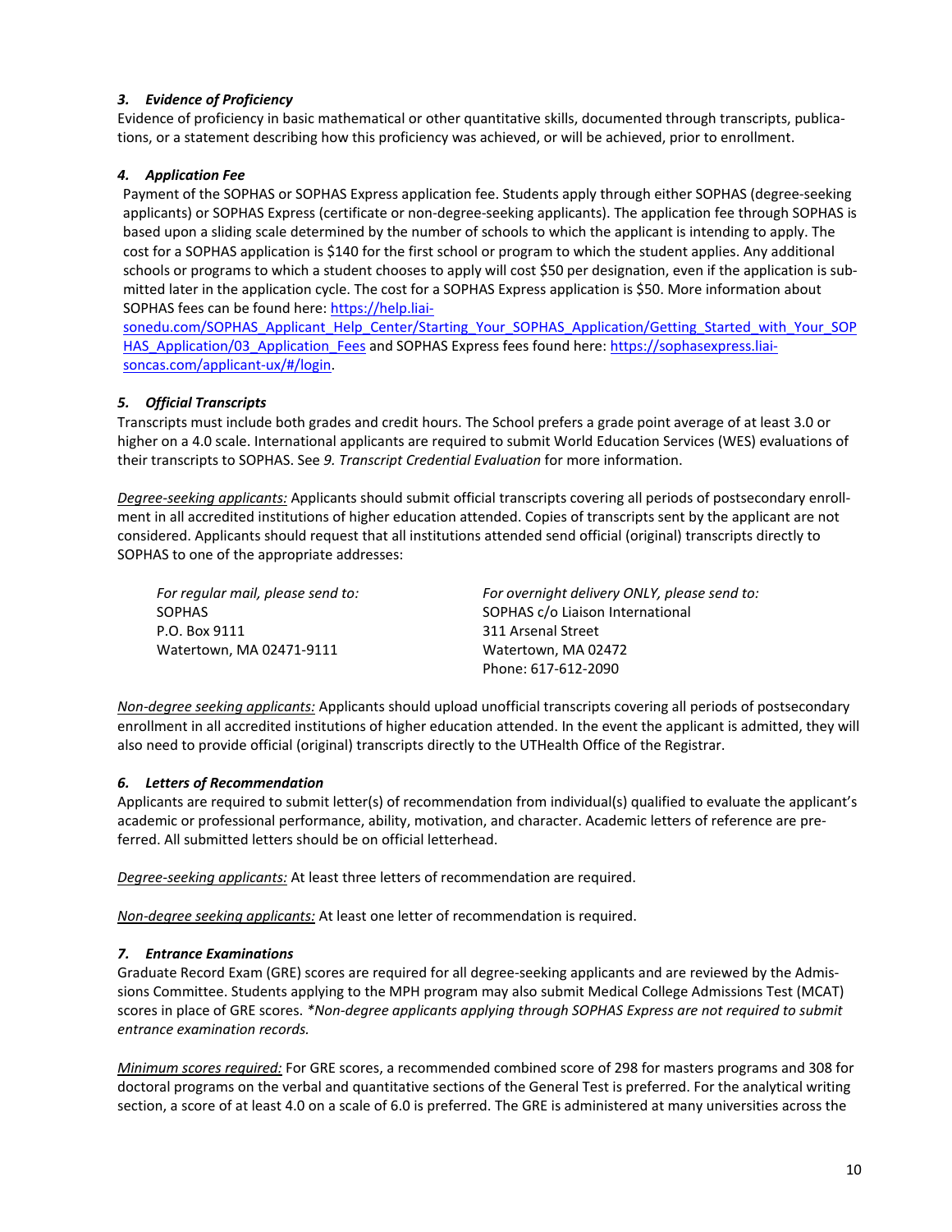### *3. Evidence of Proficiency*

Evidence of proficiency in basic mathematical or other quantitative skills, documented through transcripts, publications, or a statement describing how this proficiency was achieved, or will be achieved, prior to enrollment.

### *4. Application Fee*

Payment of the SOPHAS or SOPHAS Express application fee. Students apply through either SOPHAS (degree-seeking applicants) or SOPHAS Express (certificate or non-degree-seeking applicants). The application fee through SOPHAS is based upon a sliding scale determined by the number of schools to which the applicant is intending to apply. The cost for a SOPHAS application is $140 for the first school or program to which the student applies. Any additional schools or programs to which a student chooses to apply will cost $50 per designation, even if the application is submitted later in the application cycle. The cost for a SOPHAS Express application is $50. More information about SOPHAS fees can be found here: https://help.liaisonedu.com/SOPHAS_Applicant_Help_Center/Starting_Your_SOPHAS_Application/Getting_Started_with_Your_SOPHAS_Application/03_Application_Fees and SOPHAS Express fees found here: https://sophasexpress.liaisoncas.com/applicant-ux/#/login.

### *5. Official Transcripts*

Transcripts must include both grades and credit hours. The School prefers a grade point average of at least 3.0 or higher on a 4.0 scale. International applicants are required to submit World Education Services (WES) evaluations of their transcripts to SOPHAS. See *9. Transcript Credential Evaluation* for more information.

*Degree-seeking applicants:* Applicants should submit official transcripts covering all periods of postsecondary enrollment in all accredited institutions of higher education attended. Copies of transcripts sent by the applicant are not considered. Applicants should request that all institutions attended send official (original) transcripts directly to SOPHAS to one of the appropriate addresses:

*For regular mail, please send to:*
SOPHAS
P.O. Box 9111
Watertown, MA 02471-9111

*For overnight delivery ONLY, please send to:*
SOPHAS c/o Liaison International
311 Arsenal Street
Watertown, MA 02472
Phone: 617-612-2090

*Non-degree seeking applicants:* Applicants should upload unofficial transcripts covering all periods of postsecondary enrollment in all accredited institutions of higher education attended. In the event the applicant is admitted, they will also need to provide official (original) transcripts directly to the UTHealth Office of the Registrar.

### *6. Letters of Recommendation*

Applicants are required to submit letter(s) of recommendation from individual(s) qualified to evaluate the applicant's academic or professional performance, ability, motivation, and character. Academic letters of reference are preferred. All submitted letters should be on official letterhead.

*Degree-seeking applicants:* At least three letters of recommendation are required.

*Non-degree seeking applicants:* At least one letter of recommendation is required.

### *7. Entrance Examinations*

Graduate Record Exam (GRE) scores are required for all degree-seeking applicants and are reviewed by the Admissions Committee. Students applying to the MPH program may also submit Medical College Admissions Test (MCAT) scores in place of GRE scores. *\*Non-degree applicants applying through SOPHAS Express are not required to submit entrance examination records.*

*Minimum scores required:* For GRE scores, a recommended combined score of 298 for masters programs and 308 for doctoral programs on the verbal and quantitative sections of the General Test is preferred. For the analytical writing section, a score of at least 4.0 on a scale of 6.0 is preferred. The GRE is administered at many universities across the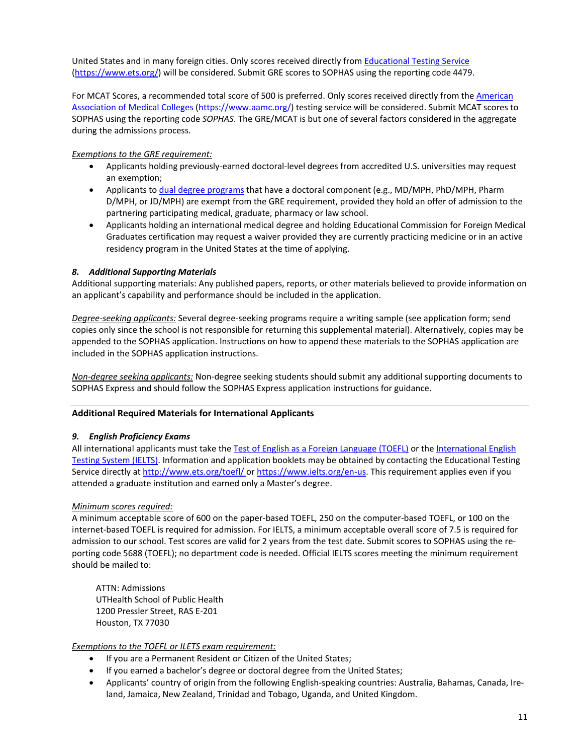United States and in many foreign cities. Only scores received directly from [Educational Testing Service](https://www.ets.org/) (https://www.ets.org/) will be considered. Submit GRE scores to SOPHAS using the reporting code 4479.

For MCAT Scores, a recommended total score of 500 is preferred. Only scores received directly from the [American Association of Medical Colleges](https://www.aamc.org/) (https://www.aamc.org/) testing service will be considered. Submit MCAT scores to SOPHAS using the reporting code *SOPHAS*. The GRE/MCAT is but one of several factors considered in the aggregate during the admissions process.

*Exemptions to the GRE requirement:*

- Applicants holding previously-earned doctoral-level degrees from accredited U.S. universities may request an exemption;
- Applicants to dual degree programs that have a doctoral component (e.g., MD/MPH, PhD/MPH, Pharm D/MPH, or JD/MPH) are exempt from the GRE requirement, provided they hold an offer of admission to the partnering participating medical, graduate, pharmacy or law school.
- Applicants holding an international medical degree and holding Educational Commission for Foreign Medical Graduates certification may request a waiver provided they are currently practicing medicine or in an active residency program in the United States at the time of applying.

### *8. Additional Supporting Materials*

Additional supporting materials: Any published papers, reports, or other materials believed to provide information on an applicant's capability and performance should be included in the application.

*Degree-seeking applicants:* Several degree-seeking programs require a writing sample (see application form; send copies only since the school is not responsible for returning this supplemental material). Alternatively, copies may be appended to the SOPHAS application. Instructions on how to append these materials to the SOPHAS application are included in the SOPHAS application instructions.

*Non-degree seeking applicants:* Non-degree seeking students should submit any additional supporting documents to SOPHAS Express and should follow the SOPHAS Express application instructions for guidance.

---

## Additional Required Materials for International Applicants

### *9. English Proficiency Exams*

All international applicants must take the Test of English as a Foreign Language (TOEFL) or the International English Testing System (IELTS). Information and application booklets may be obtained by contacting the Educational Testing Service directly at http://www.ets.org/toefl/ or https://www.ielts.org/en-us. This requirement applies even if you attended a graduate institution and earned only a Master's degree.

*Minimum scores required:*

A minimum acceptable score of 600 on the paper-based TOEFL, 250 on the computer-based TOEFL, or 100 on the internet-based TOEFL is required for admission. For IELTS, a minimum acceptable overall score of 7.5 is required for admission to our school. Test scores are valid for 2 years from the test date. Submit scores to SOPHAS using the reporting code 5688 (TOEFL); no department code is needed. Official IELTS scores meeting the minimum requirement should be mailed to:

ATTN: Admissions
UTHealth School of Public Health
1200 Pressler Street, RAS E-201
Houston, TX 77030

*Exemptions to the TOEFL or ILETS exam requirement:*

- If you are a Permanent Resident or Citizen of the United States;
- If you earned a bachelor's degree or doctoral degree from the United States;
- Applicants' country of origin from the following English-speaking countries: Australia, Bahamas, Canada, Ireland, Jamaica, New Zealand, Trinidad and Tobago, Uganda, and United Kingdom.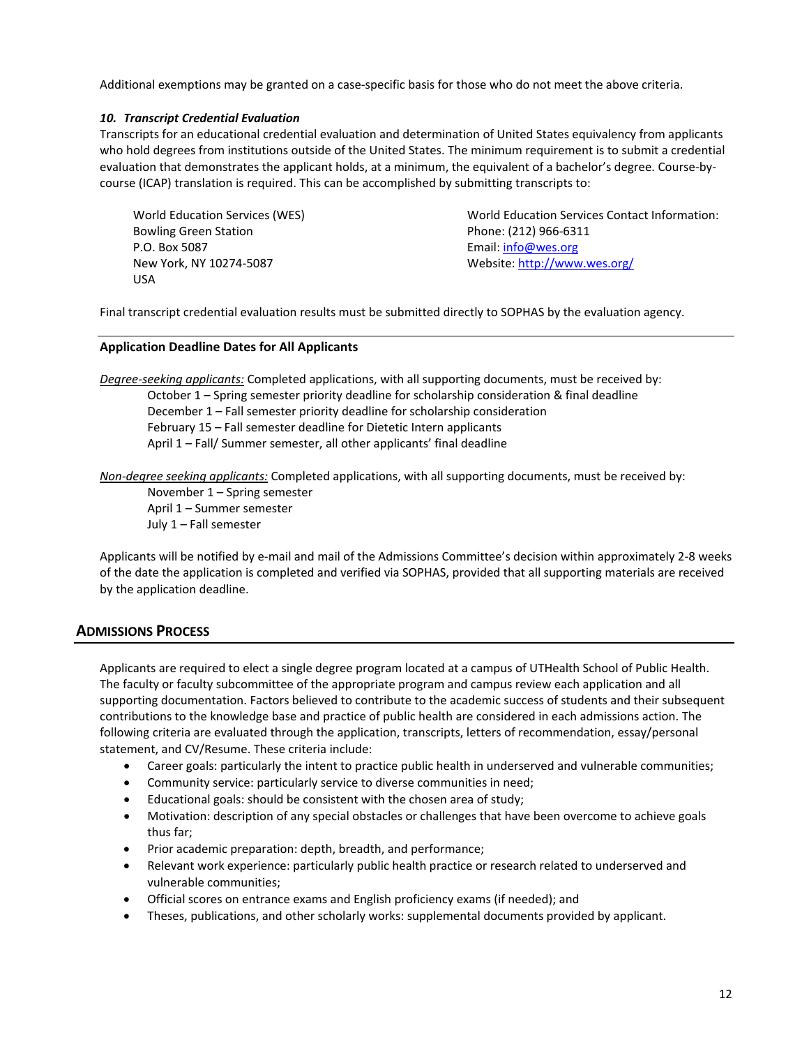Additional exemptions may be granted on a case-specific basis for those who do not meet the above criteria.

***10. Transcript Credential Evaluation***

Transcripts for an educational credential evaluation and determination of United States equivalency from applicants who hold degrees from institutions outside of the United States. The minimum requirement is to submit a credential evaluation that demonstrates the applicant holds, at a minimum, the equivalent of a bachelor's degree. Course-by-course (ICAP) translation is required. This can be accomplished by submitting transcripts to:

World Education Services (WES)
Bowling Green Station
P.O. Box 5087
New York, NY 10274-5087
USA

World Education Services Contact Information:
Phone: (212) 966-6311
Email: info@wes.org
Website: http://www.wes.org/

Final transcript credential evaluation results must be submitted directly to SOPHAS by the evaluation agency.

**Application Deadline Dates for All Applicants**

Degree-seeking applicants: Completed applications, with all supporting documents, must be received by:

October 1 – Spring semester priority deadline for scholarship consideration & final deadline
December 1 – Fall semester priority deadline for scholarship consideration
February 15 – Fall semester deadline for Dietetic Intern applicants
April 1 – Fall/ Summer semester, all other applicants' final deadline

Non-degree seeking applicants: Completed applications, with all supporting documents, must be received by:

November 1 – Spring semester
April 1 – Summer semester
July 1 – Fall semester

Applicants will be notified by e-mail and mail of the Admissions Committee's decision within approximately 2-8 weeks of the date the application is completed and verified via SOPHAS, provided that all supporting materials are received by the application deadline.

## Admissions Process

Applicants are required to elect a single degree program located at a campus of UTHealth School of Public Health. The faculty or faculty subcommittee of the appropriate program and campus review each application and all supporting documentation. Factors believed to contribute to the academic success of students and their subsequent contributions to the knowledge base and practice of public health are considered in each admissions action. The following criteria are evaluated through the application, transcripts, letters of recommendation, essay/personal statement, and CV/Resume. These criteria include:

- Career goals: particularly the intent to practice public health in underserved and vulnerable communities;
- Community service: particularly service to diverse communities in need;
- Educational goals: should be consistent with the chosen area of study;
- Motivation: description of any special obstacles or challenges that have been overcome to achieve goals thus far;
- Prior academic preparation: depth, breadth, and performance;
- Relevant work experience: particularly public health practice or research related to underserved and vulnerable communities;
- Official scores on entrance exams and English proficiency exams (if needed); and
- Theses, publications, and other scholarly works: supplemental documents provided by applicant.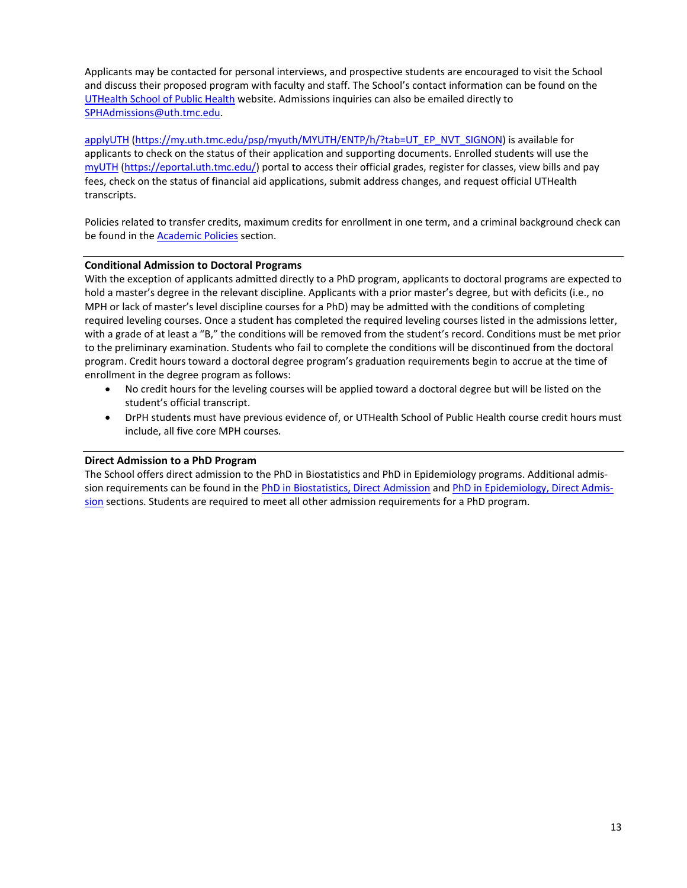Applicants may be contacted for personal interviews, and prospective students are encouraged to visit the School and discuss their proposed program with faculty and staff. The School's contact information can be found on the [UTHealth School of Public Health](#) website. Admissions inquiries can also be emailed directly to [SPHAdmissions@uth.tmc.edu](mailto:SPHAdmissions@uth.tmc.edu).

[applyUTH](https://my.uth.tmc.edu/psp/myuth/MYUTH/ENTP/h/?tab=UT_EP_NVT_SIGNON) (https://my.uth.tmc.edu/psp/myuth/MYUTH/ENTP/h/?tab=UT_EP_NVT_SIGNON) is available for applicants to check on the status of their application and supporting documents. Enrolled students will use the [myUTH](https://eportal.uth.tmc.edu/) (https://eportal.uth.tmc.edu/) portal to access their official grades, register for classes, view bills and pay fees, check on the status of financial aid applications, submit address changes, and request official UTHealth transcripts.

Policies related to transfer credits, maximum credits for enrollment in one term, and a criminal background check can be found in the [Academic Policies](#) section.

---

**Conditional Admission to Doctoral Programs**

With the exception of applicants admitted directly to a PhD program, applicants to doctoral programs are expected to hold a master's degree in the relevant discipline. Applicants with a prior master's degree, but with deficits (i.e., no MPH or lack of master's level discipline courses for a PhD) may be admitted with the conditions of completing required leveling courses. Once a student has completed the required leveling courses listed in the admissions letter, with a grade of at least a "B," the conditions will be removed from the student's record. Conditions must be met prior to the preliminary examination. Students who fail to complete the conditions will be discontinued from the doctoral program. Credit hours toward a doctoral degree program's graduation requirements begin to accrue at the time of enrollment in the degree program as follows:

- No credit hours for the leveling courses will be applied toward a doctoral degree but will be listed on the student's official transcript.
- DrPH students must have previous evidence of, or UTHealth School of Public Health course credit hours must include, all five core MPH courses.

---

**Direct Admission to a PhD Program**

The School offers direct admission to the PhD in Biostatistics and PhD in Epidemiology programs. Additional admission requirements can be found in the [PhD in Biostatistics, Direct Admission](#) and [PhD in Epidemiology, Direct Admission](#) sections. Students are required to meet all other admission requirements for a PhD program.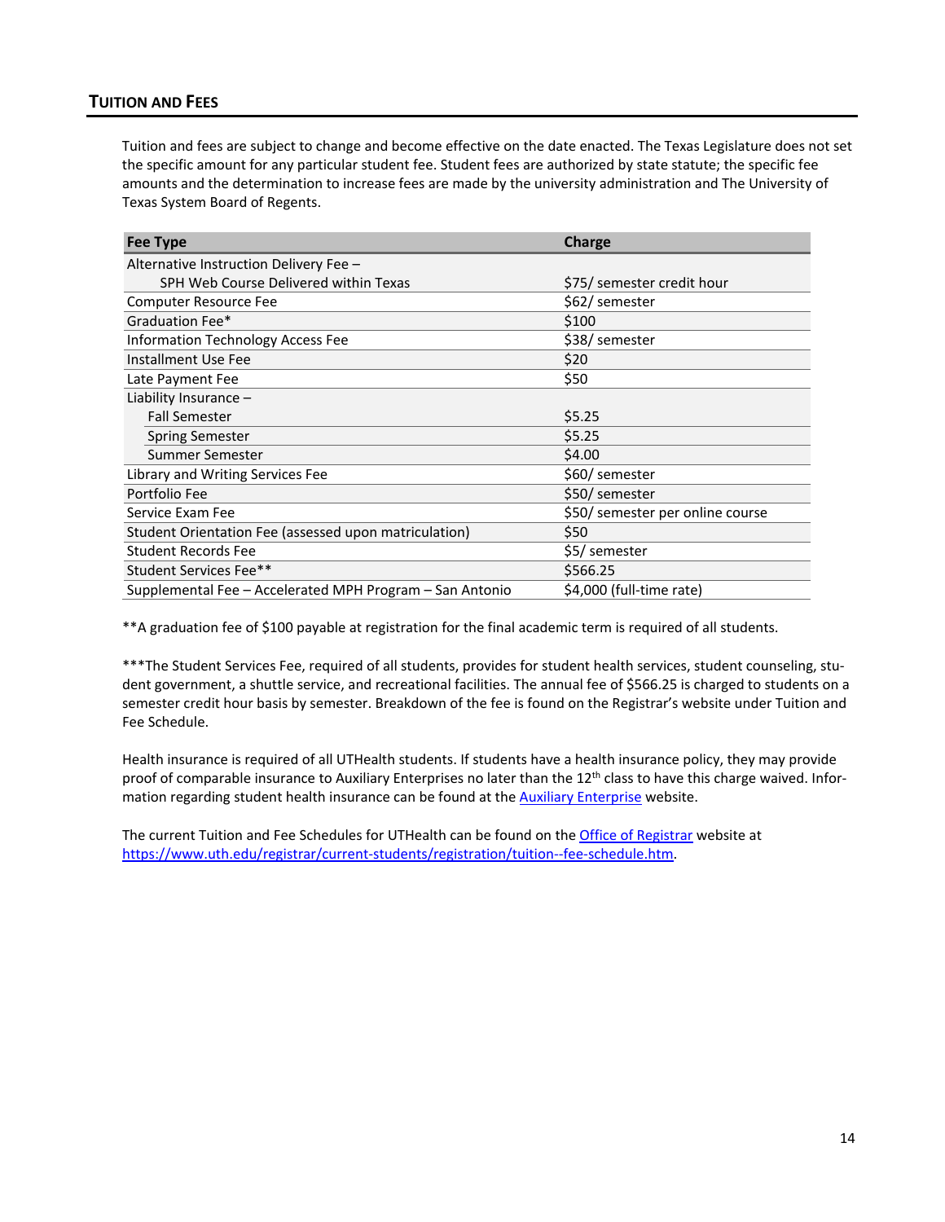## TUITION AND FEES

Tuition and fees are subject to change and become effective on the date enacted. The Texas Legislature does not set the specific amount for any particular student fee. Student fees are authorized by state statute; the specific fee amounts and the determination to increase fees are made by the university administration and The University of Texas System Board of Regents.

| Fee Type | Charge |
|---|---|
| Alternative Instruction Delivery Fee – SPH Web Course Delivered within Texas | $75/ semester credit hour |
| Computer Resource Fee | $62/ semester |
| Graduation Fee* | $100 |
| Information Technology Access Fee | $38/ semester |
| Installment Use Fee | $20 |
| Late Payment Fee | $50 |
| Liability Insurance – | |
| Fall Semester | $5.25 |
| Spring Semester | $5.25 |
| Summer Semester | $4.00 |
| Library and Writing Services Fee | $60/ semester |
| Portfolio Fee | $50/ semester |
| Service Exam Fee | $50/ semester per online course |
| Student Orientation Fee (assessed upon matriculation) | $50 |
| Student Records Fee | $5/ semester |
| Student Services Fee** | $566.25 |
| Supplemental Fee – Accelerated MPH Program – San Antonio | $4,000 (full-time rate) |

**A graduation fee of $100 payable at registration for the final academic term is required of all students.

***The Student Services Fee, required of all students, provides for student health services, student counseling, student government, a shuttle service, and recreational facilities. The annual fee of $566.25 is charged to students on a semester credit hour basis by semester. Breakdown of the fee is found on the Registrar's website under Tuition and Fee Schedule.

Health insurance is required of all UTHealth students. If students have a health insurance policy, they may provide proof of comparable insurance to Auxiliary Enterprises no later than the 12th class to have this charge waived. Information regarding student health insurance can be found at the Auxiliary Enterprise website.

The current Tuition and Fee Schedules for UTHealth can be found on the Office of Registrar website at https://www.uth.edu/registrar/current-students/registration/tuition--fee-schedule.htm.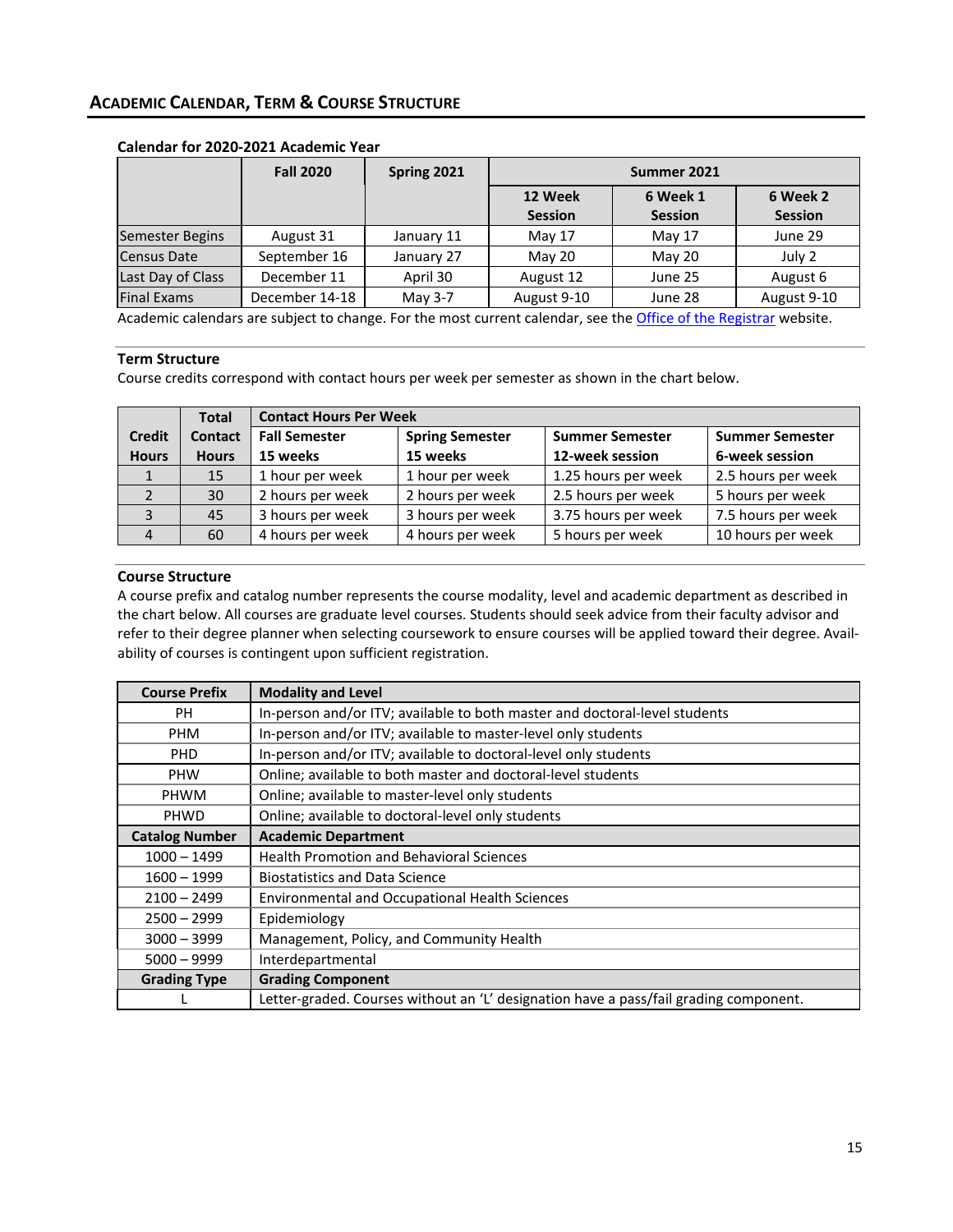## ACADEMIC CALENDAR, TERM & COURSE STRUCTURE

**Calendar for 2020-2021 Academic Year**

| | Fall 2020 | Spring 2021 | Summer 2021 | | |
|---|---|---|---|---|---|
| | | | 12 Week Session | 6 Week 1 Session | 6 Week 2 Session |
| Semester Begins | August 31 | January 11 | May 17 | May 17 | June 29 |
| Census Date | September 16 | January 27 | May 20 | May 20 | July 2 |
| Last Day of Class | December 11 | April 30 | August 12 | June 25 | August 6 |
| Final Exams | December 14-18 | May 3-7 | August 9-10 | June 28 | August 9-10 |

Academic calendars are subject to change. For the most current calendar, see the Office of the Registrar website.

**Term Structure**

Course credits correspond with contact hours per week per semester as shown in the chart below.

| Credit Hours | Total Contact Hours | Contact Hours Per Week | | | |
|---|---|---|---|---|---|
| | | Fall Semester 15 weeks | Spring Semester 15 weeks | Summer Semester 12-week session | Summer Semester 6-week session |
| 1 | 15 | 1 hour per week | 1 hour per week | 1.25 hours per week | 2.5 hours per week |
| 2 | 30 | 2 hours per week | 2 hours per week | 2.5 hours per week | 5 hours per week |
| 3 | 45 | 3 hours per week | 3 hours per week | 3.75 hours per week | 7.5 hours per week |
| 4 | 60 | 4 hours per week | 4 hours per week | 5 hours per week | 10 hours per week |

**Course Structure**

A course prefix and catalog number represents the course modality, level and academic department as described in the chart below. All courses are graduate level courses. Students should seek advice from their faculty advisor and refer to their degree planner when selecting coursework to ensure courses will be applied toward their degree. Availability of courses is contingent upon sufficient registration.

| Course Prefix | Modality and Level |
|---|---|
| PH | In-person and/or ITV; available to both master and doctoral-level students |
| PHM | In-person and/or ITV; available to master-level only students |
| PHD | In-person and/or ITV; available to doctoral-level only students |
| PHW | Online; available to both master and doctoral-level students |
| PHWM | Online; available to master-level only students |
| PHWD | Online; available to doctoral-level only students |
| **Catalog Number** | **Academic Department** |
| 1000 – 1499 | Health Promotion and Behavioral Sciences |
| 1600 – 1999 | Biostatistics and Data Science |
| 2100 – 2499 | Environmental and Occupational Health Sciences |
| 2500 – 2999 | Epidemiology |
| 3000 – 3999 | Management, Policy, and Community Health |
| 5000 – 9999 | Interdepartmental |
| **Grading Type** | **Grading Component** |
| L | Letter-graded. Courses without an 'L' designation have a pass/fail grading component. |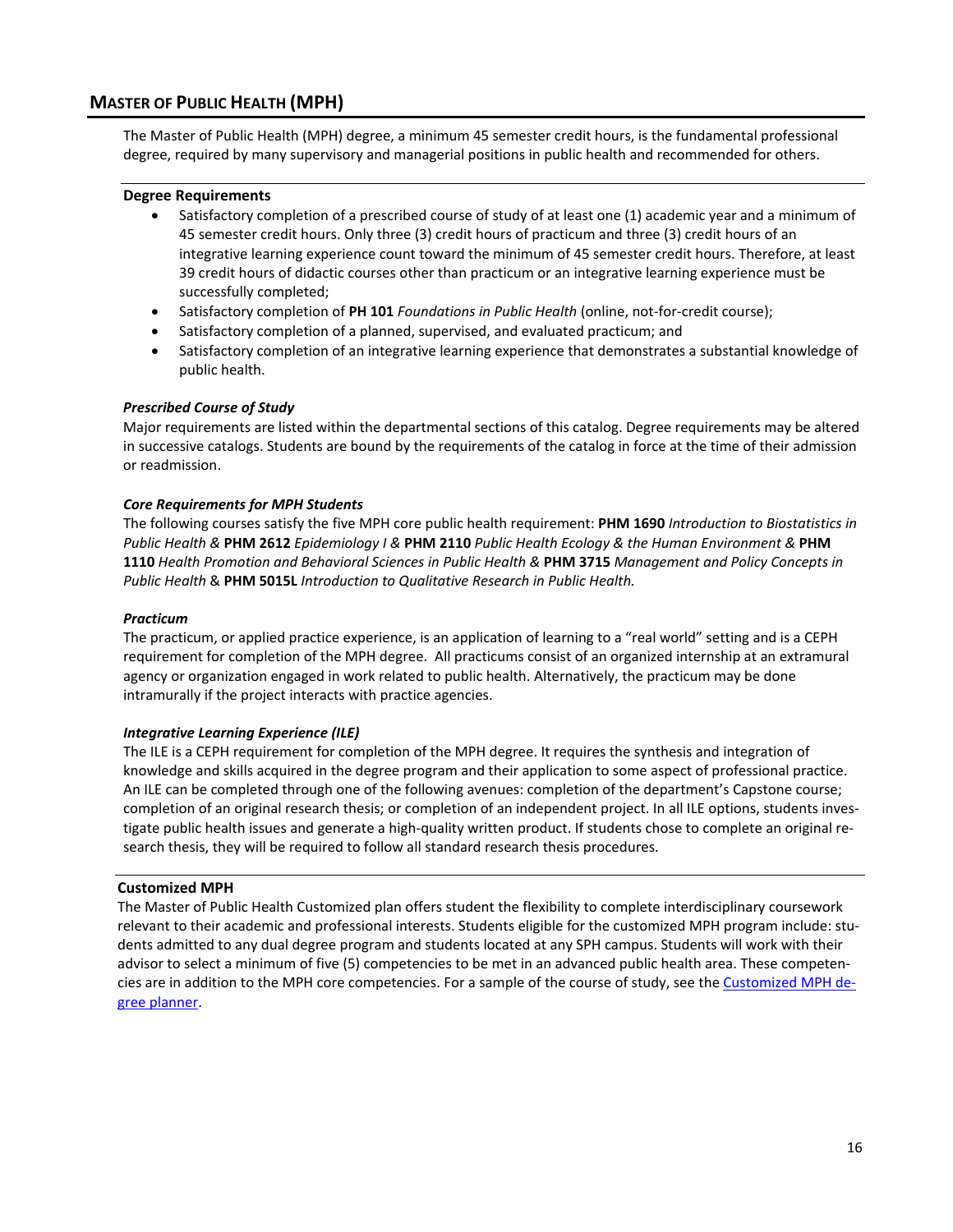## Master of Public Health (MPH)

The Master of Public Health (MPH) degree, a minimum 45 semester credit hours, is the fundamental professional degree, required by many supervisory and managerial positions in public health and recommended for others.

### Degree Requirements

- Satisfactory completion of a prescribed course of study of at least one (1) academic year and a minimum of 45 semester credit hours. Only three (3) credit hours of practicum and three (3) credit hours of an integrative learning experience count toward the minimum of 45 semester credit hours. Therefore, at least 39 credit hours of didactic courses other than practicum or an integrative learning experience must be successfully completed;
- Satisfactory completion of **PH 101** *Foundations in Public Health* (online, not-for-credit course);
- Satisfactory completion of a planned, supervised, and evaluated practicum; and
- Satisfactory completion of an integrative learning experience that demonstrates a substantial knowledge of public health.

***Prescribed Course of Study***

Major requirements are listed within the departmental sections of this catalog. Degree requirements may be altered in successive catalogs. Students are bound by the requirements of the catalog in force at the time of their admission or readmission.

***Core Requirements for MPH Students***

The following courses satisfy the five MPH core public health requirement: **PHM 1690** *Introduction to Biostatistics in Public Health &* **PHM 2612** *Epidemiology I &* **PHM 2110** *Public Health Ecology & the Human Environment &* **PHM 1110** *Health Promotion and Behavioral Sciences in Public Health &* **PHM 3715** *Management and Policy Concepts in Public Health* & **PHM 5015L** *Introduction to Qualitative Research in Public Health.*

***Practicum***

The practicum, or applied practice experience, is an application of learning to a "real world" setting and is a CEPH requirement for completion of the MPH degree. All practicums consist of an organized internship at an extramural agency or organization engaged in work related to public health. Alternatively, the practicum may be done intramurally if the project interacts with practice agencies.

***Integrative Learning Experience (ILE)***

The ILE is a CEPH requirement for completion of the MPH degree. It requires the synthesis and integration of knowledge and skills acquired in the degree program and their application to some aspect of professional practice. An ILE can be completed through one of the following avenues: completion of the department's Capstone course; completion of an original research thesis; or completion of an independent project. In all ILE options, students investigate public health issues and generate a high-quality written product. If students chose to complete an original research thesis, they will be required to follow all standard research thesis procedures.

### Customized MPH

The Master of Public Health Customized plan offers student the flexibility to complete interdisciplinary coursework relevant to their academic and professional interests. Students eligible for the customized MPH program include: students admitted to any dual degree program and students located at any SPH campus. Students will work with their advisor to select a minimum of five (5) competencies to be met in an advanced public health area. These competencies are in addition to the MPH core competencies. For a sample of the course of study, see the Customized MPH degree planner.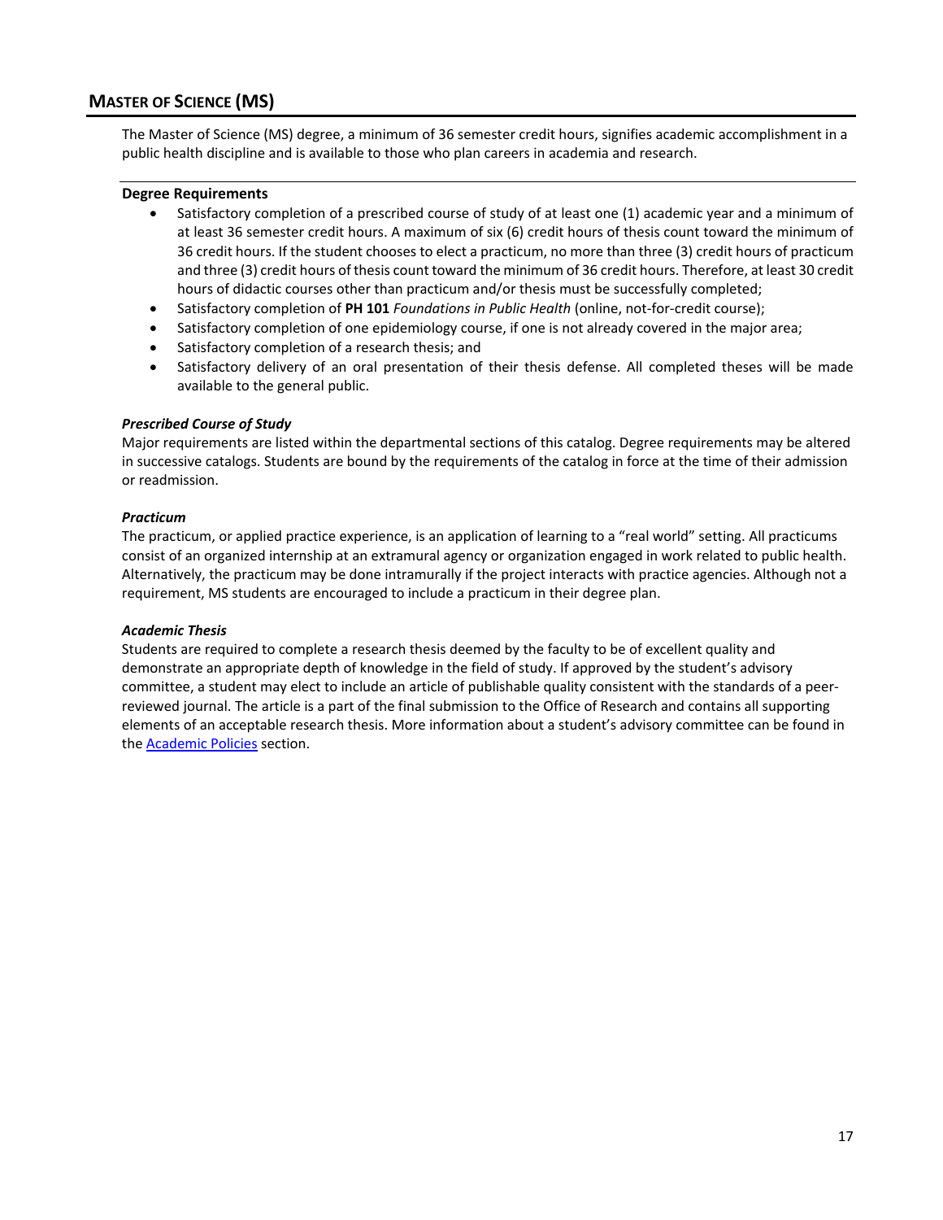## Master of Science (MS)

The Master of Science (MS) degree, a minimum of 36 semester credit hours, signifies academic accomplishment in a public health discipline and is available to those who plan careers in academia and research.

### Degree Requirements

- Satisfactory completion of a prescribed course of study of at least one (1) academic year and a minimum of at least 36 semester credit hours. A maximum of six (6) credit hours of thesis count toward the minimum of 36 credit hours. If the student chooses to elect a practicum, no more than three (3) credit hours of practicum and three (3) credit hours of thesis count toward the minimum of 36 credit hours. Therefore, at least 30 credit hours of didactic courses other than practicum and/or thesis must be successfully completed;
- Satisfactory completion of **PH 101** *Foundations in Public Health* (online, not-for-credit course);
- Satisfactory completion of one epidemiology course, if one is not already covered in the major area;
- Satisfactory completion of a research thesis; and
- Satisfactory delivery of an oral presentation of their thesis defense. All completed theses will be made available to the general public.

***Prescribed Course of Study***

Major requirements are listed within the departmental sections of this catalog. Degree requirements may be altered in successive catalogs. Students are bound by the requirements of the catalog in force at the time of their admission or readmission.

***Practicum***

The practicum, or applied practice experience, is an application of learning to a "real world" setting. All practicums consist of an organized internship at an extramural agency or organization engaged in work related to public health. Alternatively, the practicum may be done intramurally if the project interacts with practice agencies. Although not a requirement, MS students are encouraged to include a practicum in their degree plan.

***Academic Thesis***

Students are required to complete a research thesis deemed by the faculty to be of excellent quality and demonstrate an appropriate depth of knowledge in the field of study. If approved by the student's advisory committee, a student may elect to include an article of publishable quality consistent with the standards of a peer-reviewed journal. The article is a part of the final submission to the Office of Research and contains all supporting elements of an acceptable research thesis. More information about a student's advisory committee can be found in the Academic Policies section.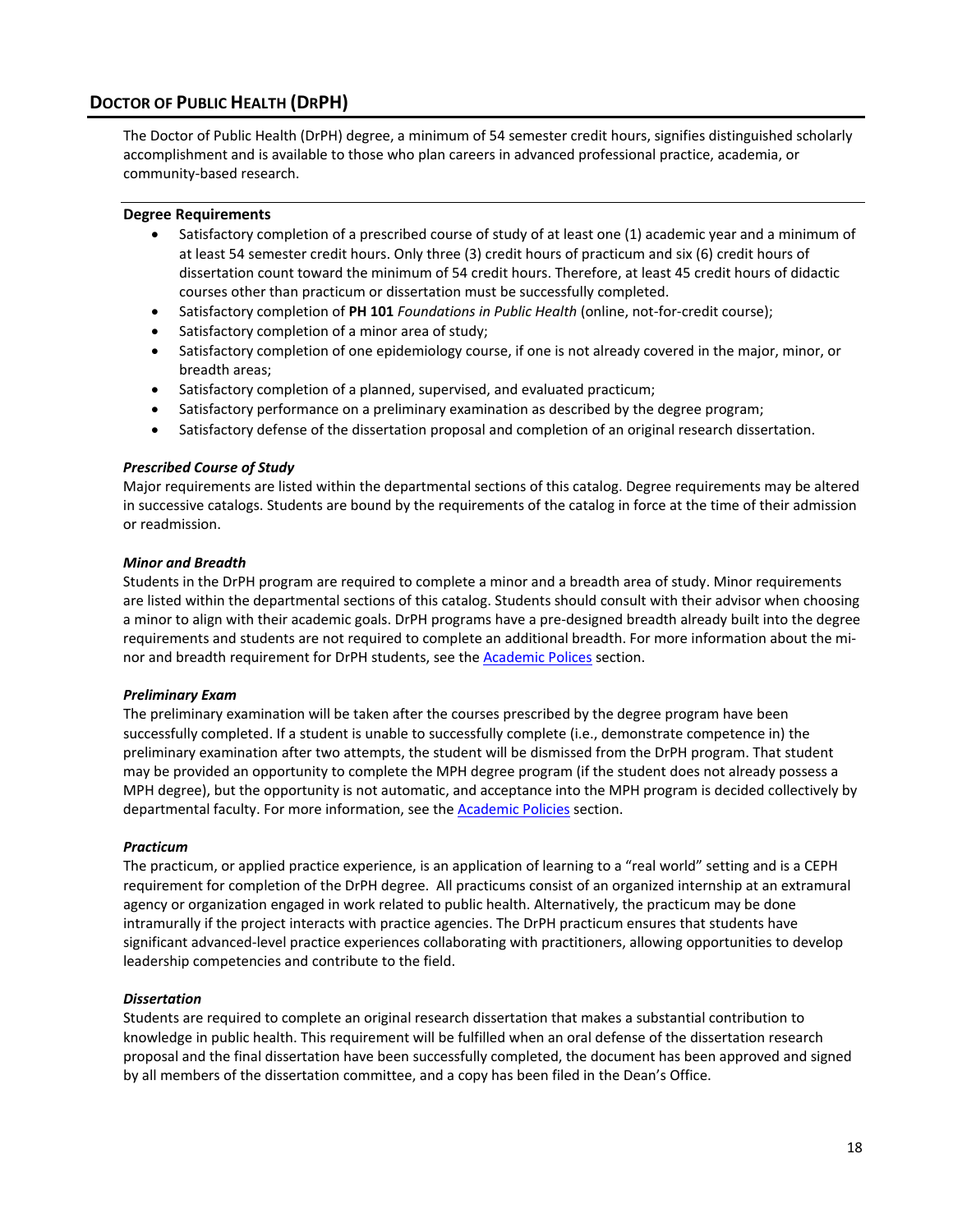## DOCTOR OF PUBLIC HEALTH (DRPH)

The Doctor of Public Health (DrPH) degree, a minimum of 54 semester credit hours, signifies distinguished scholarly accomplishment and is available to those who plan careers in advanced professional practice, academia, or community-based research.

### Degree Requirements

- Satisfactory completion of a prescribed course of study of at least one (1) academic year and a minimum of at least 54 semester credit hours. Only three (3) credit hours of practicum and six (6) credit hours of dissertation count toward the minimum of 54 credit hours. Therefore, at least 45 credit hours of didactic courses other than practicum or dissertation must be successfully completed.
- Satisfactory completion of **PH 101** *Foundations in Public Health* (online, not-for-credit course);
- Satisfactory completion of a minor area of study;
- Satisfactory completion of one epidemiology course, if one is not already covered in the major, minor, or breadth areas;
- Satisfactory completion of a planned, supervised, and evaluated practicum;
- Satisfactory performance on a preliminary examination as described by the degree program;
- Satisfactory defense of the dissertation proposal and completion of an original research dissertation.

#### *Prescribed Course of Study*

Major requirements are listed within the departmental sections of this catalog. Degree requirements may be altered in successive catalogs. Students are bound by the requirements of the catalog in force at the time of their admission or readmission.

#### *Minor and Breadth*

Students in the DrPH program are required to complete a minor and a breadth area of study. Minor requirements are listed within the departmental sections of this catalog. Students should consult with their advisor when choosing a minor to align with their academic goals. DrPH programs have a pre-designed breadth already built into the degree requirements and students are not required to complete an additional breadth. For more information about the minor and breadth requirement for DrPH students, see the Academic Polices section.

#### *Preliminary Exam*

The preliminary examination will be taken after the courses prescribed by the degree program have been successfully completed. If a student is unable to successfully complete (i.e., demonstrate competence in) the preliminary examination after two attempts, the student will be dismissed from the DrPH program. That student may be provided an opportunity to complete the MPH degree program (if the student does not already possess a MPH degree), but the opportunity is not automatic, and acceptance into the MPH program is decided collectively by departmental faculty. For more information, see the Academic Policies section.

#### *Practicum*

The practicum, or applied practice experience, is an application of learning to a "real world" setting and is a CEPH requirement for completion of the DrPH degree. All practicums consist of an organized internship at an extramural agency or organization engaged in work related to public health. Alternatively, the practicum may be done intramurally if the project interacts with practice agencies. The DrPH practicum ensures that students have significant advanced-level practice experiences collaborating with practitioners, allowing opportunities to develop leadership competencies and contribute to the field.

#### *Dissertation*

Students are required to complete an original research dissertation that makes a substantial contribution to knowledge in public health. This requirement will be fulfilled when an oral defense of the dissertation research proposal and the final dissertation have been successfully completed, the document has been approved and signed by all members of the dissertation committee, and a copy has been filed in the Dean's Office.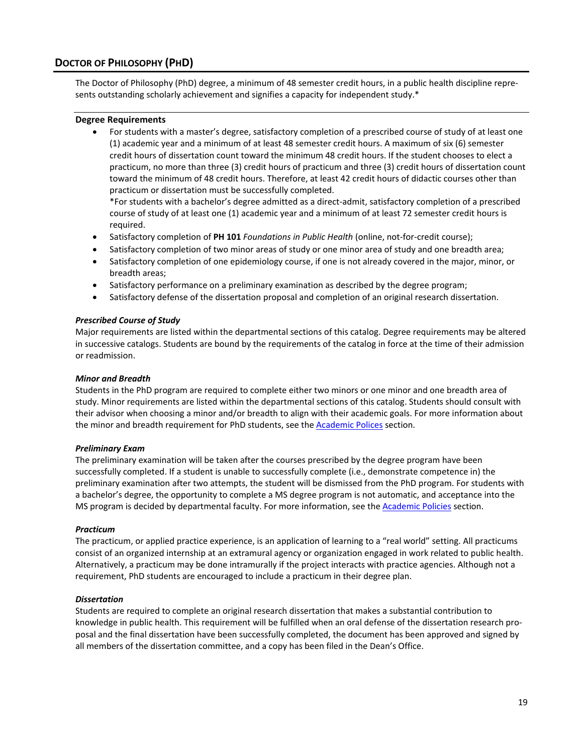## DOCTOR OF PHILOSOPHY (PHD)

The Doctor of Philosophy (PhD) degree, a minimum of 48 semester credit hours, in a public health discipline represents outstanding scholarly achievement and signifies a capacity for independent study.*

**Degree Requirements**

- For students with a master's degree, satisfactory completion of a prescribed course of study of at least one (1) academic year and a minimum of at least 48 semester credit hours. A maximum of six (6) semester credit hours of dissertation count toward the minimum 48 credit hours. If the student chooses to elect a practicum, no more than three (3) credit hours of practicum and three (3) credit hours of dissertation count toward the minimum of 48 credit hours. Therefore, at least 42 credit hours of didactic courses other than practicum or dissertation must be successfully completed.
  *For students with a bachelor's degree admitted as a direct-admit, satisfactory completion of a prescribed course of study of at least one (1) academic year and a minimum of at least 72 semester credit hours is required.
- Satisfactory completion of **PH 101** *Foundations in Public Health* (online, not-for-credit course);
- Satisfactory completion of two minor areas of study or one minor area of study and one breadth area;
- Satisfactory completion of one epidemiology course, if one is not already covered in the major, minor, or breadth areas;
- Satisfactory performance on a preliminary examination as described by the degree program;
- Satisfactory defense of the dissertation proposal and completion of an original research dissertation.

***Prescribed Course of Study***

Major requirements are listed within the departmental sections of this catalog. Degree requirements may be altered in successive catalogs. Students are bound by the requirements of the catalog in force at the time of their admission or readmission.

***Minor and Breadth***

Students in the PhD program are required to complete either two minors or one minor and one breadth area of study. Minor requirements are listed within the departmental sections of this catalog. Students should consult with their advisor when choosing a minor and/or breadth to align with their academic goals. For more information about the minor and breadth requirement for PhD students, see the Academic Polices section.

***Preliminary Exam***

The preliminary examination will be taken after the courses prescribed by the degree program have been successfully completed. If a student is unable to successfully complete (i.e., demonstrate competence in) the preliminary examination after two attempts, the student will be dismissed from the PhD program. For students with a bachelor's degree, the opportunity to complete a MS degree program is not automatic, and acceptance into the MS program is decided by departmental faculty. For more information, see the Academic Policies section.

***Practicum***

The practicum, or applied practice experience, is an application of learning to a "real world" setting. All practicums consist of an organized internship at an extramural agency or organization engaged in work related to public health. Alternatively, a practicum may be done intramurally if the project interacts with practice agencies. Although not a requirement, PhD students are encouraged to include a practicum in their degree plan.

***Dissertation***

Students are required to complete an original research dissertation that makes a substantial contribution to knowledge in public health. This requirement will be fulfilled when an oral defense of the dissertation research proposal and the final dissertation have been successfully completed, the document has been approved and signed by all members of the dissertation committee, and a copy has been filed in the Dean's Office.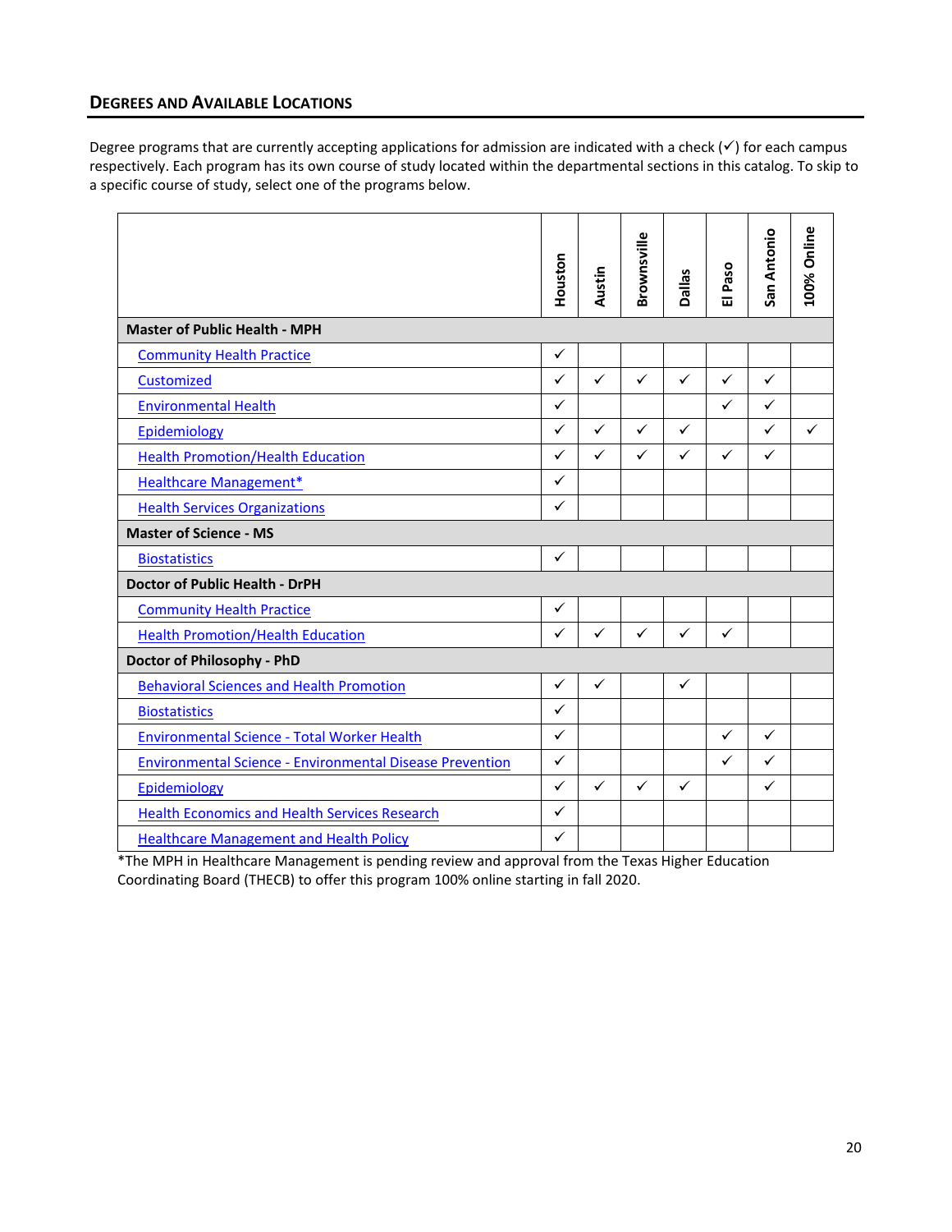## DEGREES AND AVAILABLE LOCATIONS

Degree programs that are currently accepting applications for admission are indicated with a check (✓) for each campus respectively. Each program has its own course of study located within the departmental sections in this catalog. To skip to a specific course of study, select one of the programs below.

| | Houston | Austin | Brownsville | Dallas | El Paso | San Antonio | 100% Online |
|---|---|---|---|---|---|---|---|
| **Master of Public Health - MPH** | | | | | | | |
| Community Health Practice | ✓ | | | | | | |
| Customized | ✓ | ✓ | ✓ | ✓ | ✓ | ✓ | |
| Environmental Health | ✓ | | | | ✓ | ✓ | |
| Epidemiology | ✓ | ✓ | ✓ | ✓ | | ✓ | ✓ |
| Health Promotion/Health Education | ✓ | ✓ | ✓ | ✓ | ✓ | ✓ | |
| Healthcare Management* | ✓ | | | | | | |
| Health Services Organizations | ✓ | | | | | | |
| **Master of Science - MS** | | | | | | | |
| Biostatistics | ✓ | | | | | | |
| **Doctor of Public Health - DrPH** | | | | | | | |
| Community Health Practice | ✓ | | | | | | |
| Health Promotion/Health Education | ✓ | ✓ | ✓ | ✓ | ✓ | | |
| **Doctor of Philosophy - PhD** | | | | | | | |
| Behavioral Sciences and Health Promotion | ✓ | ✓ | | ✓ | | | |
| Biostatistics | ✓ | | | | | | |
| Environmental Science - Total Worker Health | ✓ | | | | ✓ | ✓ | |
| Environmental Science - Environmental Disease Prevention | ✓ | | | | ✓ | ✓ | |
| Epidemiology | ✓ | ✓ | ✓ | ✓ | | ✓ | |
| Health Economics and Health Services Research | ✓ | | | | | | |
| Healthcare Management and Health Policy | ✓ | | | | | | |

*The MPH in Healthcare Management is pending review and approval from the Texas Higher Education Coordinating Board (THECB) to offer this program 100% online starting in fall 2020.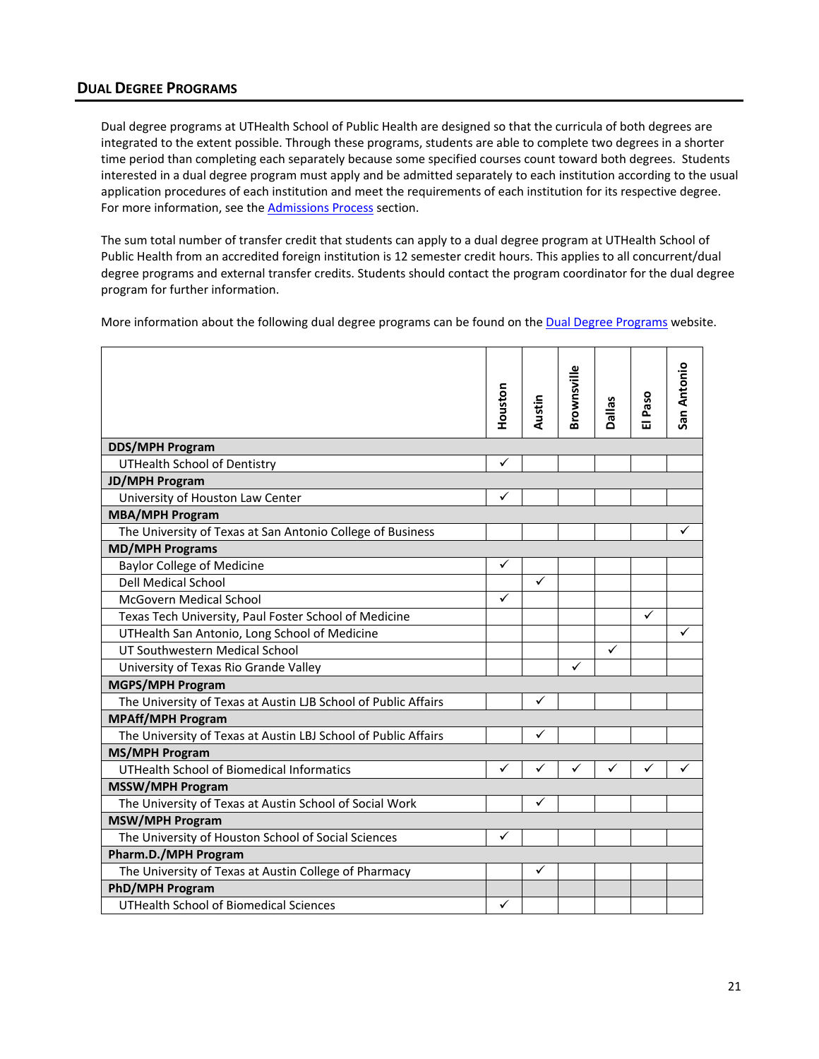## DUAL DEGREE PROGRAMS

Dual degree programs at UTHealth School of Public Health are designed so that the curricula of both degrees are integrated to the extent possible. Through these programs, students are able to complete two degrees in a shorter time period than completing each separately because some specified courses count toward both degrees. Students interested in a dual degree program must apply and be admitted separately to each institution according to the usual application procedures of each institution and meet the requirements of each institution for its respective degree. For more information, see the Admissions Process section.

The sum total number of transfer credit that students can apply to a dual degree program at UTHealth School of Public Health from an accredited foreign institution is 12 semester credit hours. This applies to all concurrent/dual degree programs and external transfer credits. Students should contact the program coordinator for the dual degree program for further information.

More information about the following dual degree programs can be found on the Dual Degree Programs website.

| | Houston | Austin | Brownsville | Dallas | El Paso | San Antonio |
|---|---|---|---|---|---|---|
| **DDS/MPH Program** | | | | | | |
| UTHealth School of Dentistry | ✓ | | | | | |
| **JD/MPH Program** | | | | | | |
| University of Houston Law Center | ✓ | | | | | |
| **MBA/MPH Program** | | | | | | |
| The University of Texas at San Antonio College of Business | | | | | | ✓ |
| **MD/MPH Programs** | | | | | | |
| Baylor College of Medicine | ✓ | | | | | |
| Dell Medical School | | ✓ | | | | |
| McGovern Medical School | ✓ | | | | | |
| Texas Tech University, Paul Foster School of Medicine | | | | | ✓ | |
| UTHealth San Antonio, Long School of Medicine | | | | | | ✓ |
| UT Southwestern Medical School | | | | ✓ | | |
| University of Texas Rio Grande Valley | | | ✓ | | | |
| **MGPS/MPH Program** | | | | | | |
| The University of Texas at Austin LJB School of Public Affairs | | ✓ | | | | |
| **MPAff/MPH Program** | | | | | | |
| The University of Texas at Austin LBJ School of Public Affairs | | ✓ | | | | |
| **MS/MPH Program** | | | | | | |
| UTHealth School of Biomedical Informatics | ✓ | ✓ | ✓ | ✓ | ✓ | ✓ |
| **MSSW/MPH Program** | | | | | | |
| The University of Texas at Austin School of Social Work | | ✓ | | | | |
| **MSW/MPH Program** | | | | | | |
| The University of Houston School of Social Sciences | ✓ | | | | | |
| **Pharm.D./MPH Program** | | | | | | |
| The University of Texas at Austin College of Pharmacy | | ✓ | | | | |
| **PhD/MPH Program** | | | | | | |
| UTHealth School of Biomedical Sciences | ✓ | | | | | |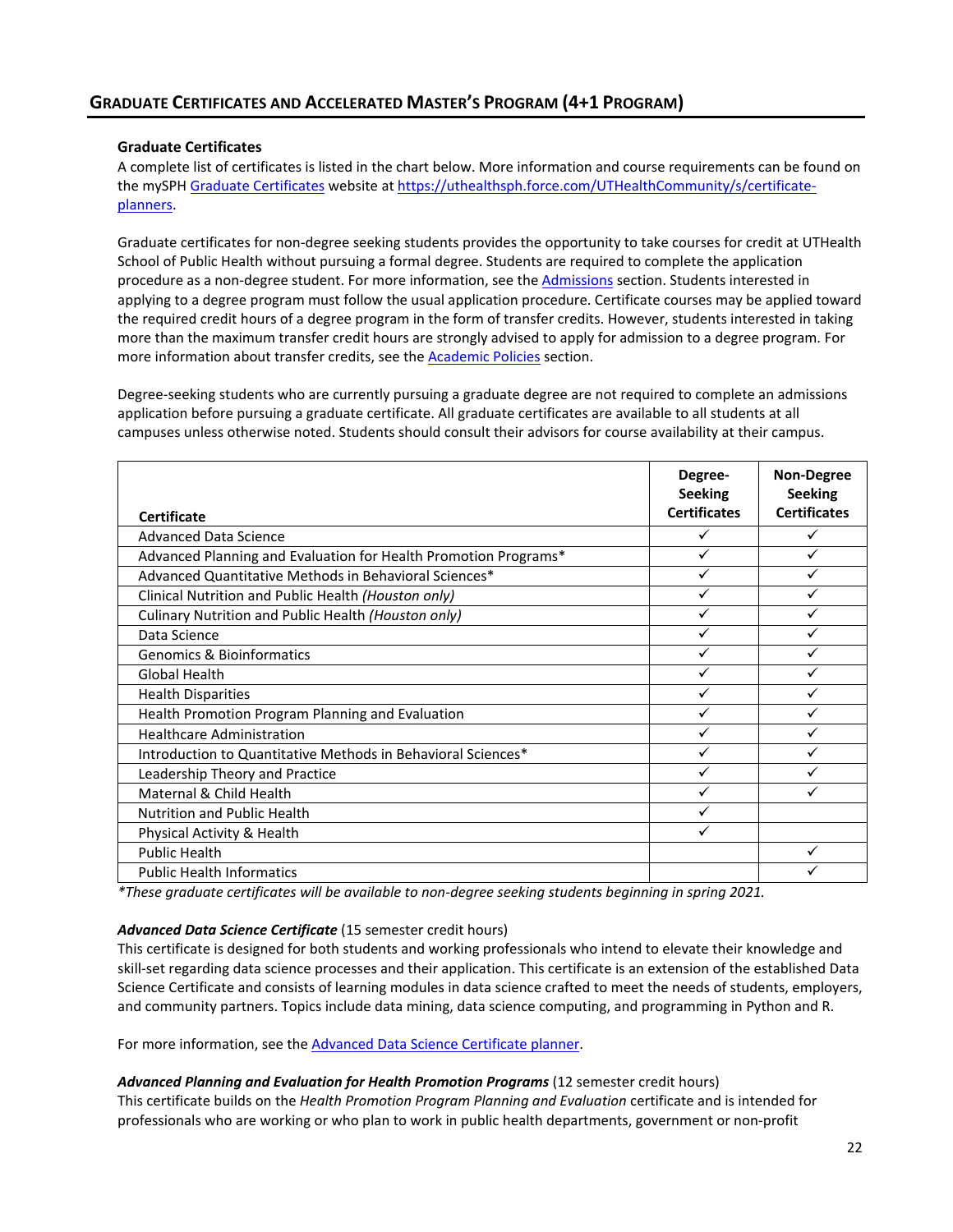## GRADUATE CERTIFICATES AND ACCELERATED MASTER'S PROGRAM (4+1 PROGRAM)

### Graduate Certificates

A complete list of certificates is listed in the chart below. More information and course requirements can be found on the mySPH Graduate Certificates website at https://uthealthsph.force.com/UTHealthCommunity/s/certificate-planners.

Graduate certificates for non-degree seeking students provides the opportunity to take courses for credit at UTHealth School of Public Health without pursuing a formal degree. Students are required to complete the application procedure as a non-degree student. For more information, see the Admissions section. Students interested in applying to a degree program must follow the usual application procedure. Certificate courses may be applied toward the required credit hours of a degree program in the form of transfer credits. However, students interested in taking more than the maximum transfer credit hours are strongly advised to apply for admission to a degree program. For more information about transfer credits, see the Academic Policies section.

Degree-seeking students who are currently pursuing a graduate degree are not required to complete an admissions application before pursuing a graduate certificate. All graduate certificates are available to all students at all campuses unless otherwise noted. Students should consult their advisors for course availability at their campus.

| Certificate | Degree-Seeking Certificates | Non-Degree Seeking Certificates |
|---|---|---|
| Advanced Data Science | ✓ | ✓ |
| Advanced Planning and Evaluation for Health Promotion Programs* | ✓ | ✓ |
| Advanced Quantitative Methods in Behavioral Sciences* | ✓ | ✓ |
| Clinical Nutrition and Public Health *(Houston only)* | ✓ | ✓ |
| Culinary Nutrition and Public Health *(Houston only)* | ✓ | ✓ |
| Data Science | ✓ | ✓ |
| Genomics & Bioinformatics | ✓ | ✓ |
| Global Health | ✓ | ✓ |
| Health Disparities | ✓ | ✓ |
| Health Promotion Program Planning and Evaluation | ✓ | ✓ |
| Healthcare Administration | ✓ | ✓ |
| Introduction to Quantitative Methods in Behavioral Sciences* | ✓ | ✓ |
| Leadership Theory and Practice | ✓ | ✓ |
| Maternal & Child Health | ✓ | ✓ |
| Nutrition and Public Health | ✓ | |
| Physical Activity & Health | ✓ | |
| Public Health | | ✓ |
| Public Health Informatics | | ✓ |

*\*These graduate certificates will be available to non-degree seeking students beginning in spring 2021.*

***Advanced Data Science Certificate*** (15 semester credit hours)
This certificate is designed for both students and working professionals who intend to elevate their knowledge and skill-set regarding data science processes and their application. This certificate is an extension of the established Data Science Certificate and consists of learning modules in data science crafted to meet the needs of students, employers, and community partners. Topics include data mining, data science computing, and programming in Python and R.

For more information, see the Advanced Data Science Certificate planner.

***Advanced Planning and Evaluation for Health Promotion Programs*** (12 semester credit hours)
This certificate builds on the *Health Promotion Program Planning and Evaluation* certificate and is intended for professionals who are working or who plan to work in public health departments, government or non-profit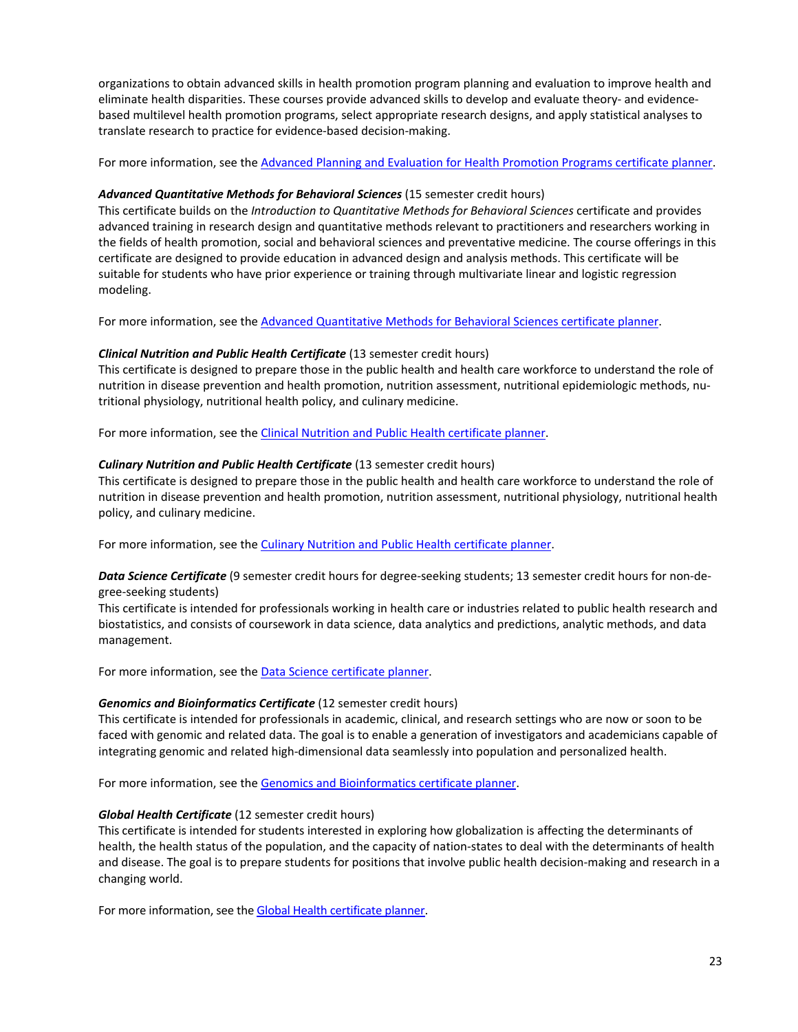organizations to obtain advanced skills in health promotion program planning and evaluation to improve health and eliminate health disparities. These courses provide advanced skills to develop and evaluate theory- and evidence-based multilevel health promotion programs, select appropriate research designs, and apply statistical analyses to translate research to practice for evidence-based decision-making.

For more information, see the [Advanced Planning and Evaluation for Health Promotion Programs certificate planner]().

***Advanced Quantitative Methods for Behavioral Sciences*** (15 semester credit hours)
This certificate builds on the *Introduction to Quantitative Methods for Behavioral Sciences* certificate and provides advanced training in research design and quantitative methods relevant to practitioners and researchers working in the fields of health promotion, social and behavioral sciences and preventative medicine. The course offerings in this certificate are designed to provide education in advanced design and analysis methods. This certificate will be suitable for students who have prior experience or training through multivariate linear and logistic regression modeling.

For more information, see the [Advanced Quantitative Methods for Behavioral Sciences certificate planner]().

***Clinical Nutrition and Public Health Certificate*** (13 semester credit hours)
This certificate is designed to prepare those in the public health and health care workforce to understand the role of nutrition in disease prevention and health promotion, nutrition assessment, nutritional epidemiologic methods, nutritional physiology, nutritional health policy, and culinary medicine.

For more information, see the [Clinical Nutrition and Public Health certificate planner]().

***Culinary Nutrition and Public Health Certificate*** (13 semester credit hours)
This certificate is designed to prepare those in the public health and health care workforce to understand the role of nutrition in disease prevention and health promotion, nutrition assessment, nutritional physiology, nutritional health policy, and culinary medicine.

For more information, see the [Culinary Nutrition and Public Health certificate planner]().

***Data Science Certificate*** (9 semester credit hours for degree-seeking students; 13 semester credit hours for non-degree-seeking students)
This certificate is intended for professionals working in health care or industries related to public health research and biostatistics, and consists of coursework in data science, data analytics and predictions, analytic methods, and data management.

For more information, see the [Data Science certificate planner]().

***Genomics and Bioinformatics Certificate*** (12 semester credit hours)
This certificate is intended for professionals in academic, clinical, and research settings who are now or soon to be faced with genomic and related data. The goal is to enable a generation of investigators and academicians capable of integrating genomic and related high-dimensional data seamlessly into population and personalized health.

For more information, see the [Genomics and Bioinformatics certificate planner]().

***Global Health Certificate*** (12 semester credit hours)
This certificate is intended for students interested in exploring how globalization is affecting the determinants of health, the health status of the population, and the capacity of nation-states to deal with the determinants of health and disease. The goal is to prepare students for positions that involve public health decision-making and research in a changing world.

For more information, see the [Global Health certificate planner]().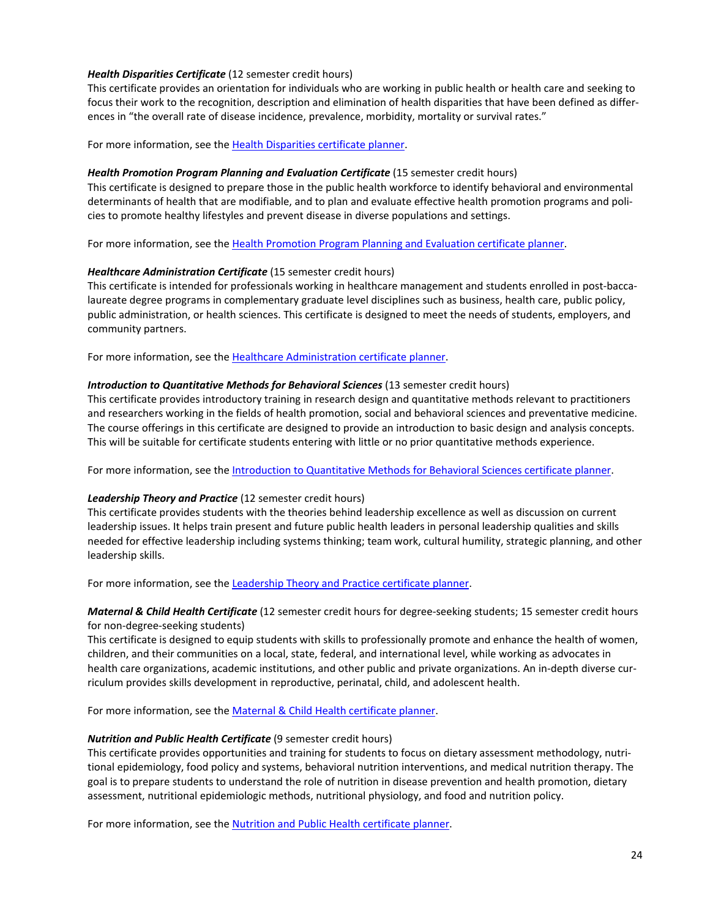***Health Disparities Certificate*** (12 semester credit hours)
This certificate provides an orientation for individuals who are working in public health or health care and seeking to focus their work to the recognition, description and elimination of health disparities that have been defined as differences in "the overall rate of disease incidence, prevalence, morbidity, mortality or survival rates."

For more information, see the Health Disparities certificate planner.

***Health Promotion Program Planning and Evaluation Certificate*** (15 semester credit hours)
This certificate is designed to prepare those in the public health workforce to identify behavioral and environmental determinants of health that are modifiable, and to plan and evaluate effective health promotion programs and policies to promote healthy lifestyles and prevent disease in diverse populations and settings.

For more information, see the Health Promotion Program Planning and Evaluation certificate planner.

***Healthcare Administration Certificate*** (15 semester credit hours)
This certificate is intended for professionals working in healthcare management and students enrolled in post-baccalaureate degree programs in complementary graduate level disciplines such as business, health care, public policy, public administration, or health sciences. This certificate is designed to meet the needs of students, employers, and community partners.

For more information, see the Healthcare Administration certificate planner.

***Introduction to Quantitative Methods for Behavioral Sciences*** (13 semester credit hours)
This certificate provides introductory training in research design and quantitative methods relevant to practitioners and researchers working in the fields of health promotion, social and behavioral sciences and preventative medicine. The course offerings in this certificate are designed to provide an introduction to basic design and analysis concepts. This will be suitable for certificate students entering with little or no prior quantitative methods experience.

For more information, see the Introduction to Quantitative Methods for Behavioral Sciences certificate planner.

***Leadership Theory and Practice*** (12 semester credit hours)
This certificate provides students with the theories behind leadership excellence as well as discussion on current leadership issues. It helps train present and future public health leaders in personal leadership qualities and skills needed for effective leadership including systems thinking; team work, cultural humility, strategic planning, and other leadership skills.

For more information, see the Leadership Theory and Practice certificate planner.

***Maternal & Child Health Certificate*** (12 semester credit hours for degree-seeking students; 15 semester credit hours for non-degree-seeking students)
This certificate is designed to equip students with skills to professionally promote and enhance the health of women, children, and their communities on a local, state, federal, and international level, while working as advocates in health care organizations, academic institutions, and other public and private organizations. An in-depth diverse curriculum provides skills development in reproductive, perinatal, child, and adolescent health.

For more information, see the Maternal & Child Health certificate planner.

***Nutrition and Public Health Certificate*** (9 semester credit hours)
This certificate provides opportunities and training for students to focus on dietary assessment methodology, nutritional epidemiology, food policy and systems, behavioral nutrition interventions, and medical nutrition therapy. The goal is to prepare students to understand the role of nutrition in disease prevention and health promotion, dietary assessment, nutritional epidemiologic methods, nutritional physiology, and food and nutrition policy.

For more information, see the Nutrition and Public Health certificate planner.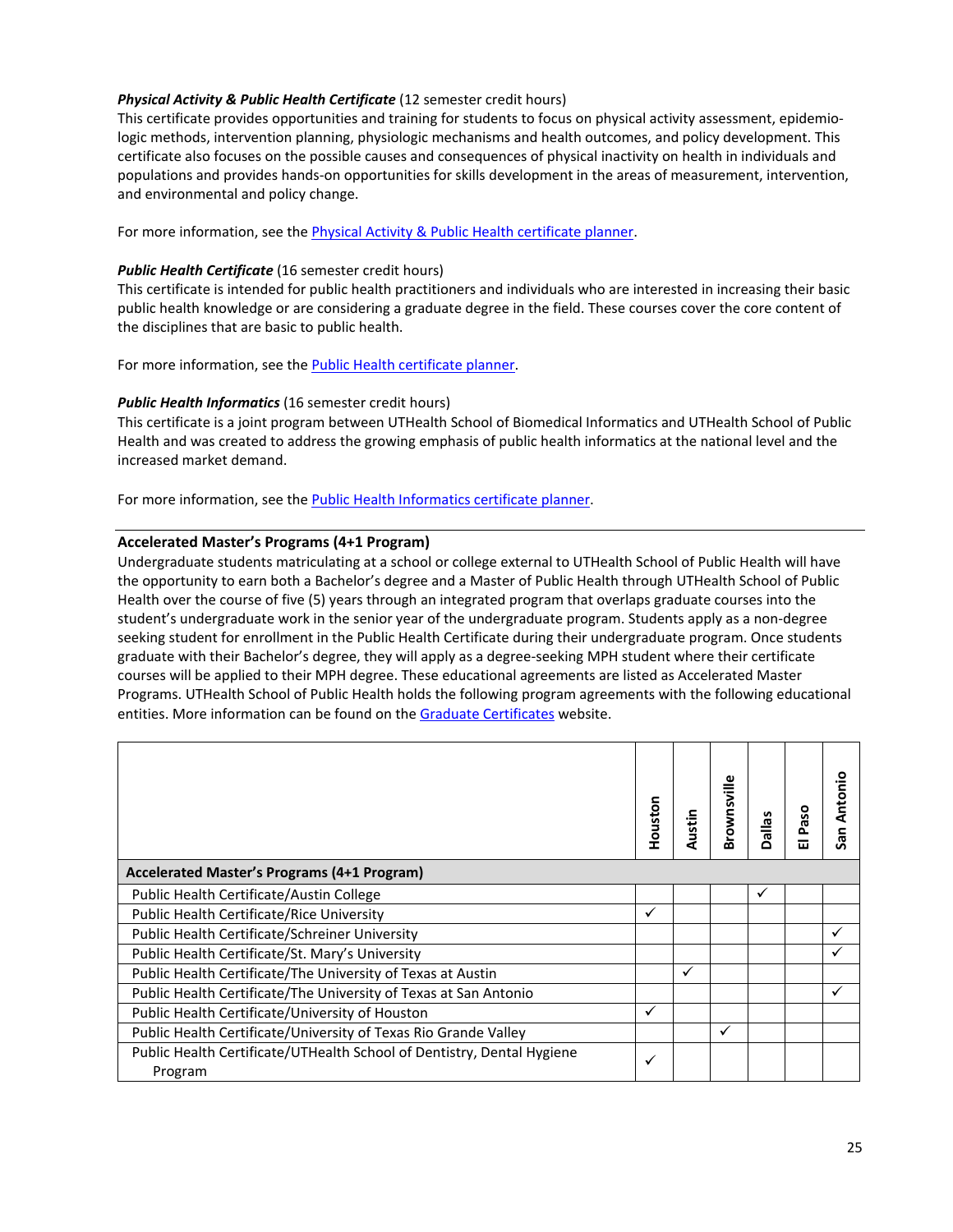***Physical Activity & Public Health Certificate*** (12 semester credit hours)
This certificate provides opportunities and training for students to focus on physical activity assessment, epidemiologic methods, intervention planning, physiologic mechanisms and health outcomes, and policy development. This certificate also focuses on the possible causes and consequences of physical inactivity on health in individuals and populations and provides hands-on opportunities for skills development in the areas of measurement, intervention, and environmental and policy change.

For more information, see the Physical Activity & Public Health certificate planner.

***Public Health Certificate*** (16 semester credit hours)
This certificate is intended for public health practitioners and individuals who are interested in increasing their basic public health knowledge or are considering a graduate degree in the field. These courses cover the core content of the disciplines that are basic to public health.

For more information, see the Public Health certificate planner.

***Public Health Informatics*** (16 semester credit hours)
This certificate is a joint program between UTHealth School of Biomedical Informatics and UTHealth School of Public Health and was created to address the growing emphasis of public health informatics at the national level and the increased market demand.

For more information, see the Public Health Informatics certificate planner.

---

**Accelerated Master's Programs (4+1 Program)**
Undergraduate students matriculating at a school or college external to UTHealth School of Public Health will have the opportunity to earn both a Bachelor's degree and a Master of Public Health through UTHealth School of Public Health over the course of five (5) years through an integrated program that overlaps graduate courses into the student's undergraduate work in the senior year of the undergraduate program. Students apply as a non-degree seeking student for enrollment in the Public Health Certificate during their undergraduate program. Once students graduate with their Bachelor's degree, they will apply as a degree-seeking MPH student where their certificate courses will be applied to their MPH degree. These educational agreements are listed as Accelerated Master Programs. UTHealth School of Public Health holds the following program agreements with the following educational entities. More information can be found on the Graduate Certificates website.

| | Houston | Austin | Brownsville | Dallas | El Paso | San Antonio |
|---|---|---|---|---|---|---|
| **Accelerated Master's Programs (4+1 Program)** | | | | | | |
| Public Health Certificate/Austin College | | | | ✓ | | |
| Public Health Certificate/Rice University | ✓ | | | | | |
| Public Health Certificate/Schreiner University | | | | | | ✓ |
| Public Health Certificate/St. Mary's University | | | | | | ✓ |
| Public Health Certificate/The University of Texas at Austin | | ✓ | | | | |
| Public Health Certificate/The University of Texas at San Antonio | | | | | | ✓ |
| Public Health Certificate/University of Houston | ✓ | | | | | |
| Public Health Certificate/University of Texas Rio Grande Valley | | | ✓ | | | |
| Public Health Certificate/UTHealth School of Dentistry, Dental Hygiene Program | ✓ | | | | | |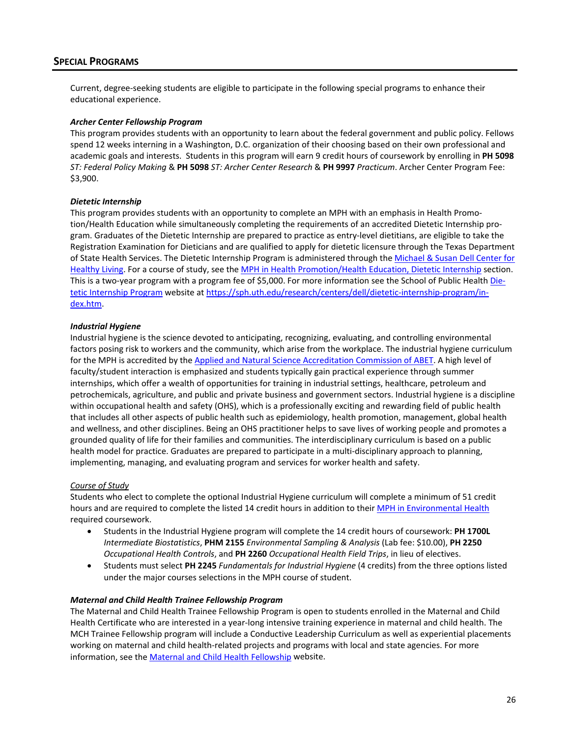## SPECIAL PROGRAMS

Current, degree-seeking students are eligible to participate in the following special programs to enhance their educational experience.

***Archer Center Fellowship Program***

This program provides students with an opportunity to learn about the federal government and public policy. Fellows spend 12 weeks interning in a Washington, D.C. organization of their choosing based on their own professional and academic goals and interests. Students in this program will earn 9 credit hours of coursework by enrolling in **PH 5098** *ST: Federal Policy Making* & **PH 5098** *ST: Archer Center Research* & **PH 9997** *Practicum*. Archer Center Program Fee: $3,900.

***Dietetic Internship***

This program provides students with an opportunity to complete an MPH with an emphasis in Health Promotion/Health Education while simultaneously completing the requirements of an accredited Dietetic Internship program. Graduates of the Dietetic Internship are prepared to practice as entry-level dietitians, are eligible to take the Registration Examination for Dieticians and are qualified to apply for dietetic licensure through the Texas Department of State Health Services. The Dietetic Internship Program is administered through the Michael & Susan Dell Center for Healthy Living. For a course of study, see the MPH in Health Promotion/Health Education, Dietetic Internship section. This is a two-year program with a program fee of $5,000. For more information see the School of Public Health Dietetic Internship Program website at https://sph.uth.edu/research/centers/dell/dietetic-internship-program/index.htm.

***Industrial Hygiene***

Industrial hygiene is the science devoted to anticipating, recognizing, evaluating, and controlling environmental factors posing risk to workers and the community, which arise from the workplace. The industrial hygiene curriculum for the MPH is accredited by the Applied and Natural Science Accreditation Commission of ABET. A high level of faculty/student interaction is emphasized and students typically gain practical experience through summer internships, which offer a wealth of opportunities for training in industrial settings, healthcare, petroleum and petrochemicals, agriculture, and public and private business and government sectors. Industrial hygiene is a discipline within occupational health and safety (OHS), which is a professionally exciting and rewarding field of public health that includes all other aspects of public health such as epidemiology, health promotion, management, global health and wellness, and other disciplines. Being an OHS practitioner helps to save lives of working people and promotes a grounded quality of life for their families and communities. The interdisciplinary curriculum is based on a public health model for practice. Graduates are prepared to participate in a multi-disciplinary approach to planning, implementing, managing, and evaluating program and services for worker health and safety.

*Course of Study*

Students who elect to complete the optional Industrial Hygiene curriculum will complete a minimum of 51 credit hours and are required to complete the listed 14 credit hours in addition to their MPH in Environmental Health required coursework.

- Students in the Industrial Hygiene program will complete the 14 credit hours of coursework: **PH 1700L** *Intermediate Biostatistics*, **PHM 2155** *Environmental Sampling & Analysis* (Lab fee: $10.00), **PH 2250** *Occupational Health Controls*, and **PH 2260** *Occupational Health Field Trips*, in lieu of electives.
- Students must select **PH 2245** *Fundamentals for Industrial Hygiene* (4 credits) from the three options listed under the major courses selections in the MPH course of student.

***Maternal and Child Health Trainee Fellowship Program***

The Maternal and Child Health Trainee Fellowship Program is open to students enrolled in the Maternal and Child Health Certificate who are interested in a year-long intensive training experience in maternal and child health. The MCH Trainee Fellowship program will include a Conductive Leadership Curriculum as well as experiential placements working on maternal and child health-related projects and programs with local and state agencies. For more information, see the Maternal and Child Health Fellowship website.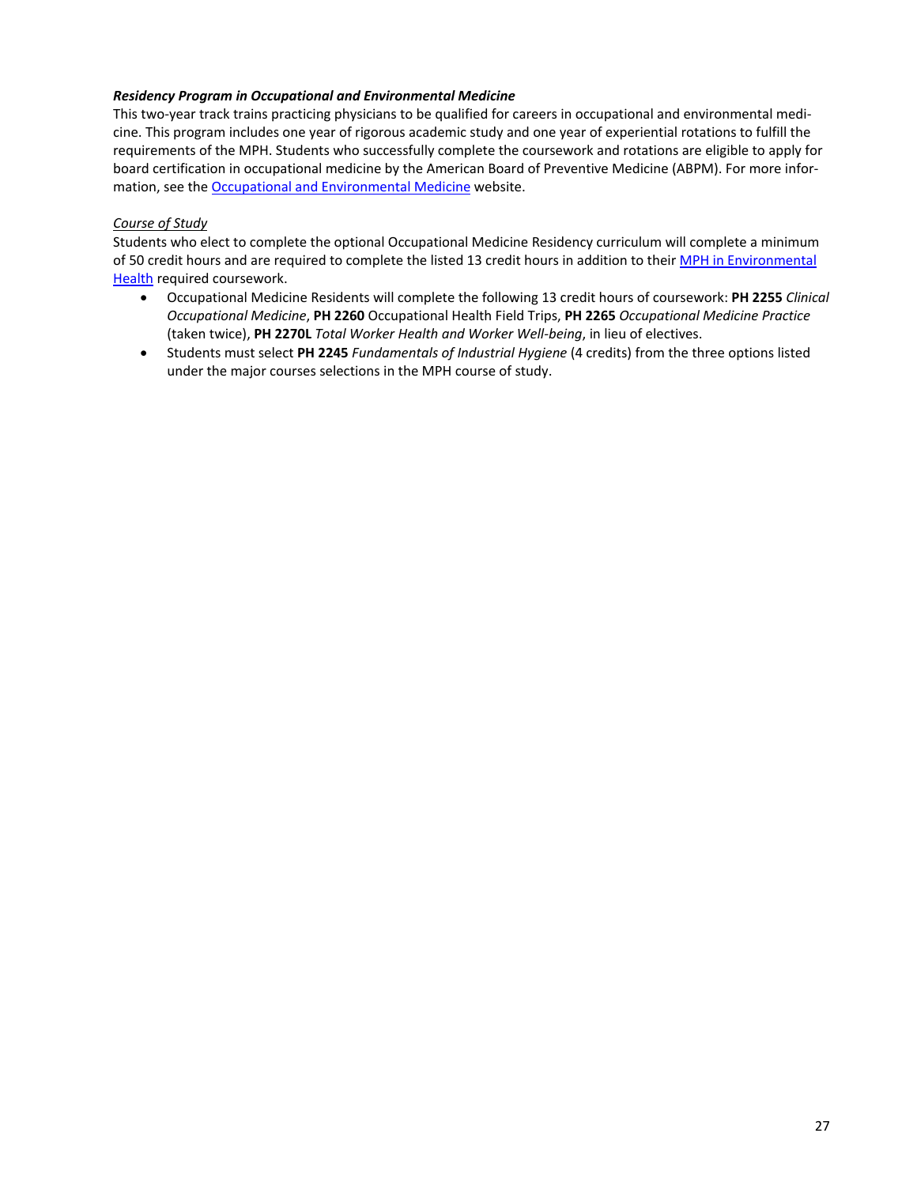***Residency Program in Occupational and Environmental Medicine***

This two-year track trains practicing physicians to be qualified for careers in occupational and environmental medicine. This program includes one year of rigorous academic study and one year of experiential rotations to fulfill the requirements of the MPH. Students who successfully complete the coursework and rotations are eligible to apply for board certification in occupational medicine by the American Board of Preventive Medicine (ABPM). For more information, see the [Occupational and Environmental Medicine]() website.

*Course of Study*

Students who elect to complete the optional Occupational Medicine Residency curriculum will complete a minimum of 50 credit hours and are required to complete the listed 13 credit hours in addition to their [MPH in Environmental Health]() required coursework.

- Occupational Medicine Residents will complete the following 13 credit hours of coursework: **PH 2255** *Clinical Occupational Medicine*, **PH 2260** Occupational Health Field Trips, **PH 2265** *Occupational Medicine Practice* (taken twice), **PH 2270L** *Total Worker Health and Worker Well-being*, in lieu of electives.
- Students must select **PH 2245** *Fundamentals of Industrial Hygiene* (4 credits) from the three options listed under the major courses selections in the MPH course of study.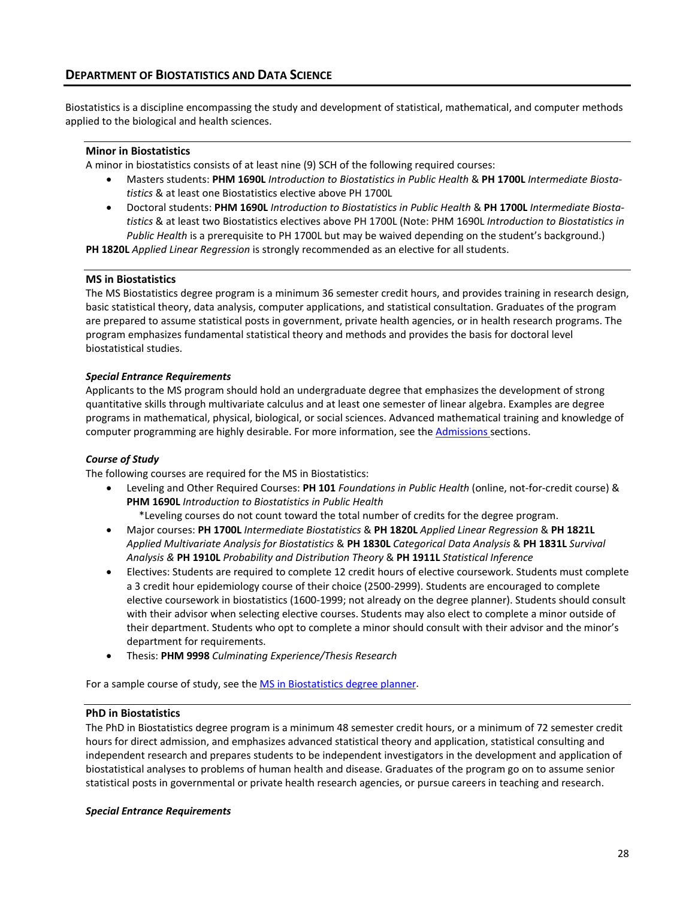## Department of Biostatistics and Data Science

Biostatistics is a discipline encompassing the study and development of statistical, mathematical, and computer methods applied to the biological and health sciences.

### Minor in Biostatistics

A minor in biostatistics consists of at least nine (9) SCH of the following required courses:

- Masters students: **PHM 1690L** *Introduction to Biostatistics in Public Health* & **PH 1700L** *Intermediate Biostatistics* & at least one Biostatistics elective above PH 1700L
- Doctoral students: **PHM 1690L** *Introduction to Biostatistics in Public Health* & **PH 1700L** *Intermediate Biostatistics* & at least two Biostatistics electives above PH 1700L (Note: PHM 1690L *Introduction to Biostatistics in Public Health* is a prerequisite to PH 1700L but may be waived depending on the student's background.)

**PH 1820L** *Applied Linear Regression* is strongly recommended as an elective for all students.

### MS in Biostatistics

The MS Biostatistics degree program is a minimum 36 semester credit hours, and provides training in research design, basic statistical theory, data analysis, computer applications, and statistical consultation. Graduates of the program are prepared to assume statistical posts in government, private health agencies, or in health research programs. The program emphasizes fundamental statistical theory and methods and provides the basis for doctoral level biostatistical studies.

#### *Special Entrance Requirements*

Applicants to the MS program should hold an undergraduate degree that emphasizes the development of strong quantitative skills through multivariate calculus and at least one semester of linear algebra. Examples are degree programs in mathematical, physical, biological, or social sciences. Advanced mathematical training and knowledge of computer programming are highly desirable. For more information, see the Admissions sections.

#### *Course of Study*

The following courses are required for the MS in Biostatistics:

- Leveling and Other Required Courses: **PH 101** *Foundations in Public Health* (online, not-for-credit course) & **PHM 1690L** *Introduction to Biostatistics in Public Health*
  *Leveling courses do not count toward the total number of credits for the degree program.
- Major courses: **PH 1700L** *Intermediate Biostatistics* & **PH 1820L** *Applied Linear Regression* & **PH 1821L** *Applied Multivariate Analysis for Biostatistics* & **PH 1830L** *Categorical Data Analysis* & **PH 1831L** *Survival Analysis &* **PH 1910L** *Probability and Distribution Theory* & **PH 1911L** *Statistical Inference*
- Electives: Students are required to complete 12 credit hours of elective coursework. Students must complete a 3 credit hour epidemiology course of their choice (2500-2999). Students are encouraged to complete elective coursework in biostatistics (1600-1999; not already on the degree planner). Students should consult with their advisor when selecting elective courses. Students may also elect to complete a minor outside of their department. Students who opt to complete a minor should consult with their advisor and the minor's department for requirements.
- Thesis: **PHM 9998** *Culminating Experience/Thesis Research*

For a sample course of study, see the MS in Biostatistics degree planner.

### PhD in Biostatistics

The PhD in Biostatistics degree program is a minimum 48 semester credit hours, or a minimum of 72 semester credit hours for direct admission, and emphasizes advanced statistical theory and application, statistical consulting and independent research and prepares students to be independent investigators in the development and application of biostatistical analyses to problems of human health and disease. Graduates of the program go on to assume senior statistical posts in governmental or private health research agencies, or pursue careers in teaching and research.

#### *Special Entrance Requirements*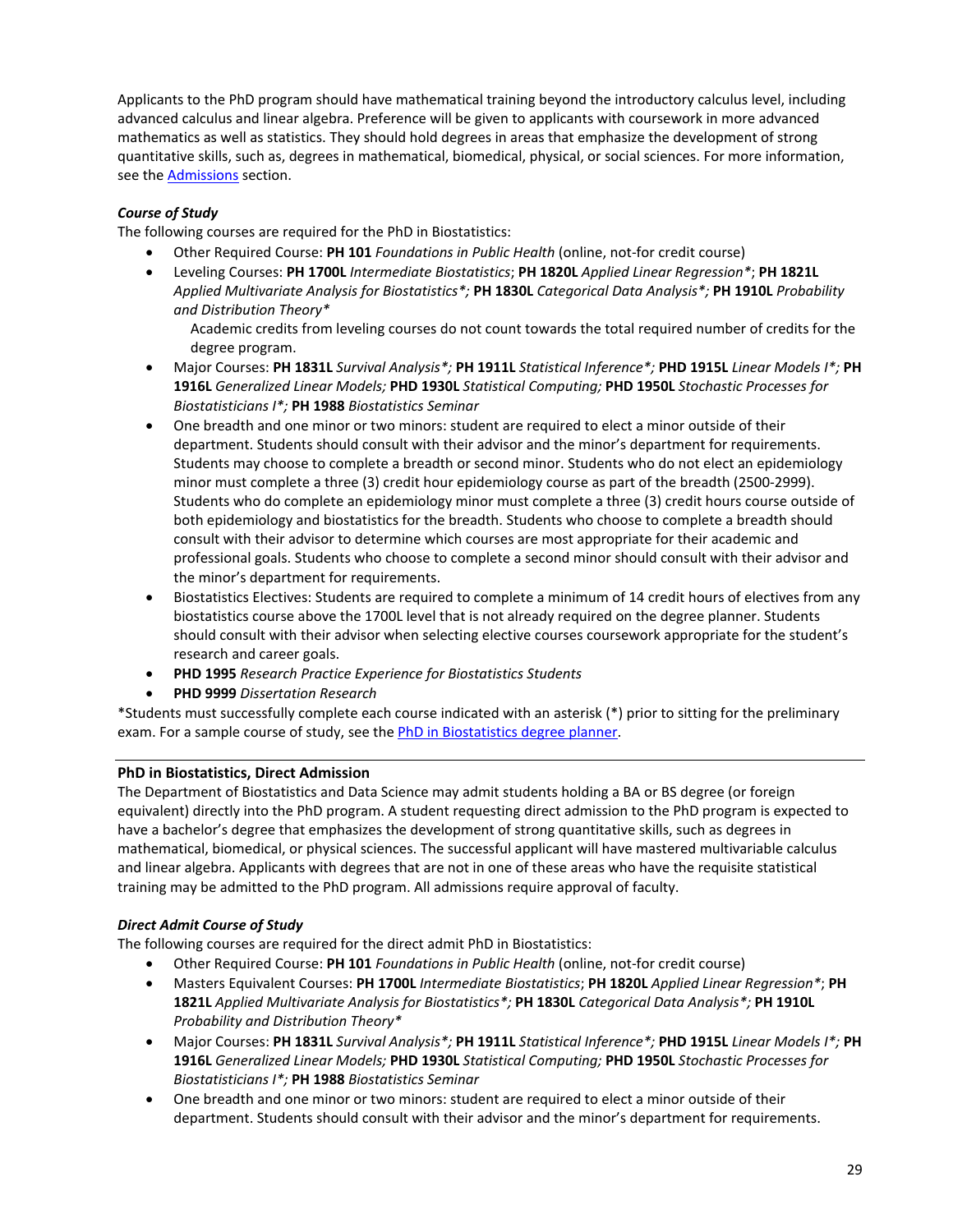Applicants to the PhD program should have mathematical training beyond the introductory calculus level, including advanced calculus and linear algebra. Preference will be given to applicants with coursework in more advanced mathematics as well as statistics. They should hold degrees in areas that emphasize the development of strong quantitative skills, such as, degrees in mathematical, biomedical, physical, or social sciences. For more information, see the [Admissions] section.

***Course of Study***

The following courses are required for the PhD in Biostatistics:

- Other Required Course: **PH 101** *Foundations in Public Health* (online, not-for credit course)
- Leveling Courses: **PH 1700L** *Intermediate Biostatistics*; **PH 1820L** *Applied Linear Regression**; **PH 1821L** *Applied Multivariate Analysis for Biostatistics*;* **PH 1830L** *Categorical Data Analysis*;* **PH 1910L** *Probability and Distribution Theory**

  Academic credits from leveling courses do not count towards the total required number of credits for the degree program.
- Major Courses: **PH 1831L** *Survival Analysis*;* **PH 1911L** *Statistical Inference*;* **PHD 1915L** *Linear Models I*;* **PH 1916L** *Generalized Linear Models;* **PHD 1930L** *Statistical Computing;* **PHD 1950L** *Stochastic Processes for Biostatisticians I*;* **PH 1988** *Biostatistics Seminar*
- One breadth and one minor or two minors: student are required to elect a minor outside of their department. Students should consult with their advisor and the minor's department for requirements. Students may choose to complete a breadth or second minor. Students who do not elect an epidemiology minor must complete a three (3) credit hour epidemiology course as part of the breadth (2500-2999). Students who do complete an epidemiology minor must complete a three (3) credit hours course outside of both epidemiology and biostatistics for the breadth. Students who choose to complete a breadth should consult with their advisor to determine which courses are most appropriate for their academic and professional goals. Students who choose to complete a second minor should consult with their advisor and the minor's department for requirements.
- Biostatistics Electives: Students are required to complete a minimum of 14 credit hours of electives from any biostatistics course above the 1700L level that is not already required on the degree planner. Students should consult with their advisor when selecting elective courses coursework appropriate for the student's research and career goals.
- **PHD 1995** *Research Practice Experience for Biostatistics Students*
- **PHD 9999** *Dissertation Research*

*Students must successfully complete each course indicated with an asterisk (*) prior to sitting for the preliminary exam. For a sample course of study, see the [PhD in Biostatistics degree planner].

---

**PhD in Biostatistics, Direct Admission**

The Department of Biostatistics and Data Science may admit students holding a BA or BS degree (or foreign equivalent) directly into the PhD program. A student requesting direct admission to the PhD program is expected to have a bachelor's degree that emphasizes the development of strong quantitative skills, such as degrees in mathematical, biomedical, or physical sciences. The successful applicant will have mastered multivariable calculus and linear algebra. Applicants with degrees that are not in one of these areas who have the requisite statistical training may be admitted to the PhD program. All admissions require approval of faculty.

***Direct Admit Course of Study***

The following courses are required for the direct admit PhD in Biostatistics:

- Other Required Course: **PH 101** *Foundations in Public Health* (online, not-for credit course)
- Masters Equivalent Courses: **PH 1700L** *Intermediate Biostatistics*; **PH 1820L** *Applied Linear Regression**; **PH 1821L** *Applied Multivariate Analysis for Biostatistics*;* **PH 1830L** *Categorical Data Analysis*;* **PH 1910L** *Probability and Distribution Theory**
- Major Courses: **PH 1831L** *Survival Analysis*;* **PH 1911L** *Statistical Inference*;* **PHD 1915L** *Linear Models I*;* **PH 1916L** *Generalized Linear Models;* **PHD 1930L** *Statistical Computing;* **PHD 1950L** *Stochastic Processes for Biostatisticians I*;* **PH 1988** *Biostatistics Seminar*
- One breadth and one minor or two minors: student are required to elect a minor outside of their department. Students should consult with their advisor and the minor's department for requirements.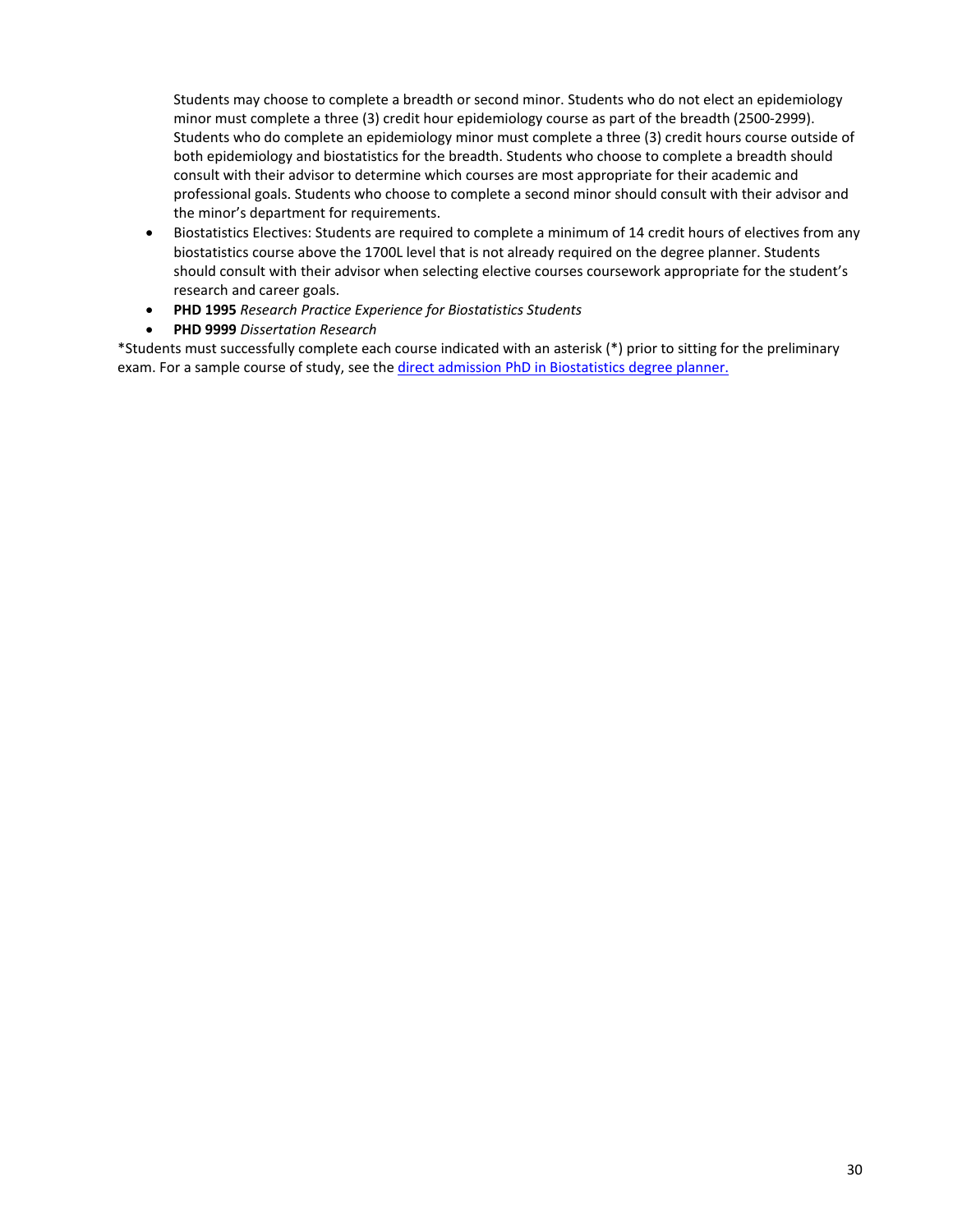Students may choose to complete a breadth or second minor. Students who do not elect an epidemiology minor must complete a three (3) credit hour epidemiology course as part of the breadth (2500-2999). Students who do complete an epidemiology minor must complete a three (3) credit hours course outside of both epidemiology and biostatistics for the breadth. Students who choose to complete a breadth should consult with their advisor to determine which courses are most appropriate for their academic and professional goals. Students who choose to complete a second minor should consult with their advisor and the minor's department for requirements.

- Biostatistics Electives: Students are required to complete a minimum of 14 credit hours of electives from any biostatistics course above the 1700L level that is not already required on the degree planner. Students should consult with their advisor when selecting elective courses coursework appropriate for the student's research and career goals.
- **PHD 1995** *Research Practice Experience for Biostatistics Students*
- **PHD 9999** *Dissertation Research*

*Students must successfully complete each course indicated with an asterisk (*) prior to sitting for the preliminary exam. For a sample course of study, see the [direct admission PhD in Biostatistics degree planner.]()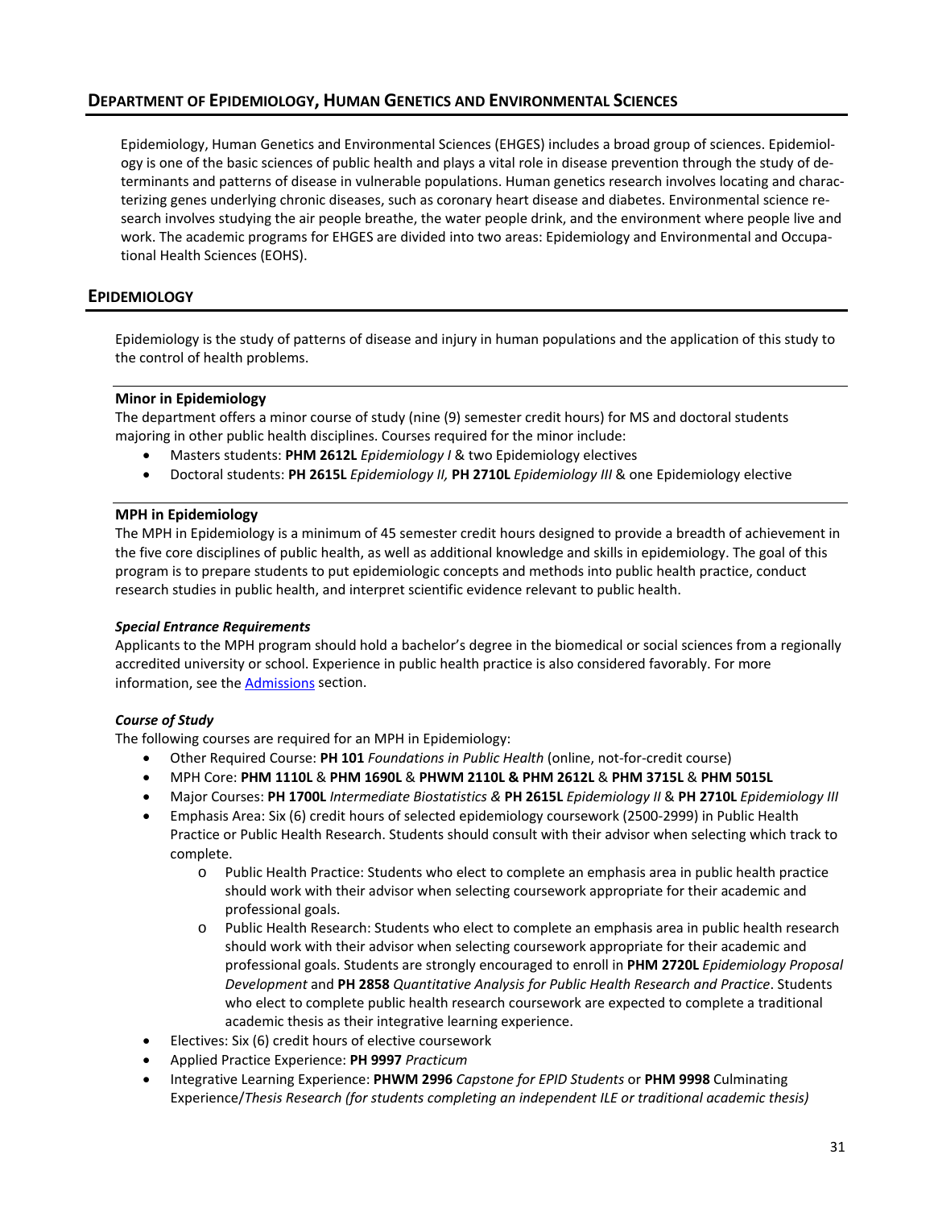## Department of Epidemiology, Human Genetics and Environmental Sciences

Epidemiology, Human Genetics and Environmental Sciences (EHGES) includes a broad group of sciences. Epidemiology is one of the basic sciences of public health and plays a vital role in disease prevention through the study of determinants and patterns of disease in vulnerable populations. Human genetics research involves locating and characterizing genes underlying chronic diseases, such as coronary heart disease and diabetes. Environmental science research involves studying the air people breathe, the water people drink, and the environment where people live and work. The academic programs for EHGES are divided into two areas: Epidemiology and Environmental and Occupational Health Sciences (EOHS).

## Epidemiology

Epidemiology is the study of patterns of disease and injury in human populations and the application of this study to the control of health problems.

### Minor in Epidemiology

The department offers a minor course of study (nine (9) semester credit hours) for MS and doctoral students majoring in other public health disciplines. Courses required for the minor include:

- Masters students: **PHM 2612L** *Epidemiology I* & two Epidemiology electives
- Doctoral students: **PH 2615L** *Epidemiology II,* **PH 2710L** *Epidemiology III* & one Epidemiology elective

### MPH in Epidemiology

The MPH in Epidemiology is a minimum of 45 semester credit hours designed to provide a breadth of achievement in the five core disciplines of public health, as well as additional knowledge and skills in epidemiology. The goal of this program is to prepare students to put epidemiologic concepts and methods into public health practice, conduct research studies in public health, and interpret scientific evidence relevant to public health.

#### *Special Entrance Requirements*

Applicants to the MPH program should hold a bachelor's degree in the biomedical or social sciences from a regionally accredited university or school. Experience in public health practice is also considered favorably. For more information, see the Admissions section.

#### *Course of Study*

The following courses are required for an MPH in Epidemiology:

- Other Required Course: **PH 101** *Foundations in Public Health* (online, not-for-credit course)
- MPH Core: **PHM 1110L** & **PHM 1690L** & **PHWM 2110L & PHM 2612L** & **PHM 3715L** & **PHM 5015L**
- Major Courses: **PH 1700L** *Intermediate Biostatistics &* **PH 2615L** *Epidemiology II* & **PH 2710L** *Epidemiology III*
- Emphasis Area: Six (6) credit hours of selected epidemiology coursework (2500-2999) in Public Health Practice or Public Health Research. Students should consult with their advisor when selecting which track to complete.
  - Public Health Practice: Students who elect to complete an emphasis area in public health practice should work with their advisor when selecting coursework appropriate for their academic and professional goals.
  - Public Health Research: Students who elect to complete an emphasis area in public health research should work with their advisor when selecting coursework appropriate for their academic and professional goals. Students are strongly encouraged to enroll in **PHM 2720L** *Epidemiology Proposal Development* and **PH 2858** *Quantitative Analysis for Public Health Research and Practice*. Students who elect to complete public health research coursework are expected to complete a traditional academic thesis as their integrative learning experience.
- Electives: Six (6) credit hours of elective coursework
- Applied Practice Experience: **PH 9997** *Practicum*
- Integrative Learning Experience: **PHWM 2996** *Capstone for EPID Students* or **PHM 9998** Culminating Experience/*Thesis Research (for students completing an independent ILE or traditional academic thesis)*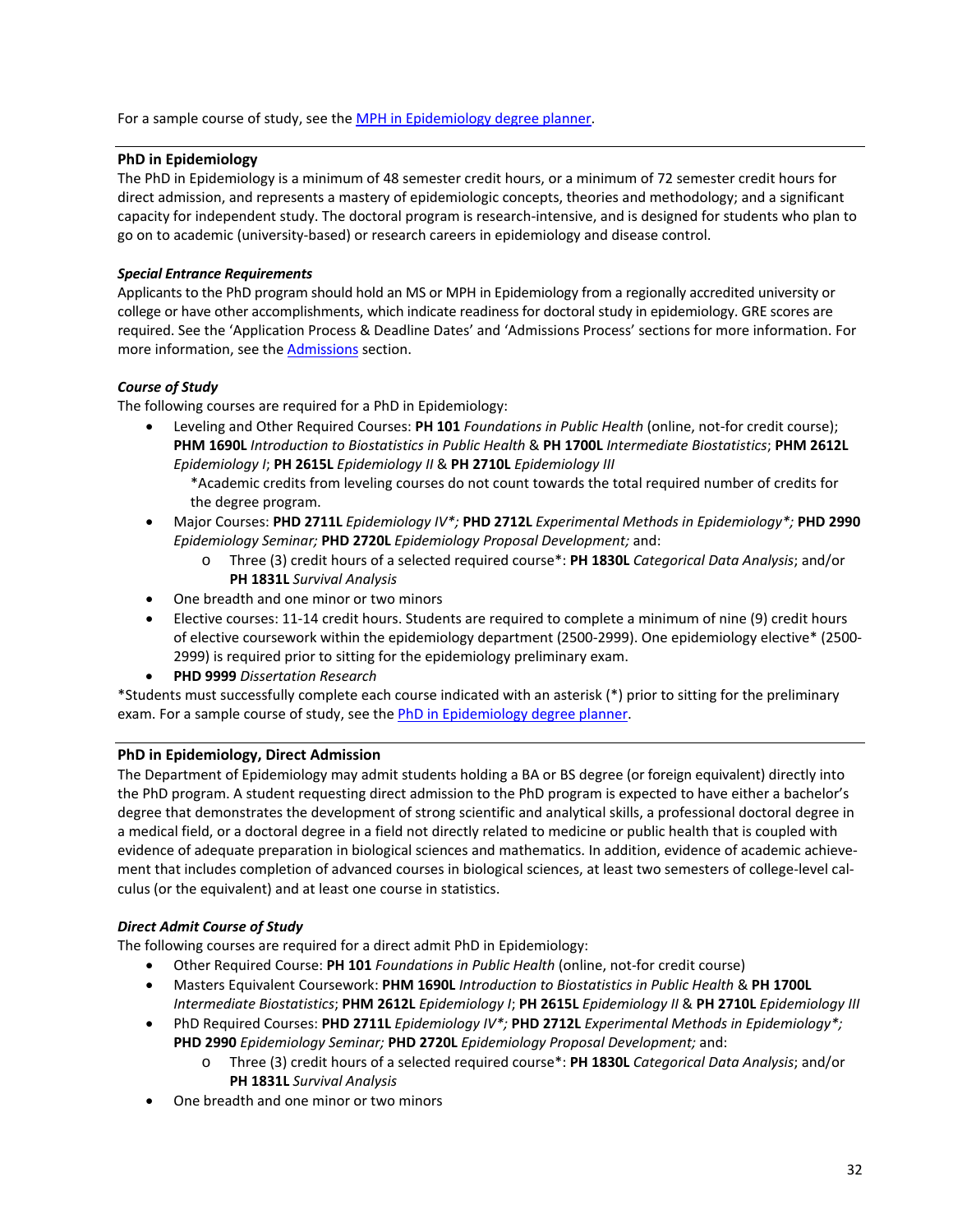For a sample course of study, see the [MPH in Epidemiology degree planner].

---

### PhD in Epidemiology

The PhD in Epidemiology is a minimum of 48 semester credit hours, or a minimum of 72 semester credit hours for direct admission, and represents a mastery of epidemiologic concepts, theories and methodology; and a significant capacity for independent study. The doctoral program is research-intensive, and is designed for students who plan to go on to academic (university-based) or research careers in epidemiology and disease control.

#### *Special Entrance Requirements*

Applicants to the PhD program should hold an MS or MPH in Epidemiology from a regionally accredited university or college or have other accomplishments, which indicate readiness for doctoral study in epidemiology. GRE scores are required. See the 'Application Process & Deadline Dates' and 'Admissions Process' sections for more information. For more information, see the [Admissions] section.

#### *Course of Study*

The following courses are required for a PhD in Epidemiology:

- Leveling and Other Required Courses: **PH 101** *Foundations in Public Health* (online, not-for credit course); **PHM 1690L** *Introduction to Biostatistics in Public Health* & **PH 1700L** *Intermediate Biostatistics*; **PHM 2612L** *Epidemiology I*; **PH 2615L** *Epidemiology II* & **PH 2710L** *Epidemiology III*

  *Academic credits from leveling courses do not count towards the total required number of credits for the degree program.
- Major Courses: **PHD 2711L** *Epidemiology IV*\*; **PHD 2712L** *Experimental Methods in Epidemiology*\*; **PHD 2990** *Epidemiology Seminar;* **PHD 2720L** *Epidemiology Proposal Development;* and:
  - Three (3) credit hours of a selected required course*: **PH 1830L** *Categorical Data Analysis*; and/or **PH 1831L** *Survival Analysis*
- One breadth and one minor or two minors
- Elective courses: 11-14 credit hours. Students are required to complete a minimum of nine (9) credit hours of elective coursework within the epidemiology department (2500-2999). One epidemiology elective* (2500-2999) is required prior to sitting for the epidemiology preliminary exam.
- **PHD 9999** *Dissertation Research*

*Students must successfully complete each course indicated with an asterisk (*) prior to sitting for the preliminary exam. For a sample course of study, see the [PhD in Epidemiology degree planner].

---

### PhD in Epidemiology, Direct Admission

The Department of Epidemiology may admit students holding a BA or BS degree (or foreign equivalent) directly into the PhD program. A student requesting direct admission to the PhD program is expected to have either a bachelor's degree that demonstrates the development of strong scientific and analytical skills, a professional doctoral degree in a medical field, or a doctoral degree in a field not directly related to medicine or public health that is coupled with evidence of adequate preparation in biological sciences and mathematics. In addition, evidence of academic achievement that includes completion of advanced courses in biological sciences, at least two semesters of college-level calculus (or the equivalent) and at least one course in statistics.

#### *Direct Admit Course of Study*

The following courses are required for a direct admit PhD in Epidemiology:

- Other Required Course: **PH 101** *Foundations in Public Health* (online, not-for credit course)
- Masters Equivalent Coursework: **PHM 1690L** *Introduction to Biostatistics in Public Health* & **PH 1700L** *Intermediate Biostatistics*; **PHM 2612L** *Epidemiology I*; **PH 2615L** *Epidemiology II* & **PH 2710L** *Epidemiology III*
- PhD Required Courses: **PHD 2711L** *Epidemiology IV*\*; **PHD 2712L** *Experimental Methods in Epidemiology*\*; **PHD 2990** *Epidemiology Seminar;* **PHD 2720L** *Epidemiology Proposal Development;* and:
  - Three (3) credit hours of a selected required course*: **PH 1830L** *Categorical Data Analysis*; and/or **PH 1831L** *Survival Analysis*
- One breadth and one minor or two minors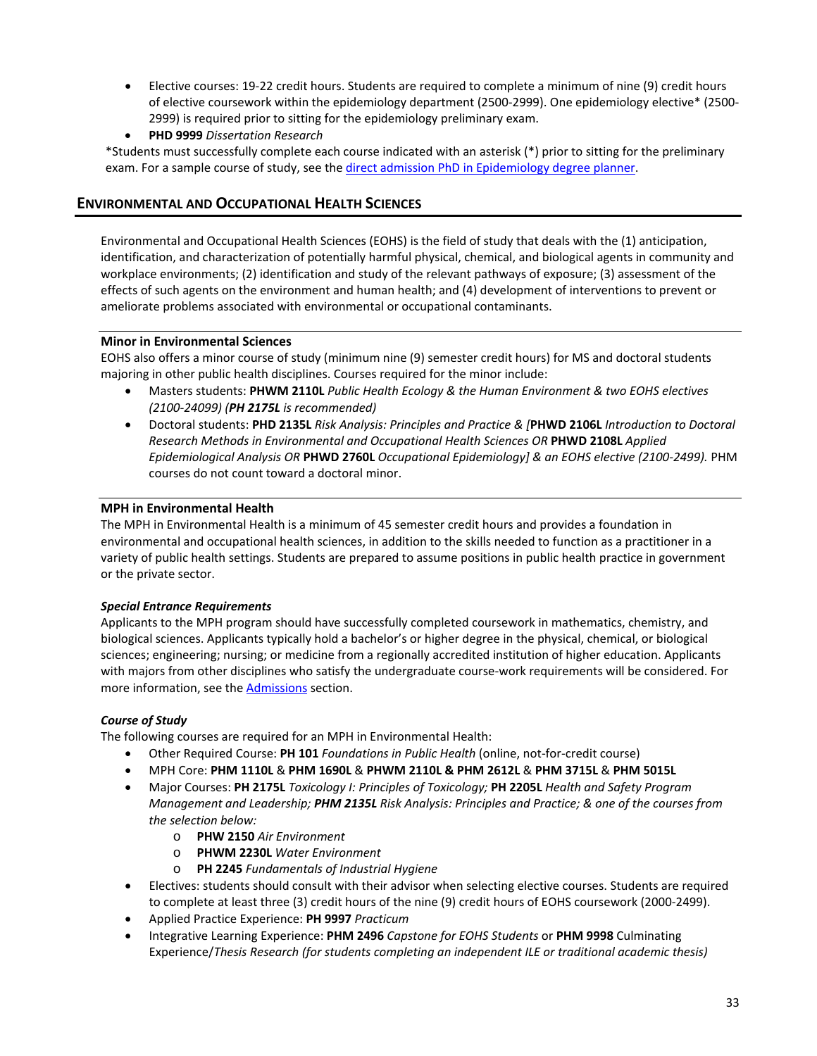- Elective courses: 19-22 credit hours. Students are required to complete a minimum of nine (9) credit hours of elective coursework within the epidemiology department (2500-2999). One epidemiology elective* (2500-2999) is required prior to sitting for the epidemiology preliminary exam.
- **PHD 9999** *Dissertation Research*

*Students must successfully complete each course indicated with an asterisk (*) prior to sitting for the preliminary exam. For a sample course of study, see the direct admission PhD in Epidemiology degree planner.

## ENVIRONMENTAL AND OCCUPATIONAL HEALTH SCIENCES

Environmental and Occupational Health Sciences (EOHS) is the field of study that deals with the (1) anticipation, identification, and characterization of potentially harmful physical, chemical, and biological agents in community and workplace environments; (2) identification and study of the relevant pathways of exposure; (3) assessment of the effects of such agents on the environment and human health; and (4) development of interventions to prevent or ameliorate problems associated with environmental or occupational contaminants.

### Minor in Environmental Sciences

EOHS also offers a minor course of study (minimum nine (9) semester credit hours) for MS and doctoral students majoring in other public health disciplines. Courses required for the minor include:

- Masters students: **PHWM 2110L** *Public Health Ecology & the Human Environment & two EOHS electives (2100-24099) (**PH 2175L** is recommended)*
- Doctoral students: **PHD 2135L** *Risk Analysis: Principles and Practice & [***PHWD 2106L** *Introduction to Doctoral Research Methods in Environmental and Occupational Health Sciences OR* **PHWD 2108L** *Applied Epidemiological Analysis OR* **PHWD 2760L** *Occupational Epidemiology] & an EOHS elective (2100-2499).* PHM courses do not count toward a doctoral minor.

### MPH in Environmental Health

The MPH in Environmental Health is a minimum of 45 semester credit hours and provides a foundation in environmental and occupational health sciences, in addition to the skills needed to function as a practitioner in a variety of public health settings. Students are prepared to assume positions in public health practice in government or the private sector.

#### *Special Entrance Requirements*

Applicants to the MPH program should have successfully completed coursework in mathematics, chemistry, and biological sciences. Applicants typically hold a bachelor's or higher degree in the physical, chemical, or biological sciences; engineering; nursing; or medicine from a regionally accredited institution of higher education. Applicants with majors from other disciplines who satisfy the undergraduate course-work requirements will be considered. For more information, see the Admissions section.

#### *Course of Study*

The following courses are required for an MPH in Environmental Health:

- Other Required Course: **PH 101** *Foundations in Public Health* (online, not-for-credit course)
- MPH Core: **PHM 1110L** & **PHM 1690L** & **PHWM 2110L & PHM 2612L** & **PHM 3715L** & **PHM 5015L**
- Major Courses: **PH 2175L** *Toxicology I: Principles of Toxicology;* **PH 2205L** *Health and Safety Program Management and Leadership;* ***PHM 2135L*** *Risk Analysis: Principles and Practice; & one of the courses from the selection below:*
  - **PHW 2150** *Air Environment*
  - **PHWM 2230L** *Water Environment*
  - **PH 2245** *Fundamentals of Industrial Hygiene*
- Electives: students should consult with their advisor when selecting elective courses. Students are required to complete at least three (3) credit hours of the nine (9) credit hours of EOHS coursework (2000-2499).
- Applied Practice Experience: **PH 9997** *Practicum*
- Integrative Learning Experience: **PHM 2496** *Capstone for EOHS Students* or **PHM 9998** Culminating Experience/*Thesis Research (for students completing an independent ILE or traditional academic thesis)*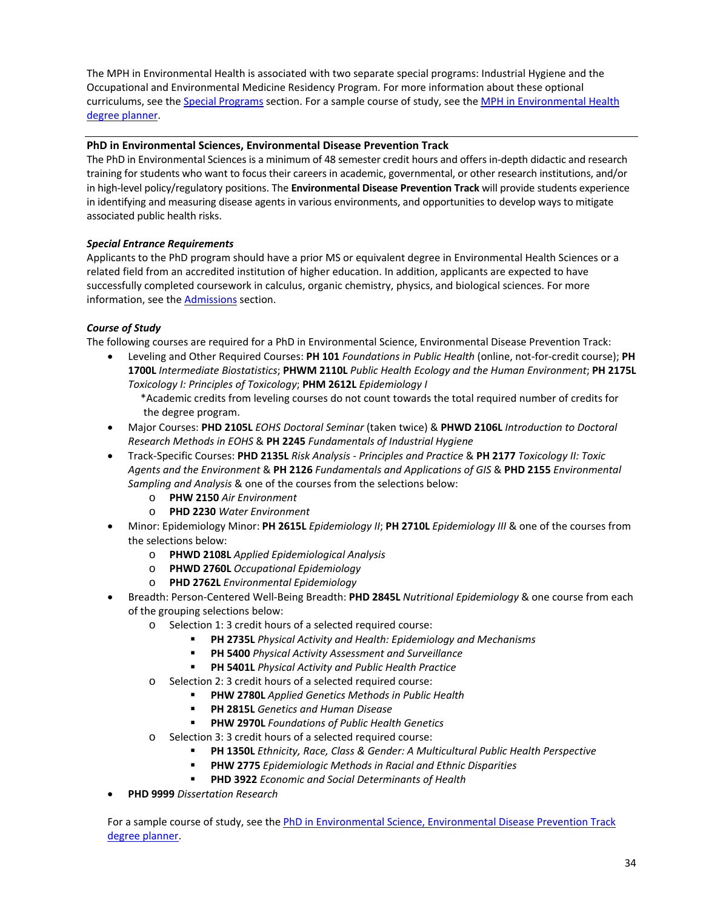The MPH in Environmental Health is associated with two separate special programs: Industrial Hygiene and the Occupational and Environmental Medicine Residency Program. For more information about these optional curriculums, see the [Special Programs]() section. For a sample course of study, see the [MPH in Environmental Health degree planner]().

---

**PhD in Environmental Sciences, Environmental Disease Prevention Track**

The PhD in Environmental Sciences is a minimum of 48 semester credit hours and offers in-depth didactic and research training for students who want to focus their careers in academic, governmental, or other research institutions, and/or in high-level policy/regulatory positions. The **Environmental Disease Prevention Track** will provide students experience in identifying and measuring disease agents in various environments, and opportunities to develop ways to mitigate associated public health risks.

***Special Entrance Requirements***

Applicants to the PhD program should have a prior MS or equivalent degree in Environmental Health Sciences or a related field from an accredited institution of higher education. In addition, applicants are expected to have successfully completed coursework in calculus, organic chemistry, physics, and biological sciences. For more information, see the [Admissions]() section.

***Course of Study***

The following courses are required for a PhD in Environmental Science, Environmental Disease Prevention Track:

- Leveling and Other Required Courses: **PH 101** *Foundations in Public Health* (online, not-for-credit course); **PH 1700L** *Intermediate Biostatistics*; **PHWM 2110L** *Public Health Ecology and the Human Environment*; **PH 2175L** *Toxicology I: Principles of Toxicology*; **PHM 2612L** *Epidemiology I*
  *Academic credits from leveling courses do not count towards the total required number of credits for the degree program.
- Major Courses: **PHD 2105L** *EOHS Doctoral Seminar* (taken twice) & **PHWD 2106L** *Introduction to Doctoral Research Methods in EOHS* & **PH 2245** *Fundamentals of Industrial Hygiene*
- Track-Specific Courses: **PHD 2135L** *Risk Analysis - Principles and Practice* & **PH 2177** *Toxicology II: Toxic Agents and the Environment* & **PH 2126** *Fundamentals and Applications of GIS* & **PHD 2155** *Environmental Sampling and Analysis* & one of the courses from the selections below:
  - **PHW 2150** *Air Environment*
  - **PHD 2230** *Water Environment*
- Minor: Epidemiology Minor: **PH 2615L** *Epidemiology II*; **PH 2710L** *Epidemiology III* & one of the courses from the selections below:
  - **PHWD 2108L** *Applied Epidemiological Analysis*
  - **PHWD 2760L** *Occupational Epidemiology*
  - **PHD 2762L** *Environmental Epidemiology*
- Breadth: Person-Centered Well-Being Breadth: **PHD 2845L** *Nutritional Epidemiology* & one course from each of the grouping selections below:
  - Selection 1: 3 credit hours of a selected required course:
    - **PH 2735L** *Physical Activity and Health: Epidemiology and Mechanisms*
    - **PH 5400** *Physical Activity Assessment and Surveillance*
    - **PH 5401L** *Physical Activity and Public Health Practice*
  - Selection 2: 3 credit hours of a selected required course:
    - **PHW 2780L** *Applied Genetics Methods in Public Health*
    - **PH 2815L** *Genetics and Human Disease*
    - **PHW 2970L** *Foundations of Public Health Genetics*
  - Selection 3: 3 credit hours of a selected required course:
    - **PH 1350L** *Ethnicity, Race, Class & Gender: A Multicultural Public Health Perspective*
    - **PHW 2775** *Epidemiologic Methods in Racial and Ethnic Disparities*
    - **PHD 3922** *Economic and Social Determinants of Health*
- **PHD 9999** *Dissertation Research*

For a sample course of study, see the [PhD in Environmental Science, Environmental Disease Prevention Track degree planner]().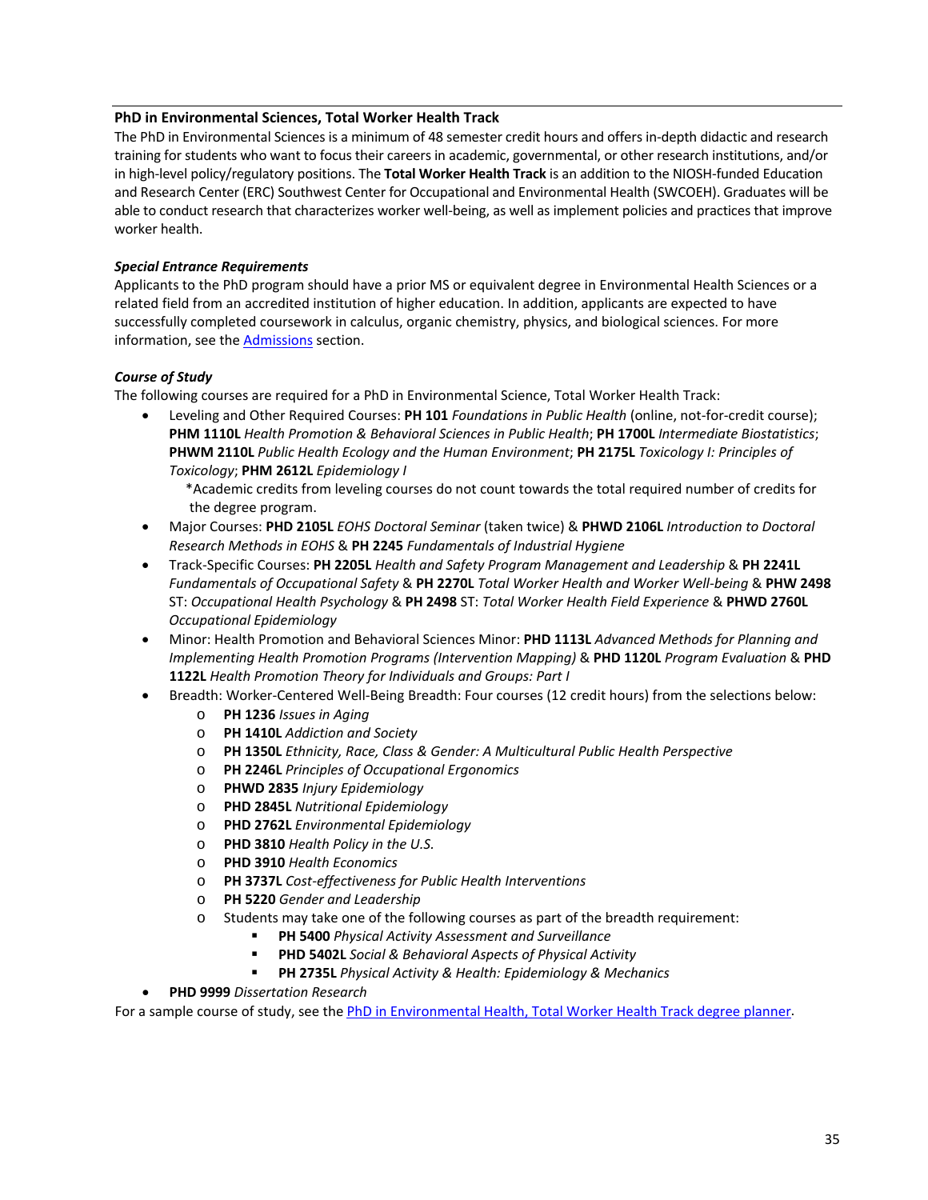### PhD in Environmental Sciences, Total Worker Health Track

The PhD in Environmental Sciences is a minimum of 48 semester credit hours and offers in-depth didactic and research training for students who want to focus their careers in academic, governmental, or other research institutions, and/or in high-level policy/regulatory positions. The **Total Worker Health Track** is an addition to the NIOSH-funded Education and Research Center (ERC) Southwest Center for Occupational and Environmental Health (SWCOEH). Graduates will be able to conduct research that characterizes worker well-being, as well as implement policies and practices that improve worker health.

#### *Special Entrance Requirements*

Applicants to the PhD program should have a prior MS or equivalent degree in Environmental Health Sciences or a related field from an accredited institution of higher education. In addition, applicants are expected to have successfully completed coursework in calculus, organic chemistry, physics, and biological sciences. For more information, see the Admissions section.

#### *Course of Study*

The following courses are required for a PhD in Environmental Science, Total Worker Health Track:

- Leveling and Other Required Courses: **PH 101** *Foundations in Public Health* (online, not-for-credit course); **PHM 1110L** *Health Promotion & Behavioral Sciences in Public Health*; **PH 1700L** *Intermediate Biostatistics*; **PHWM 2110L** *Public Health Ecology and the Human Environment*; **PH 2175L** *Toxicology I: Principles of Toxicology*; **PHM 2612L** *Epidemiology I*
  *Academic credits from leveling courses do not count towards the total required number of credits for the degree program.
- Major Courses: **PHD 2105L** *EOHS Doctoral Seminar* (taken twice) & **PHWD 2106L** *Introduction to Doctoral Research Methods in EOHS* & **PH 2245** *Fundamentals of Industrial Hygiene*
- Track-Specific Courses: **PH 2205L** *Health and Safety Program Management and Leadership* & **PH 2241L** *Fundamentals of Occupational Safety* & **PH 2270L** *Total Worker Health and Worker Well-being* & **PHW 2498** ST: *Occupational Health Psychology* & **PH 2498** ST: *Total Worker Health Field Experience* & **PHWD 2760L** *Occupational Epidemiology*
- Minor: Health Promotion and Behavioral Sciences Minor: **PHD 1113L** *Advanced Methods for Planning and Implementing Health Promotion Programs (Intervention Mapping)* & **PHD 1120L** *Program Evaluation* & **PHD 1122L** *Health Promotion Theory for Individuals and Groups: Part I*
- Breadth: Worker-Centered Well-Being Breadth: Four courses (12 credit hours) from the selections below:
  - **PH 1236** *Issues in Aging*
  - **PH 1410L** *Addiction and Society*
  - **PH 1350L** *Ethnicity, Race, Class & Gender: A Multicultural Public Health Perspective*
  - **PH 2246L** *Principles of Occupational Ergonomics*
  - **PHWD 2835** *Injury Epidemiology*
  - **PHD 2845L** *Nutritional Epidemiology*
  - **PHD 2762L** *Environmental Epidemiology*
  - **PHD 3810** *Health Policy in the U.S.*
  - **PHD 3910** *Health Economics*
  - **PH 3737L** *Cost-effectiveness for Public Health Interventions*
  - **PH 5220** *Gender and Leadership*
  - Students may take one of the following courses as part of the breadth requirement:
    - **PH 5400** *Physical Activity Assessment and Surveillance*
    - **PHD 5402L** *Social & Behavioral Aspects of Physical Activity*
    - **PH 2735L** *Physical Activity & Health: Epidemiology & Mechanics*
- **PHD 9999** *Dissertation Research*

For a sample course of study, see the PhD in Environmental Health, Total Worker Health Track degree planner.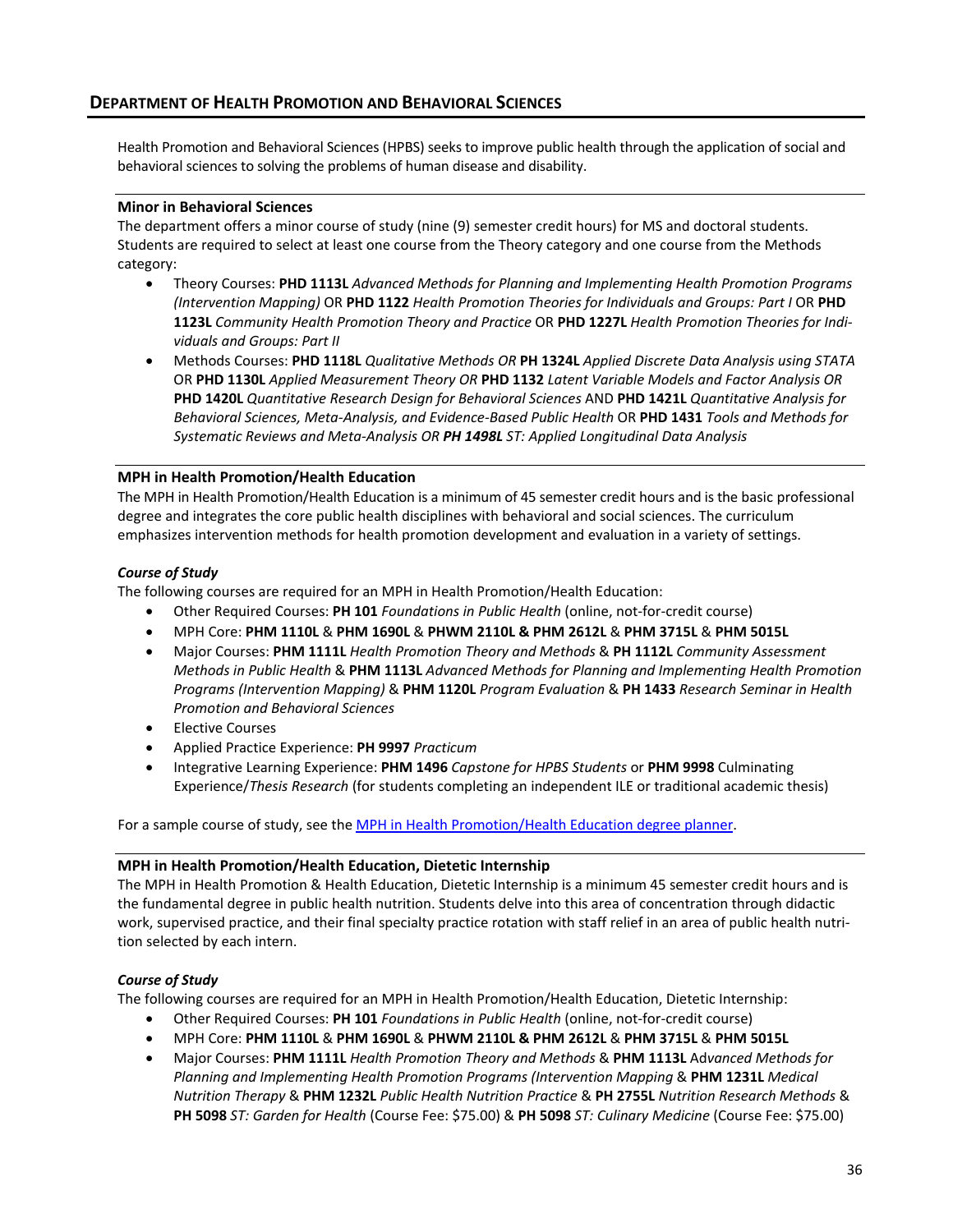## DEPARTMENT OF HEALTH PROMOTION AND BEHAVIORAL SCIENCES

Health Promotion and Behavioral Sciences (HPBS) seeks to improve public health through the application of social and behavioral sciences to solving the problems of human disease and disability.

### Minor in Behavioral Sciences

The department offers a minor course of study (nine (9) semester credit hours) for MS and doctoral students. Students are required to select at least one course from the Theory category and one course from the Methods category:

- Theory Courses: **PHD 1113L** *Advanced Methods for Planning and Implementing Health Promotion Programs (Intervention Mapping)* OR **PHD 1122** *Health Promotion Theories for Individuals and Groups: Part I* OR **PHD 1123L** *Community Health Promotion Theory and Practice* OR **PHD 1227L** *Health Promotion Theories for Individuals and Groups: Part II*
- Methods Courses: **PHD 1118L** *Qualitative Methods OR* **PH 1324L** *Applied Discrete Data Analysis using STATA* OR **PHD 1130L** *Applied Measurement Theory OR* **PHD 1132** *Latent Variable Models and Factor Analysis OR* **PHD 1420L** *Quantitative Research Design for Behavioral Sciences* AND **PHD 1421L** *Quantitative Analysis for Behavioral Sciences, Meta-Analysis, and Evidence-Based Public Health* OR **PHD 1431** *Tools and Methods for Systematic Reviews and Meta-Analysis OR* ***PH 1498L*** *ST: Applied Longitudinal Data Analysis*

### MPH in Health Promotion/Health Education

The MPH in Health Promotion/Health Education is a minimum of 45 semester credit hours and is the basic professional degree and integrates the core public health disciplines with behavioral and social sciences. The curriculum emphasizes intervention methods for health promotion development and evaluation in a variety of settings.

#### *Course of Study*

The following courses are required for an MPH in Health Promotion/Health Education:

- Other Required Courses: **PH 101** *Foundations in Public Health* (online, not-for-credit course)
- MPH Core: **PHM 1110L** & **PHM 1690L** & **PHWM 2110L & PHM 2612L** & **PHM 3715L** & **PHM 5015L**
- Major Courses: **PHM 1111L** *Health Promotion Theory and Methods* & **PH 1112L** *Community Assessment Methods in Public Health* & **PHM 1113L** *Advanced Methods for Planning and Implementing Health Promotion Programs (Intervention Mapping)* & **PHM 1120L** *Program Evaluation* & **PH 1433** *Research Seminar in Health Promotion and Behavioral Sciences*
- Elective Courses
- Applied Practice Experience: **PH 9997** *Practicum*
- Integrative Learning Experience: **PHM 1496** *Capstone for HPBS Students* or **PHM 9998** Culminating Experience/*Thesis Research* (for students completing an independent ILE or traditional academic thesis)

For a sample course of study, see the MPH in Health Promotion/Health Education degree planner.

### MPH in Health Promotion/Health Education, Dietetic Internship

The MPH in Health Promotion & Health Education, Dietetic Internship is a minimum 45 semester credit hours and is the fundamental degree in public health nutrition. Students delve into this area of concentration through didactic work, supervised practice, and their final specialty practice rotation with staff relief in an area of public health nutrition selected by each intern.

#### *Course of Study*

The following courses are required for an MPH in Health Promotion/Health Education, Dietetic Internship:

- Other Required Courses: **PH 101** *Foundations in Public Health* (online, not-for-credit course)
- MPH Core: **PHM 1110L** & **PHM 1690L** & **PHWM 2110L & PHM 2612L** & **PHM 3715L** & **PHM 5015L**
- Major Courses: **PHM 1111L** *Health Promotion Theory and Methods* & **PHM 1113L** A*dvanced Methods for Planning and Implementing Health Promotion Programs (Intervention Mapping* & **PHM 1231L** *Medical Nutrition Therapy* & **PHM 1232L** *Public Health Nutrition Practice* & **PH 2755L** *Nutrition Research Methods* & **PH 5098** *ST: Garden for Health* (Course Fee: $75.00) & **PH 5098** *ST: Culinary Medicine* (Course Fee: $75.00)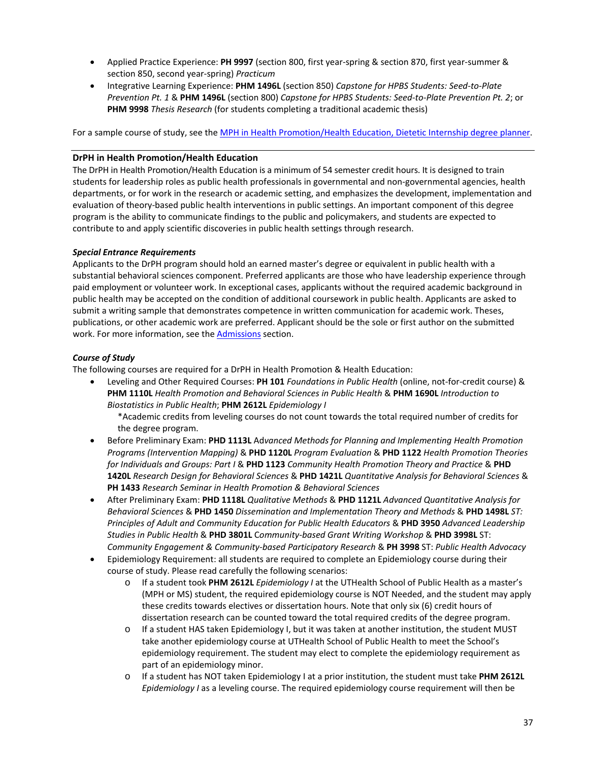- Applied Practice Experience: **PH 9997** (section 800, first year-spring & section 870, first year-summer & section 850, second year-spring) *Practicum*
- Integrative Learning Experience: **PHM 1496L** (section 850) *Capstone for HPBS Students: Seed-to-Plate Prevention Pt. 1* & **PHM 1496L** (section 800) *Capstone for HPBS Students: Seed-to-Plate Prevention Pt. 2*; or **PHM 9998** *Thesis Research* (for students completing a traditional academic thesis)

For a sample course of study, see the [MPH in Health Promotion/Health Education, Dietetic Internship degree planner](#).

---

### DrPH in Health Promotion/Health Education

The DrPH in Health Promotion/Health Education is a minimum of 54 semester credit hours. It is designed to train students for leadership roles as public health professionals in governmental and non-governmental agencies, health departments, or for work in the research or academic setting, and emphasizes the development, implementation and evaluation of theory-based public health interventions in public settings. An important component of this degree program is the ability to communicate findings to the public and policymakers, and students are expected to contribute to and apply scientific discoveries in public health settings through research.

#### *Special Entrance Requirements*

Applicants to the DrPH program should hold an earned master's degree or equivalent in public health with a substantial behavioral sciences component. Preferred applicants are those who have leadership experience through paid employment or volunteer work. In exceptional cases, applicants without the required academic background in public health may be accepted on the condition of additional coursework in public health. Applicants are asked to submit a writing sample that demonstrates competence in written communication for academic work. Theses, publications, or other academic work are preferred. Applicant should be the sole or first author on the submitted work. For more information, see the [Admissions](#) section.

#### *Course of Study*

The following courses are required for a DrPH in Health Promotion & Health Education:

- Leveling and Other Required Courses: **PH 101** *Foundations in Public Health* (online, not-for-credit course) & **PHM 1110L** *Health Promotion and Behavioral Sciences in Public Health* & **PHM 1690L** *Introduction to Biostatistics in Public Health*; **PHM 2612L** *Epidemiology I*
  *Academic credits from leveling courses do not count towards the total required number of credits for the degree program.
- Before Preliminary Exam: **PHD 1113L** Ad*vanced Methods for Planning and Implementing Health Promotion Programs (Intervention Mapping)* & **PHD 1120L** *Program Evaluation* & **PHD 1122** *Health Promotion Theories for Individuals and Groups: Part I* & **PHD 1123** *Community Health Promotion Theory and Practice* & **PHD 1420L** *Research Design for Behavioral Sciences* & **PHD 1421L** *Quantitative Analysis for Behavioral Sciences* & **PH 1433** *Research Seminar in Health Promotion & Behavioral Sciences*
- After Preliminary Exam: **PHD 1118L** *Qualitative Methods* & **PHD 1121L** *Advanced Quantitative Analysis for Behavioral Sciences* & **PHD 1450** *Dissemination and Implementation Theory and Methods* & **PHD 1498L** *ST: Principles of Adult and Community Education for Public Health Educators* & **PHD 3950** *Advanced Leadership Studies in Public Health* & **PHD 3801L** *Community-based Grant Writing Workshop* & **PHD 3998L** ST: *Community Engagement & Community-based Participatory Research* & **PH 3998** ST: *Public Health Advocacy*
- Epidemiology Requirement: all students are required to complete an Epidemiology course during their course of study. Please read carefully the following scenarios:
  - If a student took **PHM 2612L** *Epidemiology I* at the UTHealth School of Public Health as a master's (MPH or MS) student, the required epidemiology course is NOT Needed, and the student may apply these credits towards electives or dissertation hours. Note that only six (6) credit hours of dissertation research can be counted toward the total required credits of the degree program.
  - If a student HAS taken Epidemiology I, but it was taken at another institution, the student MUST take another epidemiology course at UTHealth School of Public Health to meet the School's epidemiology requirement. The student may elect to complete the epidemiology requirement as part of an epidemiology minor.
  - If a student has NOT taken Epidemiology I at a prior institution, the student must take **PHM 2612L** *Epidemiology I* as a leveling course. The required epidemiology course requirement will then be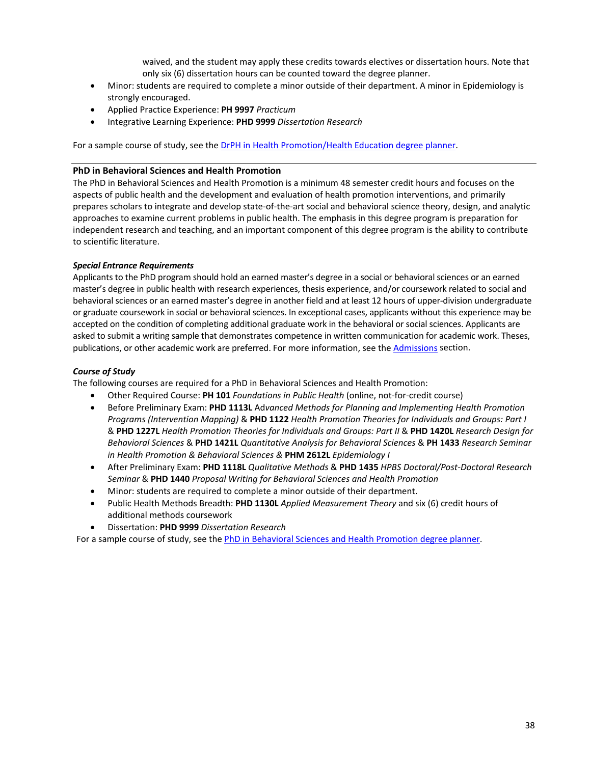waived, and the student may apply these credits towards electives or dissertation hours. Note that only six (6) dissertation hours can be counted toward the degree planner.

- Minor: students are required to complete a minor outside of their department. A minor in Epidemiology is strongly encouraged.
- Applied Practice Experience: **PH 9997** *Practicum*
- Integrative Learning Experience: **PHD 9999** *Dissertation Research*

For a sample course of study, see the [DrPH in Health Promotion/Health Education degree planner](#).

---

### PhD in Behavioral Sciences and Health Promotion

The PhD in Behavioral Sciences and Health Promotion is a minimum 48 semester credit hours and focuses on the aspects of public health and the development and evaluation of health promotion interventions, and primarily prepares scholars to integrate and develop state-of-the-art social and behavioral science theory, design, and analytic approaches to examine current problems in public health. The emphasis in this degree program is preparation for independent research and teaching, and an important component of this degree program is the ability to contribute to scientific literature.

#### *Special Entrance Requirements*

Applicants to the PhD program should hold an earned master's degree in a social or behavioral sciences or an earned master's degree in public health with research experiences, thesis experience, and/or coursework related to social and behavioral sciences or an earned master's degree in another field and at least 12 hours of upper-division undergraduate or graduate coursework in social or behavioral sciences. In exceptional cases, applicants without this experience may be accepted on the condition of completing additional graduate work in the behavioral or social sciences. Applicants are asked to submit a writing sample that demonstrates competence in written communication for academic work. Theses, publications, or other academic work are preferred. For more information, see the [Admissions](#) section.

#### *Course of Study*

The following courses are required for a PhD in Behavioral Sciences and Health Promotion:

- Other Required Course: **PH 101** *Foundations in Public Health* (online, not-for-credit course)
- Before Preliminary Exam: **PHD 1113L** Ad*vanced Methods for Planning and Implementing Health Promotion Programs (Intervention Mapping)* & **PHD 1122** *Health Promotion Theories for Individuals and Groups: Part I* & **PHD 1227L** *Health Promotion Theories for Individuals and Groups: Part II* & **PHD 1420L** *Research Design for Behavioral Sciences* & **PHD 1421L** *Quantitative Analysis for Behavioral Sciences* & **PH 1433** *Research Seminar in Health Promotion & Behavioral Sciences &* **PHM 2612L** *Epidemiology I*
- After Preliminary Exam: **PHD 1118L** *Qualitative Methods* & **PHD 1435** *HPBS Doctoral/Post-Doctoral Research Seminar* & **PHD 1440** *Proposal Writing for Behavioral Sciences and Health Promotion*
- Minor: students are required to complete a minor outside of their department.
- Public Health Methods Breadth: **PHD 1130L** *Applied Measurement Theory* and six (6) credit hours of additional methods coursework
- Dissertation: **PHD 9999** *Dissertation Research*

For a sample course of study, see the [PhD in Behavioral Sciences and Health Promotion degree planner](#).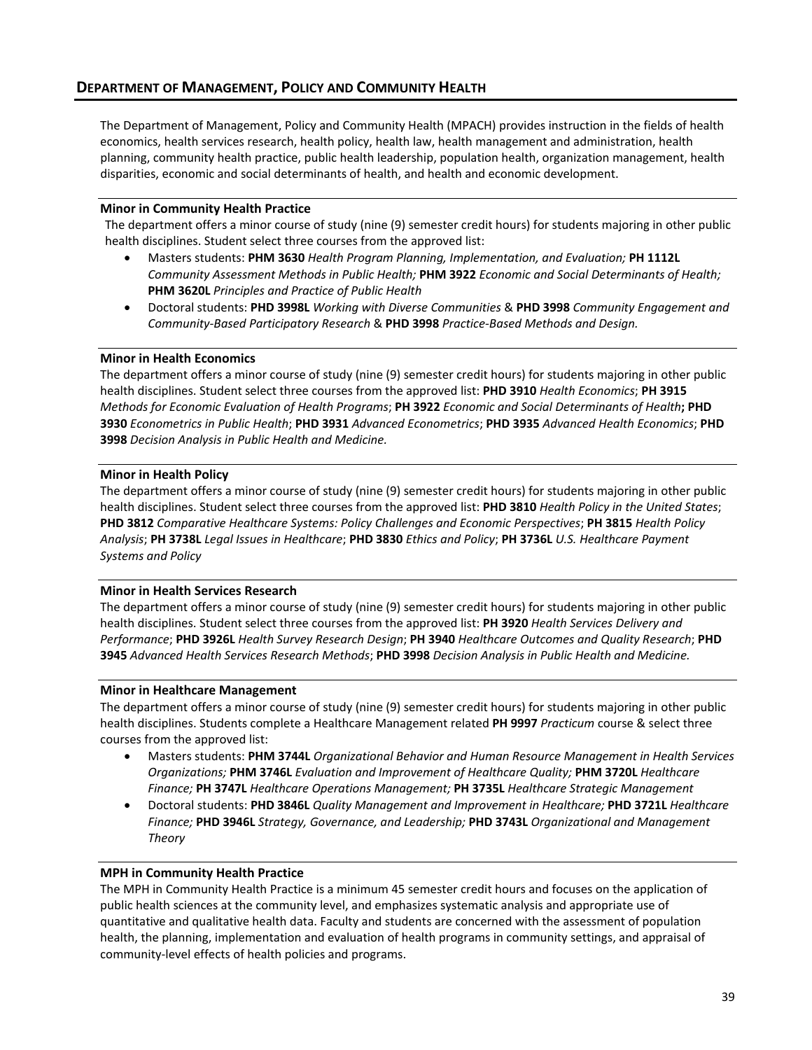## DEPARTMENT OF MANAGEMENT, POLICY AND COMMUNITY HEALTH

The Department of Management, Policy and Community Health (MPACH) provides instruction in the fields of health economics, health services research, health policy, health law, health management and administration, health planning, community health practice, public health leadership, population health, organization management, health disparities, economic and social determinants of health, and health and economic development.

### Minor in Community Health Practice

The department offers a minor course of study (nine (9) semester credit hours) for students majoring in other public health disciplines. Student select three courses from the approved list:

- Masters students: **PHM 3630** *Health Program Planning, Implementation, and Evaluation;* **PH 1112L** *Community Assessment Methods in Public Health;* **PHM 3922** *Economic and Social Determinants of Health;* **PHM 3620L** *Principles and Practice of Public Health*
- Doctoral students: **PHD 3998L** *Working with Diverse Communities* & **PHD 3998** *Community Engagement and Community-Based Participatory Research* & **PHD 3998** *Practice-Based Methods and Design.*

### Minor in Health Economics

The department offers a minor course of study (nine (9) semester credit hours) for students majoring in other public health disciplines. Student select three courses from the approved list: **PHD 3910** *Health Economics*; **PH 3915** *Methods for Economic Evaluation of Health Programs*; **PH 3922** *Economic and Social Determinants of Health*; **PHD 3930** *Econometrics in Public Health*; **PHD 3931** *Advanced Econometrics*; **PHD 3935** *Advanced Health Economics*; **PHD 3998** *Decision Analysis in Public Health and Medicine.*

### Minor in Health Policy

The department offers a minor course of study (nine (9) semester credit hours) for students majoring in other public health disciplines. Student select three courses from the approved list: **PHD 3810** *Health Policy in the United States*; **PHD 3812** *Comparative Healthcare Systems: Policy Challenges and Economic Perspectives*; **PH 3815** *Health Policy Analysis*; **PH 3738L** *Legal Issues in Healthcare*; **PHD 3830** *Ethics and Policy*; **PH 3736L** *U.S. Healthcare Payment Systems and Policy*

### Minor in Health Services Research

The department offers a minor course of study (nine (9) semester credit hours) for students majoring in other public health disciplines. Student select three courses from the approved list: **PH 3920** *Health Services Delivery and Performance*; **PHD 3926L** *Health Survey Research Design*; **PH 3940** *Healthcare Outcomes and Quality Research*; **PHD 3945** *Advanced Health Services Research Methods*; **PHD 3998** *Decision Analysis in Public Health and Medicine.*

### Minor in Healthcare Management

The department offers a minor course of study (nine (9) semester credit hours) for students majoring in other public health disciplines. Students complete a Healthcare Management related **PH 9997** *Practicum* course & select three courses from the approved list:

- Masters students: **PHM 3744L** *Organizational Behavior and Human Resource Management in Health Services Organizations;* **PHM 3746L** *Evaluation and Improvement of Healthcare Quality;* **PHM 3720L** *Healthcare Finance;* **PH 3747L** *Healthcare Operations Management;* **PH 3735L** *Healthcare Strategic Management*
- Doctoral students: **PHD 3846L** *Quality Management and Improvement in Healthcare;* **PHD 3721L** *Healthcare Finance;* **PHD 3946L** *Strategy, Governance, and Leadership;* **PHD 3743L** *Organizational and Management Theory*

### MPH in Community Health Practice

The MPH in Community Health Practice is a minimum 45 semester credit hours and focuses on the application of public health sciences at the community level, and emphasizes systematic analysis and appropriate use of quantitative and qualitative health data. Faculty and students are concerned with the assessment of population health, the planning, implementation and evaluation of health programs in community settings, and appraisal of community-level effects of health policies and programs.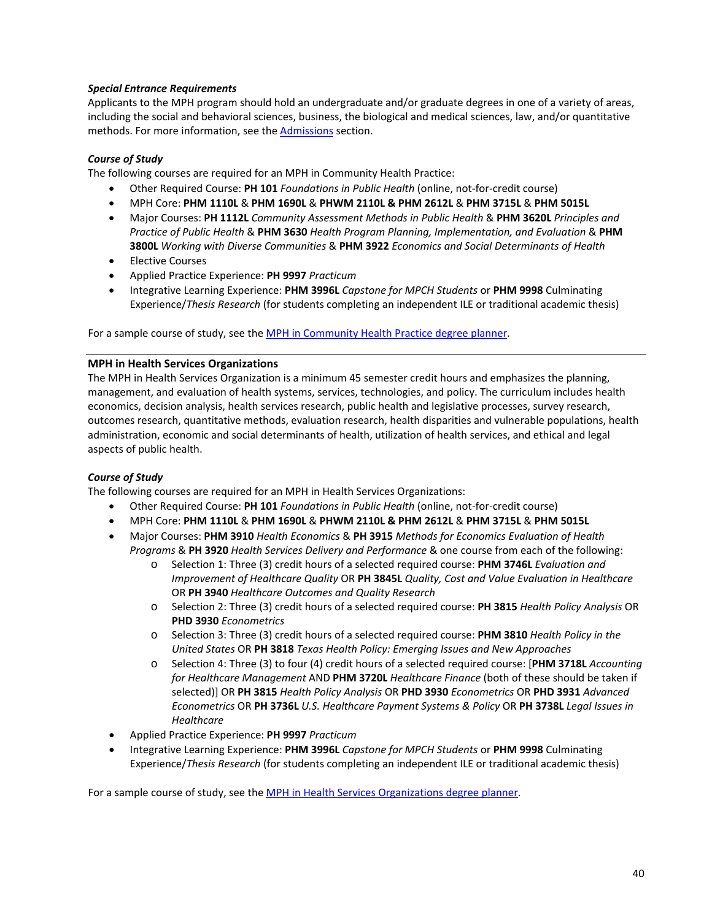***Special Entrance Requirements***

Applicants to the MPH program should hold an undergraduate and/or graduate degrees in one of a variety of areas, including the social and behavioral sciences, business, the biological and medical sciences, law, and/or quantitative methods. For more information, see the Admissions section.

***Course of Study***

The following courses are required for an MPH in Community Health Practice:

- Other Required Course: **PH 101** *Foundations in Public Health* (online, not-for-credit course)
- MPH Core: **PHM 1110L** & **PHM 1690L** & **PHWM 2110L & PHM 2612L** & **PHM 3715L** & **PHM 5015L**
- Major Courses: **PH 1112L** *Community Assessment Methods in Public Health* & **PHM 3620L** *Principles and Practice of Public Health* & **PHM 3630** *Health Program Planning, Implementation, and Evaluation* & **PHM 3800L** *Working with Diverse Communities* & **PHM 3922** *Economics and Social Determinants of Health*
- Elective Courses
- Applied Practice Experience: **PH 9997** *Practicum*
- Integrative Learning Experience: **PHM 3996L** *Capstone for MPCH Students* or **PHM 9998** Culminating Experience/*Thesis Research* (for students completing an independent ILE or traditional academic thesis)

For a sample course of study, see the MPH in Community Health Practice degree planner.

---

## MPH in Health Services Organizations

The MPH in Health Services Organization is a minimum 45 semester credit hours and emphasizes the planning, management, and evaluation of health systems, services, technologies, and policy. The curriculum includes health economics, decision analysis, health services research, public health and legislative processes, survey research, outcomes research, quantitative methods, evaluation research, health disparities and vulnerable populations, health administration, economic and social determinants of health, utilization of health services, and ethical and legal aspects of public health.

***Course of Study***

The following courses are required for an MPH in Health Services Organizations:

- Other Required Course: **PH 101** *Foundations in Public Health* (online, not-for-credit course)
- MPH Core: **PHM 1110L** & **PHM 1690L** & **PHWM 2110L & PHM 2612L** & **PHM 3715L** & **PHM 5015L**
- Major Courses: **PHM 3910** *Health Economics* & **PH 3915** *Methods for Economics Evaluation of Health Programs* & **PH 3920** *Health Services Delivery and Performance* & one course from each of the following:
  - Selection 1: Three (3) credit hours of a selected required course: **PHM 3746L** *Evaluation and Improvement of Healthcare Quality* OR **PH 3845L** *Quality, Cost and Value Evaluation in Healthcare* OR **PH 3940** *Healthcare Outcomes and Quality Research*
  - Selection 2: Three (3) credit hours of a selected required course: **PH 3815** *Health Policy Analysis* OR **PHD 3930** *Econometrics*
  - Selection 3: Three (3) credit hours of a selected required course: **PHM 3810** *Health Policy in the United States* OR **PH 3818** *Texas Health Policy: Emerging Issues and New Approaches*
  - Selection 4: Three (3) to four (4) credit hours of a selected required course: [**PHM 3718L** *Accounting for Healthcare Management* AND **PHM 3720L** *Healthcare Finance* (both of these should be taken if selected)] OR **PH 3815** *Health Policy Analysis* OR **PHD 3930** *Econometrics* OR **PHD 3931** *Advanced Econometrics* OR **PH 3736L** *U.S. Healthcare Payment Systems & Policy* OR **PH 3738L** *Legal Issues in Healthcare*
- Applied Practice Experience: **PH 9997** *Practicum*
- Integrative Learning Experience: **PHM 3996L** *Capstone for MPCH Students* or **PHM 9998** Culminating Experience/*Thesis Research* (for students completing an independent ILE or traditional academic thesis)

For a sample course of study, see the MPH in Health Services Organizations degree planner.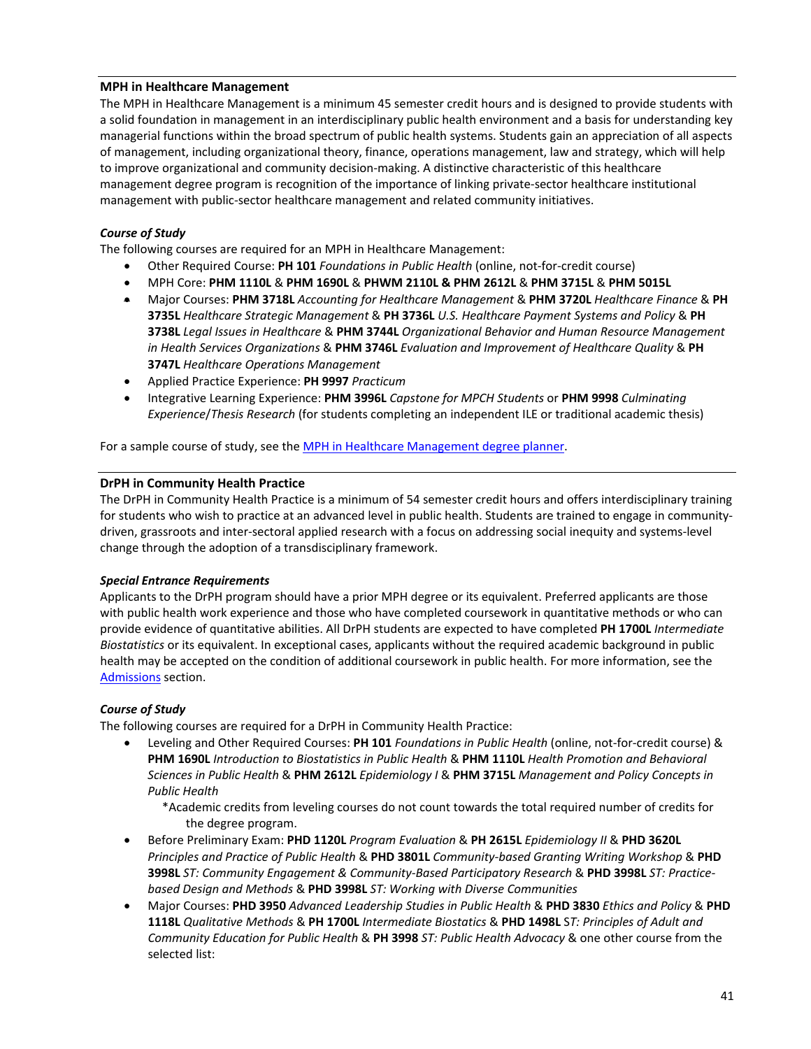---

**MPH in Healthcare Management**

The MPH in Healthcare Management is a minimum 45 semester credit hours and is designed to provide students with a solid foundation in management in an interdisciplinary public health environment and a basis for understanding key managerial functions within the broad spectrum of public health systems. Students gain an appreciation of all aspects of management, including organizational theory, finance, operations management, law and strategy, which will help to improve organizational and community decision-making. A distinctive characteristic of this healthcare management degree program is recognition of the importance of linking private-sector healthcare institutional management with public-sector healthcare management and related community initiatives.

***Course of Study***

The following courses are required for an MPH in Healthcare Management:

- Other Required Course: **PH 101** *Foundations in Public Health* (online, not-for-credit course)
- MPH Core: **PHM 1110L** & **PHM 1690L** & **PHWM 2110L & PHM 2612L** & **PHM 3715L** & **PHM 5015L**
- Major Courses: **PHM 3718L** *Accounting for Healthcare Management* & **PHM 3720L** *Healthcare Finance* & **PH 3735L** *Healthcare Strategic Management* & **PH 3736L** *U.S. Healthcare Payment Systems and Policy* & **PH 3738L** *Legal Issues in Healthcare* & **PHM 3744L** *Organizational Behavior and Human Resource Management in Health Services Organizations* & **PHM 3746L** *Evaluation and Improvement of Healthcare Quality* & **PH 3747L** *Healthcare Operations Management*
- Applied Practice Experience: **PH 9997** *Practicum*
- Integrative Learning Experience: **PHM 3996L** *Capstone for MPCH Students* or **PHM 9998** *Culminating Experience*/*Thesis Research* (for students completing an independent ILE or traditional academic thesis)

For a sample course of study, see the MPH in Healthcare Management degree planner.

---

**DrPH in Community Health Practice**

The DrPH in Community Health Practice is a minimum of 54 semester credit hours and offers interdisciplinary training for students who wish to practice at an advanced level in public health. Students are trained to engage in community-driven, grassroots and inter-sectoral applied research with a focus on addressing social inequity and systems-level change through the adoption of a transdisciplinary framework.

***Special Entrance Requirements***

Applicants to the DrPH program should have a prior MPH degree or its equivalent. Preferred applicants are those with public health work experience and those who have completed coursework in quantitative methods or who can provide evidence of quantitative abilities. All DrPH students are expected to have completed **PH 1700L** *Intermediate Biostatistics* or its equivalent. In exceptional cases, applicants without the required academic background in public health may be accepted on the condition of additional coursework in public health. For more information, see the Admissions section.

***Course of Study***

The following courses are required for a DrPH in Community Health Practice:

- Leveling and Other Required Courses: **PH 101** *Foundations in Public Health* (online, not-for-credit course) & **PHM 1690L** *Introduction to Biostatistics in Public Health* & **PHM 1110L** *Health Promotion and Behavioral Sciences in Public Health* & **PHM 2612L** *Epidemiology I* & **PHM 3715L** *Management and Policy Concepts in Public Health*

  *Academic credits from leveling courses do not count towards the total required number of credits for the degree program.
- Before Preliminary Exam: **PHD 1120L** *Program Evaluation* & **PH 2615L** *Epidemiology II* & **PHD 3620L** *Principles and Practice of Public Health* & **PHD 3801L** *Community-based Granting Writing Workshop* & **PHD 3998L** *ST: Community Engagement & Community-Based Participatory Research* & **PHD 3998L** *ST: Practice-based Design and Methods* & **PHD 3998L** *ST: Working with Diverse Communities*
- Major Courses: **PHD 3950** *Advanced Leadership Studies in Public Health* & **PHD 3830** *Ethics and Policy* & **PHD 1118L** *Qualitative Methods* & **PH 1700L** *Intermediate Biostatics* & **PHD 1498L** S*T: Principles of Adult and Community Education for Public Health* & **PH 3998** *ST: Public Health Advocacy* & one other course from the selected list: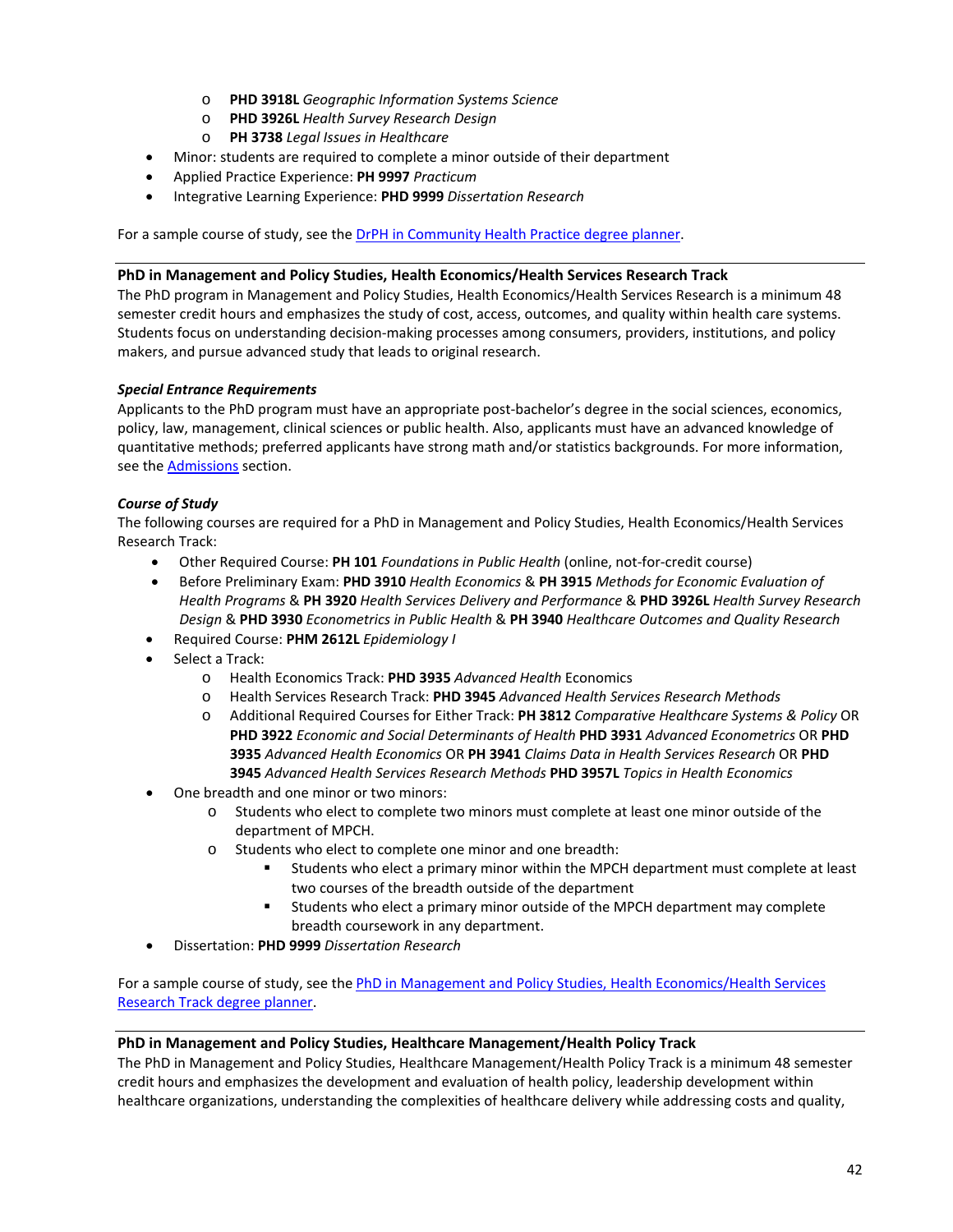- **PHD 3918L** *Geographic Information Systems Science*
  - **PHD 3926L** *Health Survey Research Design*
  - **PH 3738** *Legal Issues in Healthcare*
- Minor: students are required to complete a minor outside of their department
- Applied Practice Experience: **PH 9997** *Practicum*
- Integrative Learning Experience: **PHD 9999** *Dissertation Research*

For a sample course of study, see the [DrPH in Community Health Practice degree planner](#).

### PhD in Management and Policy Studies, Health Economics/Health Services Research Track

The PhD program in Management and Policy Studies, Health Economics/Health Services Research is a minimum 48 semester credit hours and emphasizes the study of cost, access, outcomes, and quality within health care systems. Students focus on understanding decision-making processes among consumers, providers, institutions, and policy makers, and pursue advanced study that leads to original research.

#### *Special Entrance Requirements*

Applicants to the PhD program must have an appropriate post-bachelor's degree in the social sciences, economics, policy, law, management, clinical sciences or public health. Also, applicants must have an advanced knowledge of quantitative methods; preferred applicants have strong math and/or statistics backgrounds. For more information, see the [Admissions](#) section.

#### *Course of Study*

The following courses are required for a PhD in Management and Policy Studies, Health Economics/Health Services Research Track:

- Other Required Course: **PH 101** *Foundations in Public Health* (online, not-for-credit course)
- Before Preliminary Exam: **PHD 3910** *Health Economics* & **PH 3915** *Methods for Economic Evaluation of Health Programs* & **PH 3920** *Health Services Delivery and Performance* & **PHD 3926L** *Health Survey Research Design* & **PHD 3930** *Econometrics in Public Health* & **PH 3940** *Healthcare Outcomes and Quality Research*
- Required Course: **PHM 2612L** *Epidemiology I*
- Select a Track:
  - Health Economics Track: **PHD 3935** *Advanced Health* Economics
  - Health Services Research Track: **PHD 3945** *Advanced Health Services Research Methods*
  - Additional Required Courses for Either Track: **PH 3812** *Comparative Healthcare Systems & Policy* OR **PHD 3922** *Economic and Social Determinants of Health* **PHD 3931** *Advanced Econometrics* OR **PHD 3935** *Advanced Health Economics* OR **PH 3941** *Claims Data in Health Services Research* OR **PHD 3945** *Advanced Health Services Research Methods* **PHD 3957L** *Topics in Health Economics*
- One breadth and one minor or two minors:
  - Students who elect to complete two minors must complete at least one minor outside of the department of MPCH.
  - Students who elect to complete one minor and one breadth:
    - Students who elect a primary minor within the MPCH department must complete at least two courses of the breadth outside of the department
    - Students who elect a primary minor outside of the MPCH department may complete breadth coursework in any department.
- Dissertation: **PHD 9999** *Dissertation Research*

For a sample course of study, see the [PhD in Management and Policy Studies, Health Economics/Health Services Research Track degree planner](#).

### PhD in Management and Policy Studies, Healthcare Management/Health Policy Track

The PhD in Management and Policy Studies, Healthcare Management/Health Policy Track is a minimum 48 semester credit hours and emphasizes the development and evaluation of health policy, leadership development within healthcare organizations, understanding the complexities of healthcare delivery while addressing costs and quality,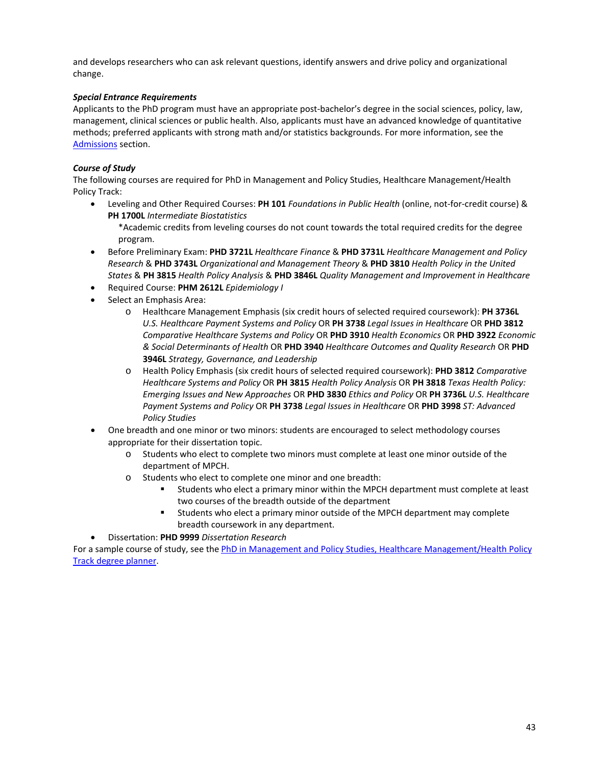and develops researchers who can ask relevant questions, identify answers and drive policy and organizational change.

***Special Entrance Requirements***

Applicants to the PhD program must have an appropriate post-bachelor's degree in the social sciences, policy, law, management, clinical sciences or public health. Also, applicants must have an advanced knowledge of quantitative methods; preferred applicants with strong math and/or statistics backgrounds. For more information, see the [Admissions] section.

***Course of Study***

The following courses are required for PhD in Management and Policy Studies, Healthcare Management/Health Policy Track:

- Leveling and Other Required Courses: **PH 101** *Foundations in Public Health* (online, not-for-credit course) & **PH 1700L** *Intermediate Biostatistics*
  *Academic credits from leveling courses do not count towards the total required credits for the degree program.
- Before Preliminary Exam: **PHD 3721L** *Healthcare Finance* & **PHD 3731L** *Healthcare Management and Policy Research* & **PHD 3743L** *Organizational and Management Theory* & **PHD 3810** *Health Policy in the United States* & **PH 3815** *Health Policy Analysis* & **PHD 3846L** *Quality Management and Improvement in Healthcare*
- Required Course: **PHM 2612L** *Epidemiology I*
- Select an Emphasis Area:
  - Healthcare Management Emphasis (six credit hours of selected required coursework): **PH 3736L** *U.S. Healthcare Payment Systems and Policy* OR **PH 3738** *Legal Issues in Healthcare* OR **PHD 3812** *Comparative Healthcare Systems and Policy* OR **PHD 3910** *Health Economics* OR **PHD 3922** *Economic & Social Determinants of Health* OR **PHD 3940** *Healthcare Outcomes and Quality Research* OR **PHD 3946L** *Strategy, Governance, and Leadership*
  - Health Policy Emphasis (six credit hours of selected required coursework): **PHD 3812** *Comparative Healthcare Systems and Policy* OR **PH 3815** *Health Policy Analysis* OR **PH 3818** *Texas Health Policy: Emerging Issues and New Approaches* OR **PHD 3830** *Ethics and Policy* OR **PH 3736L** *U.S. Healthcare Payment Systems and Policy* OR **PH 3738** *Legal Issues in Healthcare* OR **PHD 3998** *ST: Advanced Policy Studies*
- One breadth and one minor or two minors: students are encouraged to select methodology courses appropriate for their dissertation topic.
  - Students who elect to complete two minors must complete at least one minor outside of the department of MPCH.
  - Students who elect to complete one minor and one breadth:
    - Students who elect a primary minor within the MPCH department must complete at least two courses of the breadth outside of the department
    - Students who elect a primary minor outside of the MPCH department may complete breadth coursework in any department.
- Dissertation: **PHD 9999** *Dissertation Research*

For a sample course of study, see the [PhD in Management and Policy Studies, Healthcare Management/Health Policy Track degree planner].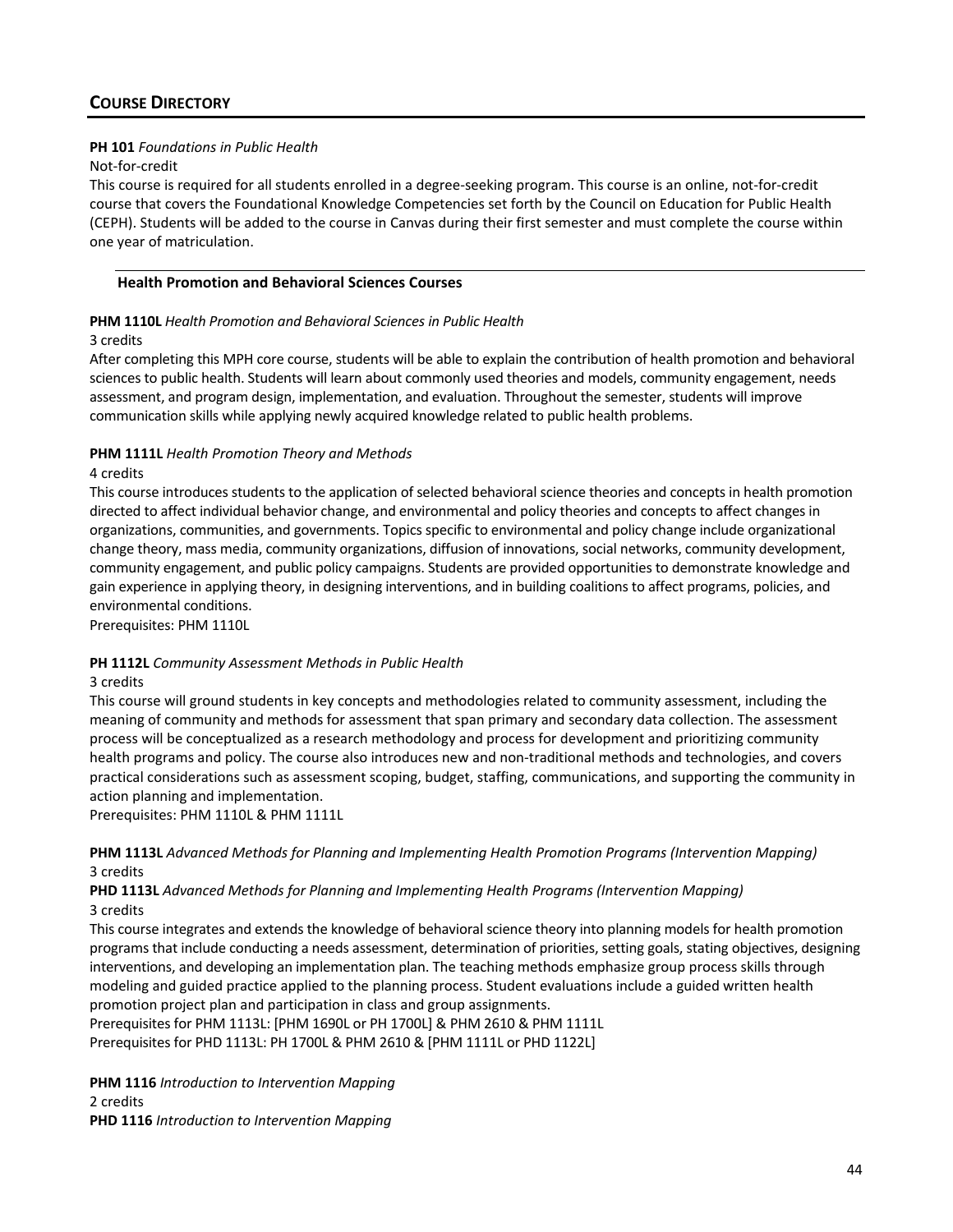## COURSE DIRECTORY

**PH 101** *Foundations in Public Health*

Not-for-credit

This course is required for all students enrolled in a degree-seeking program. This course is an online, not-for-credit course that covers the Foundational Knowledge Competencies set forth by the Council on Education for Public Health (CEPH). Students will be added to the course in Canvas during their first semester and must complete the course within one year of matriculation.

### Health Promotion and Behavioral Sciences Courses

**PHM 1110L** *Health Promotion and Behavioral Sciences in Public Health*

3 credits

After completing this MPH core course, students will be able to explain the contribution of health promotion and behavioral sciences to public health. Students will learn about commonly used theories and models, community engagement, needs assessment, and program design, implementation, and evaluation. Throughout the semester, students will improve communication skills while applying newly acquired knowledge related to public health problems.

**PHM 1111L** *Health Promotion Theory and Methods*

4 credits

This course introduces students to the application of selected behavioral science theories and concepts in health promotion directed to affect individual behavior change, and environmental and policy theories and concepts to affect changes in organizations, communities, and governments. Topics specific to environmental and policy change include organizational change theory, mass media, community organizations, diffusion of innovations, social networks, community development, community engagement, and public policy campaigns. Students are provided opportunities to demonstrate knowledge and gain experience in applying theory, in designing interventions, and in building coalitions to affect programs, policies, and environmental conditions.

Prerequisites: PHM 1110L

**PH 1112L** *Community Assessment Methods in Public Health*

3 credits

This course will ground students in key concepts and methodologies related to community assessment, including the meaning of community and methods for assessment that span primary and secondary data collection. The assessment process will be conceptualized as a research methodology and process for development and prioritizing community health programs and policy. The course also introduces new and non-traditional methods and technologies, and covers practical considerations such as assessment scoping, budget, staffing, communications, and supporting the community in action planning and implementation.

Prerequisites: PHM 1110L & PHM 1111L

**PHM 1113L** *Advanced Methods for Planning and Implementing Health Promotion Programs (Intervention Mapping)*

3 credits

**PHD 1113L** *Advanced Methods for Planning and Implementing Health Programs (Intervention Mapping)*

3 credits

This course integrates and extends the knowledge of behavioral science theory into planning models for health promotion programs that include conducting a needs assessment, determination of priorities, setting goals, stating objectives, designing interventions, and developing an implementation plan. The teaching methods emphasize group process skills through modeling and guided practice applied to the planning process. Student evaluations include a guided written health promotion project plan and participation in class and group assignments.

Prerequisites for PHM 1113L: [PHM 1690L or PH 1700L] & PHM 2610 & PHM 1111L

Prerequisites for PHD 1113L: PH 1700L & PHM 2610 & [PHM 1111L or PHD 1122L]

**PHM 1116** *Introduction to Intervention Mapping*

2 credits

**PHD 1116** *Introduction to Intervention Mapping*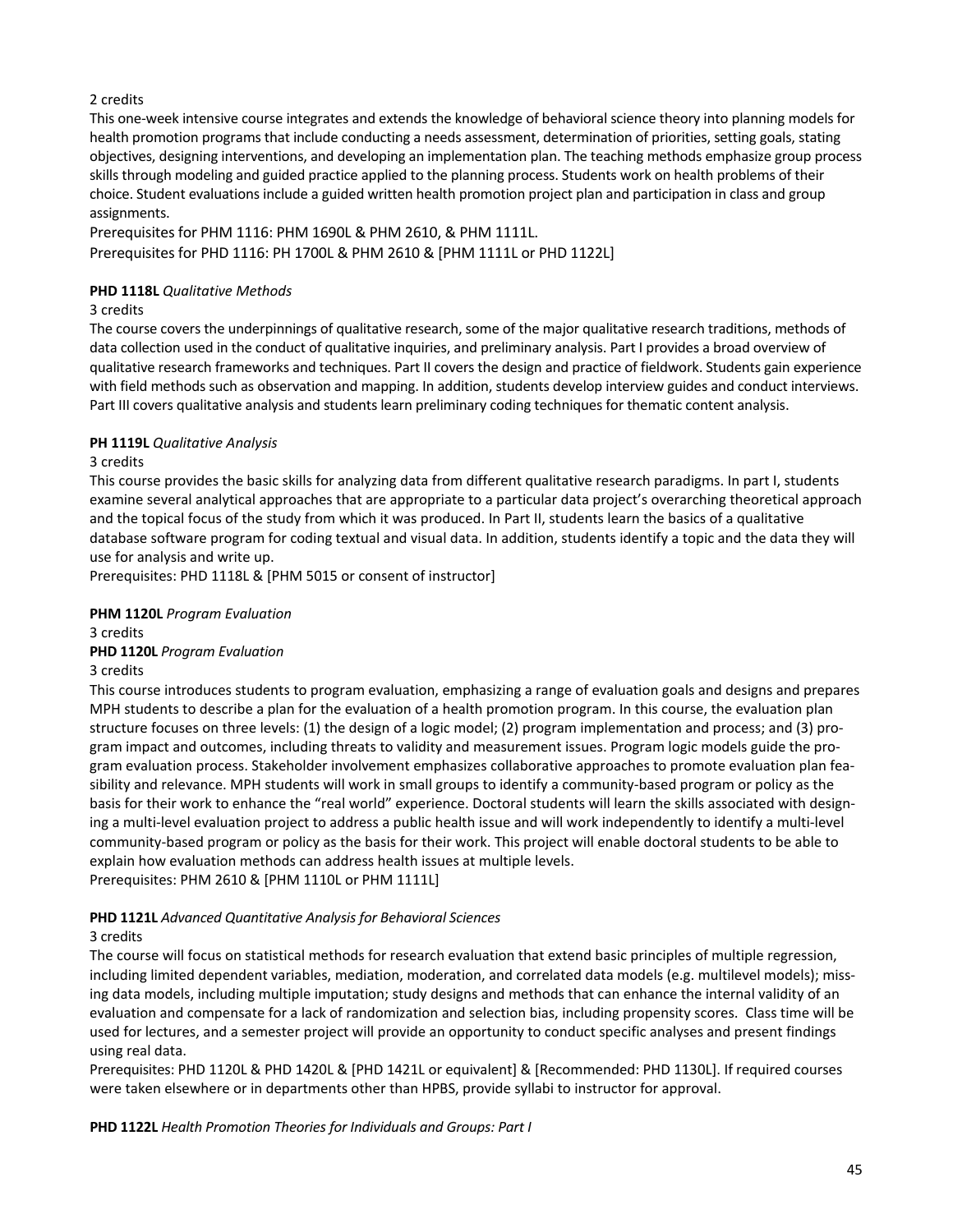2 credits

This one-week intensive course integrates and extends the knowledge of behavioral science theory into planning models for health promotion programs that include conducting a needs assessment, determination of priorities, setting goals, stating objectives, designing interventions, and developing an implementation plan. The teaching methods emphasize group process skills through modeling and guided practice applied to the planning process. Students work on health problems of their choice. Student evaluations include a guided written health promotion project plan and participation in class and group assignments.

Prerequisites for PHM 1116: PHM 1690L & PHM 2610, & PHM 1111L.

Prerequisites for PHD 1116: PH 1700L & PHM 2610 & [PHM 1111L or PHD 1122L]

**PHD 1118L** *Qualitative Methods*

3 credits

The course covers the underpinnings of qualitative research, some of the major qualitative research traditions, methods of data collection used in the conduct of qualitative inquiries, and preliminary analysis. Part I provides a broad overview of qualitative research frameworks and techniques. Part II covers the design and practice of fieldwork. Students gain experience with field methods such as observation and mapping. In addition, students develop interview guides and conduct interviews. Part III covers qualitative analysis and students learn preliminary coding techniques for thematic content analysis.

**PH 1119L** *Qualitative Analysis*

3 credits

This course provides the basic skills for analyzing data from different qualitative research paradigms. In part I, students examine several analytical approaches that are appropriate to a particular data project's overarching theoretical approach and the topical focus of the study from which it was produced. In Part II, students learn the basics of a qualitative database software program for coding textual and visual data. In addition, students identify a topic and the data they will use for analysis and write up.

Prerequisites: PHD 1118L & [PHM 5015 or consent of instructor]

**PHM 1120L** *Program Evaluation*

3 credits

**PHD 1120L** *Program Evaluation*

3 credits

This course introduces students to program evaluation, emphasizing a range of evaluation goals and designs and prepares MPH students to describe a plan for the evaluation of a health promotion program. In this course, the evaluation plan structure focuses on three levels: (1) the design of a logic model; (2) program implementation and process; and (3) program impact and outcomes, including threats to validity and measurement issues. Program logic models guide the program evaluation process. Stakeholder involvement emphasizes collaborative approaches to promote evaluation plan feasibility and relevance. MPH students will work in small groups to identify a community-based program or policy as the basis for their work to enhance the "real world" experience. Doctoral students will learn the skills associated with designing a multi-level evaluation project to address a public health issue and will work independently to identify a multi-level community-based program or policy as the basis for their work. This project will enable doctoral students to be able to explain how evaluation methods can address health issues at multiple levels.

Prerequisites: PHM 2610 & [PHM 1110L or PHM 1111L]

**PHD 1121L** *Advanced Quantitative Analysis for Behavioral Sciences*

3 credits

The course will focus on statistical methods for research evaluation that extend basic principles of multiple regression, including limited dependent variables, mediation, moderation, and correlated data models (e.g. multilevel models); missing data models, including multiple imputation; study designs and methods that can enhance the internal validity of an evaluation and compensate for a lack of randomization and selection bias, including propensity scores. Class time will be used for lectures, and a semester project will provide an opportunity to conduct specific analyses and present findings using real data.

Prerequisites: PHD 1120L & PHD 1420L & [PHD 1421L or equivalent] & [Recommended: PHD 1130L]. If required courses were taken elsewhere or in departments other than HPBS, provide syllabi to instructor for approval.

**PHD 1122L** *Health Promotion Theories for Individuals and Groups: Part I*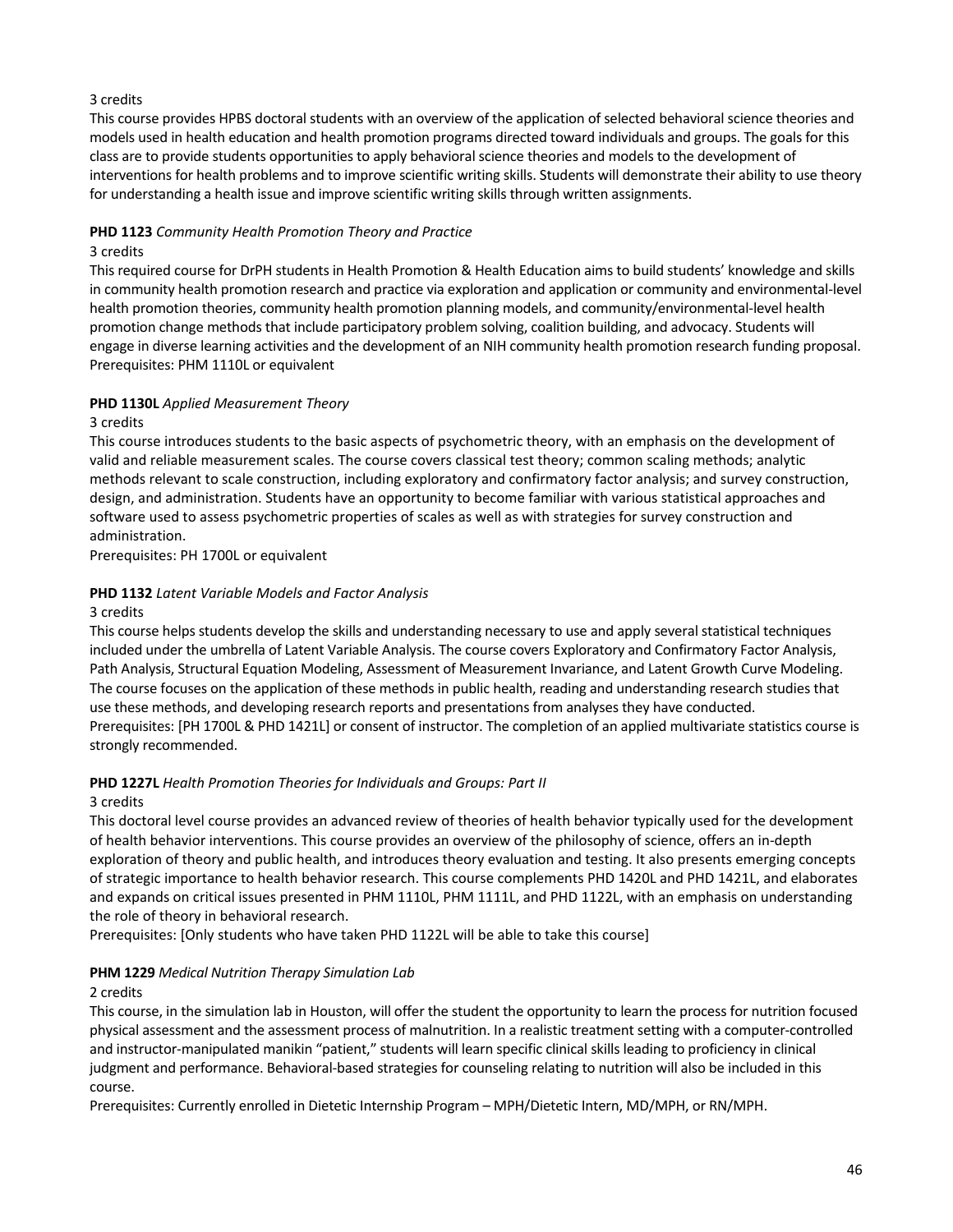3 credits
This course provides HPBS doctoral students with an overview of the application of selected behavioral science theories and models used in health education and health promotion programs directed toward individuals and groups. The goals for this class are to provide students opportunities to apply behavioral science theories and models to the development of interventions for health problems and to improve scientific writing skills. Students will demonstrate their ability to use theory for understanding a health issue and improve scientific writing skills through written assignments.

**PHD 1123** *Community Health Promotion Theory and Practice*
3 credits
This required course for DrPH students in Health Promotion & Health Education aims to build students' knowledge and skills in community health promotion research and practice via exploration and application or community and environmental-level health promotion theories, community health promotion planning models, and community/environmental-level health promotion change methods that include participatory problem solving, coalition building, and advocacy. Students will engage in diverse learning activities and the development of an NIH community health promotion research funding proposal.
Prerequisites: PHM 1110L or equivalent

**PHD 1130L** *Applied Measurement Theory*
3 credits
This course introduces students to the basic aspects of psychometric theory, with an emphasis on the development of valid and reliable measurement scales. The course covers classical test theory; common scaling methods; analytic methods relevant to scale construction, including exploratory and confirmatory factor analysis; and survey construction, design, and administration. Students have an opportunity to become familiar with various statistical approaches and software used to assess psychometric properties of scales as well as with strategies for survey construction and administration.
Prerequisites: PH 1700L or equivalent

**PHD 1132** *Latent Variable Models and Factor Analysis*
3 credits
This course helps students develop the skills and understanding necessary to use and apply several statistical techniques included under the umbrella of Latent Variable Analysis. The course covers Exploratory and Confirmatory Factor Analysis, Path Analysis, Structural Equation Modeling, Assessment of Measurement Invariance, and Latent Growth Curve Modeling. The course focuses on the application of these methods in public health, reading and understanding research studies that use these methods, and developing research reports and presentations from analyses they have conducted.
Prerequisites: [PH 1700L & PHD 1421L] or consent of instructor. The completion of an applied multivariate statistics course is strongly recommended.

**PHD 1227L** *Health Promotion Theories for Individuals and Groups: Part II*
3 credits
This doctoral level course provides an advanced review of theories of health behavior typically used for the development of health behavior interventions. This course provides an overview of the philosophy of science, offers an in-depth exploration of theory and public health, and introduces theory evaluation and testing. It also presents emerging concepts of strategic importance to health behavior research. This course complements PHD 1420L and PHD 1421L, and elaborates and expands on critical issues presented in PHM 1110L, PHM 1111L, and PHD 1122L, with an emphasis on understanding the role of theory in behavioral research.
Prerequisites: [Only students who have taken PHD 1122L will be able to take this course]

**PHM 1229** *Medical Nutrition Therapy Simulation Lab*
2 credits
This course, in the simulation lab in Houston, will offer the student the opportunity to learn the process for nutrition focused physical assessment and the assessment process of malnutrition. In a realistic treatment setting with a computer-controlled and instructor-manipulated manikin "patient," students will learn specific clinical skills leading to proficiency in clinical judgment and performance. Behavioral-based strategies for counseling relating to nutrition will also be included in this course.
Prerequisites: Currently enrolled in Dietetic Internship Program – MPH/Dietetic Intern, MD/MPH, or RN/MPH.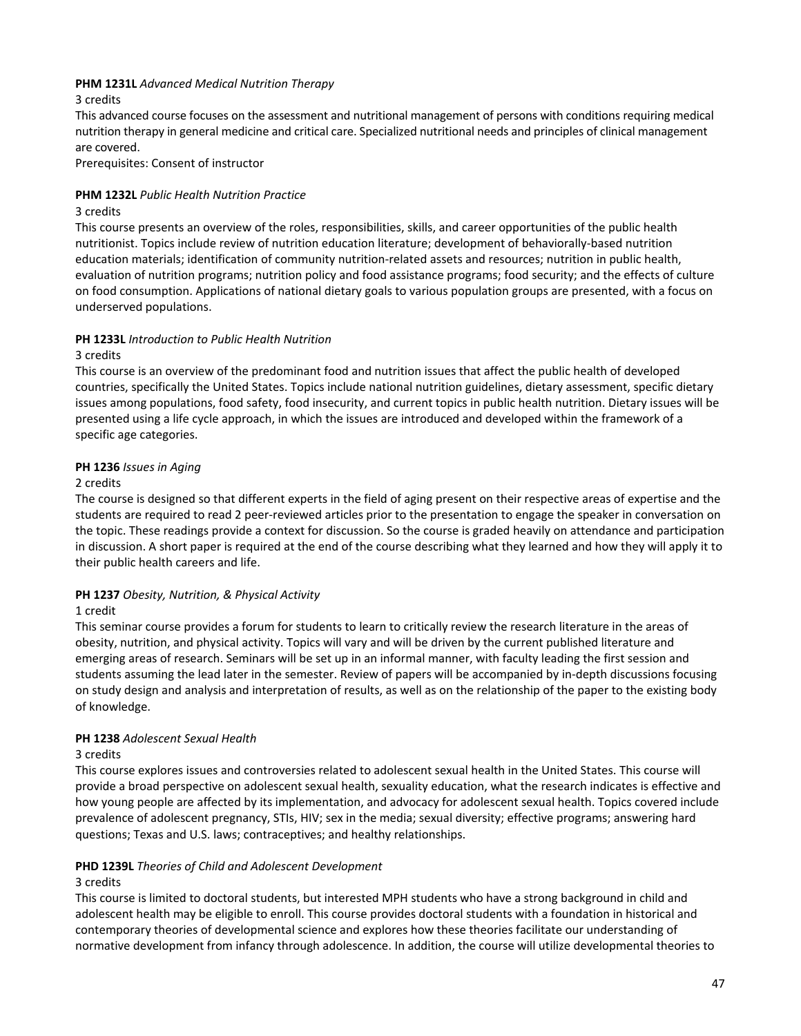**PHM 1231L** *Advanced Medical Nutrition Therapy*

3 credits

This advanced course focuses on the assessment and nutritional management of persons with conditions requiring medical nutrition therapy in general medicine and critical care. Specialized nutritional needs and principles of clinical management are covered.

Prerequisites: Consent of instructor

**PHM 1232L** *Public Health Nutrition Practice*

3 credits

This course presents an overview of the roles, responsibilities, skills, and career opportunities of the public health nutritionist. Topics include review of nutrition education literature; development of behaviorally-based nutrition education materials; identification of community nutrition-related assets and resources; nutrition in public health, evaluation of nutrition programs; nutrition policy and food assistance programs; food security; and the effects of culture on food consumption. Applications of national dietary goals to various population groups are presented, with a focus on underserved populations.

**PH 1233L** *Introduction to Public Health Nutrition*

3 credits

This course is an overview of the predominant food and nutrition issues that affect the public health of developed countries, specifically the United States. Topics include national nutrition guidelines, dietary assessment, specific dietary issues among populations, food safety, food insecurity, and current topics in public health nutrition. Dietary issues will be presented using a life cycle approach, in which the issues are introduced and developed within the framework of a specific age categories.

**PH 1236** *Issues in Aging*

2 credits

The course is designed so that different experts in the field of aging present on their respective areas of expertise and the students are required to read 2 peer-reviewed articles prior to the presentation to engage the speaker in conversation on the topic. These readings provide a context for discussion. So the course is graded heavily on attendance and participation in discussion. A short paper is required at the end of the course describing what they learned and how they will apply it to their public health careers and life.

**PH 1237** *Obesity, Nutrition, & Physical Activity*

1 credit

This seminar course provides a forum for students to learn to critically review the research literature in the areas of obesity, nutrition, and physical activity. Topics will vary and will be driven by the current published literature and emerging areas of research. Seminars will be set up in an informal manner, with faculty leading the first session and students assuming the lead later in the semester. Review of papers will be accompanied by in-depth discussions focusing on study design and analysis and interpretation of results, as well as on the relationship of the paper to the existing body of knowledge.

**PH 1238** *Adolescent Sexual Health*

3 credits

This course explores issues and controversies related to adolescent sexual health in the United States. This course will provide a broad perspective on adolescent sexual health, sexuality education, what the research indicates is effective and how young people are affected by its implementation, and advocacy for adolescent sexual health. Topics covered include prevalence of adolescent pregnancy, STIs, HIV; sex in the media; sexual diversity; effective programs; answering hard questions; Texas and U.S. laws; contraceptives; and healthy relationships.

**PHD 1239L** *Theories of Child and Adolescent Development*

3 credits

This course is limited to doctoral students, but interested MPH students who have a strong background in child and adolescent health may be eligible to enroll. This course provides doctoral students with a foundation in historical and contemporary theories of developmental science and explores how these theories facilitate our understanding of normative development from infancy through adolescence. In addition, the course will utilize developmental theories to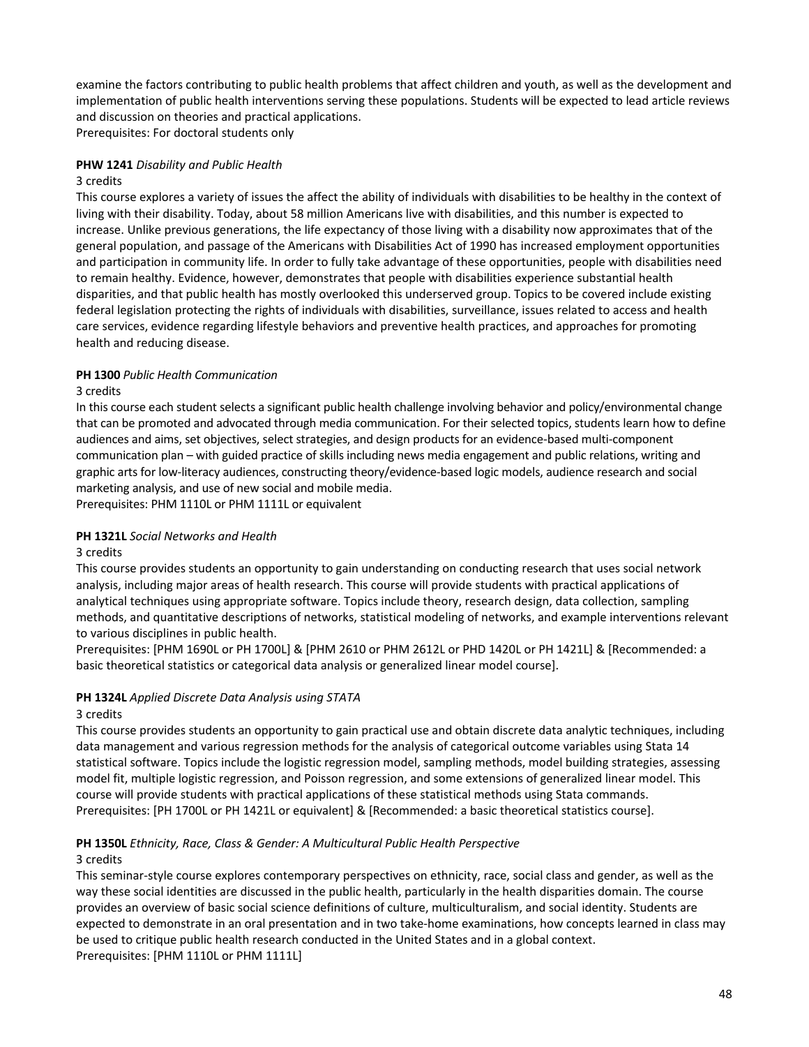examine the factors contributing to public health problems that affect children and youth, as well as the development and implementation of public health interventions serving these populations. Students will be expected to lead article reviews and discussion on theories and practical applications.
Prerequisites: For doctoral students only

**PHW 1241** *Disability and Public Health*
3 credits
This course explores a variety of issues the affect the ability of individuals with disabilities to be healthy in the context of living with their disability. Today, about 58 million Americans live with disabilities, and this number is expected to increase. Unlike previous generations, the life expectancy of those living with a disability now approximates that of the general population, and passage of the Americans with Disabilities Act of 1990 has increased employment opportunities and participation in community life. In order to fully take advantage of these opportunities, people with disabilities need to remain healthy. Evidence, however, demonstrates that people with disabilities experience substantial health disparities, and that public health has mostly overlooked this underserved group. Topics to be covered include existing federal legislation protecting the rights of individuals with disabilities, surveillance, issues related to access and health care services, evidence regarding lifestyle behaviors and preventive health practices, and approaches for promoting health and reducing disease.

**PH 1300** *Public Health Communication*
3 credits
In this course each student selects a significant public health challenge involving behavior and policy/environmental change that can be promoted and advocated through media communication. For their selected topics, students learn how to define audiences and aims, set objectives, select strategies, and design products for an evidence-based multi-component communication plan – with guided practice of skills including news media engagement and public relations, writing and graphic arts for low-literacy audiences, constructing theory/evidence-based logic models, audience research and social marketing analysis, and use of new social and mobile media.
Prerequisites: PHM 1110L or PHM 1111L or equivalent

**PH 1321L** *Social Networks and Health*
3 credits
This course provides students an opportunity to gain understanding on conducting research that uses social network analysis, including major areas of health research. This course will provide students with practical applications of analytical techniques using appropriate software. Topics include theory, research design, data collection, sampling methods, and quantitative descriptions of networks, statistical modeling of networks, and example interventions relevant to various disciplines in public health.
Prerequisites: [PHM 1690L or PH 1700L] & [PHM 2610 or PHM 2612L or PHD 1420L or PH 1421L] & [Recommended: a basic theoretical statistics or categorical data analysis or generalized linear model course].

**PH 1324L** *Applied Discrete Data Analysis using STATA*
3 credits
This course provides students an opportunity to gain practical use and obtain discrete data analytic techniques, including data management and various regression methods for the analysis of categorical outcome variables using Stata 14 statistical software. Topics include the logistic regression model, sampling methods, model building strategies, assessing model fit, multiple logistic regression, and Poisson regression, and some extensions of generalized linear model. This course will provide students with practical applications of these statistical methods using Stata commands.
Prerequisites: [PH 1700L or PH 1421L or equivalent] & [Recommended: a basic theoretical statistics course].

**PH 1350L** *Ethnicity, Race, Class & Gender: A Multicultural Public Health Perspective*
3 credits
This seminar-style course explores contemporary perspectives on ethnicity, race, social class and gender, as well as the way these social identities are discussed in the public health, particularly in the health disparities domain. The course provides an overview of basic social science definitions of culture, multiculturalism, and social identity. Students are expected to demonstrate in an oral presentation and in two take-home examinations, how concepts learned in class may be used to critique public health research conducted in the United States and in a global context.
Prerequisites: [PHM 1110L or PHM 1111L]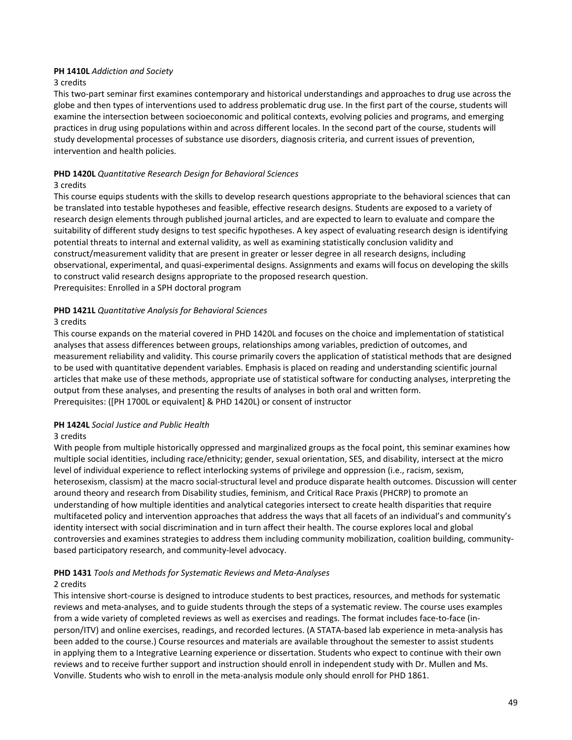**PH 1410L** *Addiction and Society*

3 credits

This two-part seminar first examines contemporary and historical understandings and approaches to drug use across the globe and then types of interventions used to address problematic drug use. In the first part of the course, students will examine the intersection between socioeconomic and political contexts, evolving policies and programs, and emerging practices in drug using populations within and across different locales. In the second part of the course, students will study developmental processes of substance use disorders, diagnosis criteria, and current issues of prevention, intervention and health policies.

**PHD 1420L** *Quantitative Research Design for Behavioral Sciences*

3 credits

This course equips students with the skills to develop research questions appropriate to the behavioral sciences that can be translated into testable hypotheses and feasible, effective research designs. Students are exposed to a variety of research design elements through published journal articles, and are expected to learn to evaluate and compare the suitability of different study designs to test specific hypotheses. A key aspect of evaluating research design is identifying potential threats to internal and external validity, as well as examining statistically conclusion validity and construct/measurement validity that are present in greater or lesser degree in all research designs, including observational, experimental, and quasi-experimental designs. Assignments and exams will focus on developing the skills to construct valid research designs appropriate to the proposed research question.

Prerequisites: Enrolled in a SPH doctoral program

**PHD 1421L** *Quantitative Analysis for Behavioral Sciences*

3 credits

This course expands on the material covered in PHD 1420L and focuses on the choice and implementation of statistical analyses that assess differences between groups, relationships among variables, prediction of outcomes, and measurement reliability and validity. This course primarily covers the application of statistical methods that are designed to be used with quantitative dependent variables. Emphasis is placed on reading and understanding scientific journal articles that make use of these methods, appropriate use of statistical software for conducting analyses, interpreting the output from these analyses, and presenting the results of analyses in both oral and written form.

Prerequisites: ([PH 1700L or equivalent] & PHD 1420L) or consent of instructor

**PH 1424L** *Social Justice and Public Health*

3 credits

With people from multiple historically oppressed and marginalized groups as the focal point, this seminar examines how multiple social identities, including race/ethnicity; gender, sexual orientation, SES, and disability, intersect at the micro level of individual experience to reflect interlocking systems of privilege and oppression (i.e., racism, sexism, heterosexism, classism) at the macro social-structural level and produce disparate health outcomes. Discussion will center around theory and research from Disability studies, feminism, and Critical Race Praxis (PHCRP) to promote an understanding of how multiple identities and analytical categories intersect to create health disparities that require multifaceted policy and intervention approaches that address the ways that all facets of an individual's and community's identity intersect with social discrimination and in turn affect their health. The course explores local and global controversies and examines strategies to address them including community mobilization, coalition building, community-based participatory research, and community-level advocacy.

**PHD 1431** *Tools and Methods for Systematic Reviews and Meta-Analyses*

2 credits

This intensive short-course is designed to introduce students to best practices, resources, and methods for systematic reviews and meta-analyses, and to guide students through the steps of a systematic review. The course uses examples from a wide variety of completed reviews as well as exercises and readings. The format includes face-to-face (in-person/ITV) and online exercises, readings, and recorded lectures. (A STATA-based lab experience in meta-analysis has been added to the course.) Course resources and materials are available throughout the semester to assist students in applying them to a Integrative Learning experience or dissertation. Students who expect to continue with their own reviews and to receive further support and instruction should enroll in independent study with Dr. Mullen and Ms. Vonville. Students who wish to enroll in the meta-analysis module only should enroll for PHD 1861.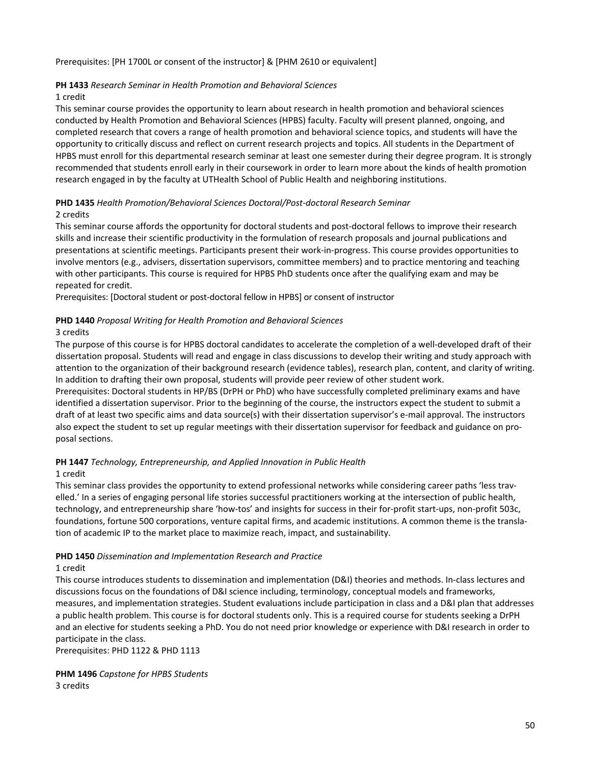Prerequisites: [PH 1700L or consent of the instructor] & [PHM 2610 or equivalent]

**PH 1433** *Research Seminar in Health Promotion and Behavioral Sciences*
1 credit
This seminar course provides the opportunity to learn about research in health promotion and behavioral sciences conducted by Health Promotion and Behavioral Sciences (HPBS) faculty. Faculty will present planned, ongoing, and completed research that covers a range of health promotion and behavioral science topics, and students will have the opportunity to critically discuss and reflect on current research projects and topics. All students in the Department of HPBS must enroll for this departmental research seminar at least one semester during their degree program. It is strongly recommended that students enroll early in their coursework in order to learn more about the kinds of health promotion research engaged in by the faculty at UTHealth School of Public Health and neighboring institutions.

**PHD 1435** *Health Promotion/Behavioral Sciences Doctoral/Post-doctoral Research Seminar*
2 credits
This seminar course affords the opportunity for doctoral students and post-doctoral fellows to improve their research skills and increase their scientific productivity in the formulation of research proposals and journal publications and presentations at scientific meetings. Participants present their work-in-progress. This course provides opportunities to involve mentors (e.g., advisers, dissertation supervisors, committee members) and to practice mentoring and teaching with other participants. This course is required for HPBS PhD students once after the qualifying exam and may be repeated for credit.
Prerequisites: [Doctoral student or post-doctoral fellow in HPBS] or consent of instructor

**PHD 1440** *Proposal Writing for Health Promotion and Behavioral Sciences*
3 credits
The purpose of this course is for HPBS doctoral candidates to accelerate the completion of a well-developed draft of their dissertation proposal. Students will read and engage in class discussions to develop their writing and study approach with attention to the organization of their background research (evidence tables), research plan, content, and clarity of writing. In addition to drafting their own proposal, students will provide peer review of other student work.
Prerequisites: Doctoral students in HP/BS (DrPH or PhD) who have successfully completed preliminary exams and have identified a dissertation supervisor. Prior to the beginning of the course, the instructors expect the student to submit a draft of at least two specific aims and data source(s) with their dissertation supervisor's e-mail approval. The instructors also expect the student to set up regular meetings with their dissertation supervisor for feedback and guidance on proposal sections.

**PH 1447** *Technology, Entrepreneurship, and Applied Innovation in Public Health*
1 credit
This seminar class provides the opportunity to extend professional networks while considering career paths 'less travelled.' In a series of engaging personal life stories successful practitioners working at the intersection of public health, technology, and entrepreneurship share 'how-tos' and insights for success in their for-profit start-ups, non-profit 503c, foundations, fortune 500 corporations, venture capital firms, and academic institutions. A common theme is the translation of academic IP to the market place to maximize reach, impact, and sustainability.

**PHD 1450** *Dissemination and Implementation Research and Practice*
1 credit
This course introduces students to dissemination and implementation (D&I) theories and methods. In-class lectures and discussions focus on the foundations of D&I science including, terminology, conceptual models and frameworks, measures, and implementation strategies. Student evaluations include participation in class and a D&I plan that addresses a public health problem. This course is for doctoral students only. This is a required course for students seeking a DrPH and an elective for students seeking a PhD. You do not need prior knowledge or experience with D&I research in order to participate in the class.
Prerequisites: PHD 1122 & PHD 1113

**PHM 1496** *Capstone for HPBS Students*
3 credits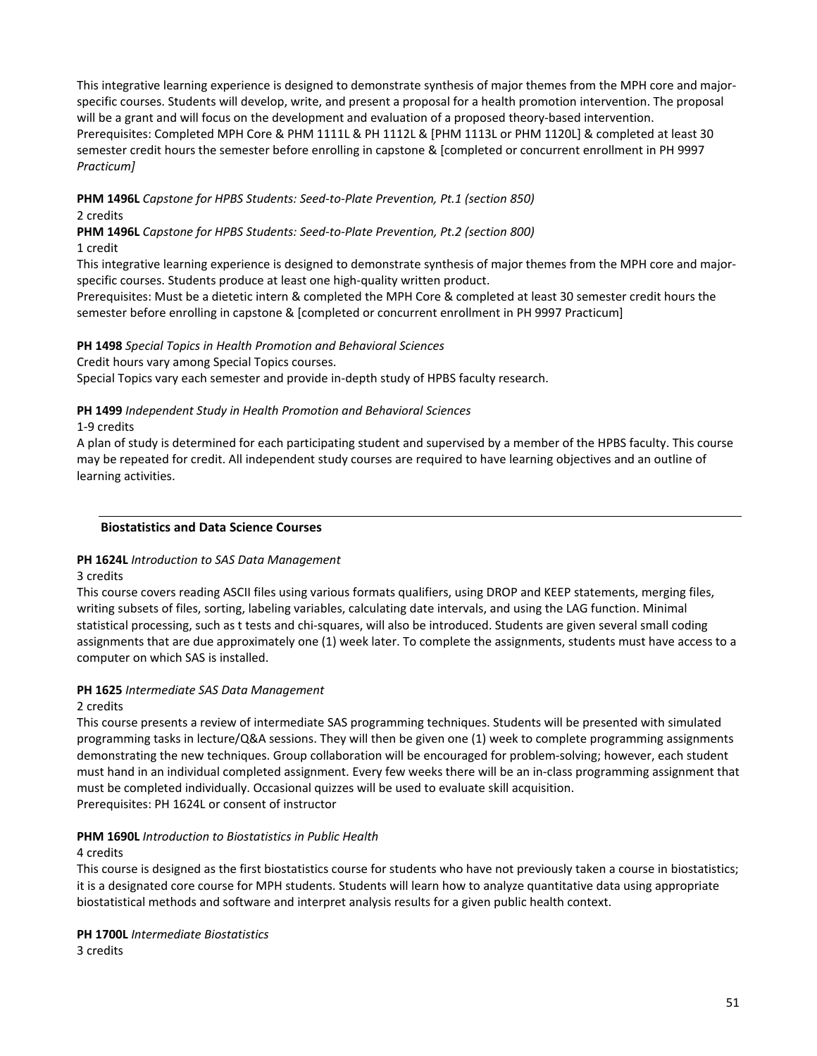This integrative learning experience is designed to demonstrate synthesis of major themes from the MPH core and major-specific courses. Students will develop, write, and present a proposal for a health promotion intervention. The proposal will be a grant and will focus on the development and evaluation of a proposed theory-based intervention.
Prerequisites: Completed MPH Core & PHM 1111L & PH 1112L & [PHM 1113L or PHM 1120L] & completed at least 30 semester credit hours the semester before enrolling in capstone & [completed or concurrent enrollment in PH 9997 *Practicum]*

**PHM 1496L** *Capstone for HPBS Students: Seed-to-Plate Prevention, Pt.1 (section 850)*
2 credits
**PHM 1496L** *Capstone for HPBS Students: Seed-to-Plate Prevention, Pt.2 (section 800)*
1 credit
This integrative learning experience is designed to demonstrate synthesis of major themes from the MPH core and major-specific courses. Students produce at least one high-quality written product.
Prerequisites: Must be a dietetic intern & completed the MPH Core & completed at least 30 semester credit hours the semester before enrolling in capstone & [completed or concurrent enrollment in PH 9997 Practicum]

**PH 1498** *Special Topics in Health Promotion and Behavioral Sciences*
Credit hours vary among Special Topics courses.
Special Topics vary each semester and provide in-depth study of HPBS faculty research.

**PH 1499** *Independent Study in Health Promotion and Behavioral Sciences*
1-9 credits
A plan of study is determined for each participating student and supervised by a member of the HPBS faculty. This course may be repeated for credit. All independent study courses are required to have learning objectives and an outline of learning activities.

## Biostatistics and Data Science Courses

**PH 1624L** *Introduction to SAS Data Management*
3 credits
This course covers reading ASCII files using various formats qualifiers, using DROP and KEEP statements, merging files, writing subsets of files, sorting, labeling variables, calculating date intervals, and using the LAG function. Minimal statistical processing, such as t tests and chi-squares, will also be introduced. Students are given several small coding assignments that are due approximately one (1) week later. To complete the assignments, students must have access to a computer on which SAS is installed.

**PH 1625** *Intermediate SAS Data Management*
2 credits
This course presents a review of intermediate SAS programming techniques. Students will be presented with simulated programming tasks in lecture/Q&A sessions. They will then be given one (1) week to complete programming assignments demonstrating the new techniques. Group collaboration will be encouraged for problem-solving; however, each student must hand in an individual completed assignment. Every few weeks there will be an in-class programming assignment that must be completed individually. Occasional quizzes will be used to evaluate skill acquisition.
Prerequisites: PH 1624L or consent of instructor

**PHM 1690L** *Introduction to Biostatistics in Public Health*
4 credits
This course is designed as the first biostatistics course for students who have not previously taken a course in biostatistics; it is a designated core course for MPH students. Students will learn how to analyze quantitative data using appropriate biostatistical methods and software and interpret analysis results for a given public health context.

**PH 1700L** *Intermediate Biostatistics*
3 credits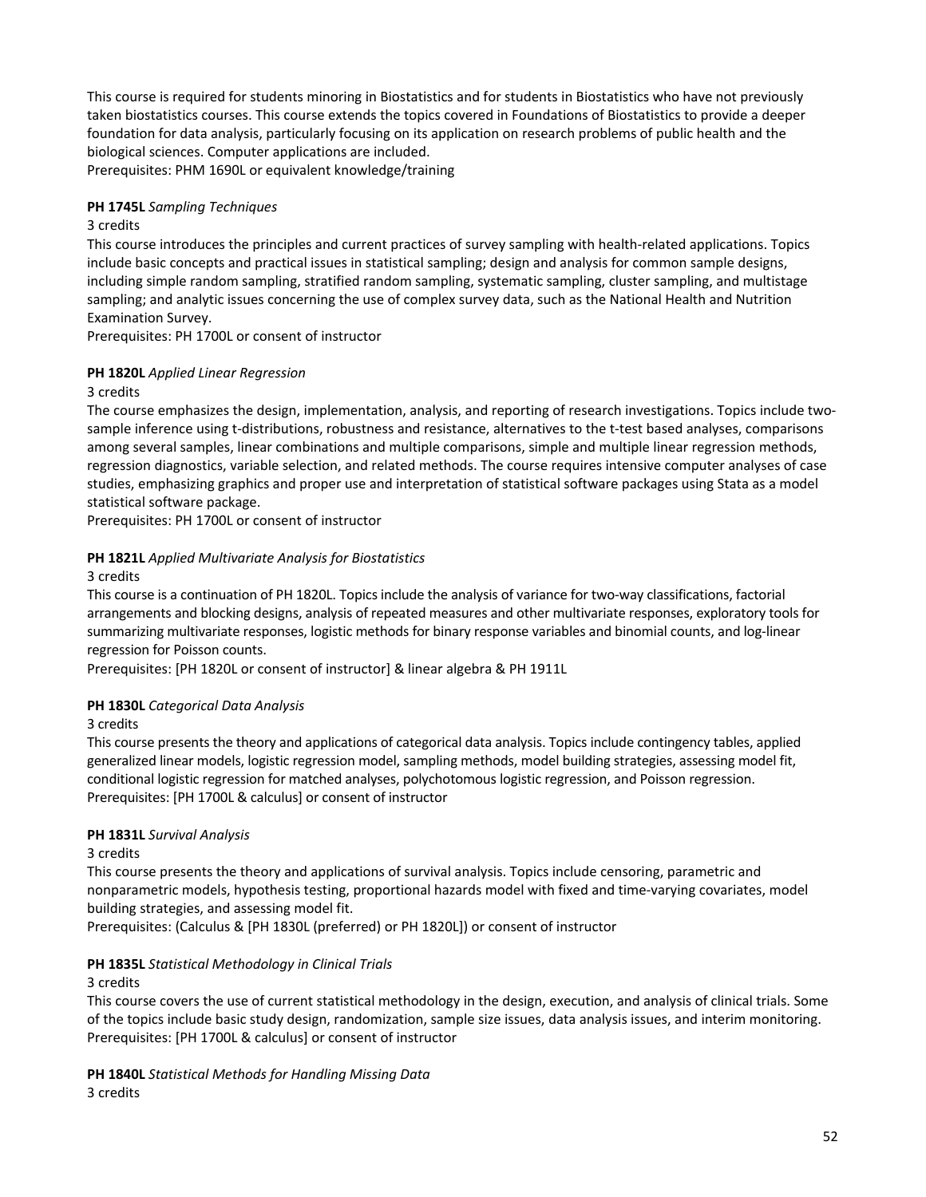This course is required for students minoring in Biostatistics and for students in Biostatistics who have not previously taken biostatistics courses. This course extends the topics covered in Foundations of Biostatistics to provide a deeper foundation for data analysis, particularly focusing on its application on research problems of public health and the biological sciences. Computer applications are included.
Prerequisites: PHM 1690L or equivalent knowledge/training

**PH 1745L** *Sampling Techniques*
3 credits
This course introduces the principles and current practices of survey sampling with health-related applications. Topics include basic concepts and practical issues in statistical sampling; design and analysis for common sample designs, including simple random sampling, stratified random sampling, systematic sampling, cluster sampling, and multistage sampling; and analytic issues concerning the use of complex survey data, such as the National Health and Nutrition Examination Survey.
Prerequisites: PH 1700L or consent of instructor

**PH 1820L** *Applied Linear Regression*
3 credits
The course emphasizes the design, implementation, analysis, and reporting of research investigations. Topics include two-sample inference using t-distributions, robustness and resistance, alternatives to the t-test based analyses, comparisons among several samples, linear combinations and multiple comparisons, simple and multiple linear regression methods, regression diagnostics, variable selection, and related methods. The course requires intensive computer analyses of case studies, emphasizing graphics and proper use and interpretation of statistical software packages using Stata as a model statistical software package.
Prerequisites: PH 1700L or consent of instructor

**PH 1821L** *Applied Multivariate Analysis for Biostatistics*
3 credits
This course is a continuation of PH 1820L. Topics include the analysis of variance for two-way classifications, factorial arrangements and blocking designs, analysis of repeated measures and other multivariate responses, exploratory tools for summarizing multivariate responses, logistic methods for binary response variables and binomial counts, and log-linear regression for Poisson counts.
Prerequisites: [PH 1820L or consent of instructor] & linear algebra & PH 1911L

**PH 1830L** *Categorical Data Analysis*
3 credits
This course presents the theory and applications of categorical data analysis. Topics include contingency tables, applied generalized linear models, logistic regression model, sampling methods, model building strategies, assessing model fit, conditional logistic regression for matched analyses, polychotomous logistic regression, and Poisson regression.
Prerequisites: [PH 1700L & calculus] or consent of instructor

**PH 1831L** *Survival Analysis*
3 credits
This course presents the theory and applications of survival analysis. Topics include censoring, parametric and nonparametric models, hypothesis testing, proportional hazards model with fixed and time-varying covariates, model building strategies, and assessing model fit.
Prerequisites: (Calculus & [PH 1830L (preferred) or PH 1820L]) or consent of instructor

**PH 1835L** *Statistical Methodology in Clinical Trials*
3 credits
This course covers the use of current statistical methodology in the design, execution, and analysis of clinical trials. Some of the topics include basic study design, randomization, sample size issues, data analysis issues, and interim monitoring.
Prerequisites: [PH 1700L & calculus] or consent of instructor

**PH 1840L** *Statistical Methods for Handling Missing Data*
3 credits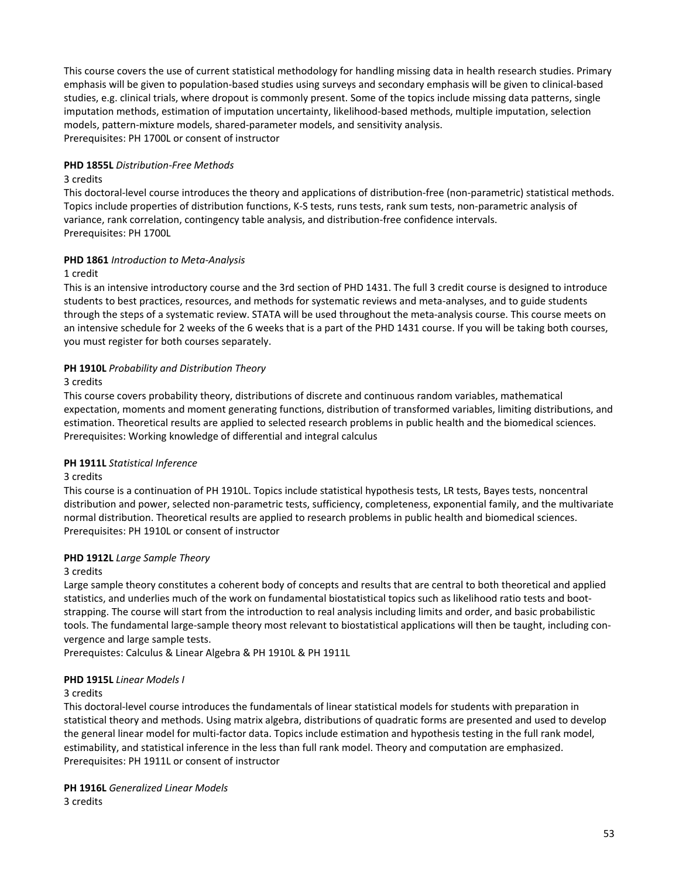This course covers the use of current statistical methodology for handling missing data in health research studies. Primary emphasis will be given to population-based studies using surveys and secondary emphasis will be given to clinical-based studies, e.g. clinical trials, where dropout is commonly present. Some of the topics include missing data patterns, single imputation methods, estimation of imputation uncertainty, likelihood-based methods, multiple imputation, selection models, pattern-mixture models, shared-parameter models, and sensitivity analysis.
Prerequisites: PH 1700L or consent of instructor

**PHD 1855L** *Distribution-Free Methods*
3 credits
This doctoral-level course introduces the theory and applications of distribution-free (non-parametric) statistical methods. Topics include properties of distribution functions, K-S tests, runs tests, rank sum tests, non-parametric analysis of variance, rank correlation, contingency table analysis, and distribution-free confidence intervals.
Prerequisites: PH 1700L

**PHD 1861** *Introduction to Meta-Analysis*
1 credit
This is an intensive introductory course and the 3rd section of PHD 1431. The full 3 credit course is designed to introduce students to best practices, resources, and methods for systematic reviews and meta-analyses, and to guide students through the steps of a systematic review. STATA will be used throughout the meta-analysis course. This course meets on an intensive schedule for 2 weeks of the 6 weeks that is a part of the PHD 1431 course. If you will be taking both courses, you must register for both courses separately.

**PH 1910L** *Probability and Distribution Theory*
3 credits
This course covers probability theory, distributions of discrete and continuous random variables, mathematical expectation, moments and moment generating functions, distribution of transformed variables, limiting distributions, and estimation. Theoretical results are applied to selected research problems in public health and the biomedical sciences.
Prerequisites: Working knowledge of differential and integral calculus

**PH 1911L** *Statistical Inference*
3 credits
This course is a continuation of PH 1910L. Topics include statistical hypothesis tests, LR tests, Bayes tests, noncentral distribution and power, selected non-parametric tests, sufficiency, completeness, exponential family, and the multivariate normal distribution. Theoretical results are applied to research problems in public health and biomedical sciences.
Prerequisites: PH 1910L or consent of instructor

**PHD 1912L** *Large Sample Theory*
3 credits
Large sample theory constitutes a coherent body of concepts and results that are central to both theoretical and applied statistics, and underlies much of the work on fundamental biostatistical topics such as likelihood ratio tests and boot-strapping. The course will start from the introduction to real analysis including limits and order, and basic probabilistic tools. The fundamental large-sample theory most relevant to biostatistical applications will then be taught, including con-vergence and large sample tests.
Prerequistes: Calculus & Linear Algebra & PH 1910L & PH 1911L

**PHD 1915L** *Linear Models I*
3 credits
This doctoral-level course introduces the fundamentals of linear statistical models for students with preparation in statistical theory and methods. Using matrix algebra, distributions of quadratic forms are presented and used to develop the general linear model for multi-factor data. Topics include estimation and hypothesis testing in the full rank model, estimability, and statistical inference in the less than full rank model. Theory and computation are emphasized.
Prerequisites: PH 1911L or consent of instructor

**PH 1916L** *Generalized Linear Models*
3 credits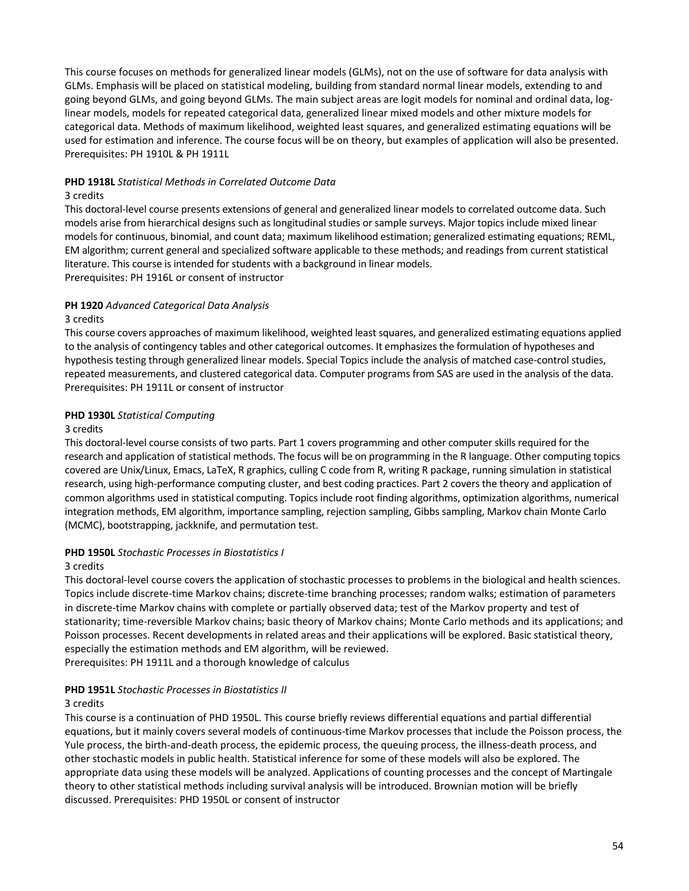This course focuses on methods for generalized linear models (GLMs), not on the use of software for data analysis with GLMs. Emphasis will be placed on statistical modeling, building from standard normal linear models, extending to and going beyond GLMs, and going beyond GLMs. The main subject areas are logit models for nominal and ordinal data, log-linear models, models for repeated categorical data, generalized linear mixed models and other mixture models for categorical data. Methods of maximum likelihood, weighted least squares, and generalized estimating equations will be used for estimation and inference. The course focus will be on theory, but examples of application will also be presented.
Prerequisites: PH 1910L & PH 1911L

**PHD 1918L** *Statistical Methods in Correlated Outcome Data*
3 credits
This doctoral-level course presents extensions of general and generalized linear models to correlated outcome data. Such models arise from hierarchical designs such as longitudinal studies or sample surveys. Major topics include mixed linear models for continuous, binomial, and count data; maximum likelihood estimation; generalized estimating equations; REML, EM algorithm; current general and specialized software applicable to these methods; and readings from current statistical literature. This course is intended for students with a background in linear models.
Prerequisites: PH 1916L or consent of instructor

**PH 1920** *Advanced Categorical Data Analysis*
3 credits
This course covers approaches of maximum likelihood, weighted least squares, and generalized estimating equations applied to the analysis of contingency tables and other categorical outcomes. It emphasizes the formulation of hypotheses and hypothesis testing through generalized linear models. Special Topics include the analysis of matched case-control studies, repeated measurements, and clustered categorical data. Computer programs from SAS are used in the analysis of the data.
Prerequisites: PH 1911L or consent of instructor

**PHD 1930L** *Statistical Computing*
3 credits
This doctoral-level course consists of two parts. Part 1 covers programming and other computer skills required for the research and application of statistical methods. The focus will be on programming in the R language. Other computing topics covered are Unix/Linux, Emacs, LaTeX, R graphics, culling C code from R, writing R package, running simulation in statistical research, using high-performance computing cluster, and best coding practices. Part 2 covers the theory and application of common algorithms used in statistical computing. Topics include root finding algorithms, optimization algorithms, numerical integration methods, EM algorithm, importance sampling, rejection sampling, Gibbs sampling, Markov chain Monte Carlo (MCMC), bootstrapping, jackknife, and permutation test.

**PHD 1950L** *Stochastic Processes in Biostatistics I*
3 credits
This doctoral-level course covers the application of stochastic processes to problems in the biological and health sciences. Topics include discrete-time Markov chains; discrete-time branching processes; random walks; estimation of parameters in discrete-time Markov chains with complete or partially observed data; test of the Markov property and test of stationarity; time-reversible Markov chains; basic theory of Markov chains; Monte Carlo methods and its applications; and Poisson processes. Recent developments in related areas and their applications will be explored. Basic statistical theory, especially the estimation methods and EM algorithm, will be reviewed.
Prerequisites: PH 1911L and a thorough knowledge of calculus

**PHD 1951L** *Stochastic Processes in Biostatistics II*
3 credits
This course is a continuation of PHD 1950L. This course briefly reviews differential equations and partial differential equations, but it mainly covers several models of continuous-time Markov processes that include the Poisson process, the Yule process, the birth-and-death process, the epidemic process, the queuing process, the illness-death process, and other stochastic models in public health. Statistical inference for some of these models will also be explored. The appropriate data using these models will be analyzed. Applications of counting processes and the concept of Martingale theory to other statistical methods including survival analysis will be introduced. Brownian motion will be briefly discussed. Prerequisites: PHD 1950L or consent of instructor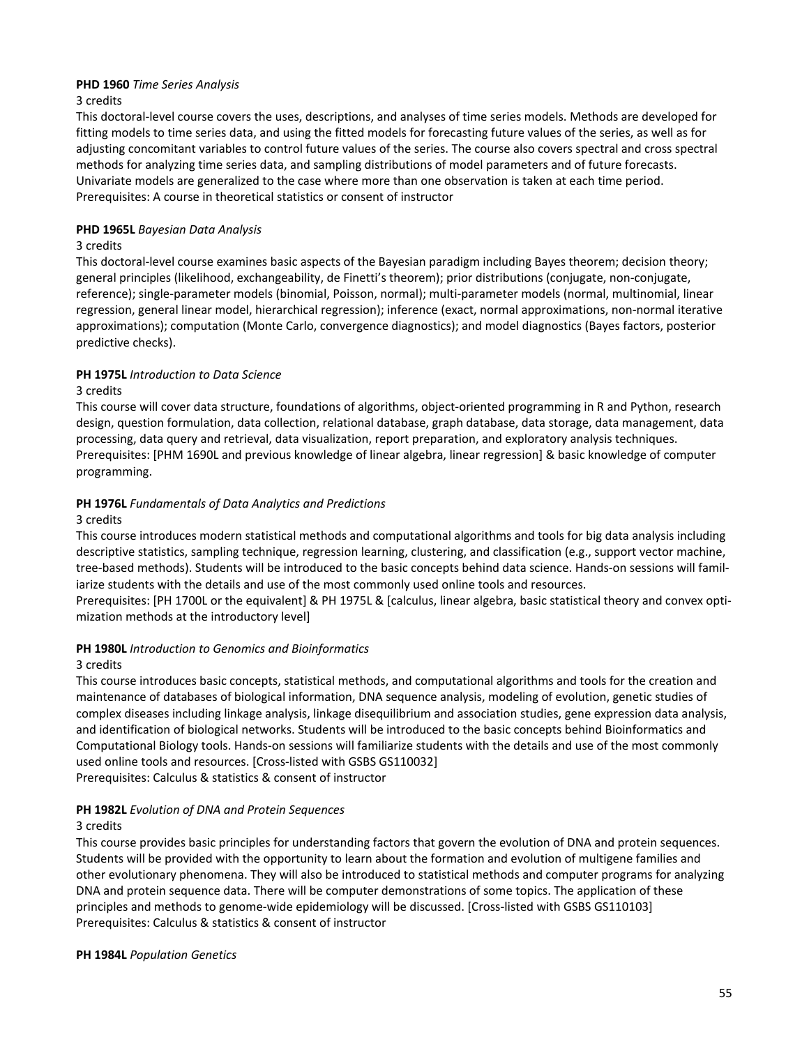**PHD 1960** *Time Series Analysis*

3 credits

This doctoral-level course covers the uses, descriptions, and analyses of time series models. Methods are developed for fitting models to time series data, and using the fitted models for forecasting future values of the series, as well as for adjusting concomitant variables to control future values of the series. The course also covers spectral and cross spectral methods for analyzing time series data, and sampling distributions of model parameters and of future forecasts. Univariate models are generalized to the case where more than one observation is taken at each time period.

Prerequisites: A course in theoretical statistics or consent of instructor

**PHD 1965L** *Bayesian Data Analysis*

3 credits

This doctoral-level course examines basic aspects of the Bayesian paradigm including Bayes theorem; decision theory; general principles (likelihood, exchangeability, de Finetti's theorem); prior distributions (conjugate, non-conjugate, reference); single-parameter models (binomial, Poisson, normal); multi-parameter models (normal, multinomial, linear regression, general linear model, hierarchical regression); inference (exact, normal approximations, non-normal iterative approximations); computation (Monte Carlo, convergence diagnostics); and model diagnostics (Bayes factors, posterior predictive checks).

**PH 1975L** *Introduction to Data Science*

3 credits

This course will cover data structure, foundations of algorithms, object-oriented programming in R and Python, research design, question formulation, data collection, relational database, graph database, data storage, data management, data processing, data query and retrieval, data visualization, report preparation, and exploratory analysis techniques.

Prerequisites: [PHM 1690L and previous knowledge of linear algebra, linear regression] & basic knowledge of computer programming.

**PH 1976L** *Fundamentals of Data Analytics and Predictions*

3 credits

This course introduces modern statistical methods and computational algorithms and tools for big data analysis including descriptive statistics, sampling technique, regression learning, clustering, and classification (e.g., support vector machine, tree-based methods). Students will be introduced to the basic concepts behind data science. Hands-on sessions will familiarize students with the details and use of the most commonly used online tools and resources.

Prerequisites: [PH 1700L or the equivalent] & PH 1975L & [calculus, linear algebra, basic statistical theory and convex optimization methods at the introductory level]

**PH 1980L** *Introduction to Genomics and Bioinformatics*

3 credits

This course introduces basic concepts, statistical methods, and computational algorithms and tools for the creation and maintenance of databases of biological information, DNA sequence analysis, modeling of evolution, genetic studies of complex diseases including linkage analysis, linkage disequilibrium and association studies, gene expression data analysis, and identification of biological networks. Students will be introduced to the basic concepts behind Bioinformatics and Computational Biology tools. Hands-on sessions will familiarize students with the details and use of the most commonly used online tools and resources. [Cross-listed with GSBS GS110032]

Prerequisites: Calculus & statistics & consent of instructor

**PH 1982L** *Evolution of DNA and Protein Sequences*

3 credits

This course provides basic principles for understanding factors that govern the evolution of DNA and protein sequences. Students will be provided with the opportunity to learn about the formation and evolution of multigene families and other evolutionary phenomena. They will also be introduced to statistical methods and computer programs for analyzing DNA and protein sequence data. There will be computer demonstrations of some topics. The application of these principles and methods to genome-wide epidemiology will be discussed. [Cross-listed with GSBS GS110103]

Prerequisites: Calculus & statistics & consent of instructor

**PH 1984L** *Population Genetics*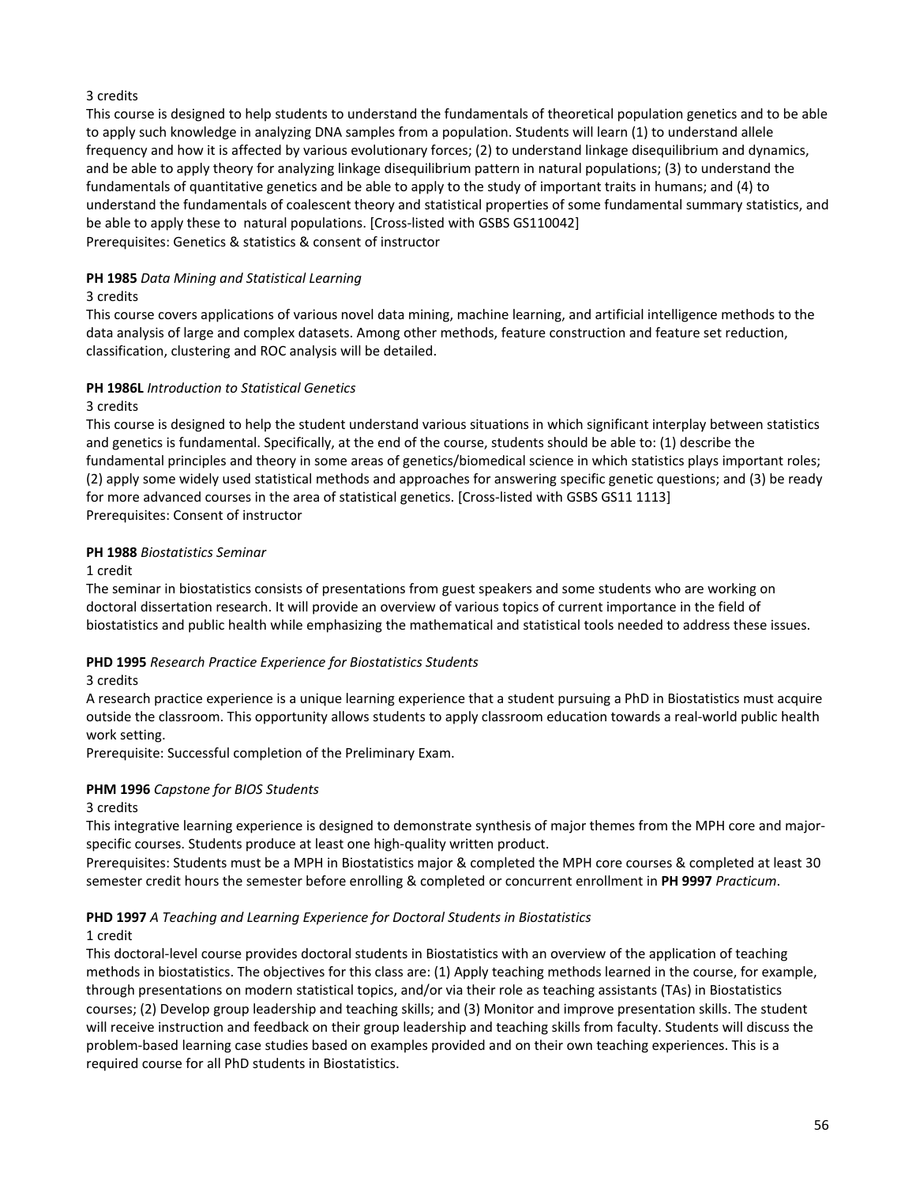3 credits

This course is designed to help students to understand the fundamentals of theoretical population genetics and to be able to apply such knowledge in analyzing DNA samples from a population. Students will learn (1) to understand allele frequency and how it is affected by various evolutionary forces; (2) to understand linkage disequilibrium and dynamics, and be able to apply theory for analyzing linkage disequilibrium pattern in natural populations; (3) to understand the fundamentals of quantitative genetics and be able to apply to the study of important traits in humans; and (4) to understand the fundamentals of coalescent theory and statistical properties of some fundamental summary statistics, and be able to apply these to natural populations. [Cross-listed with GSBS GS110042]

Prerequisites: Genetics & statistics & consent of instructor

**PH 1985** *Data Mining and Statistical Learning*

3 credits

This course covers applications of various novel data mining, machine learning, and artificial intelligence methods to the data analysis of large and complex datasets. Among other methods, feature construction and feature set reduction, classification, clustering and ROC analysis will be detailed.

**PH 1986L** *Introduction to Statistical Genetics*

3 credits

This course is designed to help the student understand various situations in which significant interplay between statistics and genetics is fundamental. Specifically, at the end of the course, students should be able to: (1) describe the fundamental principles and theory in some areas of genetics/biomedical science in which statistics plays important roles; (2) apply some widely used statistical methods and approaches for answering specific genetic questions; and (3) be ready for more advanced courses in the area of statistical genetics. [Cross-listed with GSBS GS11 1113]

Prerequisites: Consent of instructor

**PH 1988** *Biostatistics Seminar*

1 credit

The seminar in biostatistics consists of presentations from guest speakers and some students who are working on doctoral dissertation research. It will provide an overview of various topics of current importance in the field of biostatistics and public health while emphasizing the mathematical and statistical tools needed to address these issues.

**PHD 1995** *Research Practice Experience for Biostatistics Students*

3 credits

A research practice experience is a unique learning experience that a student pursuing a PhD in Biostatistics must acquire outside the classroom. This opportunity allows students to apply classroom education towards a real-world public health work setting.

Prerequisite: Successful completion of the Preliminary Exam.

**PHM 1996** *Capstone for BIOS Students*

3 credits

This integrative learning experience is designed to demonstrate synthesis of major themes from the MPH core and major-specific courses. Students produce at least one high-quality written product.

Prerequisites: Students must be a MPH in Biostatistics major & completed the MPH core courses & completed at least 30 semester credit hours the semester before enrolling & completed or concurrent enrollment in **PH 9997** *Practicum*.

**PHD 1997** *A Teaching and Learning Experience for Doctoral Students in Biostatistics*

1 credit

This doctoral-level course provides doctoral students in Biostatistics with an overview of the application of teaching methods in biostatistics. The objectives for this class are: (1) Apply teaching methods learned in the course, for example, through presentations on modern statistical topics, and/or via their role as teaching assistants (TAs) in Biostatistics courses; (2) Develop group leadership and teaching skills; and (3) Monitor and improve presentation skills. The student will receive instruction and feedback on their group leadership and teaching skills from faculty. Students will discuss the problem-based learning case studies based on examples provided and on their own teaching experiences. This is a required course for all PhD students in Biostatistics.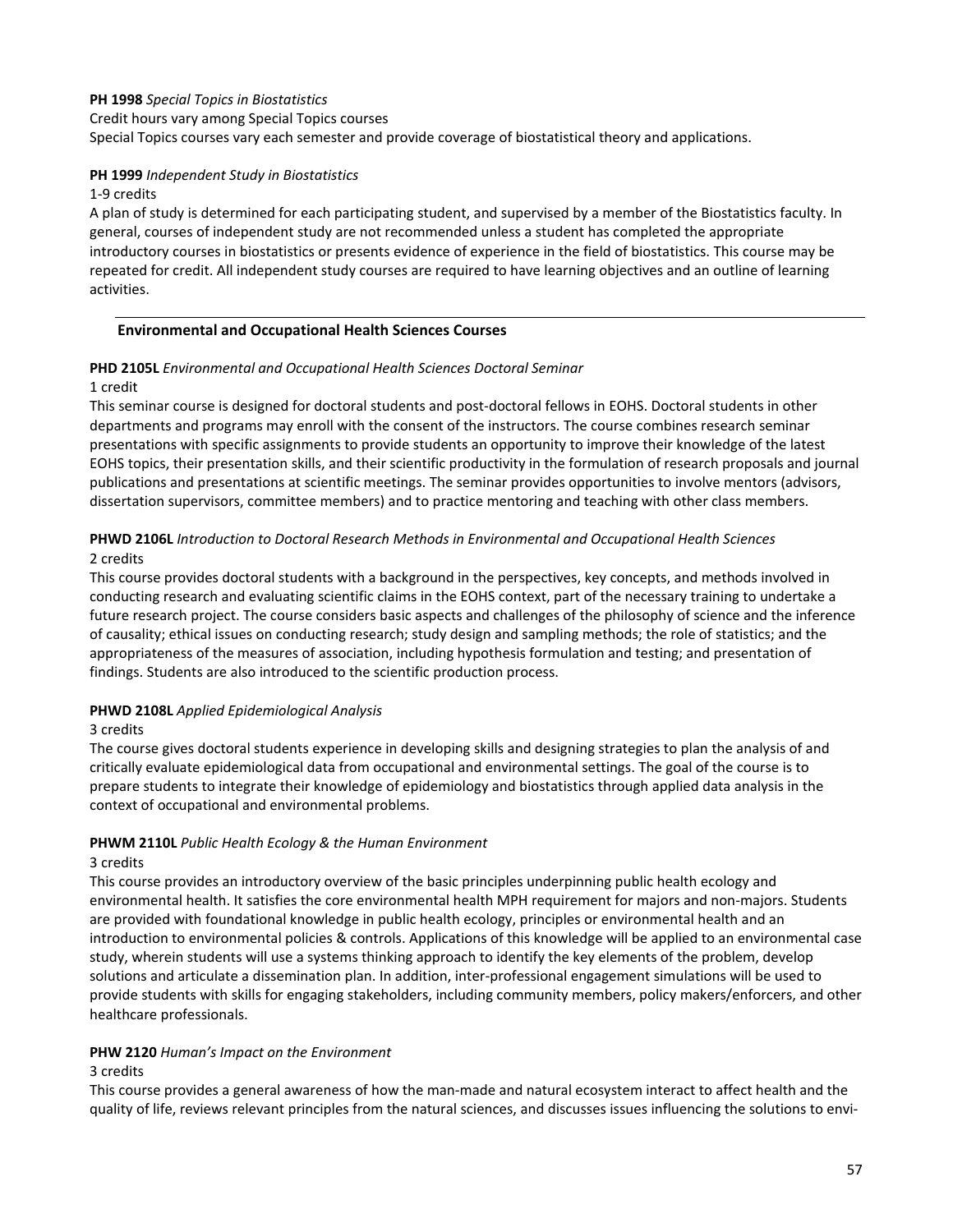**PH 1998** *Special Topics in Biostatistics*
Credit hours vary among Special Topics courses
Special Topics courses vary each semester and provide coverage of biostatistical theory and applications.

**PH 1999** *Independent Study in Biostatistics*
1-9 credits
A plan of study is determined for each participating student, and supervised by a member of the Biostatistics faculty. In general, courses of independent study are not recommended unless a student has completed the appropriate introductory courses in biostatistics or presents evidence of experience in the field of biostatistics. This course may be repeated for credit. All independent study courses are required to have learning objectives and an outline of learning activities.

## Environmental and Occupational Health Sciences Courses

**PHD 2105L** *Environmental and Occupational Health Sciences Doctoral Seminar*
1 credit
This seminar course is designed for doctoral students and post-doctoral fellows in EOHS. Doctoral students in other departments and programs may enroll with the consent of the instructors. The course combines research seminar presentations with specific assignments to provide students an opportunity to improve their knowledge of the latest EOHS topics, their presentation skills, and their scientific productivity in the formulation of research proposals and journal publications and presentations at scientific meetings. The seminar provides opportunities to involve mentors (advisors, dissertation supervisors, committee members) and to practice mentoring and teaching with other class members.

**PHWD 2106L** *Introduction to Doctoral Research Methods in Environmental and Occupational Health Sciences*
2 credits
This course provides doctoral students with a background in the perspectives, key concepts, and methods involved in conducting research and evaluating scientific claims in the EOHS context, part of the necessary training to undertake a future research project. The course considers basic aspects and challenges of the philosophy of science and the inference of causality; ethical issues on conducting research; study design and sampling methods; the role of statistics; and the appropriateness of the measures of association, including hypothesis formulation and testing; and presentation of findings. Students are also introduced to the scientific production process.

**PHWD 2108L** *Applied Epidemiological Analysis*
3 credits
The course gives doctoral students experience in developing skills and designing strategies to plan the analysis of and critically evaluate epidemiological data from occupational and environmental settings. The goal of the course is to prepare students to integrate their knowledge of epidemiology and biostatistics through applied data analysis in the context of occupational and environmental problems.

**PHWM 2110L** *Public Health Ecology & the Human Environment*
3 credits
This course provides an introductory overview of the basic principles underpinning public health ecology and environmental health. It satisfies the core environmental health MPH requirement for majors and non-majors. Students are provided with foundational knowledge in public health ecology, principles or environmental health and an introduction to environmental policies & controls. Applications of this knowledge will be applied to an environmental case study, wherein students will use a systems thinking approach to identify the key elements of the problem, develop solutions and articulate a dissemination plan. In addition, inter-professional engagement simulations will be used to provide students with skills for engaging stakeholders, including community members, policy makers/enforcers, and other healthcare professionals.

**PHW 2120** *Human's Impact on the Environment*
3 credits
This course provides a general awareness of how the man-made and natural ecosystem interact to affect health and the quality of life, reviews relevant principles from the natural sciences, and discusses issues influencing the solutions to envi-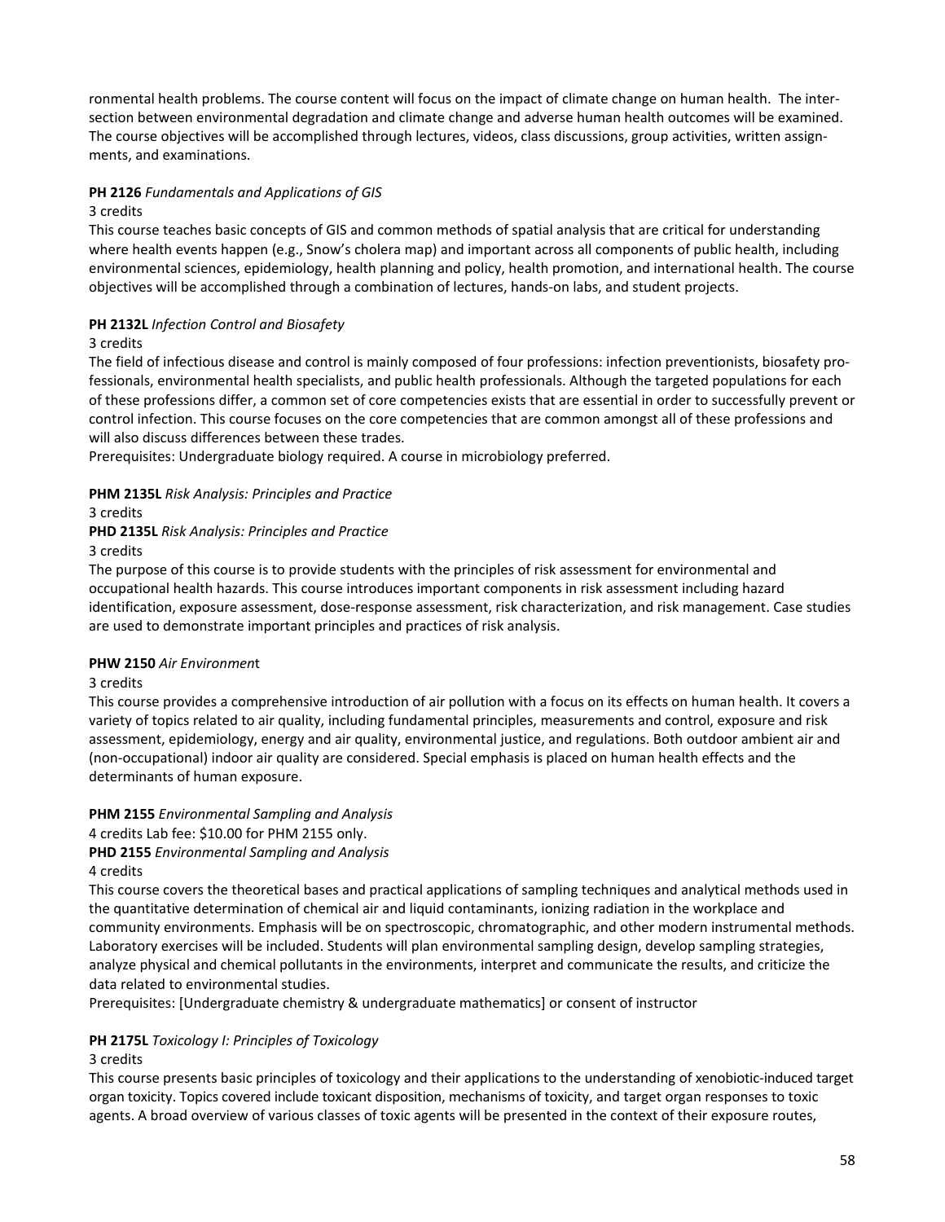ronmental health problems. The course content will focus on the impact of climate change on human health. The intersection between environmental degradation and climate change and adverse human health outcomes will be examined. The course objectives will be accomplished through lectures, videos, class discussions, group activities, written assignments, and examinations.

**PH 2126** *Fundamentals and Applications of GIS*
3 credits
This course teaches basic concepts of GIS and common methods of spatial analysis that are critical for understanding where health events happen (e.g., Snow's cholera map) and important across all components of public health, including environmental sciences, epidemiology, health planning and policy, health promotion, and international health. The course objectives will be accomplished through a combination of lectures, hands-on labs, and student projects.

**PH 2132L** *Infection Control and Biosafety*
3 credits
The field of infectious disease and control is mainly composed of four professions: infection preventionists, biosafety professionals, environmental health specialists, and public health professionals. Although the targeted populations for each of these professions differ, a common set of core competencies exists that are essential in order to successfully prevent or control infection. This course focuses on the core competencies that are common amongst all of these professions and will also discuss differences between these trades.
Prerequisites: Undergraduate biology required. A course in microbiology preferred.

**PHM 2135L** *Risk Analysis: Principles and Practice*
3 credits
**PHD 2135L** *Risk Analysis: Principles and Practice*
3 credits
The purpose of this course is to provide students with the principles of risk assessment for environmental and occupational health hazards. This course introduces important components in risk assessment including hazard identification, exposure assessment, dose-response assessment, risk characterization, and risk management. Case studies are used to demonstrate important principles and practices of risk analysis.

**PHW 2150** *Air Environment*
3 credits
This course provides a comprehensive introduction of air pollution with a focus on its effects on human health. It covers a variety of topics related to air quality, including fundamental principles, measurements and control, exposure and risk assessment, epidemiology, energy and air quality, environmental justice, and regulations. Both outdoor ambient air and (non-occupational) indoor air quality are considered. Special emphasis is placed on human health effects and the determinants of human exposure.

**PHM 2155** *Environmental Sampling and Analysis*
4 credits Lab fee: $10.00 for PHM 2155 only.
**PHD 2155** *Environmental Sampling and Analysis*
4 credits
This course covers the theoretical bases and practical applications of sampling techniques and analytical methods used in the quantitative determination of chemical air and liquid contaminants, ionizing radiation in the workplace and community environments. Emphasis will be on spectroscopic, chromatographic, and other modern instrumental methods. Laboratory exercises will be included. Students will plan environmental sampling design, develop sampling strategies, analyze physical and chemical pollutants in the environments, interpret and communicate the results, and criticize the data related to environmental studies.
Prerequisites: [Undergraduate chemistry & undergraduate mathematics] or consent of instructor

**PH 2175L** *Toxicology I: Principles of Toxicology*
3 credits
This course presents basic principles of toxicology and their applications to the understanding of xenobiotic-induced target organ toxicity. Topics covered include toxicant disposition, mechanisms of toxicity, and target organ responses to toxic agents. A broad overview of various classes of toxic agents will be presented in the context of their exposure routes,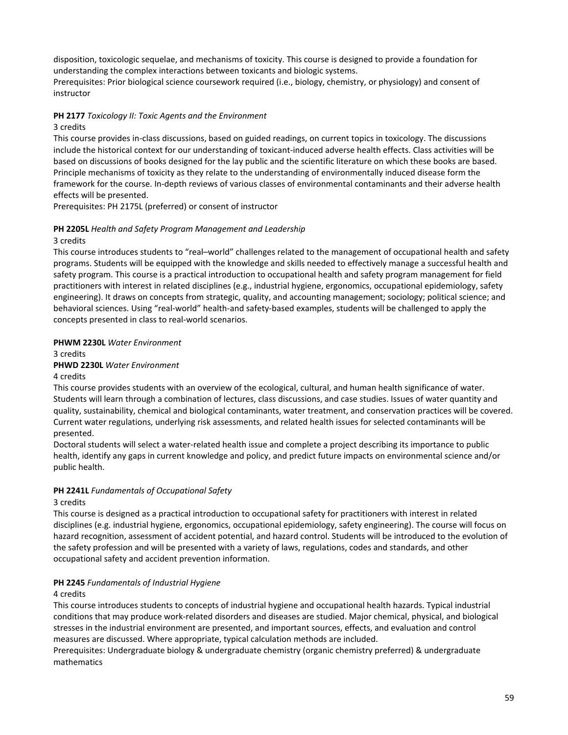disposition, toxicologic sequelae, and mechanisms of toxicity. This course is designed to provide a foundation for understanding the complex interactions between toxicants and biologic systems.
Prerequisites: Prior biological science coursework required (i.e., biology, chemistry, or physiology) and consent of instructor

**PH 2177** *Toxicology II: Toxic Agents and the Environment*
3 credits
This course provides in-class discussions, based on guided readings, on current topics in toxicology. The discussions include the historical context for our understanding of toxicant-induced adverse health effects. Class activities will be based on discussions of books designed for the lay public and the scientific literature on which these books are based. Principle mechanisms of toxicity as they relate to the understanding of environmentally induced disease form the framework for the course. In-depth reviews of various classes of environmental contaminants and their adverse health effects will be presented.
Prerequisites: PH 2175L (preferred) or consent of instructor

**PH 2205L** *Health and Safety Program Management and Leadership*
3 credits
This course introduces students to "real–world" challenges related to the management of occupational health and safety programs. Students will be equipped with the knowledge and skills needed to effectively manage a successful health and safety program. This course is a practical introduction to occupational health and safety program management for field practitioners with interest in related disciplines (e.g., industrial hygiene, ergonomics, occupational epidemiology, safety engineering). It draws on concepts from strategic, quality, and accounting management; sociology; political science; and behavioral sciences. Using "real-world" health-and safety-based examples, students will be challenged to apply the concepts presented in class to real-world scenarios.

**PHWM 2230L** *Water Environment*
3 credits
**PHWD 2230L** *Water Environment*
4 credits
This course provides students with an overview of the ecological, cultural, and human health significance of water. Students will learn through a combination of lectures, class discussions, and case studies. Issues of water quantity and quality, sustainability, chemical and biological contaminants, water treatment, and conservation practices will be covered. Current water regulations, underlying risk assessments, and related health issues for selected contaminants will be presented.
Doctoral students will select a water-related health issue and complete a project describing its importance to public health, identify any gaps in current knowledge and policy, and predict future impacts on environmental science and/or public health.

**PH 2241L** *Fundamentals of Occupational Safety*
3 credits
This course is designed as a practical introduction to occupational safety for practitioners with interest in related disciplines (e.g. industrial hygiene, ergonomics, occupational epidemiology, safety engineering). The course will focus on hazard recognition, assessment of accident potential, and hazard control. Students will be introduced to the evolution of the safety profession and will be presented with a variety of laws, regulations, codes and standards, and other occupational safety and accident prevention information.

**PH 2245** *Fundamentals of Industrial Hygiene*
4 credits
This course introduces students to concepts of industrial hygiene and occupational health hazards. Typical industrial conditions that may produce work-related disorders and diseases are studied. Major chemical, physical, and biological stresses in the industrial environment are presented, and important sources, effects, and evaluation and control measures are discussed. Where appropriate, typical calculation methods are included.
Prerequisites: Undergraduate biology & undergraduate chemistry (organic chemistry preferred) & undergraduate mathematics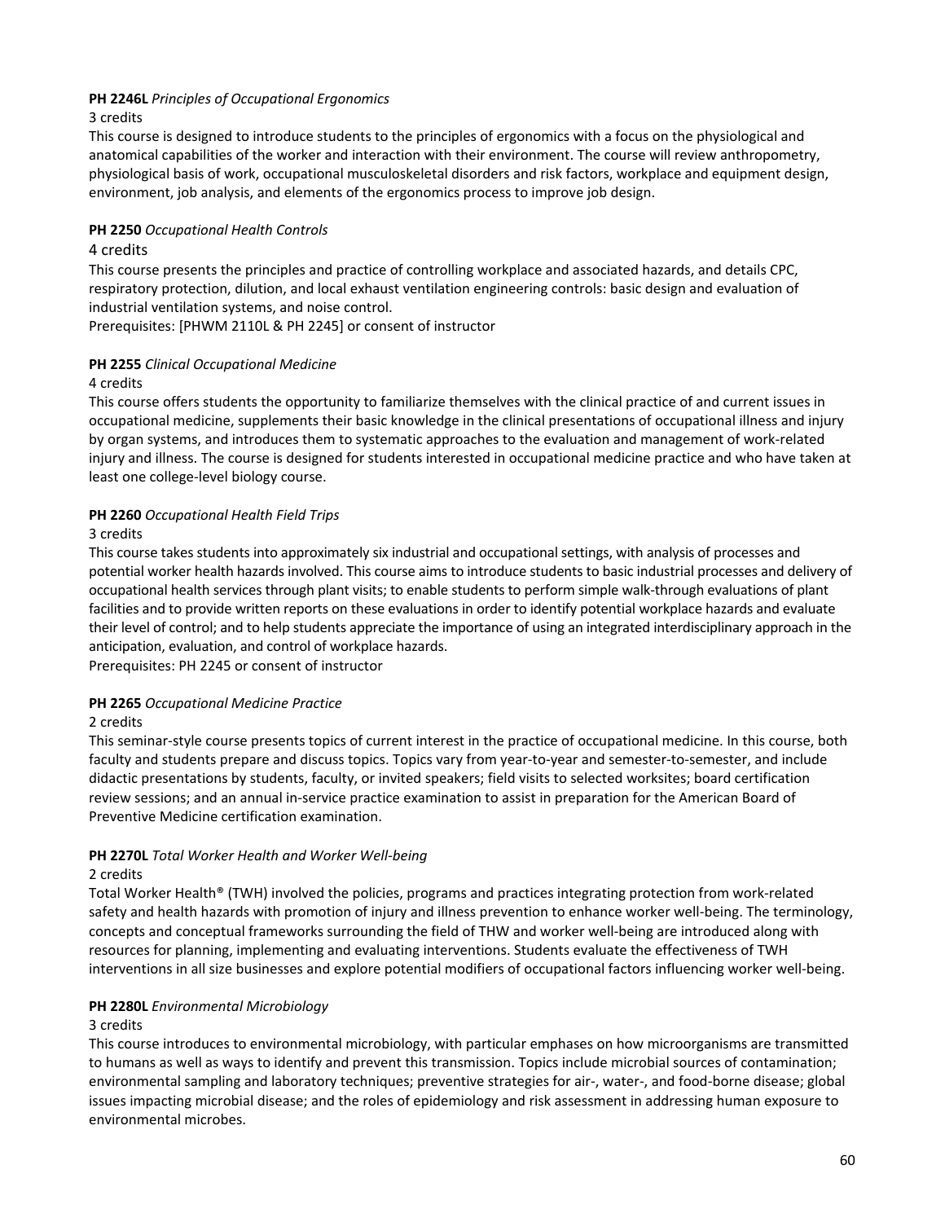**PH 2246L** *Principles of Occupational Ergonomics*
3 credits
This course is designed to introduce students to the principles of ergonomics with a focus on the physiological and anatomical capabilities of the worker and interaction with their environment. The course will review anthropometry, physiological basis of work, occupational musculoskeletal disorders and risk factors, workplace and equipment design, environment, job analysis, and elements of the ergonomics process to improve job design.

**PH 2250** *Occupational Health Controls*
4 credits
This course presents the principles and practice of controlling workplace and associated hazards, and details CPC, respiratory protection, dilution, and local exhaust ventilation engineering controls: basic design and evaluation of industrial ventilation systems, and noise control.
Prerequisites: [PHWM 2110L & PH 2245] or consent of instructor

**PH 2255** *Clinical Occupational Medicine*
4 credits
This course offers students the opportunity to familiarize themselves with the clinical practice of and current issues in occupational medicine, supplements their basic knowledge in the clinical presentations of occupational illness and injury by organ systems, and introduces them to systematic approaches to the evaluation and management of work-related injury and illness. The course is designed for students interested in occupational medicine practice and who have taken at least one college-level biology course.

**PH 2260** *Occupational Health Field Trips*
3 credits
This course takes students into approximately six industrial and occupational settings, with analysis of processes and potential worker health hazards involved. This course aims to introduce students to basic industrial processes and delivery of occupational health services through plant visits; to enable students to perform simple walk-through evaluations of plant facilities and to provide written reports on these evaluations in order to identify potential workplace hazards and evaluate their level of control; and to help students appreciate the importance of using an integrated interdisciplinary approach in the anticipation, evaluation, and control of workplace hazards.
Prerequisites: PH 2245 or consent of instructor

**PH 2265** *Occupational Medicine Practice*
2 credits
This seminar-style course presents topics of current interest in the practice of occupational medicine. In this course, both faculty and students prepare and discuss topics. Topics vary from year-to-year and semester-to-semester, and include didactic presentations by students, faculty, or invited speakers; field visits to selected worksites; board certification review sessions; and an annual in-service practice examination to assist in preparation for the American Board of Preventive Medicine certification examination.

**PH 2270L** *Total Worker Health and Worker Well-being*
2 credits
Total Worker Health® (TWH) involved the policies, programs and practices integrating protection from work-related safety and health hazards with promotion of injury and illness prevention to enhance worker well-being. The terminology, concepts and conceptual frameworks surrounding the field of THW and worker well-being are introduced along with resources for planning, implementing and evaluating interventions. Students evaluate the effectiveness of TWH interventions in all size businesses and explore potential modifiers of occupational factors influencing worker well-being.

**PH 2280L** *Environmental Microbiology*
3 credits
This course introduces to environmental microbiology, with particular emphases on how microorganisms are transmitted to humans as well as ways to identify and prevent this transmission. Topics include microbial sources of contamination; environmental sampling and laboratory techniques; preventive strategies for air-, water-, and food-borne disease; global issues impacting microbial disease; and the roles of epidemiology and risk assessment in addressing human exposure to environmental microbes.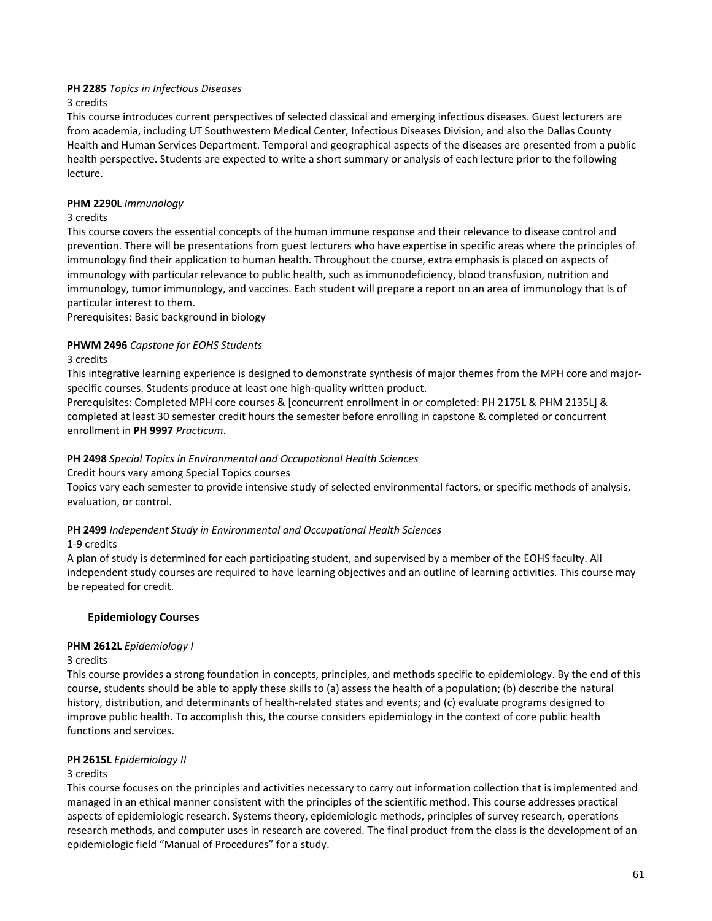**PH 2285** *Topics in Infectious Diseases*

3 credits

This course introduces current perspectives of selected classical and emerging infectious diseases. Guest lecturers are from academia, including UT Southwestern Medical Center, Infectious Diseases Division, and also the Dallas County Health and Human Services Department. Temporal and geographical aspects of the diseases are presented from a public health perspective. Students are expected to write a short summary or analysis of each lecture prior to the following lecture.

**PHM 2290L** *Immunology*

3 credits

This course covers the essential concepts of the human immune response and their relevance to disease control and prevention. There will be presentations from guest lecturers who have expertise in specific areas where the principles of immunology find their application to human health. Throughout the course, extra emphasis is placed on aspects of immunology with particular relevance to public health, such as immunodeficiency, blood transfusion, nutrition and immunology, tumor immunology, and vaccines. Each student will prepare a report on an area of immunology that is of particular interest to them.

Prerequisites: Basic background in biology

**PHWM 2496** *Capstone for EOHS Students*

3 credits

This integrative learning experience is designed to demonstrate synthesis of major themes from the MPH core and major-specific courses. Students produce at least one high-quality written product.

Prerequisites: Completed MPH core courses & [concurrent enrollment in or completed: PH 2175L & PHM 2135L] & completed at least 30 semester credit hours the semester before enrolling in capstone & completed or concurrent enrollment in **PH 9997** *Practicum*.

**PH 2498** *Special Topics in Environmental and Occupational Health Sciences*

Credit hours vary among Special Topics courses

Topics vary each semester to provide intensive study of selected environmental factors, or specific methods of analysis, evaluation, or control.

**PH 2499** *Independent Study in Environmental and Occupational Health Sciences*

1-9 credits

A plan of study is determined for each participating student, and supervised by a member of the EOHS faculty. All independent study courses are required to have learning objectives and an outline of learning activities. This course may be repeated for credit.

## Epidemiology Courses

**PHM 2612L** *Epidemiology I*

3 credits

This course provides a strong foundation in concepts, principles, and methods specific to epidemiology. By the end of this course, students should be able to apply these skills to (a) assess the health of a population; (b) describe the natural history, distribution, and determinants of health-related states and events; and (c) evaluate programs designed to improve public health. To accomplish this, the course considers epidemiology in the context of core public health functions and services.

**PH 2615L** *Epidemiology II*

3 credits

This course focuses on the principles and activities necessary to carry out information collection that is implemented and managed in an ethical manner consistent with the principles of the scientific method. This course addresses practical aspects of epidemiologic research. Systems theory, epidemiologic methods, principles of survey research, operations research methods, and computer uses in research are covered. The final product from the class is the development of an epidemiologic field "Manual of Procedures" for a study.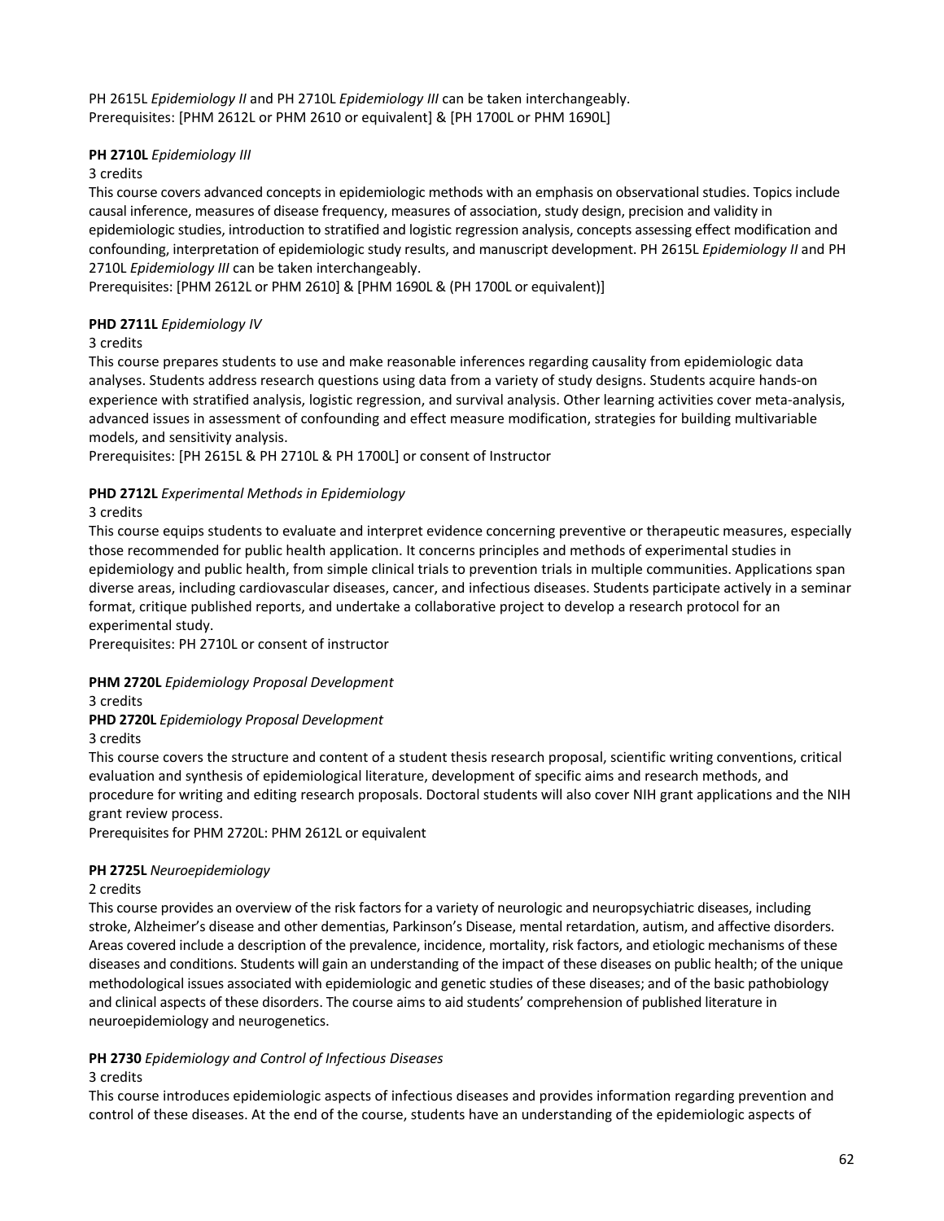PH 2615L *Epidemiology II* and PH 2710L *Epidemiology III* can be taken interchangeably.
Prerequisites: [PHM 2612L or PHM 2610 or equivalent] & [PH 1700L or PHM 1690L]

**PH 2710L** *Epidemiology III*

3 credits

This course covers advanced concepts in epidemiologic methods with an emphasis on observational studies. Topics include causal inference, measures of disease frequency, measures of association, study design, precision and validity in epidemiologic studies, introduction to stratified and logistic regression analysis, concepts assessing effect modification and confounding, interpretation of epidemiologic study results, and manuscript development. PH 2615L *Epidemiology II* and PH 2710L *Epidemiology III* can be taken interchangeably.

Prerequisites: [PHM 2612L or PHM 2610] & [PHM 1690L & (PH 1700L or equivalent)]

**PHD 2711L** *Epidemiology IV*

3 credits

This course prepares students to use and make reasonable inferences regarding causality from epidemiologic data analyses. Students address research questions using data from a variety of study designs. Students acquire hands-on experience with stratified analysis, logistic regression, and survival analysis. Other learning activities cover meta-analysis, advanced issues in assessment of confounding and effect measure modification, strategies for building multivariable models, and sensitivity analysis.

Prerequisites: [PH 2615L & PH 2710L & PH 1700L] or consent of Instructor

**PHD 2712L** *Experimental Methods in Epidemiology*

3 credits

This course equips students to evaluate and interpret evidence concerning preventive or therapeutic measures, especially those recommended for public health application. It concerns principles and methods of experimental studies in epidemiology and public health, from simple clinical trials to prevention trials in multiple communities. Applications span diverse areas, including cardiovascular diseases, cancer, and infectious diseases. Students participate actively in a seminar format, critique published reports, and undertake a collaborative project to develop a research protocol for an experimental study.

Prerequisites: PH 2710L or consent of instructor

**PHM 2720L** *Epidemiology Proposal Development*

3 credits

**PHD 2720L** *Epidemiology Proposal Development*

3 credits

This course covers the structure and content of a student thesis research proposal, scientific writing conventions, critical evaluation and synthesis of epidemiological literature, development of specific aims and research methods, and procedure for writing and editing research proposals. Doctoral students will also cover NIH grant applications and the NIH grant review process.

Prerequisites for PHM 2720L: PHM 2612L or equivalent

**PH 2725L** *Neuroepidemiology*

2 credits

This course provides an overview of the risk factors for a variety of neurologic and neuropsychiatric diseases, including stroke, Alzheimer's disease and other dementias, Parkinson's Disease, mental retardation, autism, and affective disorders. Areas covered include a description of the prevalence, incidence, mortality, risk factors, and etiologic mechanisms of these diseases and conditions. Students will gain an understanding of the impact of these diseases on public health; of the unique methodological issues associated with epidemiologic and genetic studies of these diseases; and of the basic pathobiology and clinical aspects of these disorders. The course aims to aid students' comprehension of published literature in neuroepidemiology and neurogenetics.

**PH 2730** *Epidemiology and Control of Infectious Diseases*

3 credits

This course introduces epidemiologic aspects of infectious diseases and provides information regarding prevention and control of these diseases. At the end of the course, students have an understanding of the epidemiologic aspects of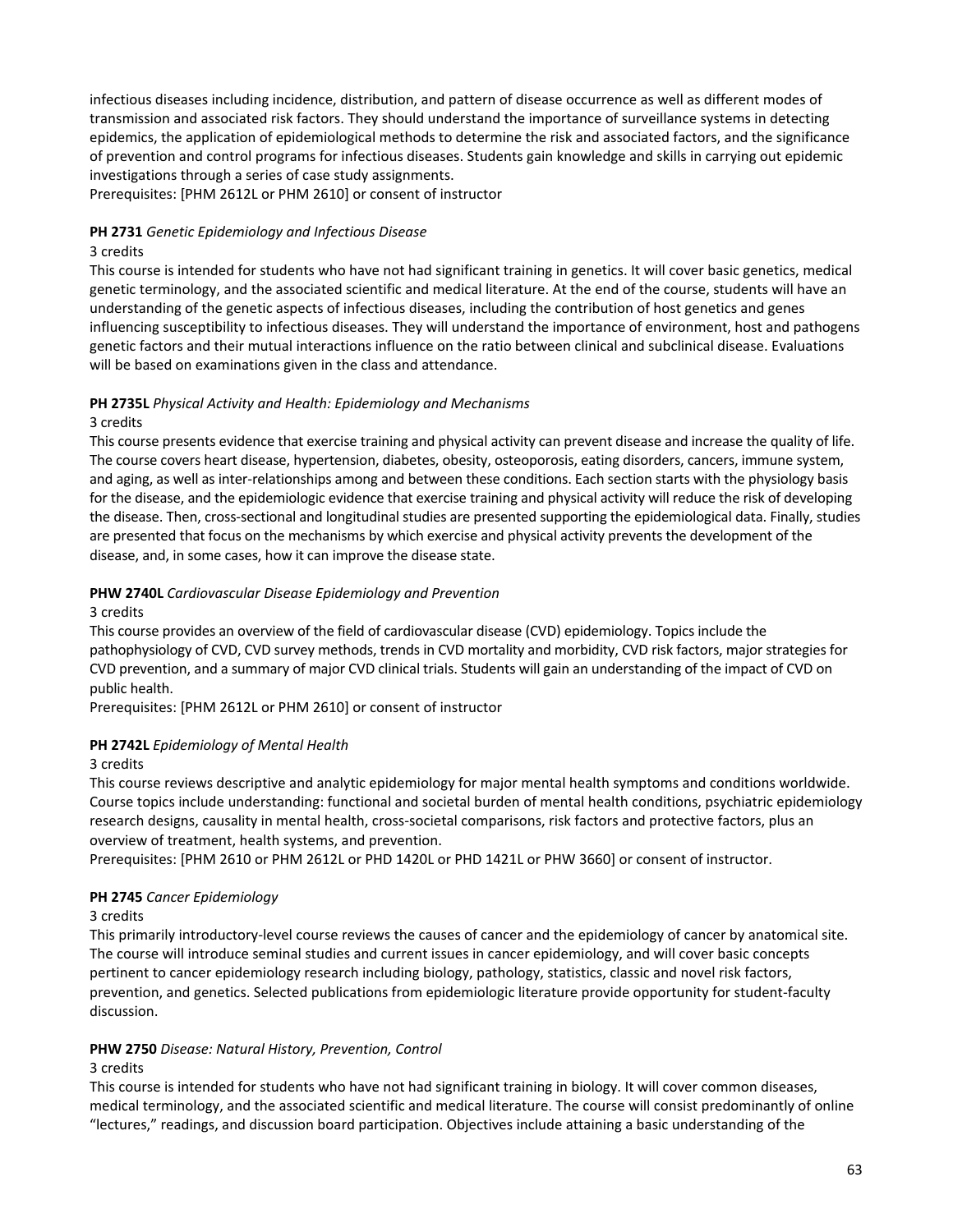infectious diseases including incidence, distribution, and pattern of disease occurrence as well as different modes of transmission and associated risk factors. They should understand the importance of surveillance systems in detecting epidemics, the application of epidemiological methods to determine the risk and associated factors, and the significance of prevention and control programs for infectious diseases. Students gain knowledge and skills in carrying out epidemic investigations through a series of case study assignments.
Prerequisites: [PHM 2612L or PHM 2610] or consent of instructor

**PH 2731** *Genetic Epidemiology and Infectious Disease*
3 credits
This course is intended for students who have not had significant training in genetics. It will cover basic genetics, medical genetic terminology, and the associated scientific and medical literature. At the end of the course, students will have an understanding of the genetic aspects of infectious diseases, including the contribution of host genetics and genes influencing susceptibility to infectious diseases. They will understand the importance of environment, host and pathogens genetic factors and their mutual interactions influence on the ratio between clinical and subclinical disease. Evaluations will be based on examinations given in the class and attendance.

**PH 2735L** *Physical Activity and Health: Epidemiology and Mechanisms*
3 credits
This course presents evidence that exercise training and physical activity can prevent disease and increase the quality of life. The course covers heart disease, hypertension, diabetes, obesity, osteoporosis, eating disorders, cancers, immune system, and aging, as well as inter-relationships among and between these conditions. Each section starts with the physiology basis for the disease, and the epidemiologic evidence that exercise training and physical activity will reduce the risk of developing the disease. Then, cross-sectional and longitudinal studies are presented supporting the epidemiological data. Finally, studies are presented that focus on the mechanisms by which exercise and physical activity prevents the development of the disease, and, in some cases, how it can improve the disease state.

**PHW 2740L** *Cardiovascular Disease Epidemiology and Prevention*
3 credits
This course provides an overview of the field of cardiovascular disease (CVD) epidemiology. Topics include the pathophysiology of CVD, CVD survey methods, trends in CVD mortality and morbidity, CVD risk factors, major strategies for CVD prevention, and a summary of major CVD clinical trials. Students will gain an understanding of the impact of CVD on public health.
Prerequisites: [PHM 2612L or PHM 2610] or consent of instructor

**PH 2742L** *Epidemiology of Mental Health*
3 credits
This course reviews descriptive and analytic epidemiology for major mental health symptoms and conditions worldwide. Course topics include understanding: functional and societal burden of mental health conditions, psychiatric epidemiology research designs, causality in mental health, cross-societal comparisons, risk factors and protective factors, plus an overview of treatment, health systems, and prevention.
Prerequisites: [PHM 2610 or PHM 2612L or PHD 1420L or PHD 1421L or PHW 3660] or consent of instructor.

**PH 2745** *Cancer Epidemiology*
3 credits
This primarily introductory-level course reviews the causes of cancer and the epidemiology of cancer by anatomical site. The course will introduce seminal studies and current issues in cancer epidemiology, and will cover basic concepts pertinent to cancer epidemiology research including biology, pathology, statistics, classic and novel risk factors, prevention, and genetics. Selected publications from epidemiologic literature provide opportunity for student-faculty discussion.

**PHW 2750** *Disease: Natural History, Prevention, Control*
3 credits
This course is intended for students who have not had significant training in biology. It will cover common diseases, medical terminology, and the associated scientific and medical literature. The course will consist predominantly of online "lectures," readings, and discussion board participation. Objectives include attaining a basic understanding of the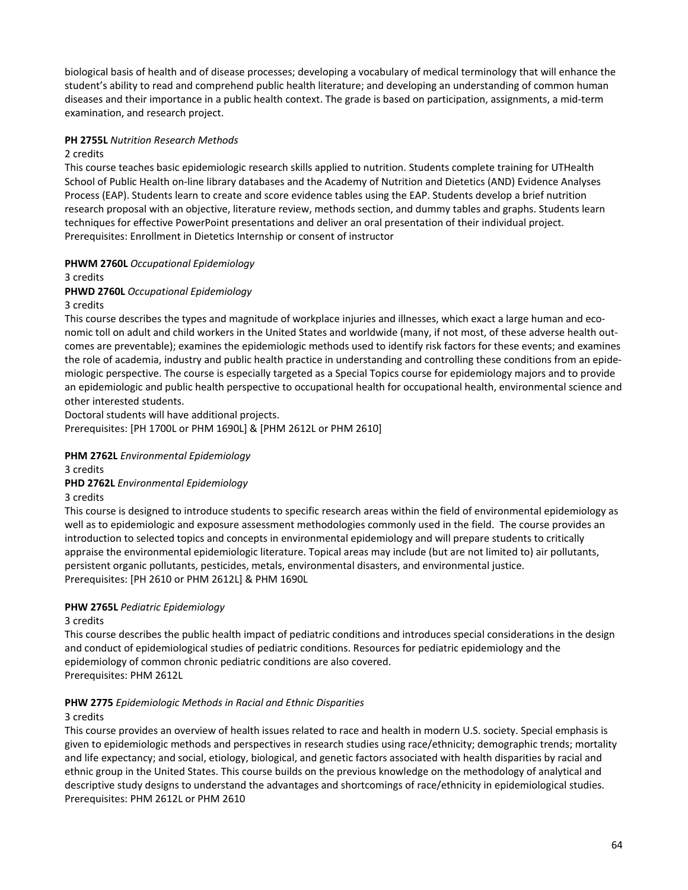biological basis of health and of disease processes; developing a vocabulary of medical terminology that will enhance the student's ability to read and comprehend public health literature; and developing an understanding of common human diseases and their importance in a public health context. The grade is based on participation, assignments, a mid-term examination, and research project.

**PH 2755L** *Nutrition Research Methods*
2 credits
This course teaches basic epidemiologic research skills applied to nutrition. Students complete training for UTHealth School of Public Health on-line library databases and the Academy of Nutrition and Dietetics (AND) Evidence Analyses Process (EAP). Students learn to create and score evidence tables using the EAP. Students develop a brief nutrition research proposal with an objective, literature review, methods section, and dummy tables and graphs. Students learn techniques for effective PowerPoint presentations and deliver an oral presentation of their individual project.
Prerequisites: Enrollment in Dietetics Internship or consent of instructor

**PHWM 2760L** *Occupational Epidemiology*
3 credits
**PHWD 2760L** *Occupational Epidemiology*
3 credits
This course describes the types and magnitude of workplace injuries and illnesses, which exact a large human and economic toll on adult and child workers in the United States and worldwide (many, if not most, of these adverse health outcomes are preventable); examines the epidemiologic methods used to identify risk factors for these events; and examines the role of academia, industry and public health practice in understanding and controlling these conditions from an epidemiologic perspective. The course is especially targeted as a Special Topics course for epidemiology majors and to provide an epidemiologic and public health perspective to occupational health for occupational health, environmental science and other interested students.
Doctoral students will have additional projects.
Prerequisites: [PH 1700L or PHM 1690L] & [PHM 2612L or PHM 2610]

**PHM 2762L** *Environmental Epidemiology*
3 credits
**PHD 2762L** *Environmental Epidemiology*
3 credits
This course is designed to introduce students to specific research areas within the field of environmental epidemiology as well as to epidemiologic and exposure assessment methodologies commonly used in the field. The course provides an introduction to selected topics and concepts in environmental epidemiology and will prepare students to critically appraise the environmental epidemiologic literature. Topical areas may include (but are not limited to) air pollutants, persistent organic pollutants, pesticides, metals, environmental disasters, and environmental justice.
Prerequisites: [PH 2610 or PHM 2612L] & PHM 1690L

**PHW 2765L** *Pediatric Epidemiology*
3 credits
This course describes the public health impact of pediatric conditions and introduces special considerations in the design and conduct of epidemiological studies of pediatric conditions. Resources for pediatric epidemiology and the epidemiology of common chronic pediatric conditions are also covered.
Prerequisites: PHM 2612L

**PHW 2775** *Epidemiologic Methods in Racial and Ethnic Disparities*
3 credits
This course provides an overview of health issues related to race and health in modern U.S. society. Special emphasis is given to epidemiologic methods and perspectives in research studies using race/ethnicity; demographic trends; mortality and life expectancy; and social, etiology, biological, and genetic factors associated with health disparities by racial and ethnic group in the United States. This course builds on the previous knowledge on the methodology of analytical and descriptive study designs to understand the advantages and shortcomings of race/ethnicity in epidemiological studies.
Prerequisites: PHM 2612L or PHM 2610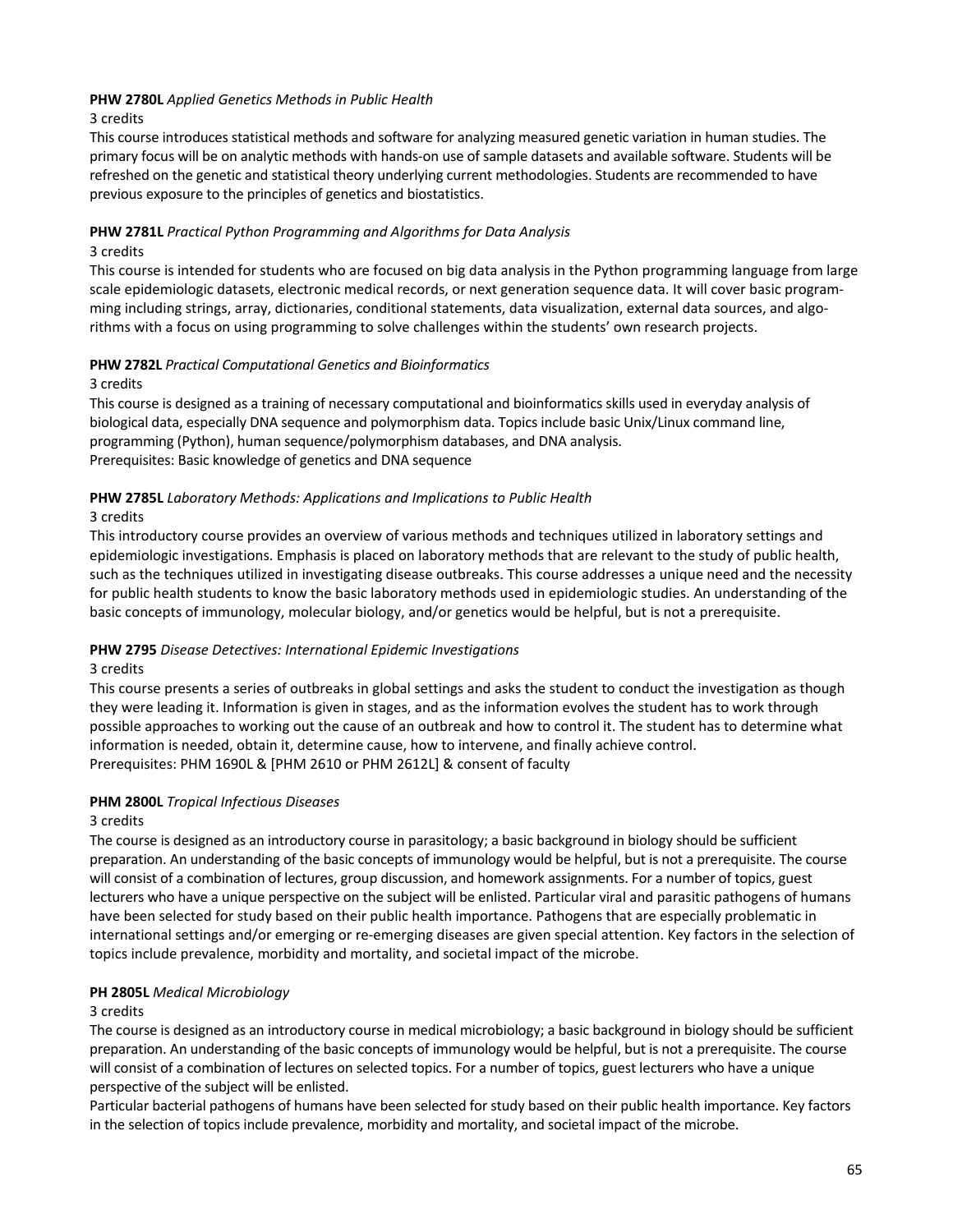**PHW 2780L** *Applied Genetics Methods in Public Health*

3 credits

This course introduces statistical methods and software for analyzing measured genetic variation in human studies. The primary focus will be on analytic methods with hands-on use of sample datasets and available software. Students will be refreshed on the genetic and statistical theory underlying current methodologies. Students are recommended to have previous exposure to the principles of genetics and biostatistics.

**PHW 2781L** *Practical Python Programming and Algorithms for Data Analysis*

3 credits

This course is intended for students who are focused on big data analysis in the Python programming language from large scale epidemiologic datasets, electronic medical records, or next generation sequence data. It will cover basic programming including strings, array, dictionaries, conditional statements, data visualization, external data sources, and algorithms with a focus on using programming to solve challenges within the students' own research projects.

**PHW 2782L** *Practical Computational Genetics and Bioinformatics*

3 credits

This course is designed as a training of necessary computational and bioinformatics skills used in everyday analysis of biological data, especially DNA sequence and polymorphism data. Topics include basic Unix/Linux command line, programming (Python), human sequence/polymorphism databases, and DNA analysis.

Prerequisites: Basic knowledge of genetics and DNA sequence

**PHW 2785L** *Laboratory Methods: Applications and Implications to Public Health*

3 credits

This introductory course provides an overview of various methods and techniques utilized in laboratory settings and epidemiologic investigations. Emphasis is placed on laboratory methods that are relevant to the study of public health, such as the techniques utilized in investigating disease outbreaks. This course addresses a unique need and the necessity for public health students to know the basic laboratory methods used in epidemiologic studies. An understanding of the basic concepts of immunology, molecular biology, and/or genetics would be helpful, but is not a prerequisite.

**PHW 2795** *Disease Detectives: International Epidemic Investigations*

3 credits

This course presents a series of outbreaks in global settings and asks the student to conduct the investigation as though they were leading it. Information is given in stages, and as the information evolves the student has to work through possible approaches to working out the cause of an outbreak and how to control it. The student has to determine what information is needed, obtain it, determine cause, how to intervene, and finally achieve control.

Prerequisites: PHM 1690L & [PHM 2610 or PHM 2612L] & consent of faculty

**PHM 2800L** *Tropical Infectious Diseases*

3 credits

The course is designed as an introductory course in parasitology; a basic background in biology should be sufficient preparation. An understanding of the basic concepts of immunology would be helpful, but is not a prerequisite. The course will consist of a combination of lectures, group discussion, and homework assignments. For a number of topics, guest lecturers who have a unique perspective on the subject will be enlisted. Particular viral and parasitic pathogens of humans have been selected for study based on their public health importance. Pathogens that are especially problematic in international settings and/or emerging or re-emerging diseases are given special attention. Key factors in the selection of topics include prevalence, morbidity and mortality, and societal impact of the microbe.

**PH 2805L** *Medical Microbiology*

3 credits

The course is designed as an introductory course in medical microbiology; a basic background in biology should be sufficient preparation. An understanding of the basic concepts of immunology would be helpful, but is not a prerequisite. The course will consist of a combination of lectures on selected topics. For a number of topics, guest lecturers who have a unique perspective of the subject will be enlisted.

Particular bacterial pathogens of humans have been selected for study based on their public health importance. Key factors in the selection of topics include prevalence, morbidity and mortality, and societal impact of the microbe.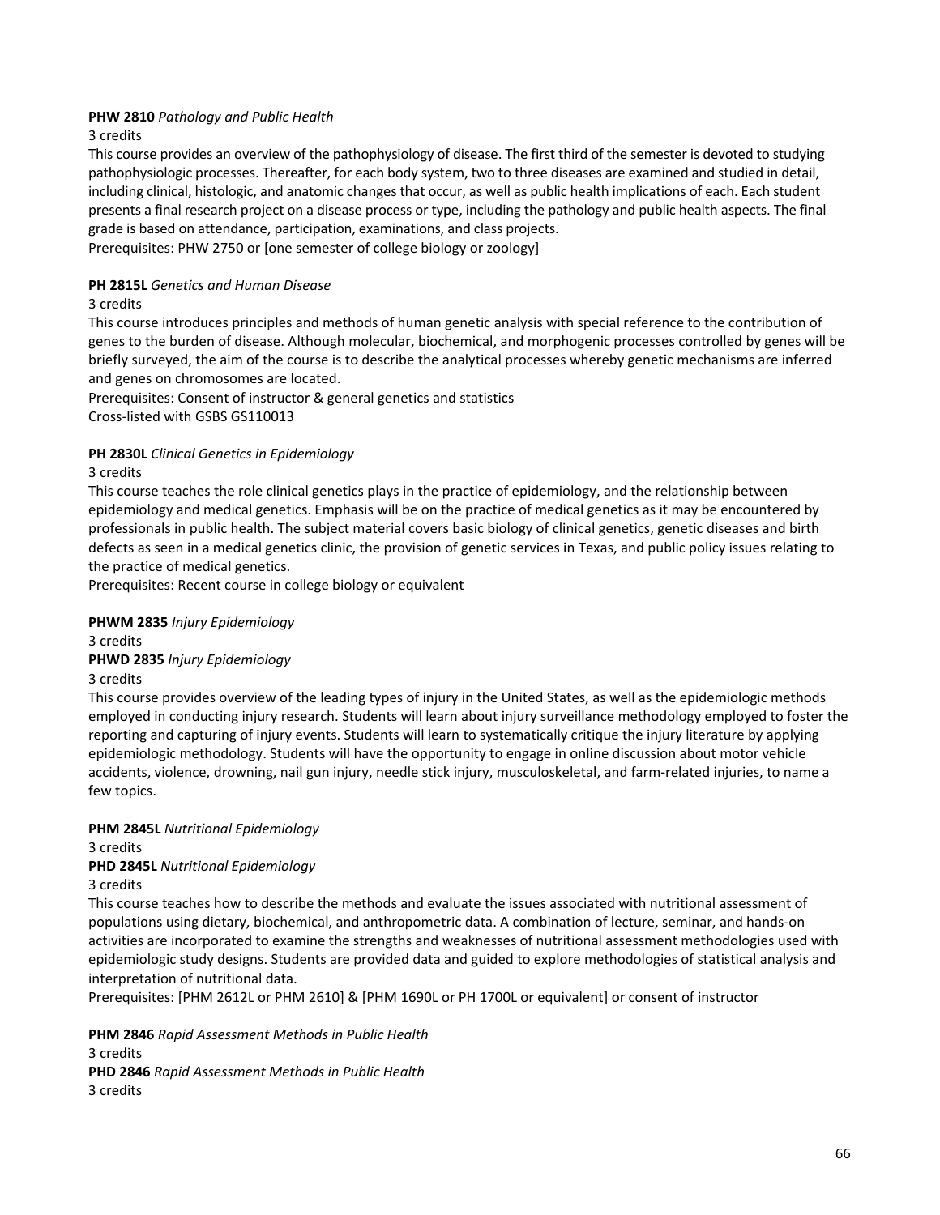**PHW 2810** *Pathology and Public Health*
3 credits
This course provides an overview of the pathophysiology of disease. The first third of the semester is devoted to studying pathophysiologic processes. Thereafter, for each body system, two to three diseases are examined and studied in detail, including clinical, histologic, and anatomic changes that occur, as well as public health implications of each. Each student presents a final research project on a disease process or type, including the pathology and public health aspects. The final grade is based on attendance, participation, examinations, and class projects.
Prerequisites: PHW 2750 or [one semester of college biology or zoology]

**PH 2815L** *Genetics and Human Disease*
3 credits
This course introduces principles and methods of human genetic analysis with special reference to the contribution of genes to the burden of disease. Although molecular, biochemical, and morphogenic processes controlled by genes will be briefly surveyed, the aim of the course is to describe the analytical processes whereby genetic mechanisms are inferred and genes on chromosomes are located.
Prerequisites: Consent of instructor & general genetics and statistics
Cross-listed with GSBS GS110013

**PH 2830L** *Clinical Genetics in Epidemiology*
3 credits
This course teaches the role clinical genetics plays in the practice of epidemiology, and the relationship between epidemiology and medical genetics. Emphasis will be on the practice of medical genetics as it may be encountered by professionals in public health. The subject material covers basic biology of clinical genetics, genetic diseases and birth defects as seen in a medical genetics clinic, the provision of genetic services in Texas, and public policy issues relating to the practice of medical genetics.
Prerequisites: Recent course in college biology or equivalent

**PHWM 2835** *Injury Epidemiology*
3 credits
**PHWD 2835** *Injury Epidemiology*
3 credits
This course provides overview of the leading types of injury in the United States, as well as the epidemiologic methods employed in conducting injury research. Students will learn about injury surveillance methodology employed to foster the reporting and capturing of injury events. Students will learn to systematically critique the injury literature by applying epidemiologic methodology. Students will have the opportunity to engage in online discussion about motor vehicle accidents, violence, drowning, nail gun injury, needle stick injury, musculoskeletal, and farm-related injuries, to name a few topics.

**PHM 2845L** *Nutritional Epidemiology*
3 credits
**PHD 2845L** *Nutritional Epidemiology*
3 credits
This course teaches how to describe the methods and evaluate the issues associated with nutritional assessment of populations using dietary, biochemical, and anthropometric data. A combination of lecture, seminar, and hands-on activities are incorporated to examine the strengths and weaknesses of nutritional assessment methodologies used with epidemiologic study designs. Students are provided data and guided to explore methodologies of statistical analysis and interpretation of nutritional data.
Prerequisites: [PHM 2612L or PHM 2610] & [PHM 1690L or PH 1700L or equivalent] or consent of instructor

**PHM 2846** *Rapid Assessment Methods in Public Health*
3 credits
**PHD 2846** *Rapid Assessment Methods in Public Health*
3 credits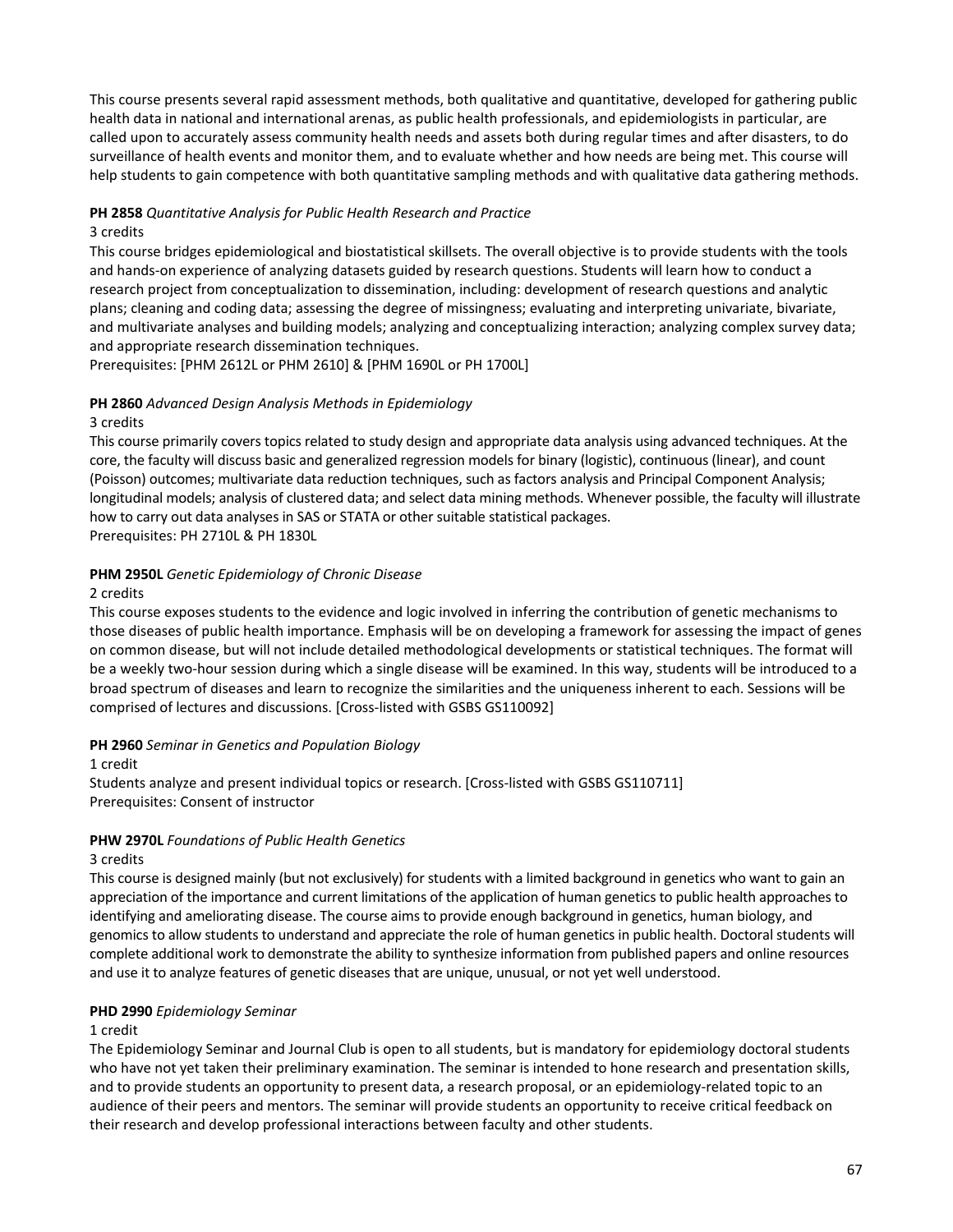This course presents several rapid assessment methods, both qualitative and quantitative, developed for gathering public health data in national and international arenas, as public health professionals, and epidemiologists in particular, are called upon to accurately assess community health needs and assets both during regular times and after disasters, to do surveillance of health events and monitor them, and to evaluate whether and how needs are being met. This course will help students to gain competence with both quantitative sampling methods and with qualitative data gathering methods.

**PH 2858** *Quantitative Analysis for Public Health Research and Practice*
3 credits
This course bridges epidemiological and biostatistical skillsets. The overall objective is to provide students with the tools and hands-on experience of analyzing datasets guided by research questions. Students will learn how to conduct a research project from conceptualization to dissemination, including: development of research questions and analytic plans; cleaning and coding data; assessing the degree of missingness; evaluating and interpreting univariate, bivariate, and multivariate analyses and building models; analyzing and conceptualizing interaction; analyzing complex survey data; and appropriate research dissemination techniques.
Prerequisites: [PHM 2612L or PHM 2610] & [PHM 1690L or PH 1700L]

**PH 2860** *Advanced Design Analysis Methods in Epidemiology*
3 credits
This course primarily covers topics related to study design and appropriate data analysis using advanced techniques. At the core, the faculty will discuss basic and generalized regression models for binary (logistic), continuous (linear), and count (Poisson) outcomes; multivariate data reduction techniques, such as factors analysis and Principal Component Analysis; longitudinal models; analysis of clustered data; and select data mining methods. Whenever possible, the faculty will illustrate how to carry out data analyses in SAS or STATA or other suitable statistical packages.
Prerequisites: PH 2710L & PH 1830L

**PHM 2950L** *Genetic Epidemiology of Chronic Disease*
2 credits
This course exposes students to the evidence and logic involved in inferring the contribution of genetic mechanisms to those diseases of public health importance. Emphasis will be on developing a framework for assessing the impact of genes on common disease, but will not include detailed methodological developments or statistical techniques. The format will be a weekly two-hour session during which a single disease will be examined. In this way, students will be introduced to a broad spectrum of diseases and learn to recognize the similarities and the uniqueness inherent to each. Sessions will be comprised of lectures and discussions. [Cross-listed with GSBS GS110092]

**PH 2960** *Seminar in Genetics and Population Biology*
1 credit
Students analyze and present individual topics or research. [Cross-listed with GSBS GS110711]
Prerequisites: Consent of instructor

**PHW 2970L** *Foundations of Public Health Genetics*
3 credits
This course is designed mainly (but not exclusively) for students with a limited background in genetics who want to gain an appreciation of the importance and current limitations of the application of human genetics to public health approaches to identifying and ameliorating disease. The course aims to provide enough background in genetics, human biology, and genomics to allow students to understand and appreciate the role of human genetics in public health. Doctoral students will complete additional work to demonstrate the ability to synthesize information from published papers and online resources and use it to analyze features of genetic diseases that are unique, unusual, or not yet well understood.

**PHD 2990** *Epidemiology Seminar*
1 credit
The Epidemiology Seminar and Journal Club is open to all students, but is mandatory for epidemiology doctoral students who have not yet taken their preliminary examination. The seminar is intended to hone research and presentation skills, and to provide students an opportunity to present data, a research proposal, or an epidemiology-related topic to an audience of their peers and mentors. The seminar will provide students an opportunity to receive critical feedback on their research and develop professional interactions between faculty and other students.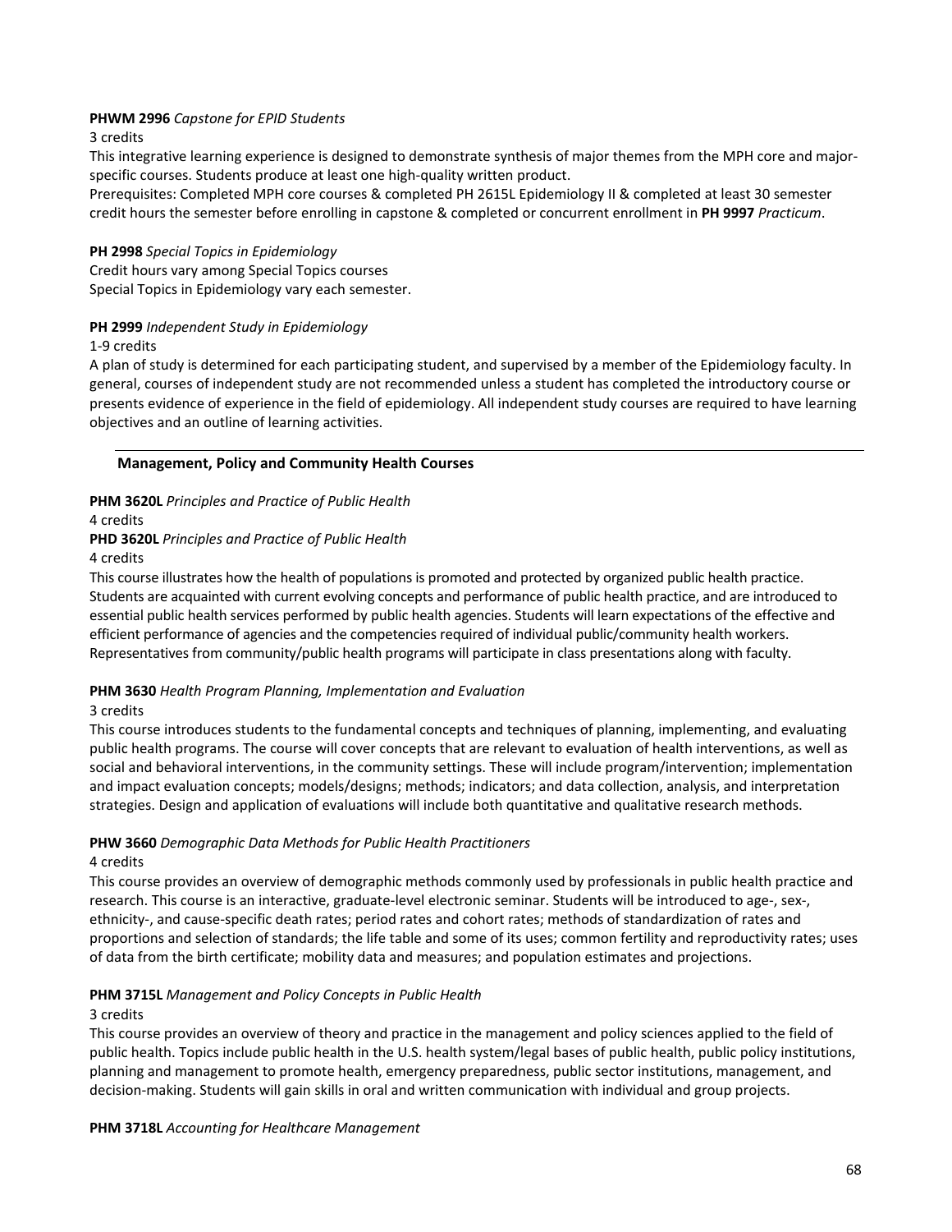**PHWM 2996** *Capstone for EPID Students*
3 credits
This integrative learning experience is designed to demonstrate synthesis of major themes from the MPH core and major-specific courses. Students produce at least one high-quality written product.
Prerequisites: Completed MPH core courses & completed PH 2615L Epidemiology II & completed at least 30 semester credit hours the semester before enrolling in capstone & completed or concurrent enrollment in **PH 9997** *Practicum*.

**PH 2998** *Special Topics in Epidemiology*
Credit hours vary among Special Topics courses
Special Topics in Epidemiology vary each semester.

**PH 2999** *Independent Study in Epidemiology*
1-9 credits
A plan of study is determined for each participating student, and supervised by a member of the Epidemiology faculty. In general, courses of independent study are not recommended unless a student has completed the introductory course or presents evidence of experience in the field of epidemiology. All independent study courses are required to have learning objectives and an outline of learning activities.

---

### Management, Policy and Community Health Courses

**PHM 3620L** *Principles and Practice of Public Health*
4 credits
**PHD 3620L** *Principles and Practice of Public Health*
4 credits
This course illustrates how the health of populations is promoted and protected by organized public health practice. Students are acquainted with current evolving concepts and performance of public health practice, and are introduced to essential public health services performed by public health agencies. Students will learn expectations of the effective and efficient performance of agencies and the competencies required of individual public/community health workers. Representatives from community/public health programs will participate in class presentations along with faculty.

**PHM 3630** *Health Program Planning, Implementation and Evaluation*
3 credits
This course introduces students to the fundamental concepts and techniques of planning, implementing, and evaluating public health programs. The course will cover concepts that are relevant to evaluation of health interventions, as well as social and behavioral interventions, in the community settings. These will include program/intervention; implementation and impact evaluation concepts; models/designs; methods; indicators; and data collection, analysis, and interpretation strategies. Design and application of evaluations will include both quantitative and qualitative research methods.

**PHW 3660** *Demographic Data Methods for Public Health Practitioners*
4 credits
This course provides an overview of demographic methods commonly used by professionals in public health practice and research. This course is an interactive, graduate-level electronic seminar. Students will be introduced to age-, sex-, ethnicity-, and cause-specific death rates; period rates and cohort rates; methods of standardization of rates and proportions and selection of standards; the life table and some of its uses; common fertility and reproductivity rates; uses of data from the birth certificate; mobility data and measures; and population estimates and projections.

**PHM 3715L** *Management and Policy Concepts in Public Health*
3 credits
This course provides an overview of theory and practice in the management and policy sciences applied to the field of public health. Topics include public health in the U.S. health system/legal bases of public health, public policy institutions, planning and management to promote health, emergency preparedness, public sector institutions, management, and decision-making. Students will gain skills in oral and written communication with individual and group projects.

**PHM 3718L** *Accounting for Healthcare Management*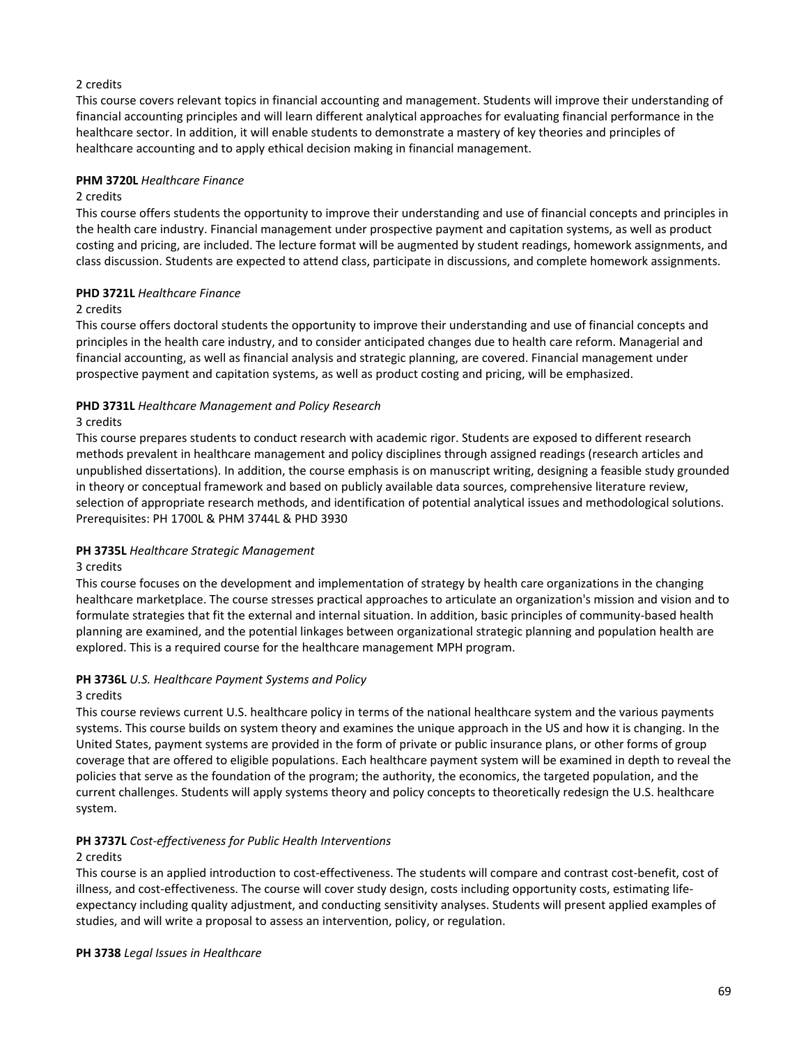2 credits
This course covers relevant topics in financial accounting and management. Students will improve their understanding of financial accounting principles and will learn different analytical approaches for evaluating financial performance in the healthcare sector. In addition, it will enable students to demonstrate a mastery of key theories and principles of healthcare accounting and to apply ethical decision making in financial management.

**PHM 3720L** *Healthcare Finance*
2 credits
This course offers students the opportunity to improve their understanding and use of financial concepts and principles in the health care industry. Financial management under prospective payment and capitation systems, as well as product costing and pricing, are included. The lecture format will be augmented by student readings, homework assignments, and class discussion. Students are expected to attend class, participate in discussions, and complete homework assignments.

**PHD 3721L** *Healthcare Finance*
2 credits
This course offers doctoral students the opportunity to improve their understanding and use of financial concepts and principles in the health care industry, and to consider anticipated changes due to health care reform. Managerial and financial accounting, as well as financial analysis and strategic planning, are covered. Financial management under prospective payment and capitation systems, as well as product costing and pricing, will be emphasized.

**PHD 3731L** *Healthcare Management and Policy Research*
3 credits
This course prepares students to conduct research with academic rigor. Students are exposed to different research methods prevalent in healthcare management and policy disciplines through assigned readings (research articles and unpublished dissertations). In addition, the course emphasis is on manuscript writing, designing a feasible study grounded in theory or conceptual framework and based on publicly available data sources, comprehensive literature review, selection of appropriate research methods, and identification of potential analytical issues and methodological solutions.
Prerequisites: PH 1700L & PHM 3744L & PHD 3930

**PH 3735L** *Healthcare Strategic Management*
3 credits
This course focuses on the development and implementation of strategy by health care organizations in the changing healthcare marketplace. The course stresses practical approaches to articulate an organization's mission and vision and to formulate strategies that fit the external and internal situation. In addition, basic principles of community-based health planning are examined, and the potential linkages between organizational strategic planning and population health are explored. This is a required course for the healthcare management MPH program.

**PH 3736L** *U.S. Healthcare Payment Systems and Policy*
3 credits
This course reviews current U.S. healthcare policy in terms of the national healthcare system and the various payments systems. This course builds on system theory and examines the unique approach in the US and how it is changing. In the United States, payment systems are provided in the form of private or public insurance plans, or other forms of group coverage that are offered to eligible populations. Each healthcare payment system will be examined in depth to reveal the policies that serve as the foundation of the program; the authority, the economics, the targeted population, and the current challenges. Students will apply systems theory and policy concepts to theoretically redesign the U.S. healthcare system.

**PH 3737L** *Cost-effectiveness for Public Health Interventions*
2 credits
This course is an applied introduction to cost-effectiveness. The students will compare and contrast cost-benefit, cost of illness, and cost-effectiveness. The course will cover study design, costs including opportunity costs, estimating life-expectancy including quality adjustment, and conducting sensitivity analyses. Students will present applied examples of studies, and will write a proposal to assess an intervention, policy, or regulation.

**PH 3738** *Legal Issues in Healthcare*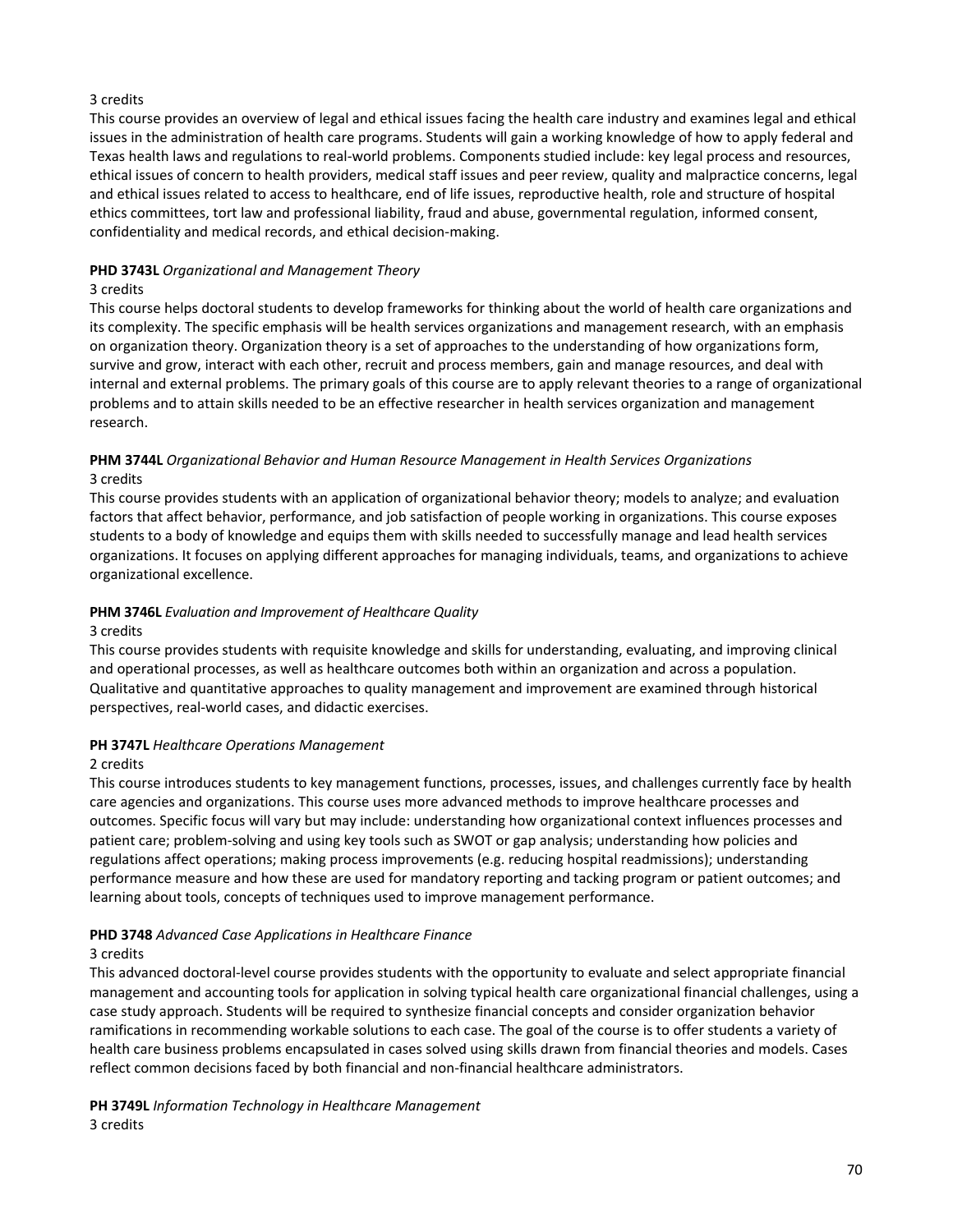3 credits

This course provides an overview of legal and ethical issues facing the health care industry and examines legal and ethical issues in the administration of health care programs. Students will gain a working knowledge of how to apply federal and Texas health laws and regulations to real-world problems. Components studied include: key legal process and resources, ethical issues of concern to health providers, medical staff issues and peer review, quality and malpractice concerns, legal and ethical issues related to access to healthcare, end of life issues, reproductive health, role and structure of hospital ethics committees, tort law and professional liability, fraud and abuse, governmental regulation, informed consent, confidentiality and medical records, and ethical decision-making.

**PHD 3743L** *Organizational and Management Theory*

3 credits

This course helps doctoral students to develop frameworks for thinking about the world of health care organizations and its complexity. The specific emphasis will be health services organizations and management research, with an emphasis on organization theory. Organization theory is a set of approaches to the understanding of how organizations form, survive and grow, interact with each other, recruit and process members, gain and manage resources, and deal with internal and external problems. The primary goals of this course are to apply relevant theories to a range of organizational problems and to attain skills needed to be an effective researcher in health services organization and management research.

**PHM 3744L** *Organizational Behavior and Human Resource Management in Health Services Organizations*

3 credits

This course provides students with an application of organizational behavior theory; models to analyze; and evaluation factors that affect behavior, performance, and job satisfaction of people working in organizations. This course exposes students to a body of knowledge and equips them with skills needed to successfully manage and lead health services organizations. It focuses on applying different approaches for managing individuals, teams, and organizations to achieve organizational excellence.

**PHM 3746L** *Evaluation and Improvement of Healthcare Quality*

3 credits

This course provides students with requisite knowledge and skills for understanding, evaluating, and improving clinical and operational processes, as well as healthcare outcomes both within an organization and across a population. Qualitative and quantitative approaches to quality management and improvement are examined through historical perspectives, real-world cases, and didactic exercises.

**PH 3747L** *Healthcare Operations Management*

2 credits

This course introduces students to key management functions, processes, issues, and challenges currently face by health care agencies and organizations. This course uses more advanced methods to improve healthcare processes and outcomes. Specific focus will vary but may include: understanding how organizational context influences processes and patient care; problem-solving and using key tools such as SWOT or gap analysis; understanding how policies and regulations affect operations; making process improvements (e.g. reducing hospital readmissions); understanding performance measure and how these are used for mandatory reporting and tacking program or patient outcomes; and learning about tools, concepts of techniques used to improve management performance.

**PHD 3748** *Advanced Case Applications in Healthcare Finance*

3 credits

This advanced doctoral-level course provides students with the opportunity to evaluate and select appropriate financial management and accounting tools for application in solving typical health care organizational financial challenges, using a case study approach. Students will be required to synthesize financial concepts and consider organization behavior ramifications in recommending workable solutions to each case. The goal of the course is to offer students a variety of health care business problems encapsulated in cases solved using skills drawn from financial theories and models. Cases reflect common decisions faced by both financial and non-financial healthcare administrators.

**PH 3749L** *Information Technology in Healthcare Management*

3 credits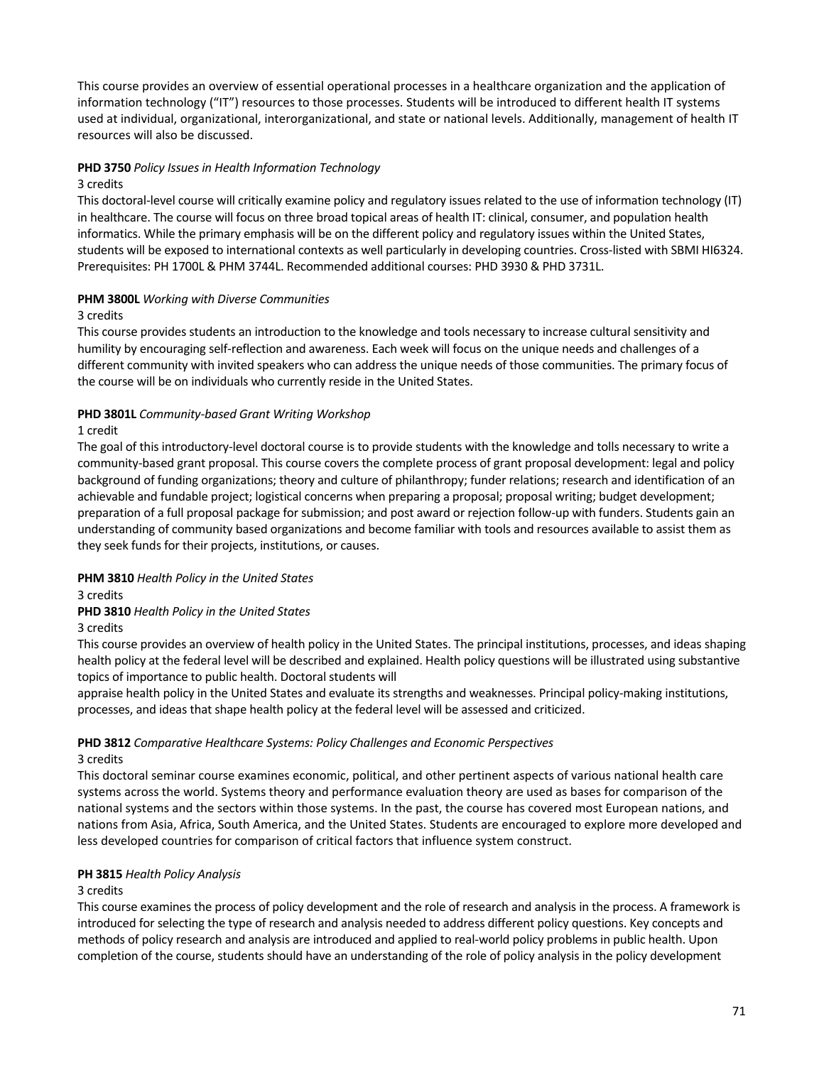This course provides an overview of essential operational processes in a healthcare organization and the application of information technology ("IT") resources to those processes. Students will be introduced to different health IT systems used at individual, organizational, interorganizational, and state or national levels. Additionally, management of health IT resources will also be discussed.

**PHD 3750** *Policy Issues in Health Information Technology*
3 credits
This doctoral-level course will critically examine policy and regulatory issues related to the use of information technology (IT) in healthcare. The course will focus on three broad topical areas of health IT: clinical, consumer, and population health informatics. While the primary emphasis will be on the different policy and regulatory issues within the United States, students will be exposed to international contexts as well particularly in developing countries. Cross-listed with SBMI HI6324. Prerequisites: PH 1700L & PHM 3744L. Recommended additional courses: PHD 3930 & PHD 3731L.

**PHM 3800L** *Working with Diverse Communities*
3 credits
This course provides students an introduction to the knowledge and tools necessary to increase cultural sensitivity and humility by encouraging self-reflection and awareness. Each week will focus on the unique needs and challenges of a different community with invited speakers who can address the unique needs of those communities. The primary focus of the course will be on individuals who currently reside in the United States.

**PHD 3801L** *Community-based Grant Writing Workshop*
1 credit
The goal of this introductory-level doctoral course is to provide students with the knowledge and tolls necessary to write a community-based grant proposal. This course covers the complete process of grant proposal development: legal and policy background of funding organizations; theory and culture of philanthropy; funder relations; research and identification of an achievable and fundable project; logistical concerns when preparing a proposal; proposal writing; budget development; preparation of a full proposal package for submission; and post award or rejection follow-up with funders. Students gain an understanding of community based organizations and become familiar with tools and resources available to assist them as they seek funds for their projects, institutions, or causes.

**PHM 3810** *Health Policy in the United States*
3 credits
**PHD 3810** *Health Policy in the United States*
3 credits
This course provides an overview of health policy in the United States. The principal institutions, processes, and ideas shaping health policy at the federal level will be described and explained. Health policy questions will be illustrated using substantive topics of importance to public health. Doctoral students will
appraise health policy in the United States and evaluate its strengths and weaknesses. Principal policy-making institutions, processes, and ideas that shape health policy at the federal level will be assessed and criticized.

**PHD 3812** *Comparative Healthcare Systems: Policy Challenges and Economic Perspectives*
3 credits
This doctoral seminar course examines economic, political, and other pertinent aspects of various national health care systems across the world. Systems theory and performance evaluation theory are used as bases for comparison of the national systems and the sectors within those systems. In the past, the course has covered most European nations, and nations from Asia, Africa, South America, and the United States. Students are encouraged to explore more developed and less developed countries for comparison of critical factors that influence system construct.

**PH 3815** *Health Policy Analysis*
3 credits
This course examines the process of policy development and the role of research and analysis in the process. A framework is introduced for selecting the type of research and analysis needed to address different policy questions. Key concepts and methods of policy research and analysis are introduced and applied to real-world policy problems in public health. Upon completion of the course, students should have an understanding of the role of policy analysis in the policy development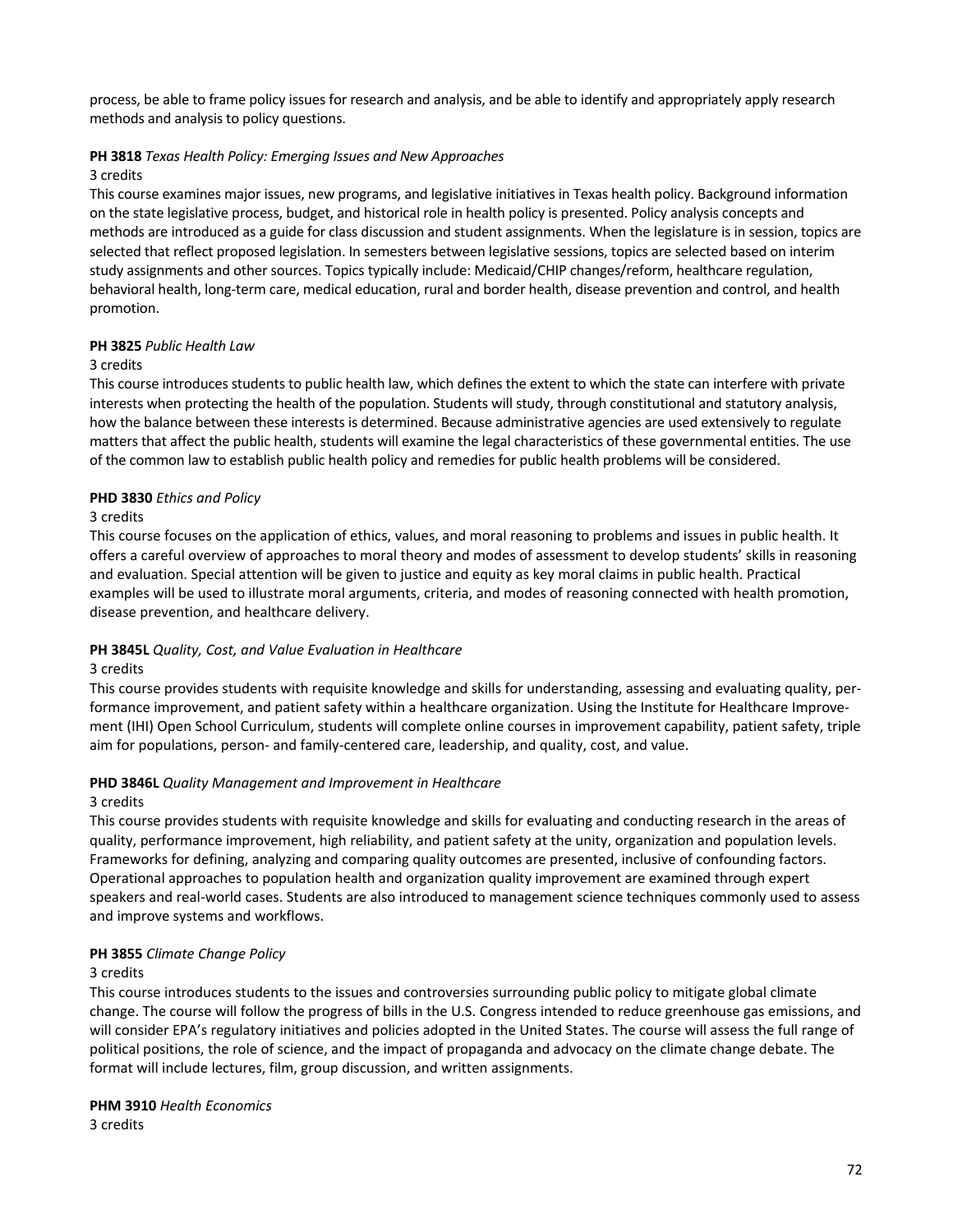process, be able to frame policy issues for research and analysis, and be able to identify and appropriately apply research methods and analysis to policy questions.

**PH 3818** *Texas Health Policy: Emerging Issues and New Approaches*
3 credits
This course examines major issues, new programs, and legislative initiatives in Texas health policy. Background information on the state legislative process, budget, and historical role in health policy is presented. Policy analysis concepts and methods are introduced as a guide for class discussion and student assignments. When the legislature is in session, topics are selected that reflect proposed legislation. In semesters between legislative sessions, topics are selected based on interim study assignments and other sources. Topics typically include: Medicaid/CHIP changes/reform, healthcare regulation, behavioral health, long-term care, medical education, rural and border health, disease prevention and control, and health promotion.

**PH 3825** *Public Health Law*
3 credits
This course introduces students to public health law, which defines the extent to which the state can interfere with private interests when protecting the health of the population. Students will study, through constitutional and statutory analysis, how the balance between these interests is determined. Because administrative agencies are used extensively to regulate matters that affect the public health, students will examine the legal characteristics of these governmental entities. The use of the common law to establish public health policy and remedies for public health problems will be considered.

**PHD 3830** *Ethics and Policy*
3 credits
This course focuses on the application of ethics, values, and moral reasoning to problems and issues in public health. It offers a careful overview of approaches to moral theory and modes of assessment to develop students' skills in reasoning and evaluation. Special attention will be given to justice and equity as key moral claims in public health. Practical examples will be used to illustrate moral arguments, criteria, and modes of reasoning connected with health promotion, disease prevention, and healthcare delivery.

**PH 3845L** *Quality, Cost, and Value Evaluation in Healthcare*
3 credits
This course provides students with requisite knowledge and skills for understanding, assessing and evaluating quality, performance improvement, and patient safety within a healthcare organization. Using the Institute for Healthcare Improvement (IHI) Open School Curriculum, students will complete online courses in improvement capability, patient safety, triple aim for populations, person- and family-centered care, leadership, and quality, cost, and value.

**PHD 3846L** *Quality Management and Improvement in Healthcare*
3 credits
This course provides students with requisite knowledge and skills for evaluating and conducting research in the areas of quality, performance improvement, high reliability, and patient safety at the unity, organization and population levels. Frameworks for defining, analyzing and comparing quality outcomes are presented, inclusive of confounding factors. Operational approaches to population health and organization quality improvement are examined through expert speakers and real-world cases. Students are also introduced to management science techniques commonly used to assess and improve systems and workflows.

**PH 3855** *Climate Change Policy*
3 credits
This course introduces students to the issues and controversies surrounding public policy to mitigate global climate change. The course will follow the progress of bills in the U.S. Congress intended to reduce greenhouse gas emissions, and will consider EPA's regulatory initiatives and policies adopted in the United States. The course will assess the full range of political positions, the role of science, and the impact of propaganda and advocacy on the climate change debate. The format will include lectures, film, group discussion, and written assignments.

**PHM 3910** *Health Economics*
3 credits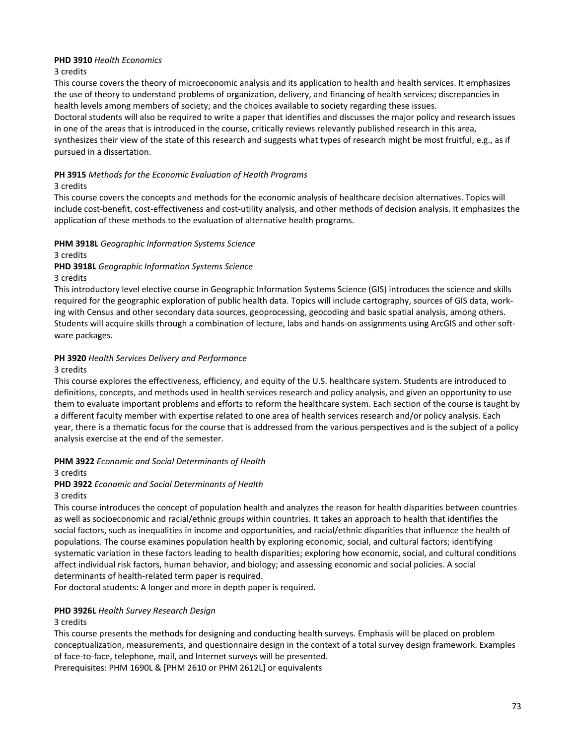**PHD 3910** *Health Economics*

3 credits

This course covers the theory of microeconomic analysis and its application to health and health services. It emphasizes the use of theory to understand problems of organization, delivery, and financing of health services; discrepancies in health levels among members of society; and the choices available to society regarding these issues.

Doctoral students will also be required to write a paper that identifies and discusses the major policy and research issues in one of the areas that is introduced in the course, critically reviews relevantly published research in this area, synthesizes their view of the state of this research and suggests what types of research might be most fruitful, e.g., as if pursued in a dissertation.

**PH 3915** *Methods for the Economic Evaluation of Health Programs*

3 credits

This course covers the concepts and methods for the economic analysis of healthcare decision alternatives. Topics will include cost-benefit, cost-effectiveness and cost-utility analysis, and other methods of decision analysis. It emphasizes the application of these methods to the evaluation of alternative health programs.

**PHM 3918L** *Geographic Information Systems Science*

3 credits

**PHD 3918L** *Geographic Information Systems Science*

3 credits

This introductory level elective course in Geographic Information Systems Science (GIS) introduces the science and skills required for the geographic exploration of public health data. Topics will include cartography, sources of GIS data, working with Census and other secondary data sources, geoprocessing, geocoding and basic spatial analysis, among others. Students will acquire skills through a combination of lecture, labs and hands-on assignments using ArcGIS and other software packages.

**PH 3920** *Health Services Delivery and Performance*

3 credits

This course explores the effectiveness, efficiency, and equity of the U.S. healthcare system. Students are introduced to definitions, concepts, and methods used in health services research and policy analysis, and given an opportunity to use them to evaluate important problems and efforts to reform the healthcare system. Each section of the course is taught by a different faculty member with expertise related to one area of health services research and/or policy analysis. Each year, there is a thematic focus for the course that is addressed from the various perspectives and is the subject of a policy analysis exercise at the end of the semester.

**PHM 3922** *Economic and Social Determinants of Health*

3 credits

**PHD 3922** *Economic and Social Determinants of Health*

3 credits

This course introduces the concept of population health and analyzes the reason for health disparities between countries as well as socioeconomic and racial/ethnic groups within countries. It takes an approach to health that identifies the social factors, such as inequalities in income and opportunities, and racial/ethnic disparities that influence the health of populations. The course examines population health by exploring economic, social, and cultural factors; identifying systematic variation in these factors leading to health disparities; exploring how economic, social, and cultural conditions affect individual risk factors, human behavior, and biology; and assessing economic and social policies. A social determinants of health-related term paper is required.

For doctoral students: A longer and more in depth paper is required.

**PHD 3926L** *Health Survey Research Design*

3 credits

This course presents the methods for designing and conducting health surveys. Emphasis will be placed on problem conceptualization, measurements, and questionnaire design in the context of a total survey design framework. Examples of face-to-face, telephone, mail, and Internet surveys will be presented.

Prerequisites: PHM 1690L & [PHM 2610 or PHM 2612L] or equivalents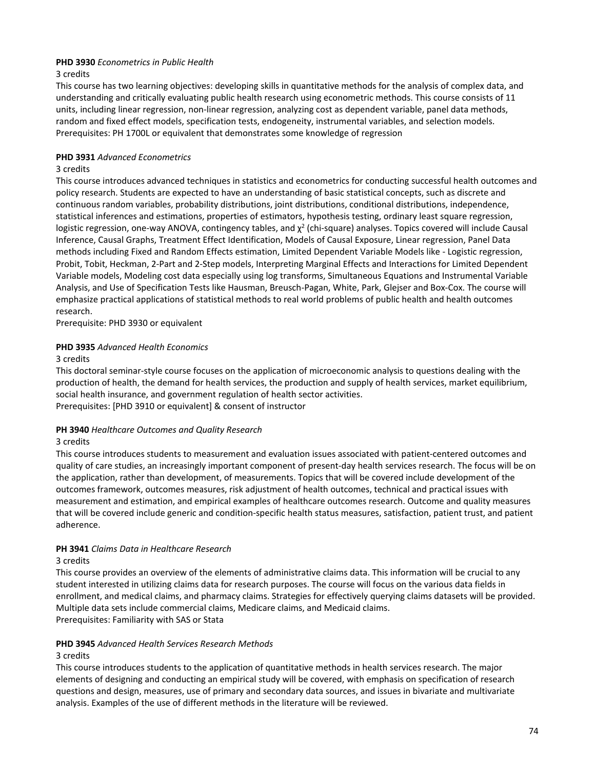**PHD 3930** *Econometrics in Public Health*

3 credits

This course has two learning objectives: developing skills in quantitative methods for the analysis of complex data, and understanding and critically evaluating public health research using econometric methods. This course consists of 11 units, including linear regression, non-linear regression, analyzing cost as dependent variable, panel data methods, random and fixed effect models, specification tests, endogeneity, instrumental variables, and selection models.

Prerequisites: PH 1700L or equivalent that demonstrates some knowledge of regression

**PHD 3931** *Advanced Econometrics*

3 credits

This course introduces advanced techniques in statistics and econometrics for conducting successful health outcomes and policy research. Students are expected to have an understanding of basic statistical concepts, such as discrete and continuous random variables, probability distributions, joint distributions, conditional distributions, independence, statistical inferences and estimations, properties of estimators, hypothesis testing, ordinary least square regression, logistic regression, one-way ANOVA, contingency tables, and $\chi^2$ (chi-square) analyses. Topics covered will include Causal Inference, Causal Graphs, Treatment Effect Identification, Models of Causal Exposure, Linear regression, Panel Data methods including Fixed and Random Effects estimation, Limited Dependent Variable Models like - Logistic regression, Probit, Tobit, Heckman, 2-Part and 2-Step models, Interpreting Marginal Effects and Interactions for Limited Dependent Variable models, Modeling cost data especially using log transforms, Simultaneous Equations and Instrumental Variable Analysis, and Use of Specification Tests like Hausman, Breusch-Pagan, White, Park, Glejser and Box-Cox. The course will emphasize practical applications of statistical methods to real world problems of public health and health outcomes research.

Prerequisite: PHD 3930 or equivalent

**PHD 3935** *Advanced Health Economics*

3 credits

This doctoral seminar-style course focuses on the application of microeconomic analysis to questions dealing with the production of health, the demand for health services, the production and supply of health services, market equilibrium, social health insurance, and government regulation of health sector activities.

Prerequisites: [PHD 3910 or equivalent] & consent of instructor

**PH 3940** *Healthcare Outcomes and Quality Research*

3 credits

This course introduces students to measurement and evaluation issues associated with patient-centered outcomes and quality of care studies, an increasingly important component of present-day health services research. The focus will be on the application, rather than development, of measurements. Topics that will be covered include development of the outcomes framework, outcomes measures, risk adjustment of health outcomes, technical and practical issues with measurement and estimation, and empirical examples of healthcare outcomes research. Outcome and quality measures that will be covered include generic and condition-specific health status measures, satisfaction, patient trust, and patient adherence.

**PH 3941** *Claims Data in Healthcare Research*

3 credits

This course provides an overview of the elements of administrative claims data. This information will be crucial to any student interested in utilizing claims data for research purposes. The course will focus on the various data fields in enrollment, and medical claims, and pharmacy claims. Strategies for effectively querying claims datasets will be provided. Multiple data sets include commercial claims, Medicare claims, and Medicaid claims.

Prerequisites: Familiarity with SAS or Stata

**PHD 3945** *Advanced Health Services Research Methods*

3 credits

This course introduces students to the application of quantitative methods in health services research. The major elements of designing and conducting an empirical study will be covered, with emphasis on specification of research questions and design, measures, use of primary and secondary data sources, and issues in bivariate and multivariate analysis. Examples of the use of different methods in the literature will be reviewed.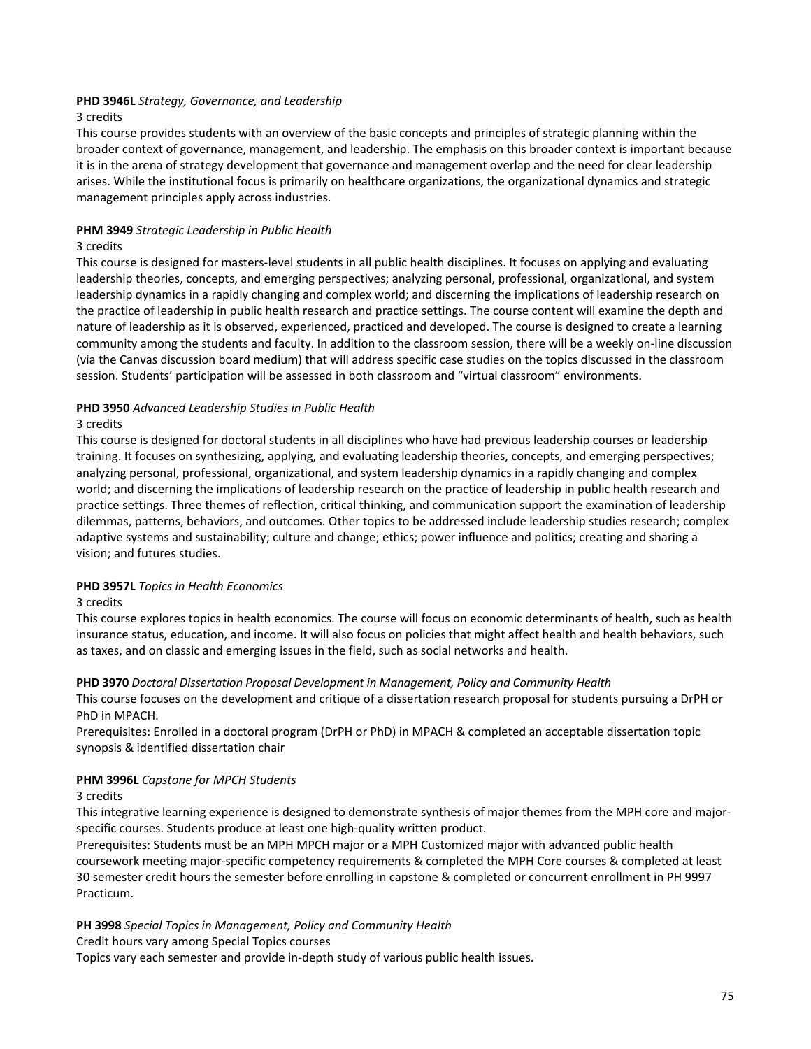**PHD 3946L** *Strategy, Governance, and Leadership*
3 credits
This course provides students with an overview of the basic concepts and principles of strategic planning within the broader context of governance, management, and leadership. The emphasis on this broader context is important because it is in the arena of strategy development that governance and management overlap and the need for clear leadership arises. While the institutional focus is primarily on healthcare organizations, the organizational dynamics and strategic management principles apply across industries.

**PHM 3949** *Strategic Leadership in Public Health*
3 credits
This course is designed for masters-level students in all public health disciplines. It focuses on applying and evaluating leadership theories, concepts, and emerging perspectives; analyzing personal, professional, organizational, and system leadership dynamics in a rapidly changing and complex world; and discerning the implications of leadership research on the practice of leadership in public health research and practice settings. The course content will examine the depth and nature of leadership as it is observed, experienced, practiced and developed. The course is designed to create a learning community among the students and faculty. In addition to the classroom session, there will be a weekly on-line discussion (via the Canvas discussion board medium) that will address specific case studies on the topics discussed in the classroom session. Students' participation will be assessed in both classroom and "virtual classroom" environments.

**PHD 3950** *Advanced Leadership Studies in Public Health*
3 credits
This course is designed for doctoral students in all disciplines who have had previous leadership courses or leadership training. It focuses on synthesizing, applying, and evaluating leadership theories, concepts, and emerging perspectives; analyzing personal, professional, organizational, and system leadership dynamics in a rapidly changing and complex world; and discerning the implications of leadership research on the practice of leadership in public health research and practice settings. Three themes of reflection, critical thinking, and communication support the examination of leadership dilemmas, patterns, behaviors, and outcomes. Other topics to be addressed include leadership studies research; complex adaptive systems and sustainability; culture and change; ethics; power influence and politics; creating and sharing a vision; and futures studies.

**PHD 3957L** *Topics in Health Economics*
3 credits
This course explores topics in health economics. The course will focus on economic determinants of health, such as health insurance status, education, and income. It will also focus on policies that might affect health and health behaviors, such as taxes, and on classic and emerging issues in the field, such as social networks and health.

**PHD 3970** *Doctoral Dissertation Proposal Development in Management, Policy and Community Health*
This course focuses on the development and critique of a dissertation research proposal for students pursuing a DrPH or PhD in MPACH.
Prerequisites: Enrolled in a doctoral program (DrPH or PhD) in MPACH & completed an acceptable dissertation topic synopsis & identified dissertation chair

**PHM 3996L** *Capstone for MPCH Students*
3 credits
This integrative learning experience is designed to demonstrate synthesis of major themes from the MPH core and major-specific courses. Students produce at least one high-quality written product.
Prerequisites: Students must be an MPH MPCH major or a MPH Customized major with advanced public health coursework meeting major-specific competency requirements & completed the MPH Core courses & completed at least 30 semester credit hours the semester before enrolling in capstone & completed or concurrent enrollment in PH 9997 Practicum.

**PH 3998** *Special Topics in Management, Policy and Community Health*
Credit hours vary among Special Topics courses
Topics vary each semester and provide in-depth study of various public health issues.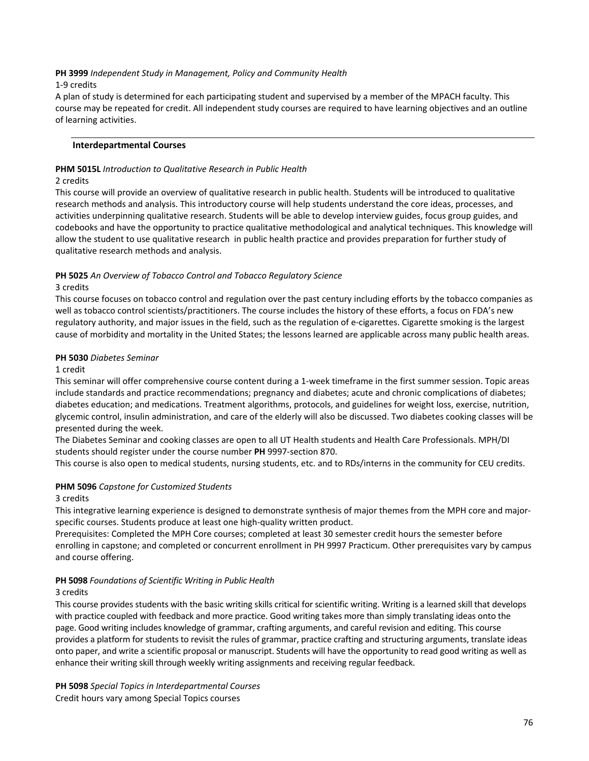**PH 3999** *Independent Study in Management, Policy and Community Health*
1-9 credits
A plan of study is determined for each participating student and supervised by a member of the MPACH faculty. This course may be repeated for credit. All independent study courses are required to have learning objectives and an outline of learning activities.

---

## Interdepartmental Courses

**PHM 5015L** *Introduction to Qualitative Research in Public Health*
2 credits
This course will provide an overview of qualitative research in public health. Students will be introduced to qualitative research methods and analysis. This introductory course will help students understand the core ideas, processes, and activities underpinning qualitative research. Students will be able to develop interview guides, focus group guides, and codebooks and have the opportunity to practice qualitative methodological and analytical techniques. This knowledge will allow the student to use qualitative research in public health practice and provides preparation for further study of qualitative research methods and analysis.

**PH 5025** *An Overview of Tobacco Control and Tobacco Regulatory Science*
3 credits
This course focuses on tobacco control and regulation over the past century including efforts by the tobacco companies as well as tobacco control scientists/practitioners. The course includes the history of these efforts, a focus on FDA's new regulatory authority, and major issues in the field, such as the regulation of e-cigarettes. Cigarette smoking is the largest cause of morbidity and mortality in the United States; the lessons learned are applicable across many public health areas.

**PH 5030** *Diabetes Seminar*
1 credit
This seminar will offer comprehensive course content during a 1-week timeframe in the first summer session. Topic areas include standards and practice recommendations; pregnancy and diabetes; acute and chronic complications of diabetes; diabetes education; and medications. Treatment algorithms, protocols, and guidelines for weight loss, exercise, nutrition, glycemic control, insulin administration, and care of the elderly will also be discussed. Two diabetes cooking classes will be presented during the week.
The Diabetes Seminar and cooking classes are open to all UT Health students and Health Care Professionals. MPH/DI students should register under the course number **PH** 9997-section 870.
This course is also open to medical students, nursing students, etc. and to RDs/interns in the community for CEU credits.

**PHM 5096** *Capstone for Customized Students*
3 credits
This integrative learning experience is designed to demonstrate synthesis of major themes from the MPH core and major-specific courses. Students produce at least one high-quality written product.
Prerequisites: Completed the MPH Core courses; completed at least 30 semester credit hours the semester before enrolling in capstone; and completed or concurrent enrollment in PH 9997 Practicum. Other prerequisites vary by campus and course offering.

**PH 5098** *Foundations of Scientific Writing in Public Health*
3 credits
This course provides students with the basic writing skills critical for scientific writing. Writing is a learned skill that develops with practice coupled with feedback and more practice. Good writing takes more than simply translating ideas onto the page. Good writing includes knowledge of grammar, crafting arguments, and careful revision and editing. This course provides a platform for students to revisit the rules of grammar, practice crafting and structuring arguments, translate ideas onto paper, and write a scientific proposal or manuscript. Students will have the opportunity to read good writing as well as enhance their writing skill through weekly writing assignments and receiving regular feedback.

**PH 5098** *Special Topics in Interdepartmental Courses*
Credit hours vary among Special Topics courses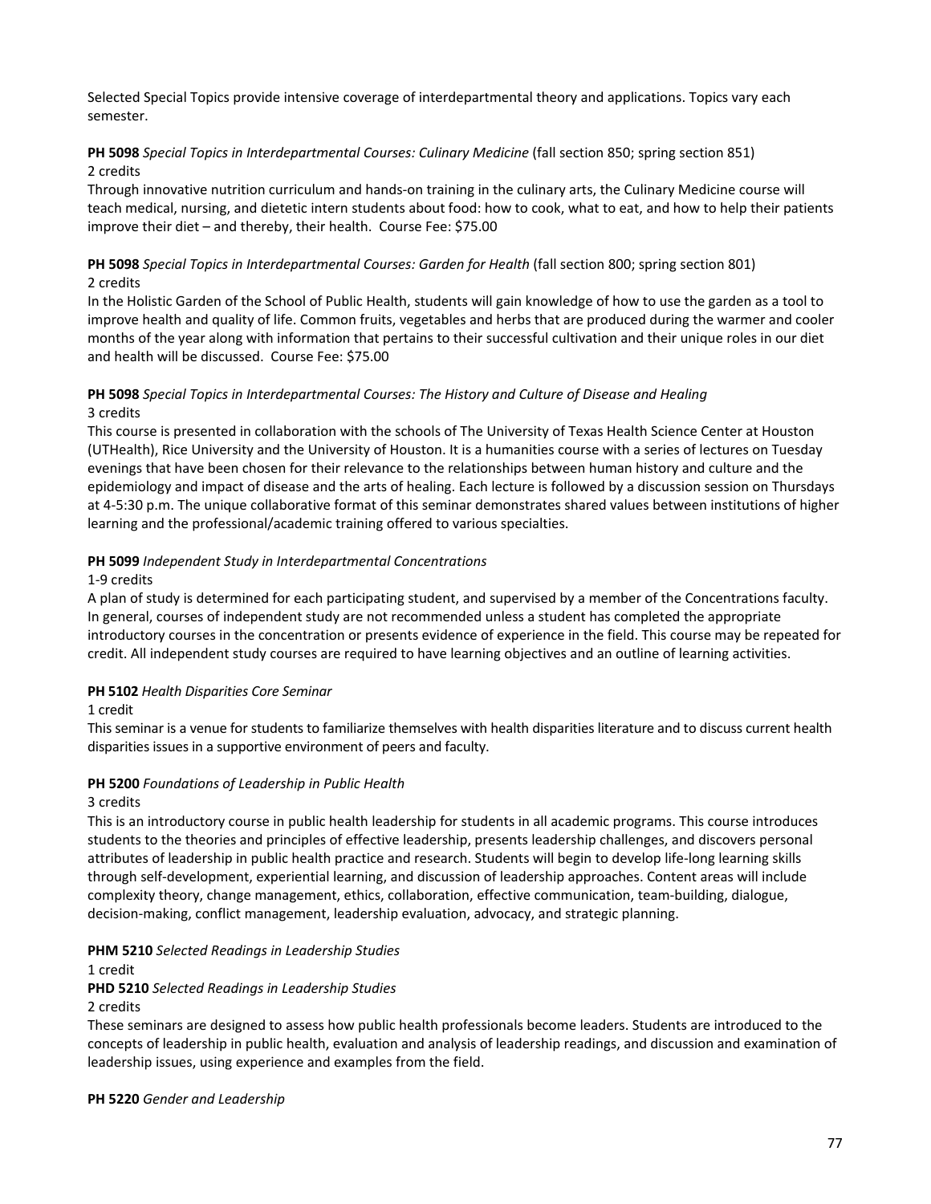Selected Special Topics provide intensive coverage of interdepartmental theory and applications. Topics vary each semester.

**PH 5098** *Special Topics in Interdepartmental Courses: Culinary Medicine* (fall section 850; spring section 851)
2 credits
Through innovative nutrition curriculum and hands-on training in the culinary arts, the Culinary Medicine course will teach medical, nursing, and dietetic intern students about food: how to cook, what to eat, and how to help their patients improve their diet – and thereby, their health. Course Fee: $75.00

**PH 5098** *Special Topics in Interdepartmental Courses: Garden for Health* (fall section 800; spring section 801)
2 credits
In the Holistic Garden of the School of Public Health, students will gain knowledge of how to use the garden as a tool to improve health and quality of life. Common fruits, vegetables and herbs that are produced during the warmer and cooler months of the year along with information that pertains to their successful cultivation and their unique roles in our diet and health will be discussed. Course Fee: $75.00

**PH 5098** *Special Topics in Interdepartmental Courses: The History and Culture of Disease and Healing*
3 credits
This course is presented in collaboration with the schools of The University of Texas Health Science Center at Houston (UTHealth), Rice University and the University of Houston. It is a humanities course with a series of lectures on Tuesday evenings that have been chosen for their relevance to the relationships between human history and culture and the epidemiology and impact of disease and the arts of healing. Each lecture is followed by a discussion session on Thursdays at 4-5:30 p.m. The unique collaborative format of this seminar demonstrates shared values between institutions of higher learning and the professional/academic training offered to various specialties.

**PH 5099** *Independent Study in Interdepartmental Concentrations*
1-9 credits
A plan of study is determined for each participating student, and supervised by a member of the Concentrations faculty. In general, courses of independent study are not recommended unless a student has completed the appropriate introductory courses in the concentration or presents evidence of experience in the field. This course may be repeated for credit. All independent study courses are required to have learning objectives and an outline of learning activities.

**PH 5102** *Health Disparities Core Seminar*
1 credit
This seminar is a venue for students to familiarize themselves with health disparities literature and to discuss current health disparities issues in a supportive environment of peers and faculty.

**PH 5200** *Foundations of Leadership in Public Health*
3 credits
This is an introductory course in public health leadership for students in all academic programs. This course introduces students to the theories and principles of effective leadership, presents leadership challenges, and discovers personal attributes of leadership in public health practice and research. Students will begin to develop life-long learning skills through self-development, experiential learning, and discussion of leadership approaches. Content areas will include complexity theory, change management, ethics, collaboration, effective communication, team-building, dialogue, decision-making, conflict management, leadership evaluation, advocacy, and strategic planning.

**PHM 5210** *Selected Readings in Leadership Studies*
1 credit
**PHD 5210** *Selected Readings in Leadership Studies*
2 credits
These seminars are designed to assess how public health professionals become leaders. Students are introduced to the concepts of leadership in public health, evaluation and analysis of leadership readings, and discussion and examination of leadership issues, using experience and examples from the field.

**PH 5220** *Gender and Leadership*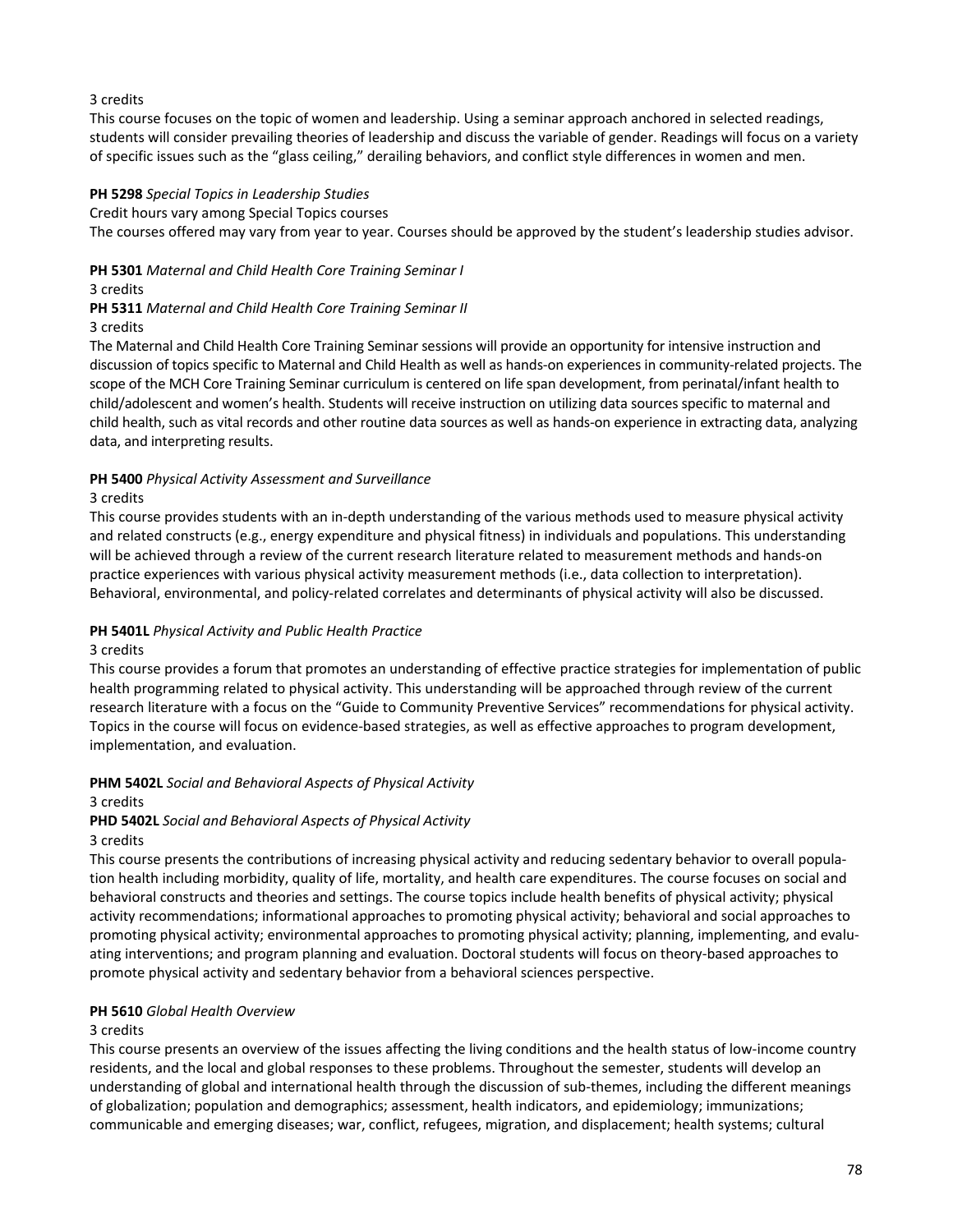3 credits

This course focuses on the topic of women and leadership. Using a seminar approach anchored in selected readings, students will consider prevailing theories of leadership and discuss the variable of gender. Readings will focus on a variety of specific issues such as the "glass ceiling," derailing behaviors, and conflict style differences in women and men.

**PH 5298** *Special Topics in Leadership Studies*

Credit hours vary among Special Topics courses

The courses offered may vary from year to year. Courses should be approved by the student's leadership studies advisor.

**PH 5301** *Maternal and Child Health Core Training Seminar I*

3 credits

**PH 5311** *Maternal and Child Health Core Training Seminar II*

3 credits

The Maternal and Child Health Core Training Seminar sessions will provide an opportunity for intensive instruction and discussion of topics specific to Maternal and Child Health as well as hands-on experiences in community-related projects. The scope of the MCH Core Training Seminar curriculum is centered on life span development, from perinatal/infant health to child/adolescent and women's health. Students will receive instruction on utilizing data sources specific to maternal and child health, such as vital records and other routine data sources as well as hands-on experience in extracting data, analyzing data, and interpreting results.

**PH 5400** *Physical Activity Assessment and Surveillance*

3 credits

This course provides students with an in-depth understanding of the various methods used to measure physical activity and related constructs (e.g., energy expenditure and physical fitness) in individuals and populations. This understanding will be achieved through a review of the current research literature related to measurement methods and hands-on practice experiences with various physical activity measurement methods (i.e., data collection to interpretation). Behavioral, environmental, and policy-related correlates and determinants of physical activity will also be discussed.

**PH 5401L** *Physical Activity and Public Health Practice*

3 credits

This course provides a forum that promotes an understanding of effective practice strategies for implementation of public health programming related to physical activity. This understanding will be approached through review of the current research literature with a focus on the "Guide to Community Preventive Services" recommendations for physical activity. Topics in the course will focus on evidence-based strategies, as well as effective approaches to program development, implementation, and evaluation.

**PHM 5402L** *Social and Behavioral Aspects of Physical Activity*

3 credits

**PHD 5402L** *Social and Behavioral Aspects of Physical Activity*

3 credits

This course presents the contributions of increasing physical activity and reducing sedentary behavior to overall population health including morbidity, quality of life, mortality, and health care expenditures. The course focuses on social and behavioral constructs and theories and settings. The course topics include health benefits of physical activity; physical activity recommendations; informational approaches to promoting physical activity; behavioral and social approaches to promoting physical activity; environmental approaches to promoting physical activity; planning, implementing, and evaluating interventions; and program planning and evaluation. Doctoral students will focus on theory-based approaches to promote physical activity and sedentary behavior from a behavioral sciences perspective.

**PH 5610** *Global Health Overview*

3 credits

This course presents an overview of the issues affecting the living conditions and the health status of low-income country residents, and the local and global responses to these problems. Throughout the semester, students will develop an understanding of global and international health through the discussion of sub-themes, including the different meanings of globalization; population and demographics; assessment, health indicators, and epidemiology; immunizations; communicable and emerging diseases; war, conflict, refugees, migration, and displacement; health systems; cultural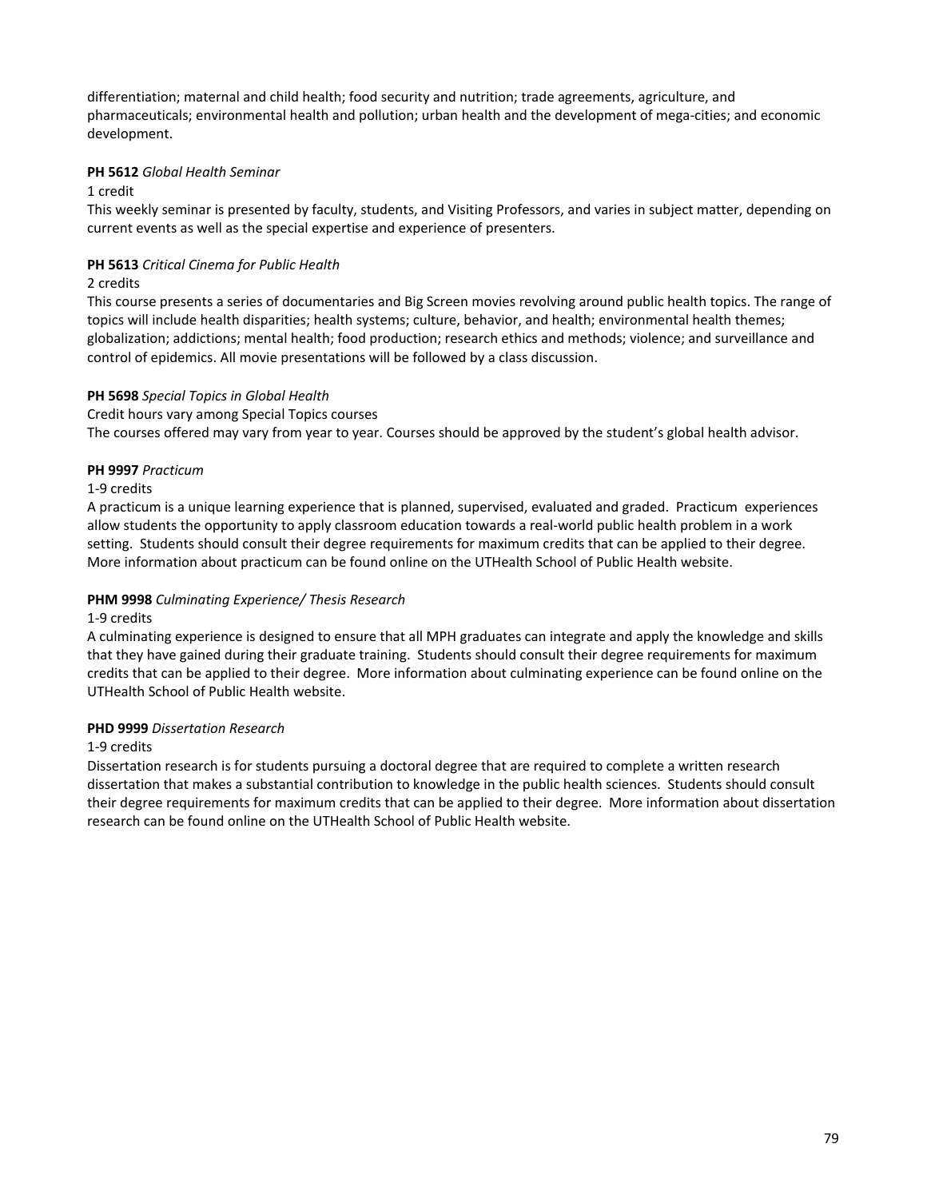differentiation; maternal and child health; food security and nutrition; trade agreements, agriculture, and pharmaceuticals; environmental health and pollution; urban health and the development of mega-cities; and economic development.

**PH 5612** *Global Health Seminar*

1 credit

This weekly seminar is presented by faculty, students, and Visiting Professors, and varies in subject matter, depending on current events as well as the special expertise and experience of presenters.

**PH 5613** *Critical Cinema for Public Health*

2 credits

This course presents a series of documentaries and Big Screen movies revolving around public health topics. The range of topics will include health disparities; health systems; culture, behavior, and health; environmental health themes; globalization; addictions; mental health; food production; research ethics and methods; violence; and surveillance and control of epidemics. All movie presentations will be followed by a class discussion.

**PH 5698** *Special Topics in Global Health*

Credit hours vary among Special Topics courses

The courses offered may vary from year to year. Courses should be approved by the student's global health advisor.

**PH 9997** *Practicum*

1-9 credits

A practicum is a unique learning experience that is planned, supervised, evaluated and graded. Practicum experiences allow students the opportunity to apply classroom education towards a real-world public health problem in a work setting. Students should consult their degree requirements for maximum credits that can be applied to their degree. More information about practicum can be found online on the UTHealth School of Public Health website.

**PHM 9998** *Culminating Experience/ Thesis Research*

1-9 credits

A culminating experience is designed to ensure that all MPH graduates can integrate and apply the knowledge and skills that they have gained during their graduate training. Students should consult their degree requirements for maximum credits that can be applied to their degree. More information about culminating experience can be found online on the UTHealth School of Public Health website.

**PHD 9999** *Dissertation Research*

1-9 credits

Dissertation research is for students pursuing a doctoral degree that are required to complete a written research dissertation that makes a substantial contribution to knowledge in the public health sciences. Students should consult their degree requirements for maximum credits that can be applied to their degree. More information about dissertation research can be found online on the UTHealth School of Public Health website.